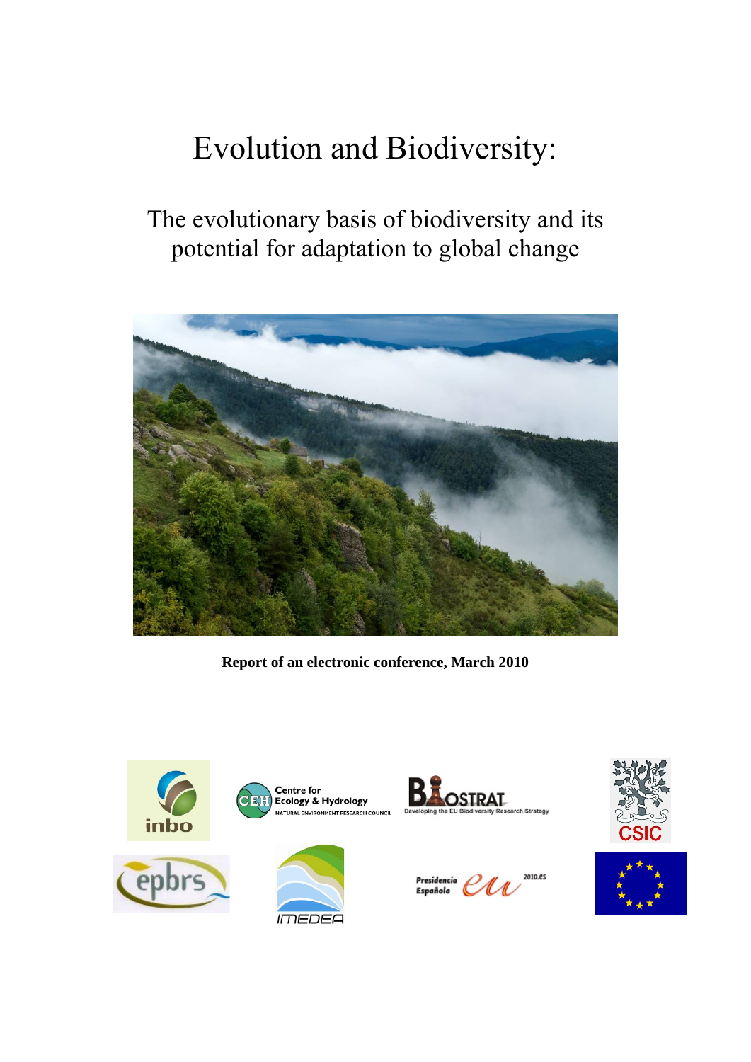# Evolution and Biodiversity:

## The evolutionary basis of biodiversity and its potential for adaptation to global change

**Report of an electronic conference, March 2010**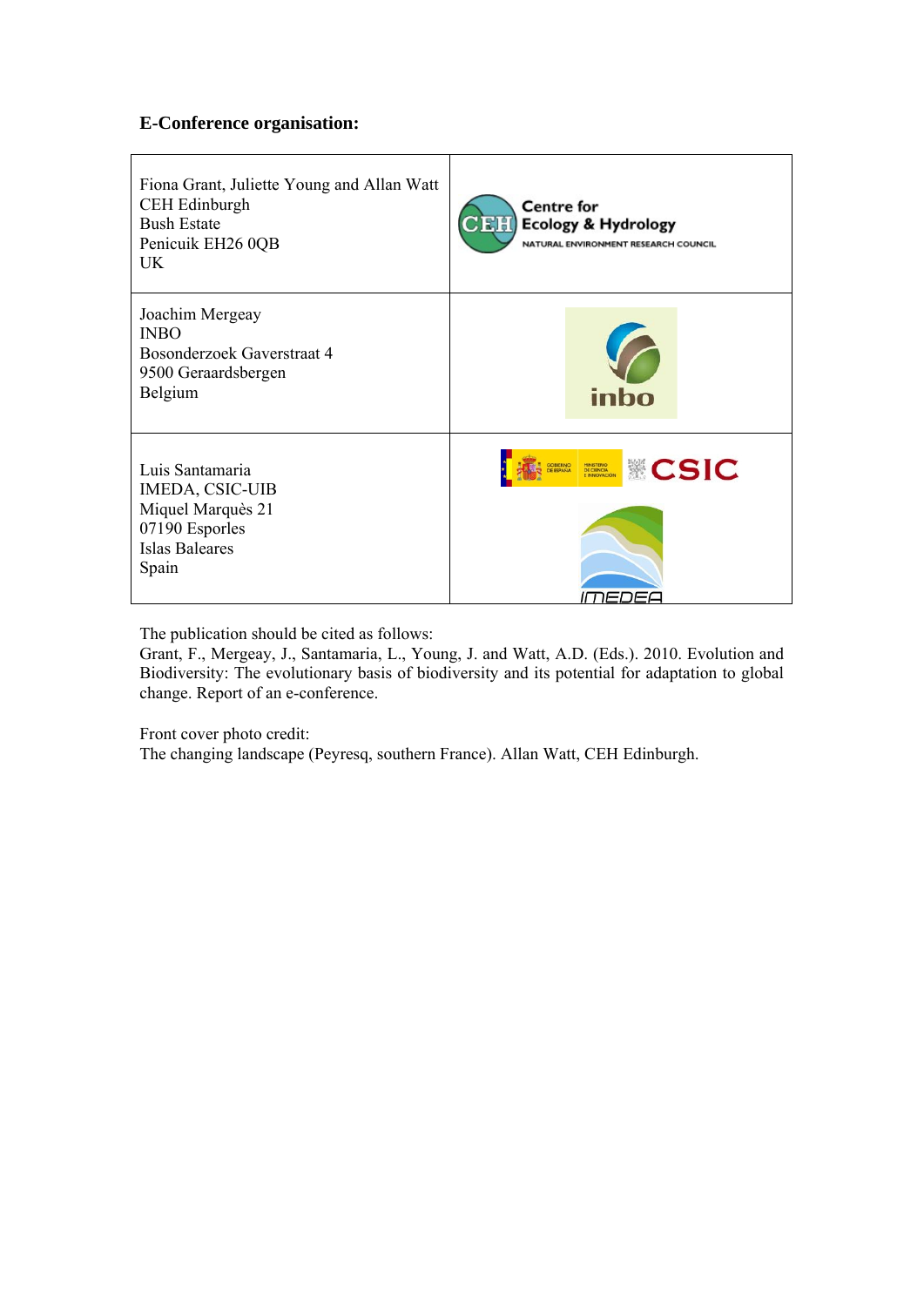**E-Conference organisation:**

| | |
|---|---|
| Fiona Grant, Juliette Young and Allan Watt<br>CEH Edinburgh<br>Bush Estate<br>Penicuik EH26 0QB<br>UK | Centre for Ecology & Hydrology<br>NATURAL ENVIRONMENT RESEARCH COUNCIL |
| Joachim Mergeay<br>INBO<br>Bosonderzoek Gaverstraat 4<br>9500 Geraardsbergen<br>Belgium | inbo |
| Luis Santamaria<br>IMEDA, CSIC-UIB<br>Miquel Marquès 21<br>07190 Esporles<br>Islas Baleares<br>Spain | CSIC<br>IMEDEA |

The publication should be cited as follows:
Grant, F., Mergeay, J., Santamaria, L., Young, J. and Watt, A.D. (Eds.). 2010. Evolution and Biodiversity: The evolutionary basis of biodiversity and its potential for adaptation to global change. Report of an e-conference.

Front cover photo credit:
The changing landscape (Peyresq, southern France). Allan Watt, CEH Edinburgh.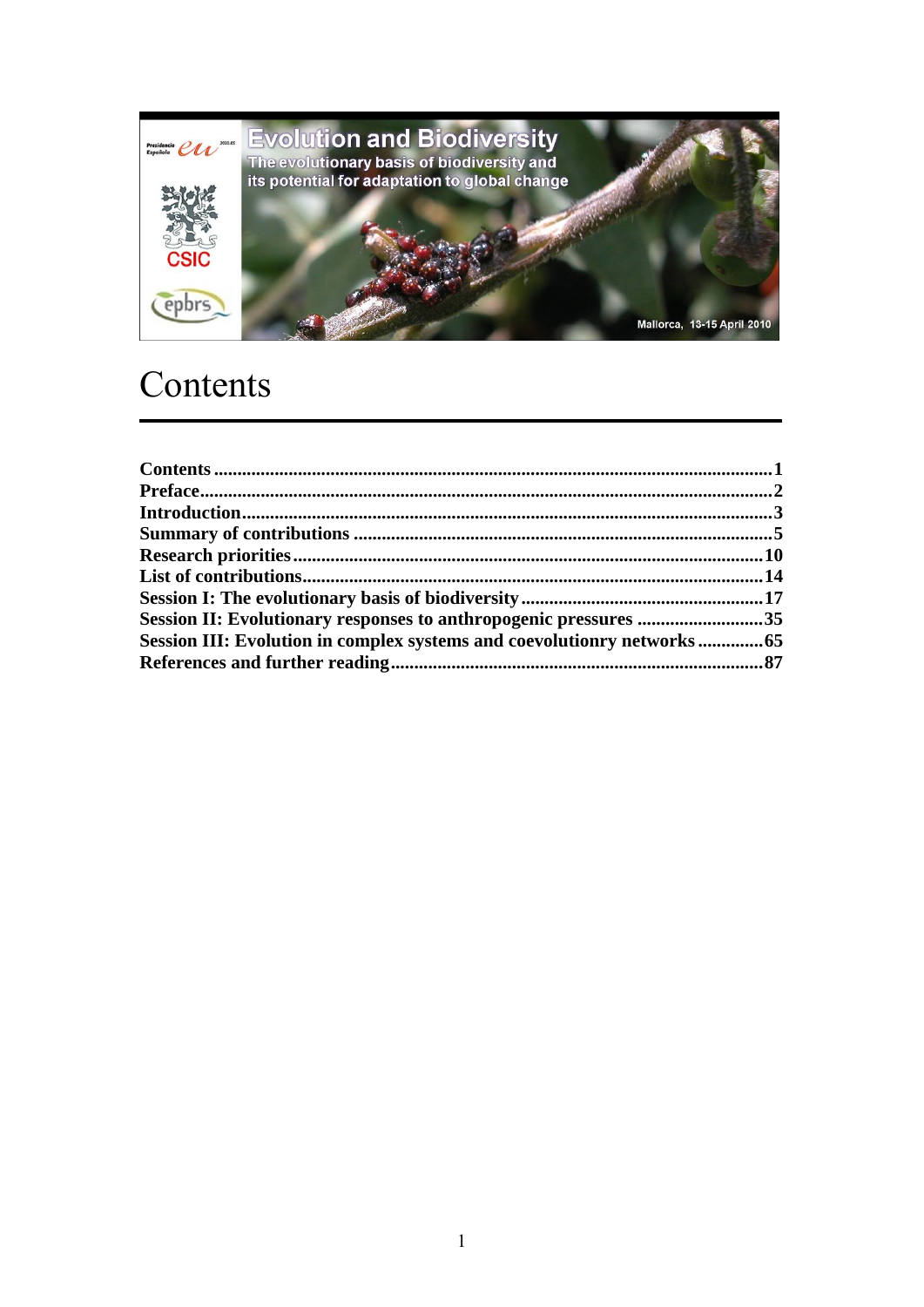# Contents

**Contents** .......................................................................................................................**1**
**Preface**..........................................................................................................................**2**
**Introduction**..................................................................................................................**3**
**Summary of contributions** ..........................................................................................**5**
**Research priorities**.....................................................................................................**10**
**List of contributions**...................................................................................................**14**
**Session I: The evolutionary basis of biodiversity**....................................................**17**
**Session II: Evolutionary responses to anthropogenic pressures** ............................**35**
**Session III: Evolution in complex systems and coevolutionry networks** ..............**65**
**References and further reading**................................................................................**87**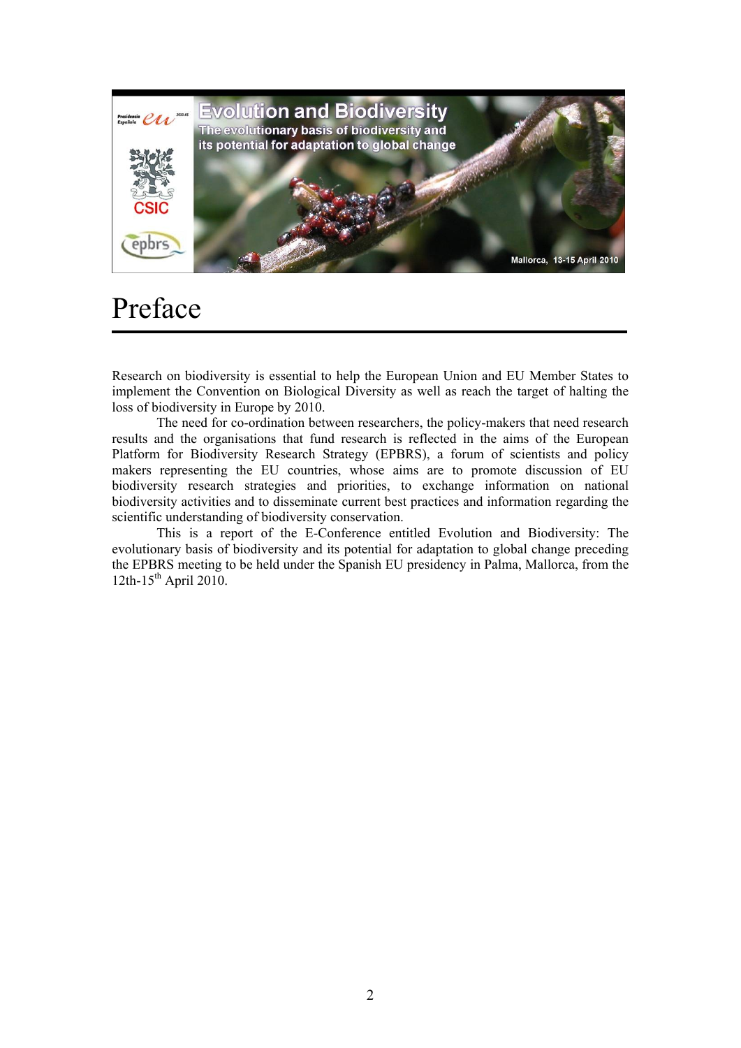# Preface

Research on biodiversity is essential to help the European Union and EU Member States to implement the Convention on Biological Diversity as well as reach the target of halting the loss of biodiversity in Europe by 2010.

The need for co-ordination between researchers, the policy-makers that need research results and the organisations that fund research is reflected in the aims of the European Platform for Biodiversity Research Strategy (EPBRS), a forum of scientists and policy makers representing the EU countries, whose aims are to promote discussion of EU biodiversity research strategies and priorities, to exchange information on national biodiversity activities and to disseminate current best practices and information regarding the scientific understanding of biodiversity conservation.

This is a report of the E-Conference entitled Evolution and Biodiversity: The evolutionary basis of biodiversity and its potential for adaptation to global change preceding the EPBRS meeting to be held under the Spanish EU presidency in Palma, Mallorca, from the 12th-15th April 2010.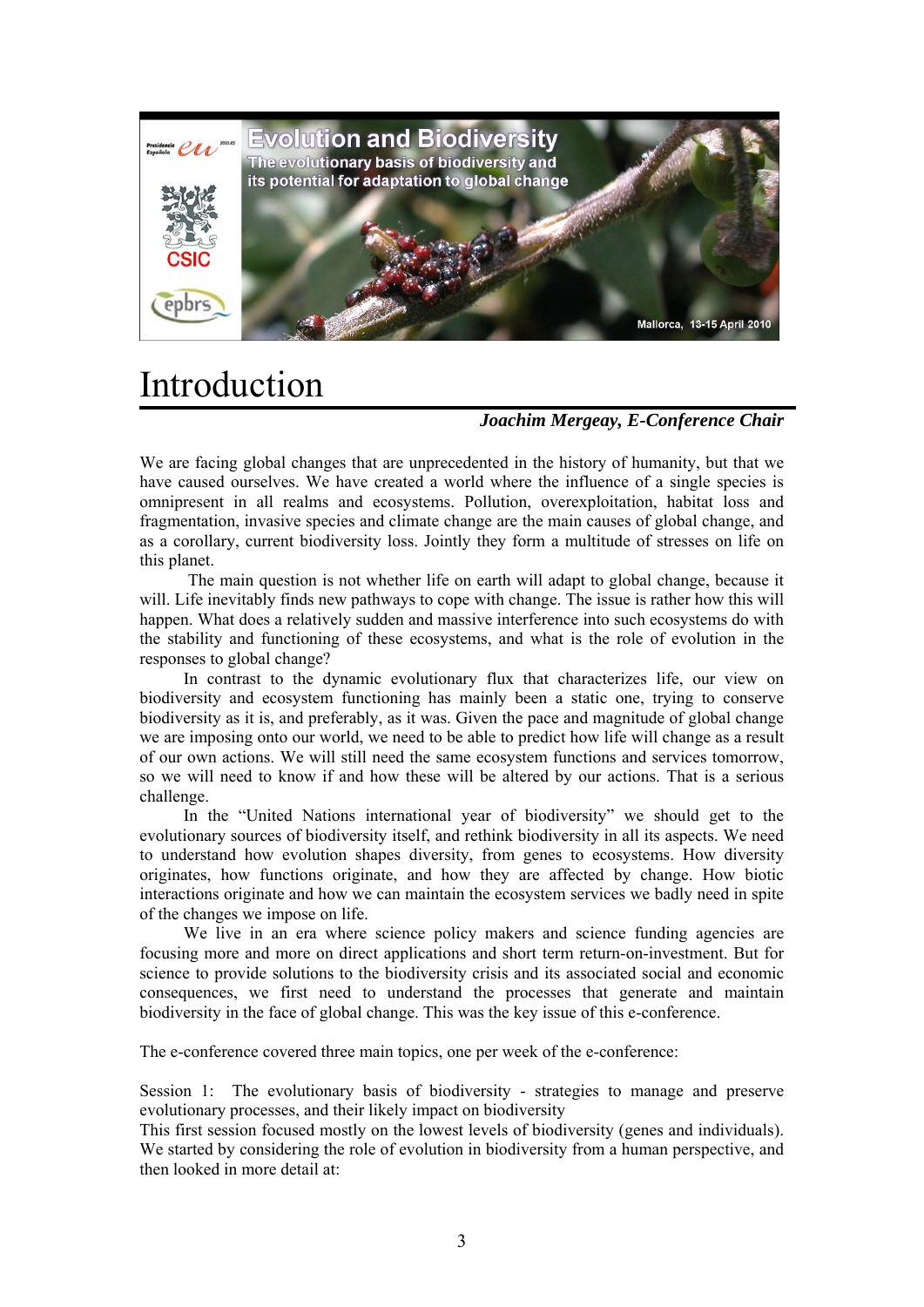# Introduction

***Joachim Mergeay, E-Conference Chair***

We are facing global changes that are unprecedented in the history of humanity, but that we have caused ourselves. We have created a world where the influence of a single species is omnipresent in all realms and ecosystems. Pollution, overexploitation, habitat loss and fragmentation, invasive species and climate change are the main causes of global change, and as a corollary, current biodiversity loss. Jointly they form a multitude of stresses on life on this planet.

The main question is not whether life on earth will adapt to global change, because it will. Life inevitably finds new pathways to cope with change. The issue is rather how this will happen. What does a relatively sudden and massive interference into such ecosystems do with the stability and functioning of these ecosystems, and what is the role of evolution in the responses to global change?

In contrast to the dynamic evolutionary flux that characterizes life, our view on biodiversity and ecosystem functioning has mainly been a static one, trying to conserve biodiversity as it is, and preferably, as it was. Given the pace and magnitude of global change we are imposing onto our world, we need to be able to predict how life will change as a result of our own actions. We will still need the same ecosystem functions and services tomorrow, so we will need to know if and how these will be altered by our actions. That is a serious challenge.

In the "United Nations international year of biodiversity" we should get to the evolutionary sources of biodiversity itself, and rethink biodiversity in all its aspects. We need to understand how evolution shapes diversity, from genes to ecosystems. How diversity originates, how functions originate, and how they are affected by change. How biotic interactions originate and how we can maintain the ecosystem services we badly need in spite of the changes we impose on life.

We live in an era where science policy makers and science funding agencies are focusing more and more on direct applications and short term return-on-investment. But for science to provide solutions to the biodiversity crisis and its associated social and economic consequences, we first need to understand the processes that generate and maintain biodiversity in the face of global change. This was the key issue of this e-conference.

The e-conference covered three main topics, one per week of the e-conference:

Session 1: The evolutionary basis of biodiversity - strategies to manage and preserve evolutionary processes, and their likely impact on biodiversity

This first session focused mostly on the lowest levels of biodiversity (genes and individuals). We started by considering the role of evolution in biodiversity from a human perspective, and then looked in more detail at: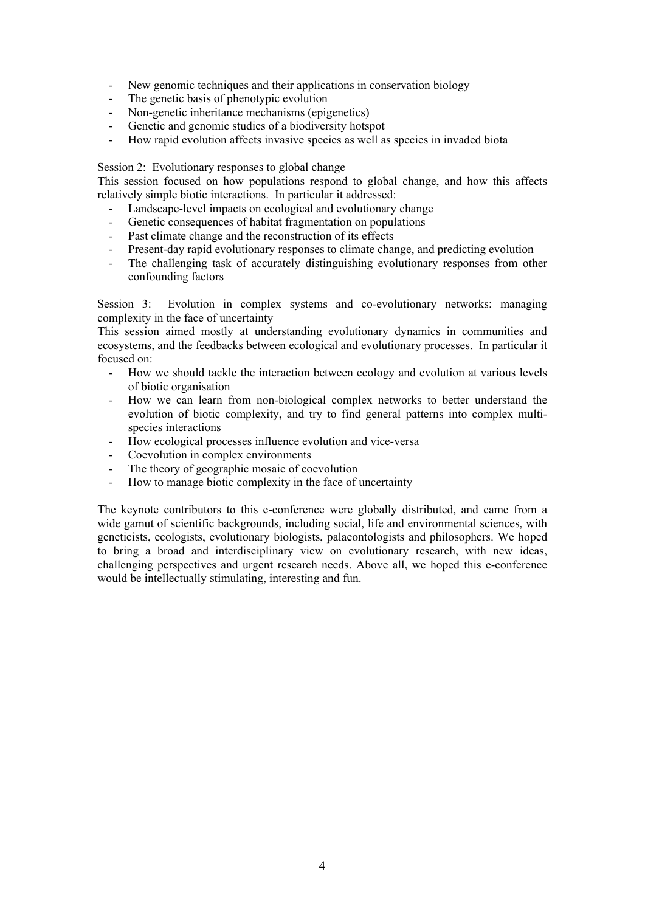- New genomic techniques and their applications in conservation biology
- The genetic basis of phenotypic evolution
- Non-genetic inheritance mechanisms (epigenetics)
- Genetic and genomic studies of a biodiversity hotspot
- How rapid evolution affects invasive species as well as species in invaded biota

Session 2: Evolutionary responses to global change

This session focused on how populations respond to global change, and how this affects relatively simple biotic interactions. In particular it addressed:

- Landscape-level impacts on ecological and evolutionary change
- Genetic consequences of habitat fragmentation on populations
- Past climate change and the reconstruction of its effects
- Present-day rapid evolutionary responses to climate change, and predicting evolution
- The challenging task of accurately distinguishing evolutionary responses from other confounding factors

Session 3: Evolution in complex systems and co-evolutionary networks: managing complexity in the face of uncertainty

This session aimed mostly at understanding evolutionary dynamics in communities and ecosystems, and the feedbacks between ecological and evolutionary processes. In particular it focused on:

- How we should tackle the interaction between ecology and evolution at various levels of biotic organisation
- How we can learn from non-biological complex networks to better understand the evolution of biotic complexity, and try to find general patterns into complex multi-species interactions
- How ecological processes influence evolution and vice-versa
- Coevolution in complex environments
- The theory of geographic mosaic of coevolution
- How to manage biotic complexity in the face of uncertainty

The keynote contributors to this e-conference were globally distributed, and came from a wide gamut of scientific backgrounds, including social, life and environmental sciences, with geneticists, ecologists, evolutionary biologists, palaeontologists and philosophers. We hoped to bring a broad and interdisciplinary view on evolutionary research, with new ideas, challenging perspectives and urgent research needs. Above all, we hoped this e-conference would be intellectually stimulating, interesting and fun.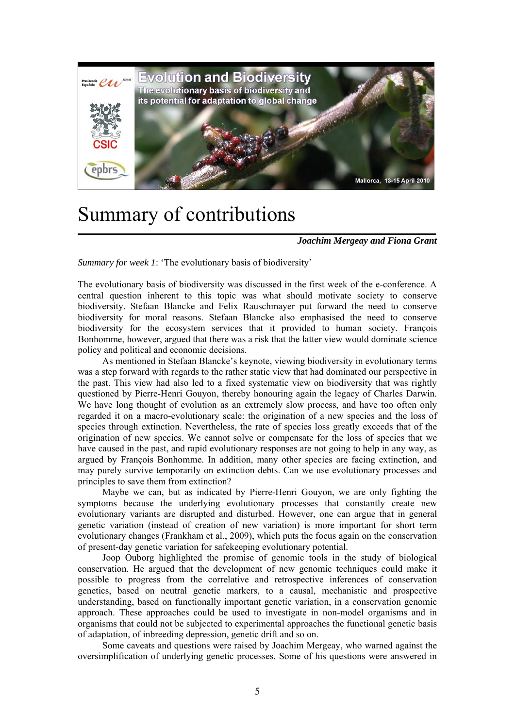Evolution and Biodiversity
The evolutionary basis of biodiversity and its potential for adaptation to global change
Mallorca, 13-15 April 2010

# Summary of contributions

***Joachim Mergeay and Fiona Grant***

*Summary for week 1*: 'The evolutionary basis of biodiversity'

The evolutionary basis of biodiversity was discussed in the first week of the e-conference. A central question inherent to this topic was what should motivate society to conserve biodiversity. Stefaan Blancke and Felix Rauschmayer put forward the need to conserve biodiversity for moral reasons. Stefaan Blancke also emphasised the need to conserve biodiversity for the ecosystem services that it provided to human society. François Bonhomme, however, argued that there was a risk that the latter view would dominate science policy and political and economic decisions.

As mentioned in Stefaan Blancke's keynote, viewing biodiversity in evolutionary terms was a step forward with regards to the rather static view that had dominated our perspective in the past. This view had also led to a fixed systematic view on biodiversity that was rightly questioned by Pierre-Henri Gouyon, thereby honouring again the legacy of Charles Darwin. We have long thought of evolution as an extremely slow process, and have too often only regarded it on a macro-evolutionary scale: the origination of a new species and the loss of species through extinction. Nevertheless, the rate of species loss greatly exceeds that of the origination of new species. We cannot solve or compensate for the loss of species that we have caused in the past, and rapid evolutionary responses are not going to help in any way, as argued by François Bonhomme. In addition, many other species are facing extinction, and may purely survive temporarily on extinction debts. Can we use evolutionary processes and principles to save them from extinction?

Maybe we can, but as indicated by Pierre-Henri Gouyon, we are only fighting the symptoms because the underlying evolutionary processes that constantly create new evolutionary variants are disrupted and disturbed. However, one can argue that in general genetic variation (instead of creation of new variation) is more important for short term evolutionary changes (Frankham et al., 2009), which puts the focus again on the conservation of present-day genetic variation for safekeeping evolutionary potential.

Joop Ouborg highlighted the promise of genomic tools in the study of biological conservation. He argued that the development of new genomic techniques could make it possible to progress from the correlative and retrospective inferences of conservation genetics, based on neutral genetic markers, to a causal, mechanistic and prospective understanding, based on functionally important genetic variation, in a conservation genomic approach. These approaches could be used to investigate in non-model organisms and in organisms that could not be subjected to experimental approaches the functional genetic basis of adaptation, of inbreeding depression, genetic drift and so on.

Some caveats and questions were raised by Joachim Mergeay, who warned against the oversimplification of underlying genetic processes. Some of his questions were answered in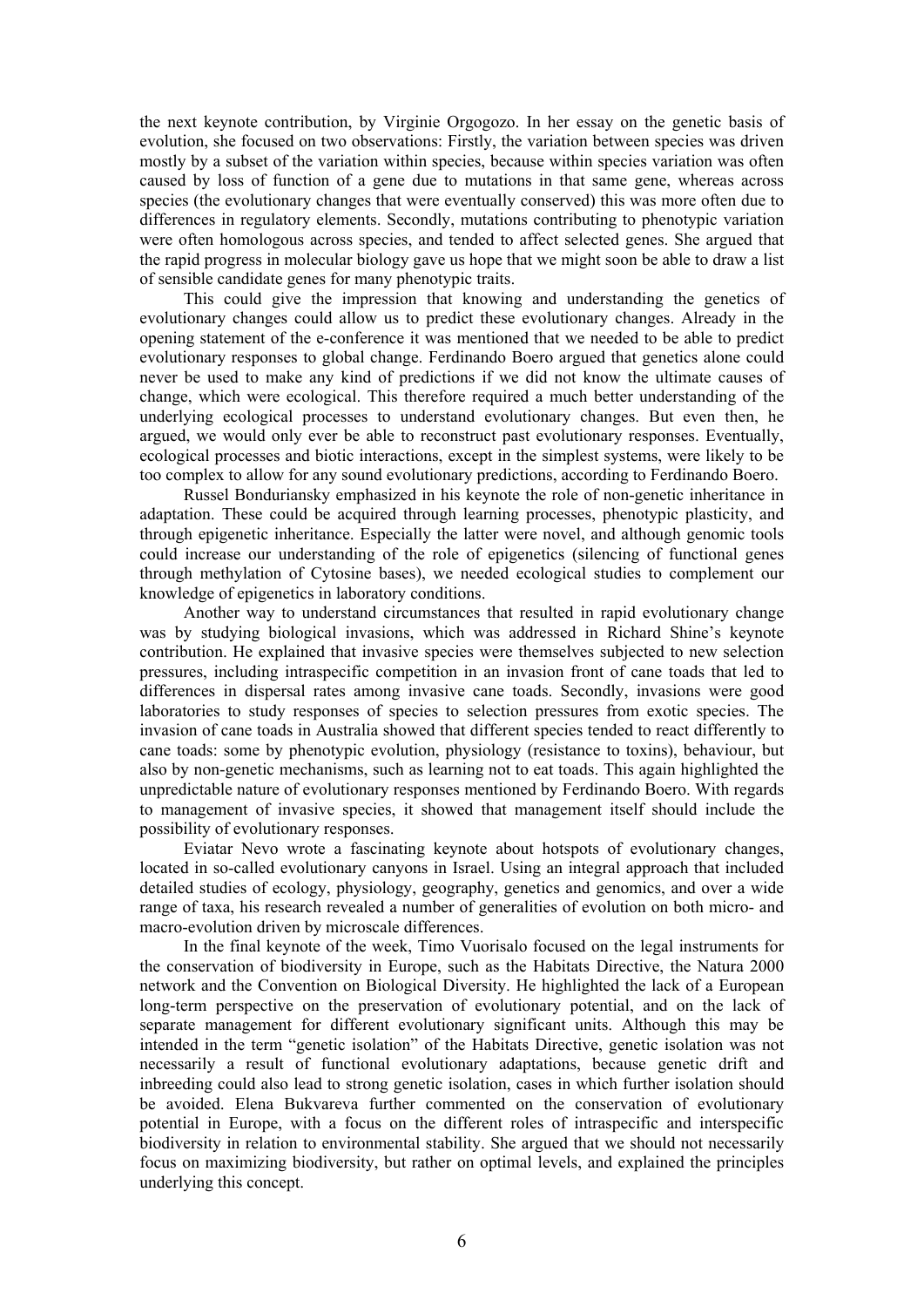the next keynote contribution, by Virginie Orgogozo. In her essay on the genetic basis of evolution, she focused on two observations: Firstly, the variation between species was driven mostly by a subset of the variation within species, because within species variation was often caused by loss of function of a gene due to mutations in that same gene, whereas across species (the evolutionary changes that were eventually conserved) this was more often due to differences in regulatory elements. Secondly, mutations contributing to phenotypic variation were often homologous across species, and tended to affect selected genes. She argued that the rapid progress in molecular biology gave us hope that we might soon be able to draw a list of sensible candidate genes for many phenotypic traits.

This could give the impression that knowing and understanding the genetics of evolutionary changes could allow us to predict these evolutionary changes. Already in the opening statement of the e-conference it was mentioned that we needed to be able to predict evolutionary responses to global change. Ferdinando Boero argued that genetics alone could never be used to make any kind of predictions if we did not know the ultimate causes of change, which were ecological. This therefore required a much better understanding of the underlying ecological processes to understand evolutionary changes. But even then, he argued, we would only ever be able to reconstruct past evolutionary responses. Eventually, ecological processes and biotic interactions, except in the simplest systems, were likely to be too complex to allow for any sound evolutionary predictions, according to Ferdinando Boero.

Russel Bonduriansky emphasized in his keynote the role of non-genetic inheritance in adaptation. These could be acquired through learning processes, phenotypic plasticity, and through epigenetic inheritance. Especially the latter were novel, and although genomic tools could increase our understanding of the role of epigenetics (silencing of functional genes through methylation of Cytosine bases), we needed ecological studies to complement our knowledge of epigenetics in laboratory conditions.

Another way to understand circumstances that resulted in rapid evolutionary change was by studying biological invasions, which was addressed in Richard Shine's keynote contribution. He explained that invasive species were themselves subjected to new selection pressures, including intraspecific competition in an invasion front of cane toads that led to differences in dispersal rates among invasive cane toads. Secondly, invasions were good laboratories to study responses of species to selection pressures from exotic species. The invasion of cane toads in Australia showed that different species tended to react differently to cane toads: some by phenotypic evolution, physiology (resistance to toxins), behaviour, but also by non-genetic mechanisms, such as learning not to eat toads. This again highlighted the unpredictable nature of evolutionary responses mentioned by Ferdinando Boero. With regards to management of invasive species, it showed that management itself should include the possibility of evolutionary responses.

Eviatar Nevo wrote a fascinating keynote about hotspots of evolutionary changes, located in so-called evolutionary canyons in Israel. Using an integral approach that included detailed studies of ecology, physiology, geography, genetics and genomics, and over a wide range of taxa, his research revealed a number of generalities of evolution on both micro- and macro-evolution driven by microscale differences.

In the final keynote of the week, Timo Vuorisalo focused on the legal instruments for the conservation of biodiversity in Europe, such as the Habitats Directive, the Natura 2000 network and the Convention on Biological Diversity. He highlighted the lack of a European long-term perspective on the preservation of evolutionary potential, and on the lack of separate management for different evolutionary significant units. Although this may be intended in the term "genetic isolation" of the Habitats Directive, genetic isolation was not necessarily a result of functional evolutionary adaptations, because genetic drift and inbreeding could also lead to strong genetic isolation, cases in which further isolation should be avoided. Elena Bukvareva further commented on the conservation of evolutionary potential in Europe, with a focus on the different roles of intraspecific and interspecific biodiversity in relation to environmental stability. She argued that we should not necessarily focus on maximizing biodiversity, but rather on optimal levels, and explained the principles underlying this concept.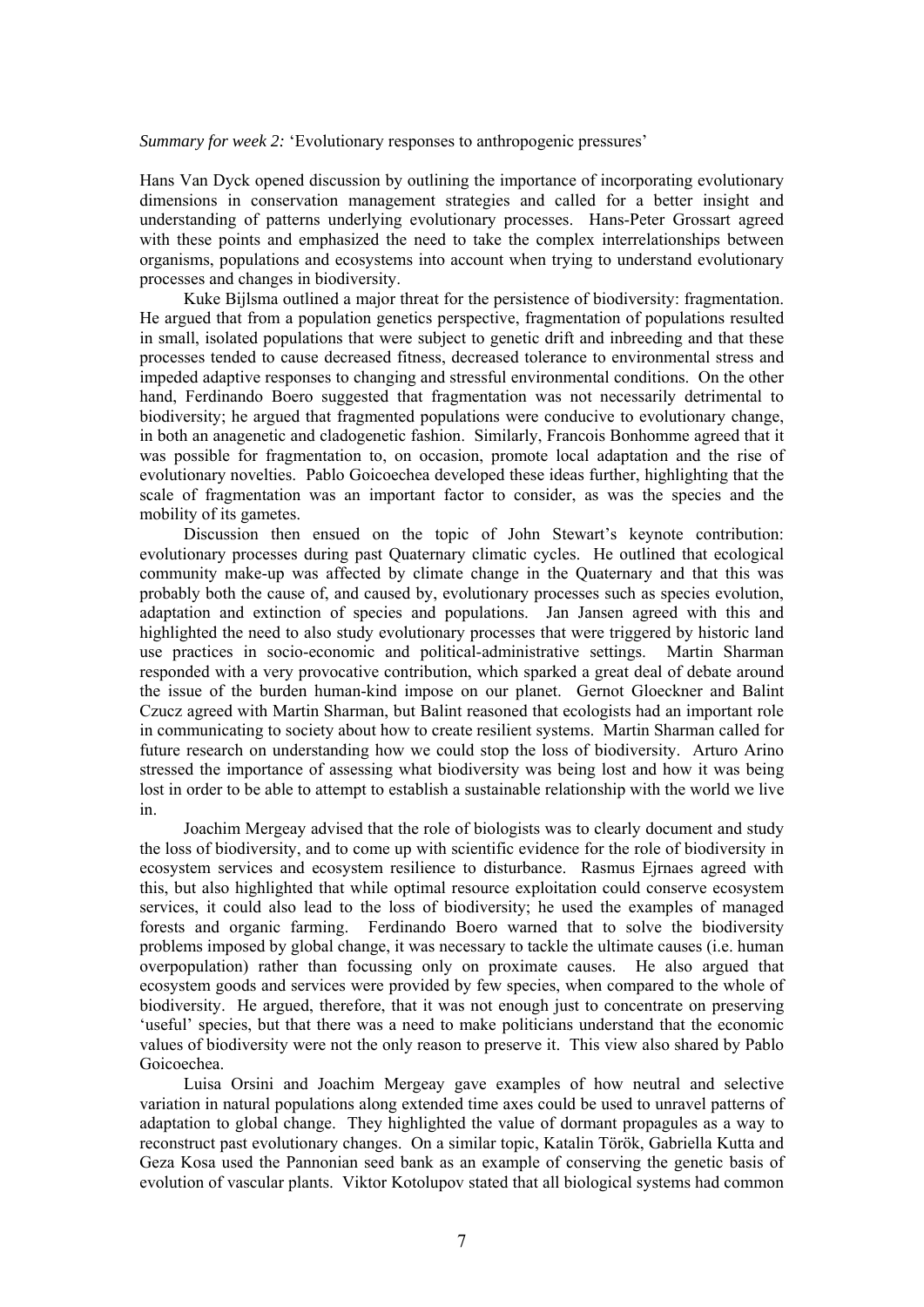*Summary for week 2:* 'Evolutionary responses to anthropogenic pressures'

Hans Van Dyck opened discussion by outlining the importance of incorporating evolutionary dimensions in conservation management strategies and called for a better insight and understanding of patterns underlying evolutionary processes. Hans-Peter Grossart agreed with these points and emphasized the need to take the complex interrelationships between organisms, populations and ecosystems into account when trying to understand evolutionary processes and changes in biodiversity.

Kuke Bijlsma outlined a major threat for the persistence of biodiversity: fragmentation. He argued that from a population genetics perspective, fragmentation of populations resulted in small, isolated populations that were subject to genetic drift and inbreeding and that these processes tended to cause decreased fitness, decreased tolerance to environmental stress and impeded adaptive responses to changing and stressful environmental conditions. On the other hand, Ferdinando Boero suggested that fragmentation was not necessarily detrimental to biodiversity; he argued that fragmented populations were conducive to evolutionary change, in both an anagenetic and cladogenetic fashion. Similarly, Francois Bonhomme agreed that it was possible for fragmentation to, on occasion, promote local adaptation and the rise of evolutionary novelties. Pablo Goicoechea developed these ideas further, highlighting that the scale of fragmentation was an important factor to consider, as was the species and the mobility of its gametes.

Discussion then ensued on the topic of John Stewart's keynote contribution: evolutionary processes during past Quaternary climatic cycles. He outlined that ecological community make-up was affected by climate change in the Quaternary and that this was probably both the cause of, and caused by, evolutionary processes such as species evolution, adaptation and extinction of species and populations. Jan Jansen agreed with this and highlighted the need to also study evolutionary processes that were triggered by historic land use practices in socio-economic and political-administrative settings. Martin Sharman responded with a very provocative contribution, which sparked a great deal of debate around the issue of the burden human-kind impose on our planet. Gernot Gloeckner and Balint Czucz agreed with Martin Sharman, but Balint reasoned that ecologists had an important role in communicating to society about how to create resilient systems. Martin Sharman called for future research on understanding how we could stop the loss of biodiversity. Arturo Arino stressed the importance of assessing what biodiversity was being lost and how it was being lost in order to be able to attempt to establish a sustainable relationship with the world we live in.

Joachim Mergeay advised that the role of biologists was to clearly document and study the loss of biodiversity, and to come up with scientific evidence for the role of biodiversity in ecosystem services and ecosystem resilience to disturbance. Rasmus Ejrnaes agreed with this, but also highlighted that while optimal resource exploitation could conserve ecosystem services, it could also lead to the loss of biodiversity; he used the examples of managed forests and organic farming. Ferdinando Boero warned that to solve the biodiversity problems imposed by global change, it was necessary to tackle the ultimate causes (i.e. human overpopulation) rather than focussing only on proximate causes. He also argued that ecosystem goods and services were provided by few species, when compared to the whole of biodiversity. He argued, therefore, that it was not enough just to concentrate on preserving 'useful' species, but that there was a need to make politicians understand that the economic values of biodiversity were not the only reason to preserve it. This view also shared by Pablo Goicoechea.

Luisa Orsini and Joachim Mergeay gave examples of how neutral and selective variation in natural populations along extended time axes could be used to unravel patterns of adaptation to global change. They highlighted the value of dormant propagules as a way to reconstruct past evolutionary changes. On a similar topic, Katalin Török, Gabriella Kutta and Geza Kosa used the Pannonian seed bank as an example of conserving the genetic basis of evolution of vascular plants. Viktor Kotolupov stated that all biological systems had common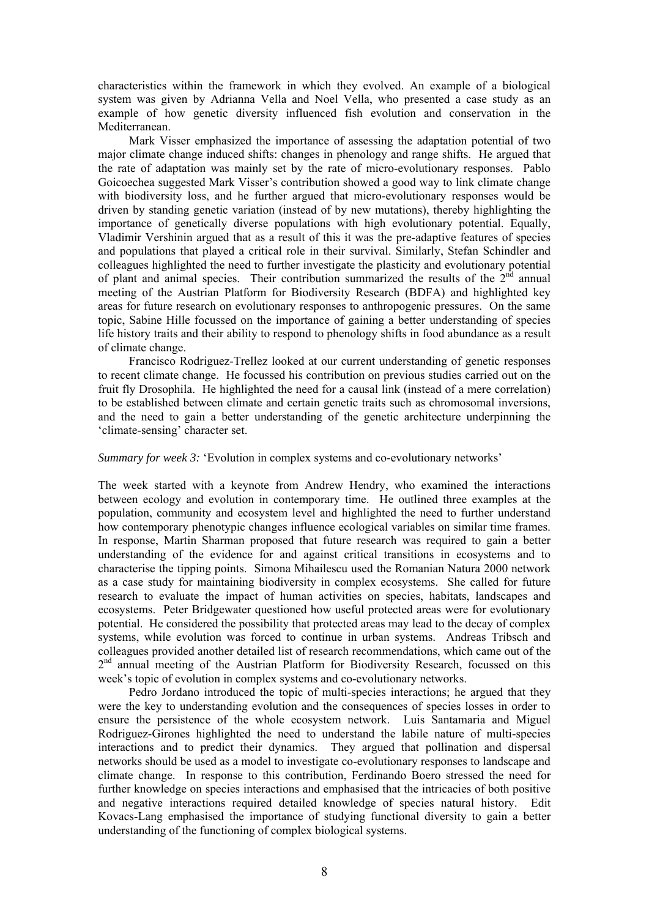characteristics within the framework in which they evolved. An example of a biological system was given by Adrianna Vella and Noel Vella, who presented a case study as an example of how genetic diversity influenced fish evolution and conservation in the Mediterranean.

Mark Visser emphasized the importance of assessing the adaptation potential of two major climate change induced shifts: changes in phenology and range shifts. He argued that the rate of adaptation was mainly set by the rate of micro-evolutionary responses. Pablo Goicoechea suggested Mark Visser's contribution showed a good way to link climate change with biodiversity loss, and he further argued that micro-evolutionary responses would be driven by standing genetic variation (instead of by new mutations), thereby highlighting the importance of genetically diverse populations with high evolutionary potential. Equally, Vladimir Vershinin argued that as a result of this it was the pre-adaptive features of species and populations that played a critical role in their survival. Similarly, Stefan Schindler and colleagues highlighted the need to further investigate the plasticity and evolutionary potential of plant and animal species. Their contribution summarized the results of the 2nd annual meeting of the Austrian Platform for Biodiversity Research (BDFA) and highlighted key areas for future research on evolutionary responses to anthropogenic pressures. On the same topic, Sabine Hille focussed on the importance of gaining a better understanding of species life history traits and their ability to respond to phenology shifts in food abundance as a result of climate change.

Francisco Rodriguez-Trellez looked at our current understanding of genetic responses to recent climate change. He focussed his contribution on previous studies carried out on the fruit fly Drosophila. He highlighted the need for a causal link (instead of a mere correlation) to be established between climate and certain genetic traits such as chromosomal inversions, and the need to gain a better understanding of the genetic architecture underpinning the 'climate-sensing' character set.

*Summary for week 3:* 'Evolution in complex systems and co-evolutionary networks'

The week started with a keynote from Andrew Hendry, who examined the interactions between ecology and evolution in contemporary time. He outlined three examples at the population, community and ecosystem level and highlighted the need to further understand how contemporary phenotypic changes influence ecological variables on similar time frames. In response, Martin Sharman proposed that future research was required to gain a better understanding of the evidence for and against critical transitions in ecosystems and to characterise the tipping points. Simona Mihailescu used the Romanian Natura 2000 network as a case study for maintaining biodiversity in complex ecosystems. She called for future research to evaluate the impact of human activities on species, habitats, landscapes and ecosystems. Peter Bridgewater questioned how useful protected areas were for evolutionary potential. He considered the possibility that protected areas may lead to the decay of complex systems, while evolution was forced to continue in urban systems. Andreas Tribsch and colleagues provided another detailed list of research recommendations, which came out of the 2nd annual meeting of the Austrian Platform for Biodiversity Research, focussed on this week's topic of evolution in complex systems and co-evolutionary networks.

Pedro Jordano introduced the topic of multi-species interactions; he argued that they were the key to understanding evolution and the consequences of species losses in order to ensure the persistence of the whole ecosystem network. Luis Santamaria and Miguel Rodriguez-Girones highlighted the need to understand the labile nature of multi-species interactions and to predict their dynamics. They argued that pollination and dispersal networks should be used as a model to investigate co-evolutionary responses to landscape and climate change. In response to this contribution, Ferdinando Boero stressed the need for further knowledge on species interactions and emphasised that the intricacies of both positive and negative interactions required detailed knowledge of species natural history. Edit Kovacs-Lang emphasised the importance of studying functional diversity to gain a better understanding of the functioning of complex biological systems.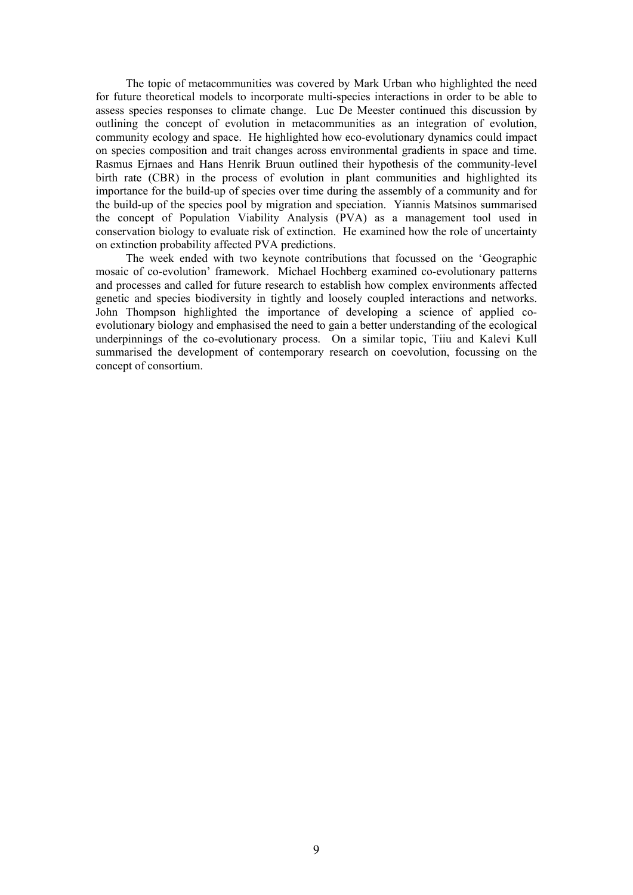The topic of metacommunities was covered by Mark Urban who highlighted the need for future theoretical models to incorporate multi-species interactions in order to be able to assess species responses to climate change. Luc De Meester continued this discussion by outlining the concept of evolution in metacommunities as an integration of evolution, community ecology and space. He highlighted how eco-evolutionary dynamics could impact on species composition and trait changes across environmental gradients in space and time. Rasmus Ejrnaes and Hans Henrik Bruun outlined their hypothesis of the community-level birth rate (CBR) in the process of evolution in plant communities and highlighted its importance for the build-up of species over time during the assembly of a community and for the build-up of the species pool by migration and speciation. Yiannis Matsinos summarised the concept of Population Viability Analysis (PVA) as a management tool used in conservation biology to evaluate risk of extinction. He examined how the role of uncertainty on extinction probability affected PVA predictions.

The week ended with two keynote contributions that focussed on the 'Geographic mosaic of co-evolution' framework. Michael Hochberg examined co-evolutionary patterns and processes and called for future research to establish how complex environments affected genetic and species biodiversity in tightly and loosely coupled interactions and networks. John Thompson highlighted the importance of developing a science of applied co-evolutionary biology and emphasised the need to gain a better understanding of the ecological underpinnings of the co-evolutionary process. On a similar topic, Tiiu and Kalevi Kull summarised the development of contemporary research on coevolution, focussing on the concept of consortium.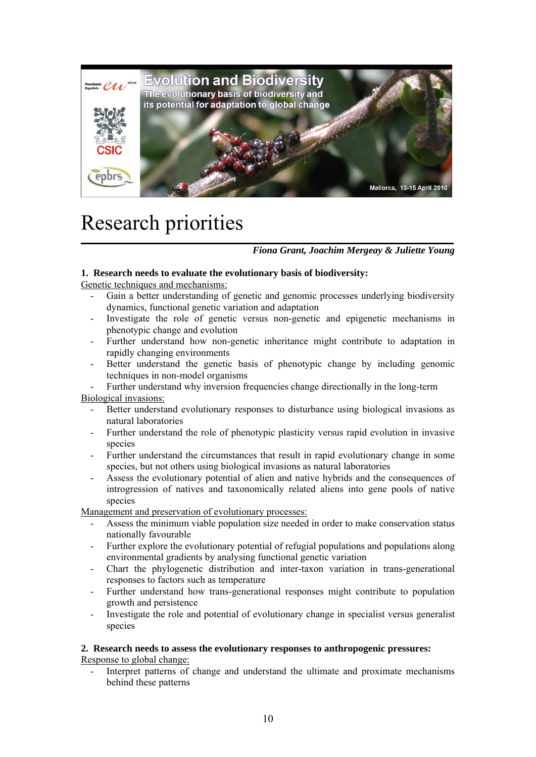# Research priorities

***Fiona Grant, Joachim Mergeay & Juliette Young***

**1. Research needs to evaluate the evolutionary basis of biodiversity:**

Genetic techniques and mechanisms:

- Gain a better understanding of genetic and genomic processes underlying biodiversity dynamics, functional genetic variation and adaptation
- Investigate the role of genetic versus non-genetic and epigenetic mechanisms in phenotypic change and evolution
- Further understand how non-genetic inheritance might contribute to adaptation in rapidly changing environments
- Better understand the genetic basis of phenotypic change by including genomic techniques in non-model organisms
- Further understand why inversion frequencies change directionally in the long-term

Biological invasions:

- Better understand evolutionary responses to disturbance using biological invasions as natural laboratories
- Further understand the role of phenotypic plasticity versus rapid evolution in invasive species
- Further understand the circumstances that result in rapid evolutionary change in some species, but not others using biological invasions as natural laboratories
- Assess the evolutionary potential of alien and native hybrids and the consequences of introgression of natives and taxonomically related aliens into gene pools of native species

Management and preservation of evolutionary processes:

- Assess the minimum viable population size needed in order to make conservation status nationally favourable
- Further explore the evolutionary potential of refugial populations and populations along environmental gradients by analysing functional genetic variation
- Chart the phylogenetic distribution and inter-taxon variation in trans-generational responses to factors such as temperature
- Further understand how trans-generational responses might contribute to population growth and persistence
- Investigate the role and potential of evolutionary change in specialist versus generalist species

**2. Research needs to assess the evolutionary responses to anthropogenic pressures:**

Response to global change:

- Interpret patterns of change and understand the ultimate and proximate mechanisms behind these patterns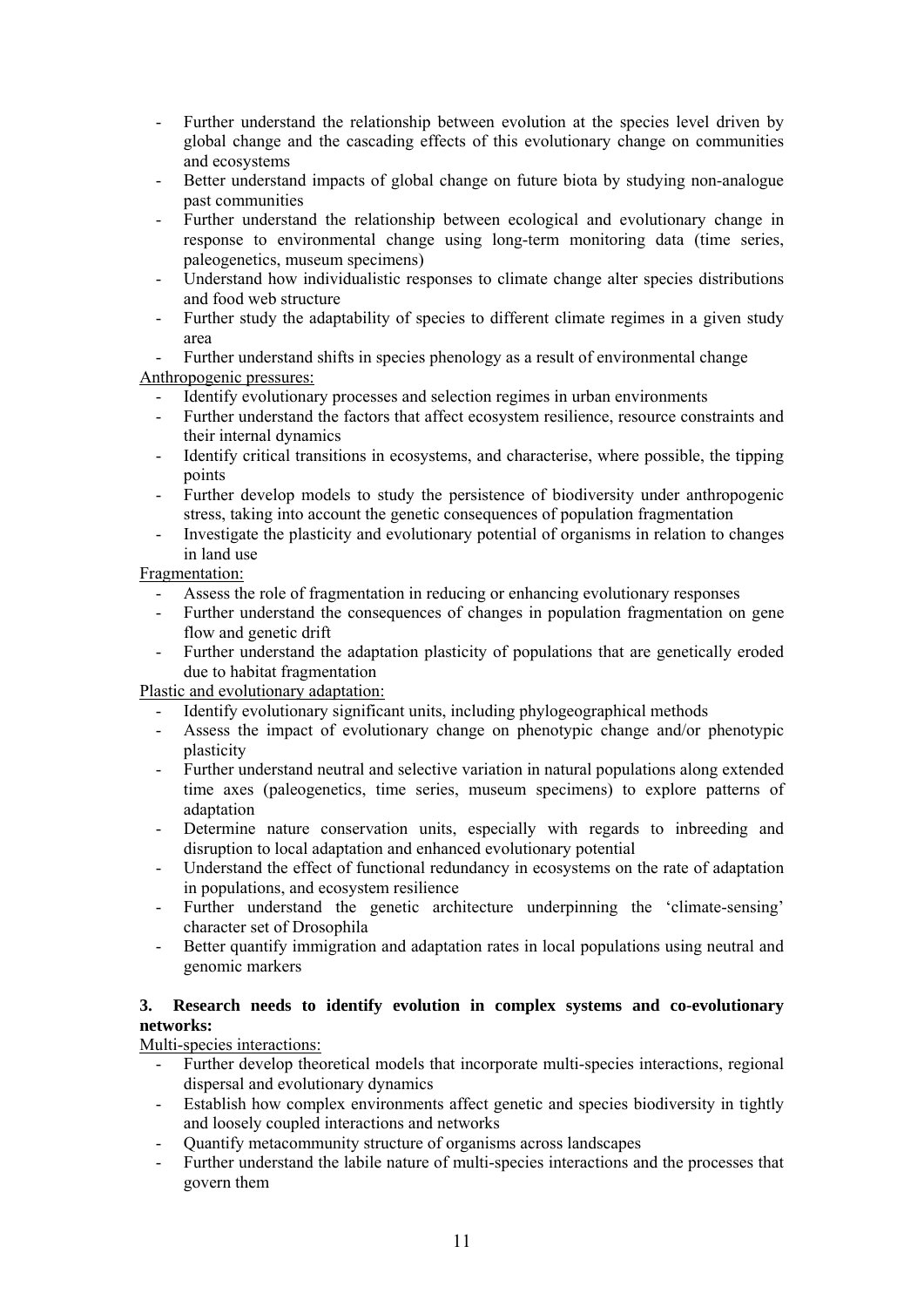- Further understand the relationship between evolution at the species level driven by global change and the cascading effects of this evolutionary change on communities and ecosystems
- Better understand impacts of global change on future biota by studying non-analogue past communities
- Further understand the relationship between ecological and evolutionary change in response to environmental change using long-term monitoring data (time series, paleogenetics, museum specimens)
- Understand how individualistic responses to climate change alter species distributions and food web structure
- Further study the adaptability of species to different climate regimes in a given study area
- Further understand shifts in species phenology as a result of environmental change

<u>Anthropogenic pressures:</u>

- Identify evolutionary processes and selection regimes in urban environments
- Further understand the factors that affect ecosystem resilience, resource constraints and their internal dynamics
- Identify critical transitions in ecosystems, and characterise, where possible, the tipping points
- Further develop models to study the persistence of biodiversity under anthropogenic stress, taking into account the genetic consequences of population fragmentation
- Investigate the plasticity and evolutionary potential of organisms in relation to changes in land use

<u>Fragmentation:</u>

- Assess the role of fragmentation in reducing or enhancing evolutionary responses
- Further understand the consequences of changes in population fragmentation on gene flow and genetic drift
- Further understand the adaptation plasticity of populations that are genetically eroded due to habitat fragmentation

<u>Plastic and evolutionary adaptation:</u>

- Identify evolutionary significant units, including phylogeographical methods
- Assess the impact of evolutionary change on phenotypic change and/or phenotypic plasticity
- Further understand neutral and selective variation in natural populations along extended time axes (paleogenetics, time series, museum specimens) to explore patterns of adaptation
- Determine nature conservation units, especially with regards to inbreeding and disruption to local adaptation and enhanced evolutionary potential
- Understand the effect of functional redundancy in ecosystems on the rate of adaptation in populations, and ecosystem resilience
- Further understand the genetic architecture underpinning the 'climate-sensing' character set of Drosophila
- Better quantify immigration and adaptation rates in local populations using neutral and genomic markers

**3. Research needs to identify evolution in complex systems and co-evolutionary networks:**

<u>Multi-species interactions:</u>

- Further develop theoretical models that incorporate multi-species interactions, regional dispersal and evolutionary dynamics
- Establish how complex environments affect genetic and species biodiversity in tightly and loosely coupled interactions and networks
- Quantify metacommunity structure of organisms across landscapes
- Further understand the labile nature of multi-species interactions and the processes that govern them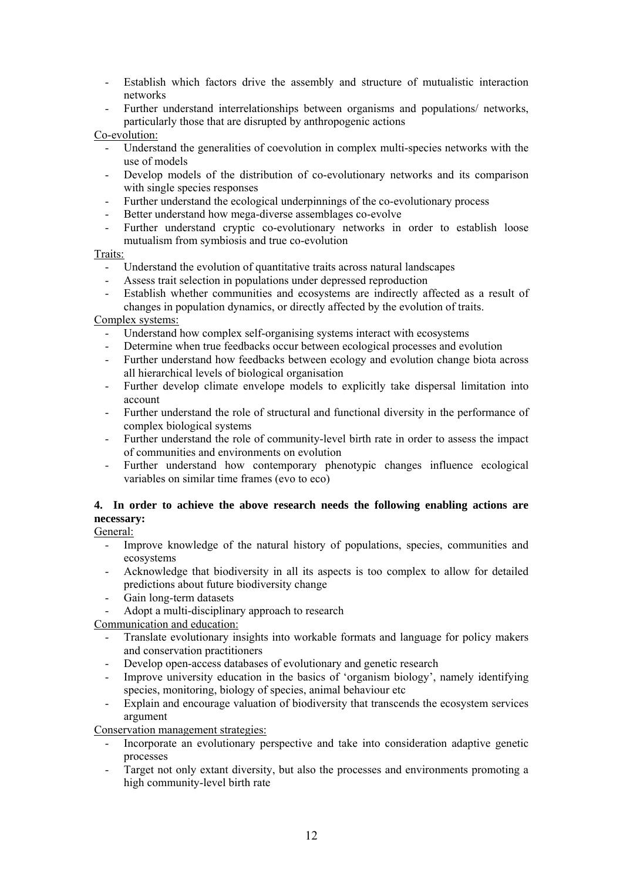- Establish which factors drive the assembly and structure of mutualistic interaction networks
- Further understand interrelationships between organisms and populations/ networks, particularly those that are disrupted by anthropogenic actions

Co-evolution:

- Understand the generalities of coevolution in complex multi-species networks with the use of models
- Develop models of the distribution of co-evolutionary networks and its comparison with single species responses
- Further understand the ecological underpinnings of the co-evolutionary process
- Better understand how mega-diverse assemblages co-evolve
- Further understand cryptic co-evolutionary networks in order to establish loose mutualism from symbiosis and true co-evolution

Traits:

- Understand the evolution of quantitative traits across natural landscapes
- Assess trait selection in populations under depressed reproduction
- Establish whether communities and ecosystems are indirectly affected as a result of changes in population dynamics, or directly affected by the evolution of traits.

Complex systems:

- Understand how complex self-organising systems interact with ecosystems
- Determine when true feedbacks occur between ecological processes and evolution
- Further understand how feedbacks between ecology and evolution change biota across all hierarchical levels of biological organisation
- Further develop climate envelope models to explicitly take dispersal limitation into account
- Further understand the role of structural and functional diversity in the performance of complex biological systems
- Further understand the role of community-level birth rate in order to assess the impact of communities and environments on evolution
- Further understand how contemporary phenotypic changes influence ecological variables on similar time frames (evo to eco)

**4. In order to achieve the above research needs the following enabling actions are necessary:**

General:

- Improve knowledge of the natural history of populations, species, communities and ecosystems
- Acknowledge that biodiversity in all its aspects is too complex to allow for detailed predictions about future biodiversity change
- Gain long-term datasets
- Adopt a multi-disciplinary approach to research

Communication and education:

- Translate evolutionary insights into workable formats and language for policy makers and conservation practitioners
- Develop open-access databases of evolutionary and genetic research
- Improve university education in the basics of 'organism biology', namely identifying species, monitoring, biology of species, animal behaviour etc
- Explain and encourage valuation of biodiversity that transcends the ecosystem services argument

Conservation management strategies:

- Incorporate an evolutionary perspective and take into consideration adaptive genetic processes
- Target not only extant diversity, but also the processes and environments promoting a high community-level birth rate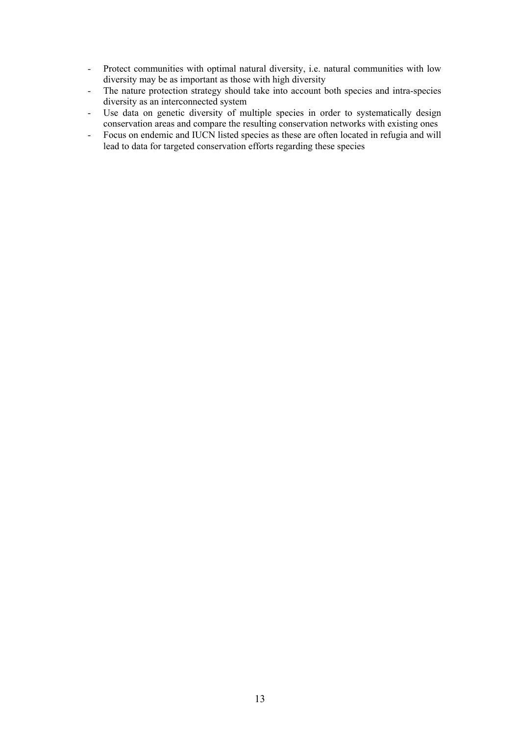- Protect communities with optimal natural diversity, i.e. natural communities with low diversity may be as important as those with high diversity
- The nature protection strategy should take into account both species and intra-species diversity as an interconnected system
- Use data on genetic diversity of multiple species in order to systematically design conservation areas and compare the resulting conservation networks with existing ones
- Focus on endemic and IUCN listed species as these are often located in refugia and will lead to data for targeted conservation efforts regarding these species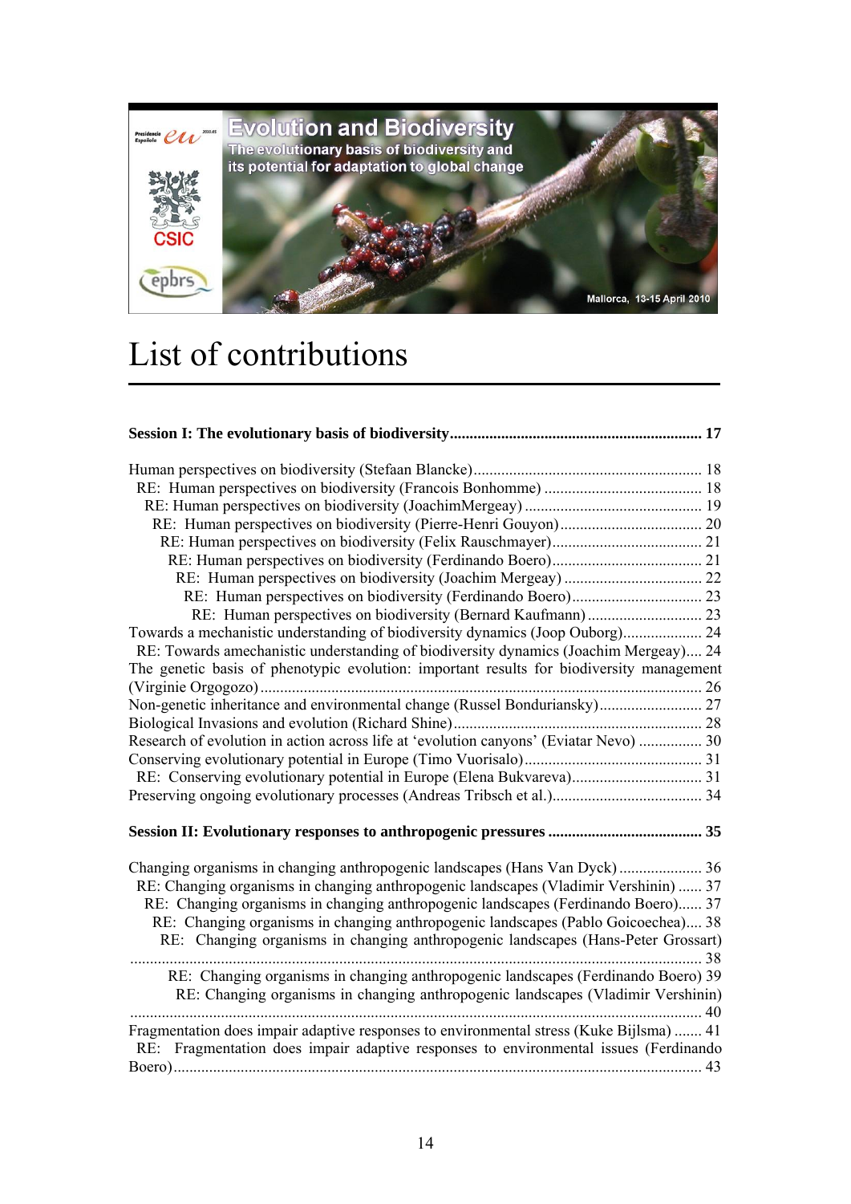Evolution and Biodiversity

The evolutionary basis of biodiversity and its potential for adaptation to global change

Mallorca, 13-15 April 2010

# List of contributions

**Session I: The evolutionary basis of biodiversity................................................................ 17**

Human perspectives on biodiversity (Stefaan Blancke)........................................................ 18
RE: Human perspectives on biodiversity (Francois Bonhomme) ........................................ 18
RE: Human perspectives on biodiversity (JoachimMergeay) ............................................ 19
RE: Human perspectives on biodiversity (Pierre-Henri Gouyon).................................... 20
RE: Human perspectives on biodiversity (Felix Rauschmayer)...................................... 21
RE: Human perspectives on biodiversity (Ferdinando Boero)...................................... 21
RE: Human perspectives on biodiversity (Joachim Mergeay) ................................... 22
RE: Human perspectives on biodiversity (Ferdinando Boero)................................ 23
RE: Human perspectives on biodiversity (Bernard Kaufmann)............................. 23
Towards a mechanistic understanding of biodiversity dynamics (Joop Ouborg).................... 24
RE: Towards amechanistic understanding of biodiversity dynamics (Joachim Mergeay).... 24
The genetic basis of phenotypic evolution: important results for biodiversity management (Virginie Orgogozo)............................................................................................................. 26
Non-genetic inheritance and environmental change (Russel Bonduriansky).......................... 27
Biological Invasions and evolution (Richard Shine)............................................................. 28
Research of evolution in action across life at 'evolution canyons' (Eviatar Nevo) ................ 30
Conserving evolutionary potential in Europe (Timo Vuorisalo)............................................ 31
RE: Conserving evolutionary potential in Europe (Elena Bukvareva)................................ 31
Preserving ongoing evolutionary processes (Andreas Tribsch et al.)...................................... 34

**Session II: Evolutionary responses to anthropogenic pressures ...................................... 35**

Changing organisms in changing anthropogenic landscapes (Hans Van Dyck) ..................... 36
RE: Changing organisms in changing anthropogenic landscapes (Vladimir Vershinin) ...... 37
RE: Changing organisms in changing anthropogenic landscapes (Ferdinando Boero)...... 37
RE: Changing organisms in changing anthropogenic landscapes (Pablo Goicoechea).... 38
RE: Changing organisms in changing anthropogenic landscapes (Hans-Peter Grossart) ............................................................................................................................... 38
RE: Changing organisms in changing anthropogenic landscapes (Ferdinando Boero) 39
RE: Changing organisms in changing anthropogenic landscapes (Vladimir Vershinin) ............................................................................................................................... 40
Fragmentation does impair adaptive responses to environmental stress (Kuke Bijlsma) ....... 41
RE: Fragmentation does impair adaptive responses to environmental issues (Ferdinando Boero)................................................................................................................................ 43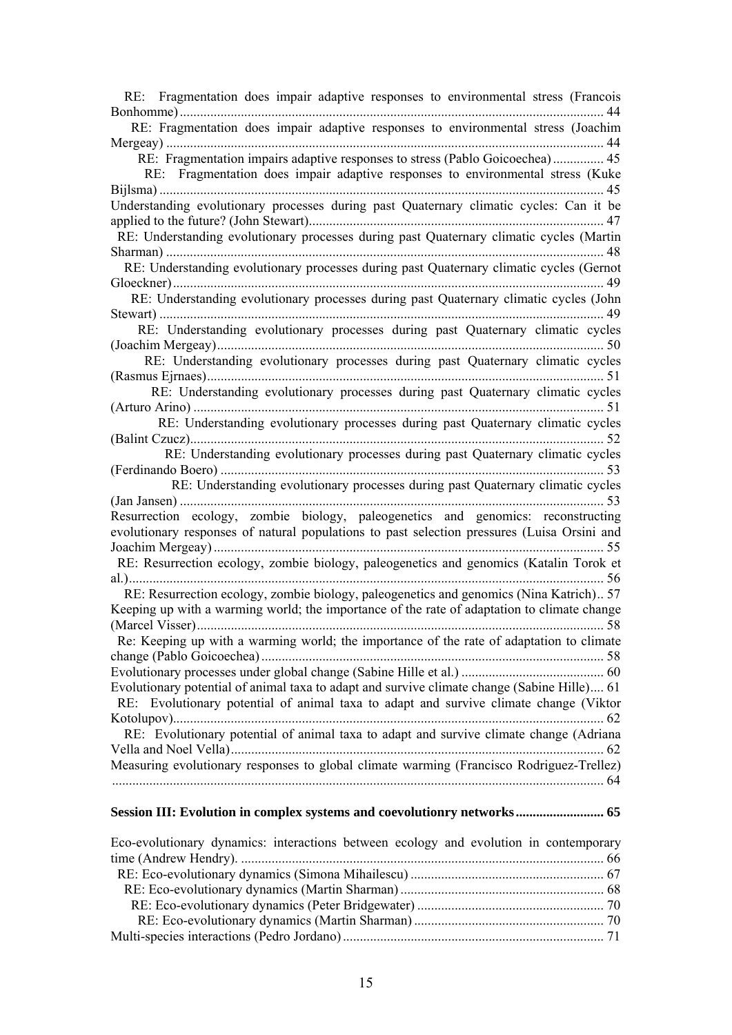RE: Fragmentation does impair adaptive responses to environmental stress (Francois Bonhomme) ........................................................................................................ 44

RE: Fragmentation does impair adaptive responses to environmental stress (Joachim Mergeay) ........................................................................................................ 44

RE: Fragmentation impairs adaptive responses to stress (Pablo Goicoechea) ............... 45

RE: Fragmentation does impair adaptive responses to environmental stress (Kuke Bijlsma) ........................................................................................................ 45

Understanding evolutionary processes during past Quaternary climatic cycles: Can it be applied to the future? (John Stewart) ........................................................................................................ 47

RE: Understanding evolutionary processes during past Quaternary climatic cycles (Martin Sharman) ........................................................................................................ 48

RE: Understanding evolutionary processes during past Quaternary climatic cycles (Gernot Gloeckner) ........................................................................................................ 49

RE: Understanding evolutionary processes during past Quaternary climatic cycles (John Stewart) ........................................................................................................ 49

RE: Understanding evolutionary processes during past Quaternary climatic cycles (Joachim Mergeay) ........................................................................................................ 50

RE: Understanding evolutionary processes during past Quaternary climatic cycles (Rasmus Ejrnaes) ........................................................................................................ 51

RE: Understanding evolutionary processes during past Quaternary climatic cycles (Arturo Arino) ........................................................................................................ 51

RE: Understanding evolutionary processes during past Quaternary climatic cycles (Balint Czucz) ........................................................................................................ 52

RE: Understanding evolutionary processes during past Quaternary climatic cycles (Ferdinando Boero) ........................................................................................................ 53

RE: Understanding evolutionary processes during past Quaternary climatic cycles (Jan Jansen) ........................................................................................................ 53

Resurrection ecology, zombie biology, paleogenetics and genomics: reconstructing evolutionary responses of natural populations to past selection pressures (Luisa Orsini and Joachim Mergeay) ........................................................................................................ 55

RE: Resurrection ecology, zombie biology, paleogenetics and genomics (Katalin Torok et al.) ........................................................................................................ 56

RE: Resurrection ecology, zombie biology, paleogenetics and genomics (Nina Katrich).. 57

Keeping up with a warming world; the importance of the rate of adaptation to climate change (Marcel Visser) ........................................................................................................ 58

Re: Keeping up with a warming world; the importance of the rate of adaptation to climate change (Pablo Goicoechea) ........................................................................................................ 58

Evolutionary processes under global change (Sabine Hille et al.) ........................................ 60

Evolutionary potential of animal taxa to adapt and survive climate change (Sabine Hille).... 61

RE: Evolutionary potential of animal taxa to adapt and survive climate change (Viktor Kotolupov) ........................................................................................................ 62

RE: Evolutionary potential of animal taxa to adapt and survive climate change (Adriana Vella and Noel Vella) ........................................................................................................ 62

Measuring evolutionary responses to global climate warming (Francisco Rodriguez-Trellez) ........................................................................................................ 64

**Session III: Evolution in complex systems and coevolutionry networks ........................ 65**

Eco-evolutionary dynamics: interactions between ecology and evolution in contemporary time (Andrew Hendry). ........................................................................................................ 66

RE: Eco-evolutionary dynamics (Simona Mihailescu) ........................................................ 67

RE: Eco-evolutionary dynamics (Martin Sharman) ........................................................ 68

RE: Eco-evolutionary dynamics (Peter Bridgewater) ........................................................ 70

RE: Eco-evolutionary dynamics (Martin Sharman) ........................................................ 70

Multi-species interactions (Pedro Jordano) ........................................................................ 71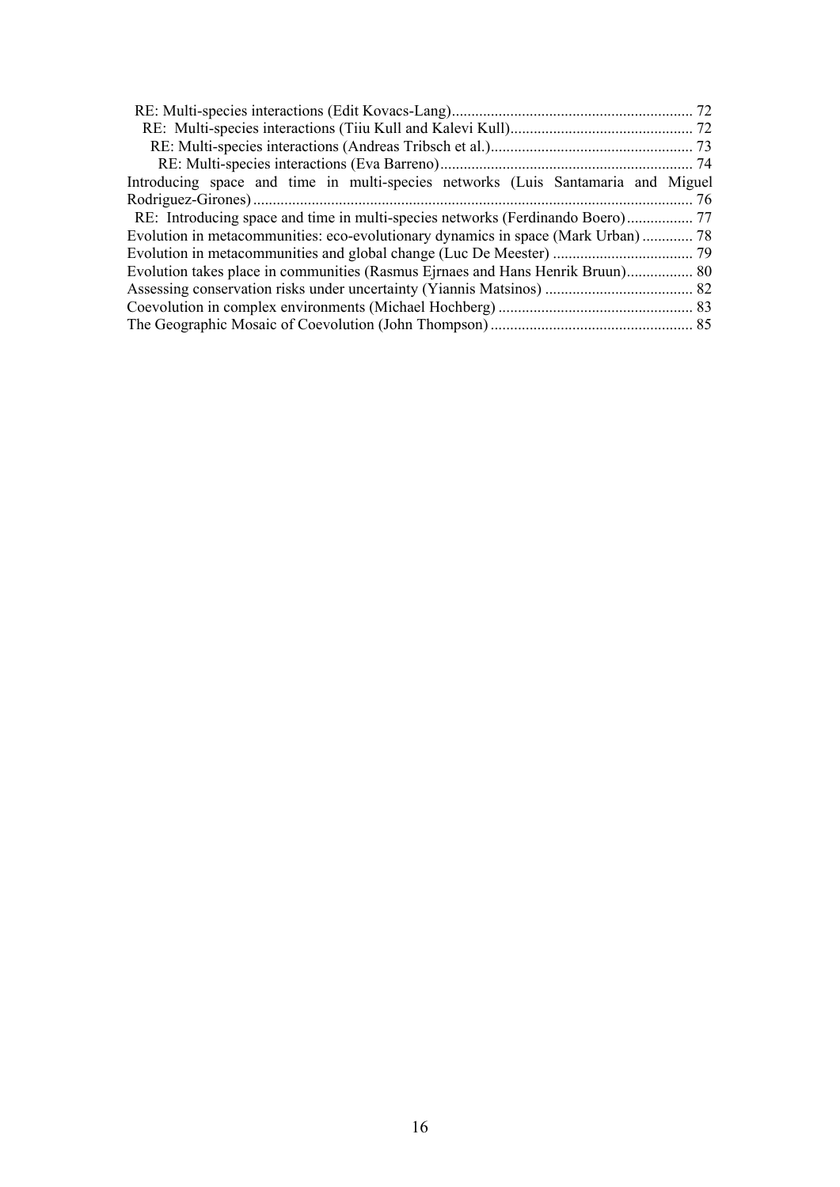RE: Multi-species interactions (Edit Kovacs-Lang) .......... 72
RE: Multi-species interactions (Tiiu Kull and Kalevi Kull) .......... 72
RE: Multi-species interactions (Andreas Tribsch et al.) .......... 73
RE: Multi-species interactions (Eva Barreno) .......... 74
Introducing space and time in multi-species networks (Luis Santamaria and Miguel Rodriguez-Girones) .......... 76
RE: Introducing space and time in multi-species networks (Ferdinando Boero) .......... 77
Evolution in metacommunities: eco-evolutionary dynamics in space (Mark Urban) .......... 78
Evolution in metacommunities and global change (Luc De Meester) .......... 79
Evolution takes place in communities (Rasmus Ejrnaes and Hans Henrik Bruun) .......... 80
Assessing conservation risks under uncertainty (Yiannis Matsinos) .......... 82
Coevolution in complex environments (Michael Hochberg) .......... 83
The Geographic Mosaic of Coevolution (John Thompson) .......... 85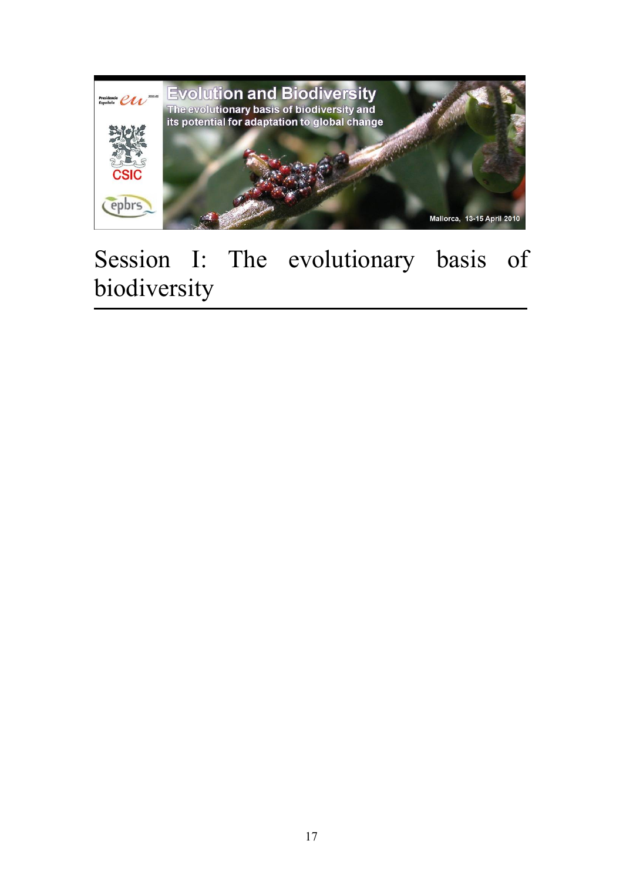# Session I: The evolutionary basis of biodiversity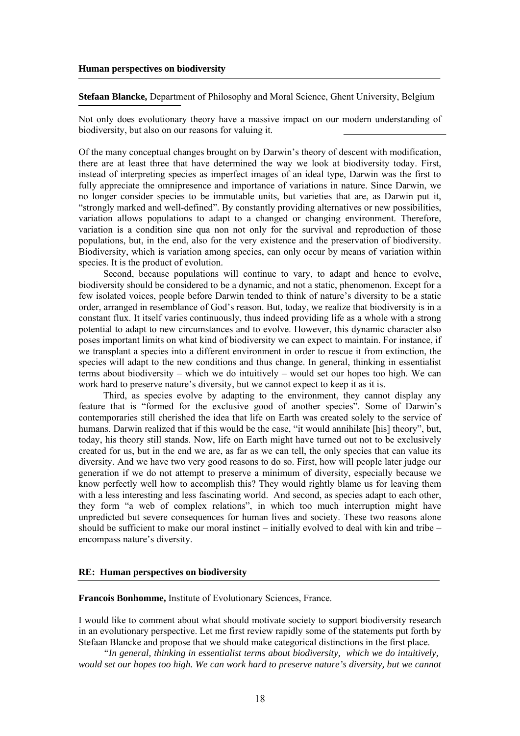## Human perspectives on biodiversity

**Stefaan Blancke,** Department of Philosophy and Moral Science, Ghent University, Belgium

Not only does evolutionary theory have a massive impact on our modern understanding of biodiversity, but also on our reasons for valuing it.

Of the many conceptual changes brought on by Darwin's theory of descent with modification, there are at least three that have determined the way we look at biodiversity today. First, instead of interpreting species as imperfect images of an ideal type, Darwin was the first to fully appreciate the omnipresence and importance of variations in nature. Since Darwin, we no longer consider species to be immutable units, but varieties that are, as Darwin put it, "strongly marked and well-defined". By constantly providing alternatives or new possibilities, variation allows populations to adapt to a changed or changing environment. Therefore, variation is a condition sine qua non not only for the survival and reproduction of those populations, but, in the end, also for the very existence and the preservation of biodiversity. Biodiversity, which is variation among species, can only occur by means of variation within species. It is the product of evolution.

Second, because populations will continue to vary, to adapt and hence to evolve, biodiversity should be considered to be a dynamic, and not a static, phenomenon. Except for a few isolated voices, people before Darwin tended to think of nature's diversity to be a static order, arranged in resemblance of God's reason. But, today, we realize that biodiversity is in a constant flux. It itself varies continuously, thus indeed providing life as a whole with a strong potential to adapt to new circumstances and to evolve. However, this dynamic character also poses important limits on what kind of biodiversity we can expect to maintain. For instance, if we transplant a species into a different environment in order to rescue it from extinction, the species will adapt to the new conditions and thus change. In general, thinking in essentialist terms about biodiversity – which we do intuitively – would set our hopes too high. We can work hard to preserve nature's diversity, but we cannot expect to keep it as it is.

Third, as species evolve by adapting to the environment, they cannot display any feature that is "formed for the exclusive good of another species". Some of Darwin's contemporaries still cherished the idea that life on Earth was created solely to the service of humans. Darwin realized that if this would be the case, "it would annihilate [his] theory", but, today, his theory still stands. Now, life on Earth might have turned out not to be exclusively created for us, but in the end we are, as far as we can tell, the only species that can value its diversity. And we have two very good reasons to do so. First, how will people later judge our generation if we do not attempt to preserve a minimum of diversity, especially because we know perfectly well how to accomplish this? They would rightly blame us for leaving them with a less interesting and less fascinating world. And second, as species adapt to each other, they form "a web of complex relations", in which too much interruption might have unpredicted but severe consequences for human lives and society. These two reasons alone should be sufficient to make our moral instinct – initially evolved to deal with kin and tribe – encompass nature's diversity.

## RE: Human perspectives on biodiversity

**Francois Bonhomme,** Institute of Evolutionary Sciences, France.

I would like to comment about what should motivate society to support biodiversity research in an evolutionary perspective. Let me first review rapidly some of the statements put forth by Stefaan Blancke and propose that we should make categorical distinctions in the first place.

*"In general, thinking in essentialist terms about biodiversity, which we do intuitively, would set our hopes too high. We can work hard to preserve nature's diversity, but we cannot*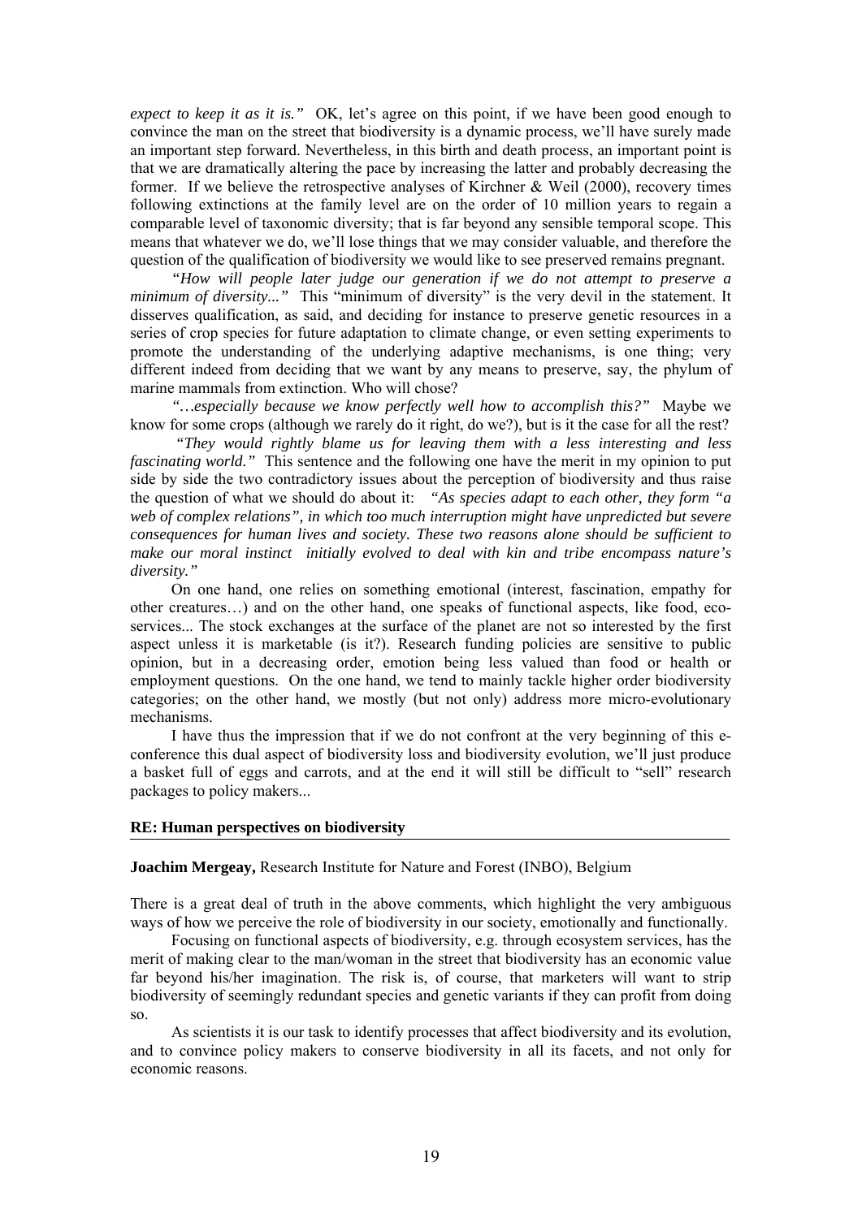*expect to keep it as it is."* OK, let's agree on this point, if we have been good enough to convince the man on the street that biodiversity is a dynamic process, we'll have surely made an important step forward. Nevertheless, in this birth and death process, an important point is that we are dramatically altering the pace by increasing the latter and probably decreasing the former. If we believe the retrospective analyses of Kirchner & Weil (2000), recovery times following extinctions at the family level are on the order of 10 million years to regain a comparable level of taxonomic diversity; that is far beyond any sensible temporal scope. This means that whatever we do, we'll lose things that we may consider valuable, and therefore the question of the qualification of biodiversity we would like to see preserved remains pregnant.

*"How will people later judge our generation if we do not attempt to preserve a minimum of diversity..."* This "minimum of diversity" is the very devil in the statement. It disserves qualification, as said, and deciding for instance to preserve genetic resources in a series of crop species for future adaptation to climate change, or even setting experiments to promote the understanding of the underlying adaptive mechanisms, is one thing; very different indeed from deciding that we want by any means to preserve, say, the phylum of marine mammals from extinction. Who will chose?

*"…especially because we know perfectly well how to accomplish this?"* Maybe we know for some crops (although we rarely do it right, do we?), but is it the case for all the rest?

*"They would rightly blame us for leaving them with a less interesting and less fascinating world."* This sentence and the following one have the merit in my opinion to put side by side the two contradictory issues about the perception of biodiversity and thus raise the question of what we should do about it: *"As species adapt to each other, they form "a web of complex relations", in which too much interruption might have unpredicted but severe consequences for human lives and society. These two reasons alone should be sufficient to make our moral instinct initially evolved to deal with kin and tribe encompass nature's diversity."*

On one hand, one relies on something emotional (interest, fascination, empathy for other creatures…) and on the other hand, one speaks of functional aspects, like food, eco-services... The stock exchanges at the surface of the planet are not so interested by the first aspect unless it is marketable (is it?). Research funding policies are sensitive to public opinion, but in a decreasing order, emotion being less valued than food or health or employment questions. On the one hand, we tend to mainly tackle higher order biodiversity categories; on the other hand, we mostly (but not only) address more micro-evolutionary mechanisms.

I have thus the impression that if we do not confront at the very beginning of this e-conference this dual aspect of biodiversity loss and biodiversity evolution, we'll just produce a basket full of eggs and carrots, and at the end it will still be difficult to "sell" research packages to policy makers...

## RE: Human perspectives on biodiversity

**Joachim Mergeay,** Research Institute for Nature and Forest (INBO), Belgium

There is a great deal of truth in the above comments, which highlight the very ambiguous ways of how we perceive the role of biodiversity in our society, emotionally and functionally.

Focusing on functional aspects of biodiversity, e.g. through ecosystem services, has the merit of making clear to the man/woman in the street that biodiversity has an economic value far beyond his/her imagination. The risk is, of course, that marketers will want to strip biodiversity of seemingly redundant species and genetic variants if they can profit from doing so.

As scientists it is our task to identify processes that affect biodiversity and its evolution, and to convince policy makers to conserve biodiversity in all its facets, and not only for economic reasons.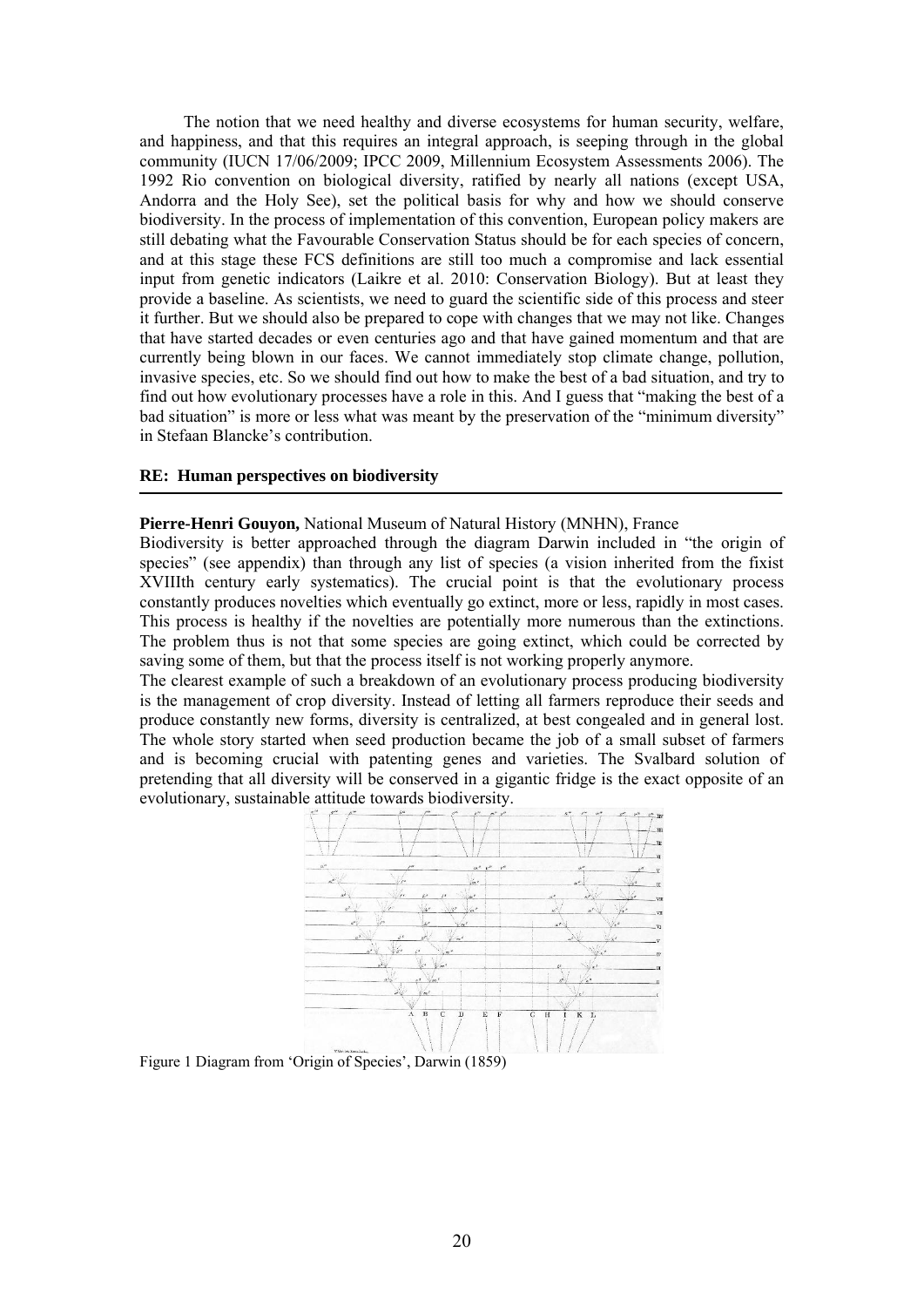The notion that we need healthy and diverse ecosystems for human security, welfare, and happiness, and that this requires an integral approach, is seeping through in the global community (IUCN 17/06/2009; IPCC 2009, Millennium Ecosystem Assessments 2006). The 1992 Rio convention on biological diversity, ratified by nearly all nations (except USA, Andorra and the Holy See), set the political basis for why and how we should conserve biodiversity. In the process of implementation of this convention, European policy makers are still debating what the Favourable Conservation Status should be for each species of concern, and at this stage these FCS definitions are still too much a compromise and lack essential input from genetic indicators (Laikre et al. 2010: Conservation Biology). But at least they provide a baseline. As scientists, we need to guard the scientific side of this process and steer it further. But we should also be prepared to cope with changes that we may not like. Changes that have started decades or even centuries ago and that have gained momentum and that are currently being blown in our faces. We cannot immediately stop climate change, pollution, invasive species, etc. So we should find out how to make the best of a bad situation, and try to find out how evolutionary processes have a role in this. And I guess that "making the best of a bad situation" is more or less what was meant by the preservation of the "minimum diversity" in Stefaan Blancke's contribution.

### RE: Human perspectives on biodiversity

**Pierre-Henri Gouyon,** National Museum of Natural History (MNHN), France

Biodiversity is better approached through the diagram Darwin included in "the origin of species" (see appendix) than through any list of species (a vision inherited from the fixist XVIIIth century early systematics). The crucial point is that the evolutionary process constantly produces novelties which eventually go extinct, more or less, rapidly in most cases. This process is healthy if the novelties are potentially more numerous than the extinctions. The problem thus is not that some species are going extinct, which could be corrected by saving some of them, but that the process itself is not working properly anymore.

The clearest example of such a breakdown of an evolutionary process producing biodiversity is the management of crop diversity. Instead of letting all farmers reproduce their seeds and produce constantly new forms, diversity is centralized, at best congealed and in general lost. The whole story started when seed production became the job of a small subset of farmers and is becoming crucial with patenting genes and varieties. The Svalbard solution of pretending that all diversity will be conserved in a gigantic fridge is the exact opposite of an evolutionary, sustainable attitude towards biodiversity.

Figure 1 Diagram from 'Origin of Species', Darwin (1859)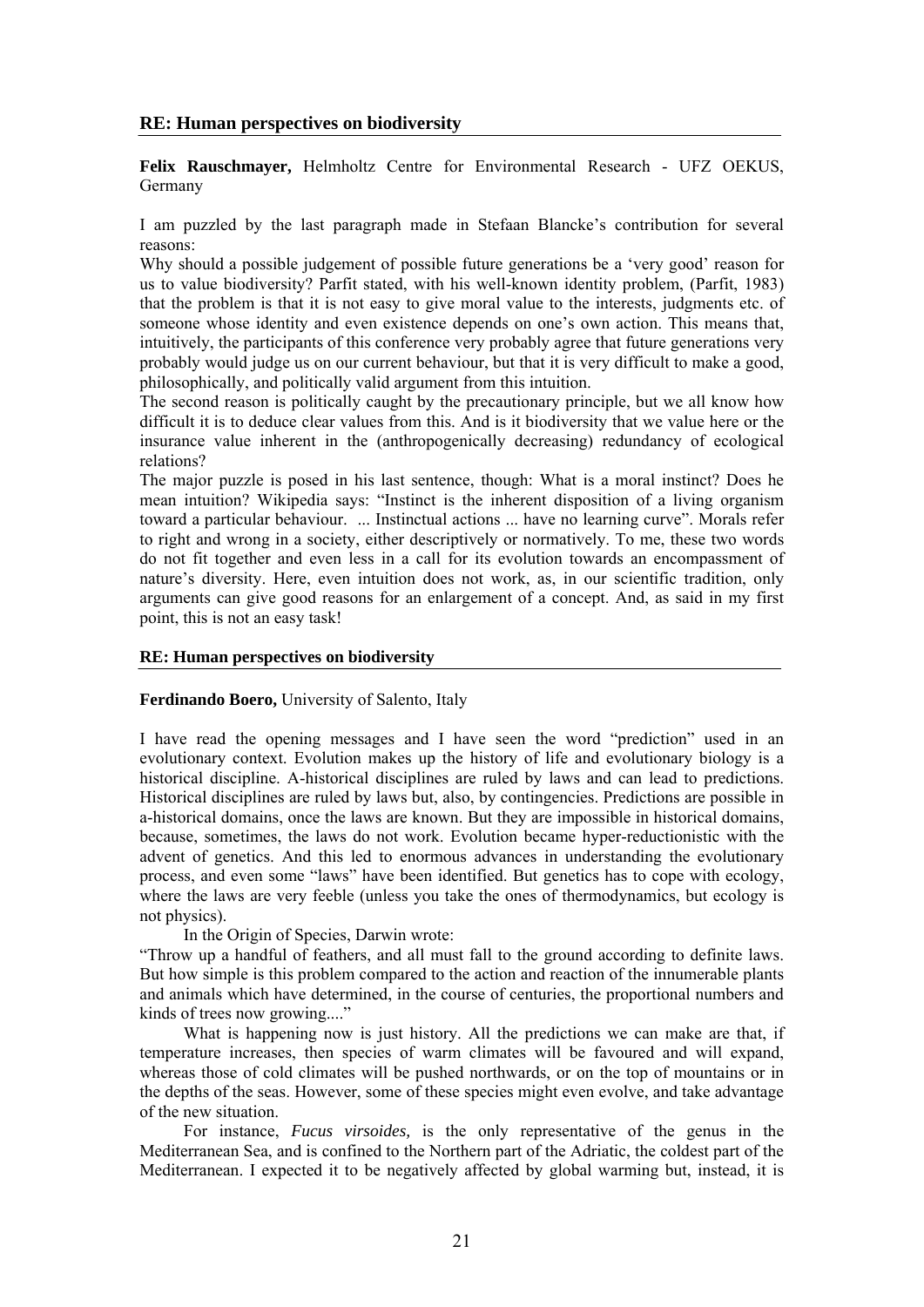## RE: Human perspectives on biodiversity

**Felix Rauschmayer,** Helmholtz Centre for Environmental Research - UFZ OEKUS, Germany

I am puzzled by the last paragraph made in Stefaan Blancke's contribution for several reasons:

Why should a possible judgement of possible future generations be a 'very good' reason for us to value biodiversity? Parfit stated, with his well-known identity problem, (Parfit, 1983) that the problem is that it is not easy to give moral value to the interests, judgments etc. of someone whose identity and even existence depends on one's own action. This means that, intuitively, the participants of this conference very probably agree that future generations very probably would judge us on our current behaviour, but that it is very difficult to make a good, philosophically, and politically valid argument from this intuition.

The second reason is politically caught by the precautionary principle, but we all know how difficult it is to deduce clear values from this. And is it biodiversity that we value here or the insurance value inherent in the (anthropogenically decreasing) redundancy of ecological relations?

The major puzzle is posed in his last sentence, though: What is a moral instinct? Does he mean intuition? Wikipedia says: "Instinct is the inherent disposition of a living organism toward a particular behaviour. ... Instinctual actions ... have no learning curve". Morals refer to right and wrong in a society, either descriptively or normatively. To me, these two words do not fit together and even less in a call for its evolution towards an encompassment of nature's diversity. Here, even intuition does not work, as, in our scientific tradition, only arguments can give good reasons for an enlargement of a concept. And, as said in my first point, this is not an easy task!

## RE: Human perspectives on biodiversity

**Ferdinando Boero,** University of Salento, Italy

I have read the opening messages and I have seen the word "prediction" used in an evolutionary context. Evolution makes up the history of life and evolutionary biology is a historical discipline. A-historical disciplines are ruled by laws and can lead to predictions. Historical disciplines are ruled by laws but, also, by contingencies. Predictions are possible in a-historical domains, once the laws are known. But they are impossible in historical domains, because, sometimes, the laws do not work. Evolution became hyper-reductionistic with the advent of genetics. And this led to enormous advances in understanding the evolutionary process, and even some "laws" have been identified. But genetics has to cope with ecology, where the laws are very feeble (unless you take the ones of thermodynamics, but ecology is not physics).

In the Origin of Species, Darwin wrote:

"Throw up a handful of feathers, and all must fall to the ground according to definite laws. But how simple is this problem compared to the action and reaction of the innumerable plants and animals which have determined, in the course of centuries, the proportional numbers and kinds of trees now growing...."

What is happening now is just history. All the predictions we can make are that, if temperature increases, then species of warm climates will be favoured and will expand, whereas those of cold climates will be pushed northwards, or on the top of mountains or in the depths of the seas. However, some of these species might even evolve, and take advantage of the new situation.

For instance, *Fucus virsoides,* is the only representative of the genus in the Mediterranean Sea, and is confined to the Northern part of the Adriatic, the coldest part of the Mediterranean. I expected it to be negatively affected by global warming but, instead, it is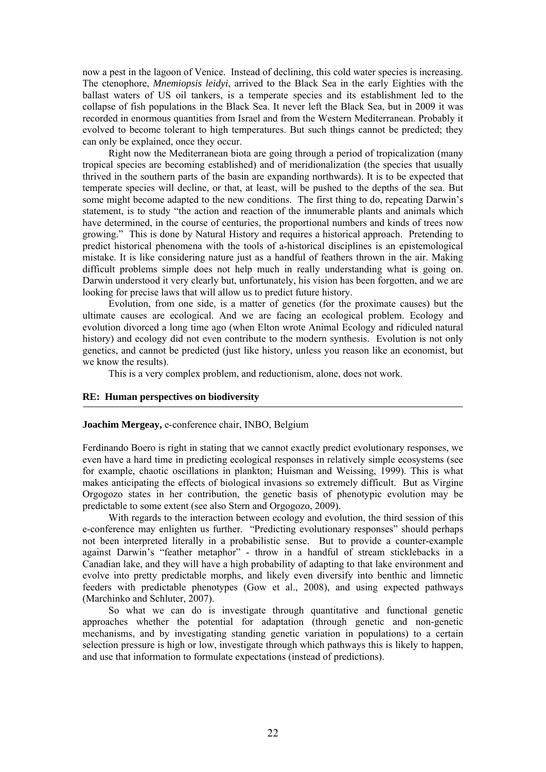now a pest in the lagoon of Venice. Instead of declining, this cold water species is increasing. The ctenophore, *Mnemiopsis leidyi*, arrived to the Black Sea in the early Eighties with the ballast waters of US oil tankers, is a temperate species and its establishment led to the collapse of fish populations in the Black Sea. It never left the Black Sea, but in 2009 it was recorded in enormous quantities from Israel and from the Western Mediterranean. Probably it evolved to become tolerant to high temperatures. But such things cannot be predicted; they can only be explained, once they occur.

Right now the Mediterranean biota are going through a period of tropicalization (many tropical species are becoming established) and of meridionalization (the species that usually thrived in the southern parts of the basin are expanding northwards). It is to be expected that temperate species will decline, or that, at least, will be pushed to the depths of the sea. But some might become adapted to the new conditions. The first thing to do, repeating Darwin's statement, is to study "the action and reaction of the innumerable plants and animals which have determined, in the course of centuries, the proportional numbers and kinds of trees now growing." This is done by Natural History and requires a historical approach. Pretending to predict historical phenomena with the tools of a-historical disciplines is an epistemological mistake. It is like considering nature just as a handful of feathers thrown in the air. Making difficult problems simple does not help much in really understanding what is going on. Darwin understood it very clearly but, unfortunately, his vision has been forgotten, and we are looking for precise laws that will allow us to predict future history.

Evolution, from one side, is a matter of genetics (for the proximate causes) but the ultimate causes are ecological. And we are facing an ecological problem. Ecology and evolution divorced a long time ago (when Elton wrote Animal Ecology and ridiculed natural history) and ecology did not even contribute to the modern synthesis. Evolution is not only genetics, and cannot be predicted (just like history, unless you reason like an economist, but we know the results).

This is a very complex problem, and reductionism, alone, does not work.

**RE: Human perspectives on biodiversity**

---

**Joachim Mergeay,** e-conference chair, INBO, Belgium

Ferdinando Boero is right in stating that we cannot exactly predict evolutionary responses, we even have a hard time in predicting ecological responses in relatively simple ecosystems (see for example, chaotic oscillations in plankton; Huisman and Weissing, 1999). This is what makes anticipating the effects of biological invasions so extremely difficult. But as Virgine Orgogozo states in her contribution, the genetic basis of phenotypic evolution may be predictable to some extent (see also Stern and Orgogozo, 2009).

With regards to the interaction between ecology and evolution, the third session of this e-conference may enlighten us further. "Predicting evolutionary responses" should perhaps not been interpreted literally in a probabilistic sense. But to provide a counter-example against Darwin's "feather metaphor" - throw in a handful of stream sticklebacks in a Canadian lake, and they will have a high probability of adapting to that lake environment and evolve into pretty predictable morphs, and likely even diversify into benthic and limnetic feeders with predictable phenotypes (Gow et al., 2008), and using expected pathways (Marchinko and Schluter, 2007).

So what we can do is investigate through quantitative and functional genetic approaches whether the potential for adaptation (through genetic and non-genetic mechanisms, and by investigating standing genetic variation in populations) to a certain selection pressure is high or low, investigate through which pathways this is likely to happen, and use that information to formulate expectations (instead of predictions).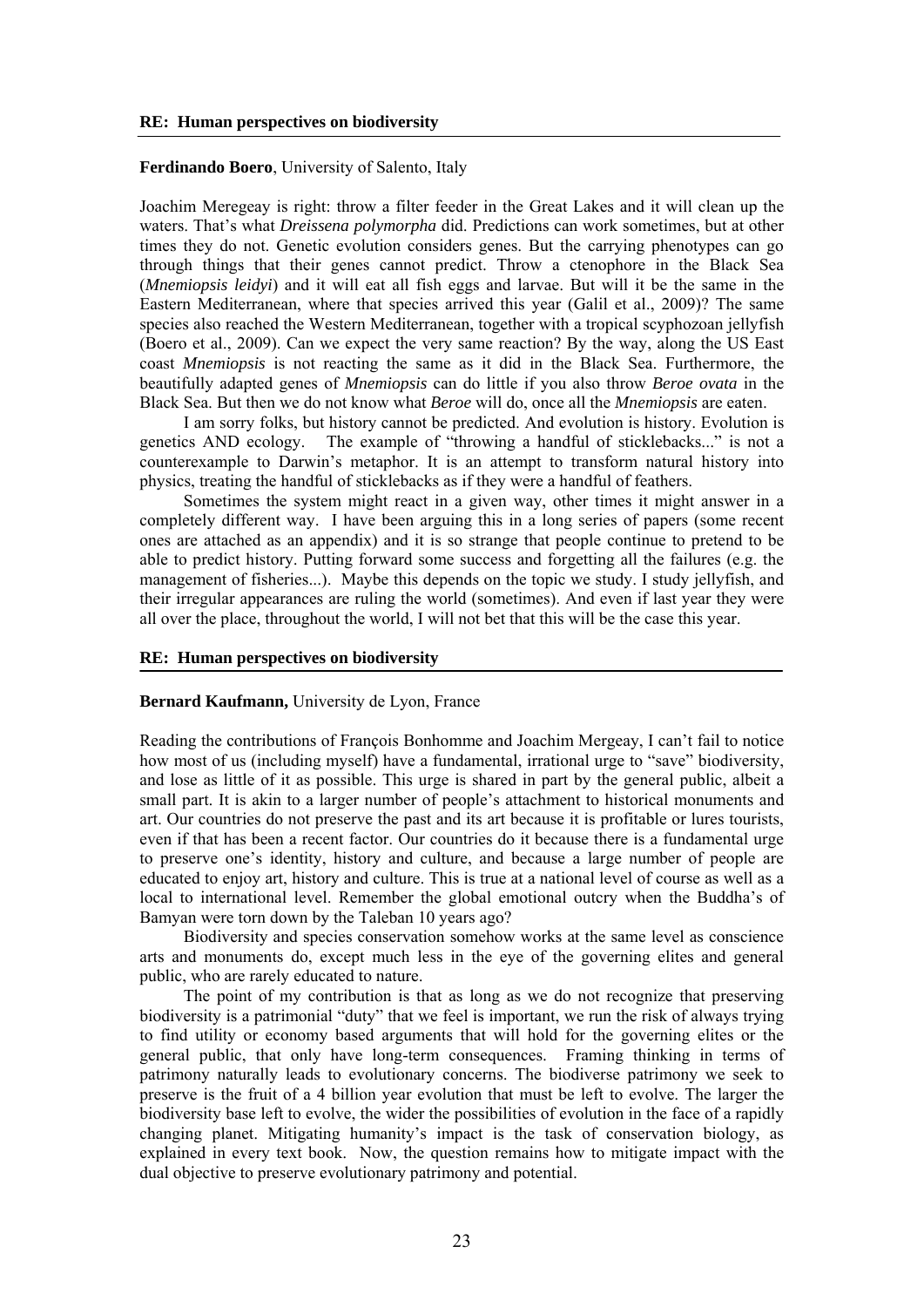## RE: Human perspectives on biodiversity

**Ferdinando Boero**, University of Salento, Italy

Joachim Meregeay is right: throw a filter feeder in the Great Lakes and it will clean up the waters. That's what *Dreissena polymorpha* did. Predictions can work sometimes, but at other times they do not. Genetic evolution considers genes. But the carrying phenotypes can go through things that their genes cannot predict. Throw a ctenophore in the Black Sea (*Mnemiopsis leidyi*) and it will eat all fish eggs and larvae. But will it be the same in the Eastern Mediterranean, where that species arrived this year (Galil et al., 2009)? The same species also reached the Western Mediterranean, together with a tropical scyphozoan jellyfish (Boero et al., 2009). Can we expect the very same reaction? By the way, along the US East coast *Mnemiopsis* is not reacting the same as it did in the Black Sea. Furthermore, the beautifully adapted genes of *Mnemiopsis* can do little if you also throw *Beroe ovata* in the Black Sea. But then we do not know what *Beroe* will do, once all the *Mnemiopsis* are eaten.

I am sorry folks, but history cannot be predicted. And evolution is history. Evolution is genetics AND ecology. The example of "throwing a handful of sticklebacks..." is not a counterexample to Darwin's metaphor. It is an attempt to transform natural history into physics, treating the handful of sticklebacks as if they were a handful of feathers.

Sometimes the system might react in a given way, other times it might answer in a completely different way. I have been arguing this in a long series of papers (some recent ones are attached as an appendix) and it is so strange that people continue to pretend to be able to predict history. Putting forward some success and forgetting all the failures (e.g. the management of fisheries...). Maybe this depends on the topic we study. I study jellyfish, and their irregular appearances are ruling the world (sometimes). And even if last year they were all over the place, throughout the world, I will not bet that this will be the case this year.

## RE: Human perspectives on biodiversity

**Bernard Kaufmann,** University de Lyon, France

Reading the contributions of François Bonhomme and Joachim Mergeay, I can't fail to notice how most of us (including myself) have a fundamental, irrational urge to "save" biodiversity, and lose as little of it as possible. This urge is shared in part by the general public, albeit a small part. It is akin to a larger number of people's attachment to historical monuments and art. Our countries do not preserve the past and its art because it is profitable or lures tourists, even if that has been a recent factor. Our countries do it because there is a fundamental urge to preserve one's identity, history and culture, and because a large number of people are educated to enjoy art, history and culture. This is true at a national level of course as well as a local to international level. Remember the global emotional outcry when the Buddha's of Bamyan were torn down by the Taleban 10 years ago?

Biodiversity and species conservation somehow works at the same level as conscience arts and monuments do, except much less in the eye of the governing elites and general public, who are rarely educated to nature.

The point of my contribution is that as long as we do not recognize that preserving biodiversity is a patrimonial "duty" that we feel is important, we run the risk of always trying to find utility or economy based arguments that will hold for the governing elites or the general public, that only have long-term consequences. Framing thinking in terms of patrimony naturally leads to evolutionary concerns. The biodiverse patrimony we seek to preserve is the fruit of a 4 billion year evolution that must be left to evolve. The larger the biodiversity base left to evolve, the wider the possibilities of evolution in the face of a rapidly changing planet. Mitigating humanity's impact is the task of conservation biology, as explained in every text book. Now, the question remains how to mitigate impact with the dual objective to preserve evolutionary patrimony and potential.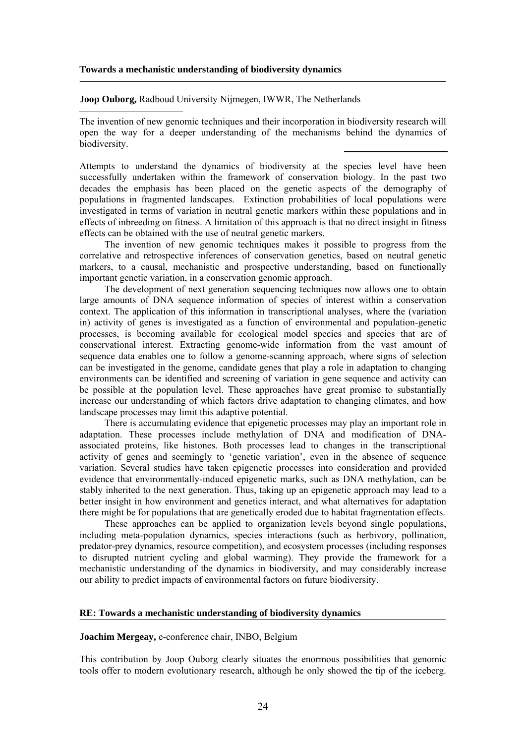### Towards a mechanistic understanding of biodiversity dynamics

**Joop Ouborg,** Radboud University Nijmegen, IWWR, The Netherlands

The invention of new genomic techniques and their incorporation in biodiversity research will open the way for a deeper understanding of the mechanisms behind the dynamics of biodiversity.

Attempts to understand the dynamics of biodiversity at the species level have been successfully undertaken within the framework of conservation biology. In the past two decades the emphasis has been placed on the genetic aspects of the demography of populations in fragmented landscapes. Extinction probabilities of local populations were investigated in terms of variation in neutral genetic markers within these populations and in effects of inbreeding on fitness. A limitation of this approach is that no direct insight in fitness effects can be obtained with the use of neutral genetic markers.

The invention of new genomic techniques makes it possible to progress from the correlative and retrospective inferences of conservation genetics, based on neutral genetic markers, to a causal, mechanistic and prospective understanding, based on functionally important genetic variation, in a conservation genomic approach.

The development of next generation sequencing techniques now allows one to obtain large amounts of DNA sequence information of species of interest within a conservation context. The application of this information in transcriptional analyses, where the (variation in) activity of genes is investigated as a function of environmental and population-genetic processes, is becoming available for ecological model species and species that are of conservational interest. Extracting genome-wide information from the vast amount of sequence data enables one to follow a genome-scanning approach, where signs of selection can be investigated in the genome, candidate genes that play a role in adaptation to changing environments can be identified and screening of variation in gene sequence and activity can be possible at the population level. These approaches have great promise to substantially increase our understanding of which factors drive adaptation to changing climates, and how landscape processes may limit this adaptive potential.

There is accumulating evidence that epigenetic processes may play an important role in adaptation. These processes include methylation of DNA and modification of DNA-associated proteins, like histones. Both processes lead to changes in the transcriptional activity of genes and seemingly to 'genetic variation', even in the absence of sequence variation. Several studies have taken epigenetic processes into consideration and provided evidence that environmentally-induced epigenetic marks, such as DNA methylation, can be stably inherited to the next generation. Thus, taking up an epigenetic approach may lead to a better insight in how environment and genetics interact, and what alternatives for adaptation there might be for populations that are genetically eroded due to habitat fragmentation effects.

These approaches can be applied to organization levels beyond single populations, including meta-population dynamics, species interactions (such as herbivory, pollination, predator-prey dynamics, resource competition), and ecosystem processes (including responses to disrupted nutrient cycling and global warming). They provide the framework for a mechanistic understanding of the dynamics in biodiversity, and may considerably increase our ability to predict impacts of environmental factors on future biodiversity.

### RE: Towards a mechanistic understanding of biodiversity dynamics

**Joachim Mergeay,** e-conference chair, INBO, Belgium

This contribution by Joop Ouborg clearly situates the enormous possibilities that genomic tools offer to modern evolutionary research, although he only showed the tip of the iceberg.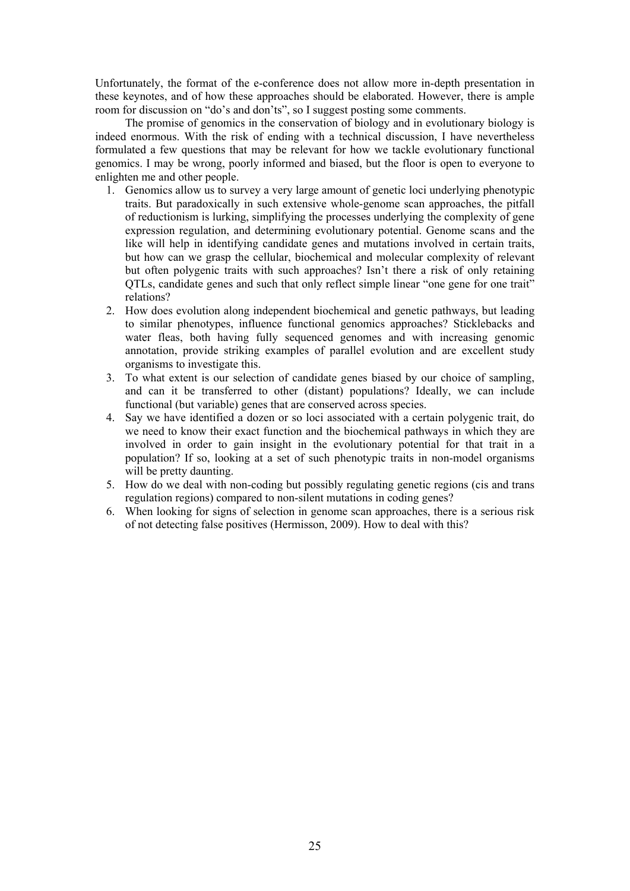Unfortunately, the format of the e-conference does not allow more in-depth presentation in these keynotes, and of how these approaches should be elaborated. However, there is ample room for discussion on "do's and don'ts", so I suggest posting some comments.

The promise of genomics in the conservation of biology and in evolutionary biology is indeed enormous. With the risk of ending with a technical discussion, I have nevertheless formulated a few questions that may be relevant for how we tackle evolutionary functional genomics. I may be wrong, poorly informed and biased, but the floor is open to everyone to enlighten me and other people.

1. Genomics allow us to survey a very large amount of genetic loci underlying phenotypic traits. But paradoxically in such extensive whole-genome scan approaches, the pitfall of reductionism is lurking, simplifying the processes underlying the complexity of gene expression regulation, and determining evolutionary potential. Genome scans and the like will help in identifying candidate genes and mutations involved in certain traits, but how can we grasp the cellular, biochemical and molecular complexity of relevant but often polygenic traits with such approaches? Isn't there a risk of only retaining QTLs, candidate genes and such that only reflect simple linear "one gene for one trait" relations?
2. How does evolution along independent biochemical and genetic pathways, but leading to similar phenotypes, influence functional genomics approaches? Sticklebacks and water fleas, both having fully sequenced genomes and with increasing genomic annotation, provide striking examples of parallel evolution and are excellent study organisms to investigate this.
3. To what extent is our selection of candidate genes biased by our choice of sampling, and can it be transferred to other (distant) populations? Ideally, we can include functional (but variable) genes that are conserved across species.
4. Say we have identified a dozen or so loci associated with a certain polygenic trait, do we need to know their exact function and the biochemical pathways in which they are involved in order to gain insight in the evolutionary potential for that trait in a population? If so, looking at a set of such phenotypic traits in non-model organisms will be pretty daunting.
5. How do we deal with non-coding but possibly regulating genetic regions (cis and trans regulation regions) compared to non-silent mutations in coding genes?
6. When looking for signs of selection in genome scan approaches, there is a serious risk of not detecting false positives (Hermisson, 2009). How to deal with this?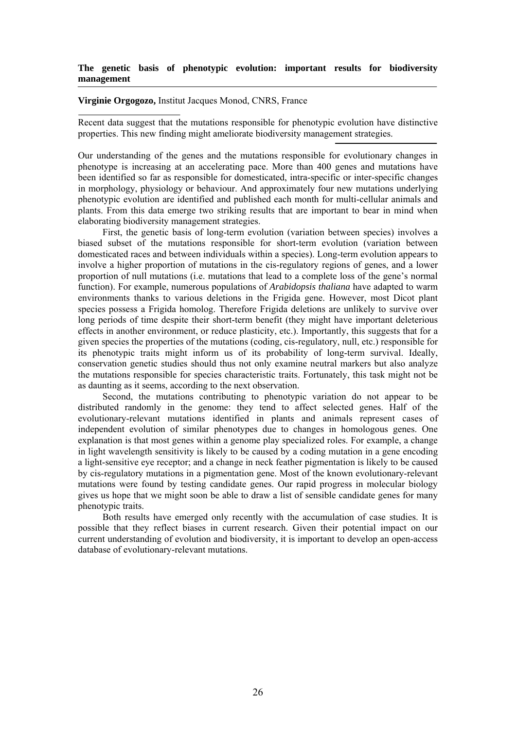**The genetic basis of phenotypic evolution: important results for biodiversity management**

**Virginie Orgogozo,** Institut Jacques Monod, CNRS, France

Recent data suggest that the mutations responsible for phenotypic evolution have distinctive properties. This new finding might ameliorate biodiversity management strategies.

Our understanding of the genes and the mutations responsible for evolutionary changes in phenotype is increasing at an accelerating pace. More than 400 genes and mutations have been identified so far as responsible for domesticated, intra-specific or inter-specific changes in morphology, physiology or behaviour. And approximately four new mutations underlying phenotypic evolution are identified and published each month for multi-cellular animals and plants. From this data emerge two striking results that are important to bear in mind when elaborating biodiversity management strategies.

First, the genetic basis of long-term evolution (variation between species) involves a biased subset of the mutations responsible for short-term evolution (variation between domesticated races and between individuals within a species). Long-term evolution appears to involve a higher proportion of mutations in the cis-regulatory regions of genes, and a lower proportion of null mutations (i.e. mutations that lead to a complete loss of the gene's normal function). For example, numerous populations of *Arabidopsis thaliana* have adapted to warm environments thanks to various deletions in the Frigida gene. However, most Dicot plant species possess a Frigida homolog. Therefore Frigida deletions are unlikely to survive over long periods of time despite their short-term benefit (they might have important deleterious effects in another environment, or reduce plasticity, etc.). Importantly, this suggests that for a given species the properties of the mutations (coding, cis-regulatory, null, etc.) responsible for its phenotypic traits might inform us of its probability of long-term survival. Ideally, conservation genetic studies should thus not only examine neutral markers but also analyze the mutations responsible for species characteristic traits. Fortunately, this task might not be as daunting as it seems, according to the next observation.

Second, the mutations contributing to phenotypic variation do not appear to be distributed randomly in the genome: they tend to affect selected genes. Half of the evolutionary-relevant mutations identified in plants and animals represent cases of independent evolution of similar phenotypes due to changes in homologous genes. One explanation is that most genes within a genome play specialized roles. For example, a change in light wavelength sensitivity is likely to be caused by a coding mutation in a gene encoding a light-sensitive eye receptor; and a change in neck feather pigmentation is likely to be caused by cis-regulatory mutations in a pigmentation gene. Most of the known evolutionary-relevant mutations were found by testing candidate genes. Our rapid progress in molecular biology gives us hope that we might soon be able to draw a list of sensible candidate genes for many phenotypic traits.

Both results have emerged only recently with the accumulation of case studies. It is possible that they reflect biases in current research. Given their potential impact on our current understanding of evolution and biodiversity, it is important to develop an open-access database of evolutionary-relevant mutations.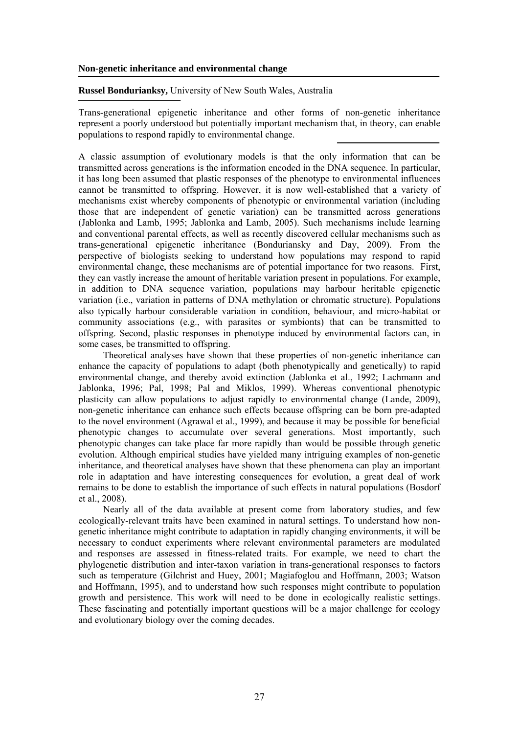## Non-genetic inheritance and environmental change

**Russel Bondurianksy,** University of New South Wales, Australia

Trans-generational epigenetic inheritance and other forms of non-genetic inheritance represent a poorly understood but potentially important mechanism that, in theory, can enable populations to respond rapidly to environmental change.

A classic assumption of evolutionary models is that the only information that can be transmitted across generations is the information encoded in the DNA sequence. In particular, it has long been assumed that plastic responses of the phenotype to environmental influences cannot be transmitted to offspring. However, it is now well-established that a variety of mechanisms exist whereby components of phenotypic or environmental variation (including those that are independent of genetic variation) can be transmitted across generations (Jablonka and Lamb, 1995; Jablonka and Lamb, 2005). Such mechanisms include learning and conventional parental effects, as well as recently discovered cellular mechanisms such as trans-generational epigenetic inheritance (Bonduriansky and Day, 2009). From the perspective of biologists seeking to understand how populations may respond to rapid environmental change, these mechanisms are of potential importance for two reasons. First, they can vastly increase the amount of heritable variation present in populations. For example, in addition to DNA sequence variation, populations may harbour heritable epigenetic variation (i.e., variation in patterns of DNA methylation or chromatic structure). Populations also typically harbour considerable variation in condition, behaviour, and micro-habitat or community associations (e.g., with parasites or symbionts) that can be transmitted to offspring. Second, plastic responses in phenotype induced by environmental factors can, in some cases, be transmitted to offspring.

Theoretical analyses have shown that these properties of non-genetic inheritance can enhance the capacity of populations to adapt (both phenotypically and genetically) to rapid environmental change, and thereby avoid extinction (Jablonka et al., 1992; Lachmann and Jablonka, 1996; Pal, 1998; Pal and Miklos, 1999). Whereas conventional phenotypic plasticity can allow populations to adjust rapidly to environmental change (Lande, 2009), non-genetic inheritance can enhance such effects because offspring can be born pre-adapted to the novel environment (Agrawal et al., 1999), and because it may be possible for beneficial phenotypic changes to accumulate over several generations. Most importantly, such phenotypic changes can take place far more rapidly than would be possible through genetic evolution. Although empirical studies have yielded many intriguing examples of non-genetic inheritance, and theoretical analyses have shown that these phenomena can play an important role in adaptation and have interesting consequences for evolution, a great deal of work remains to be done to establish the importance of such effects in natural populations (Bosdorf et al., 2008).

Nearly all of the data available at present come from laboratory studies, and few ecologically-relevant traits have been examined in natural settings. To understand how non-genetic inheritance might contribute to adaptation in rapidly changing environments, it will be necessary to conduct experiments where relevant environmental parameters are modulated and responses are assessed in fitness-related traits. For example, we need to chart the phylogenetic distribution and inter-taxon variation in trans-generational responses to factors such as temperature (Gilchrist and Huey, 2001; Magiafoglou and Hoffmann, 2003; Watson and Hoffmann, 1995), and to understand how such responses might contribute to population growth and persistence. This work will need to be done in ecologically realistic settings. These fascinating and potentially important questions will be a major challenge for ecology and evolutionary biology over the coming decades.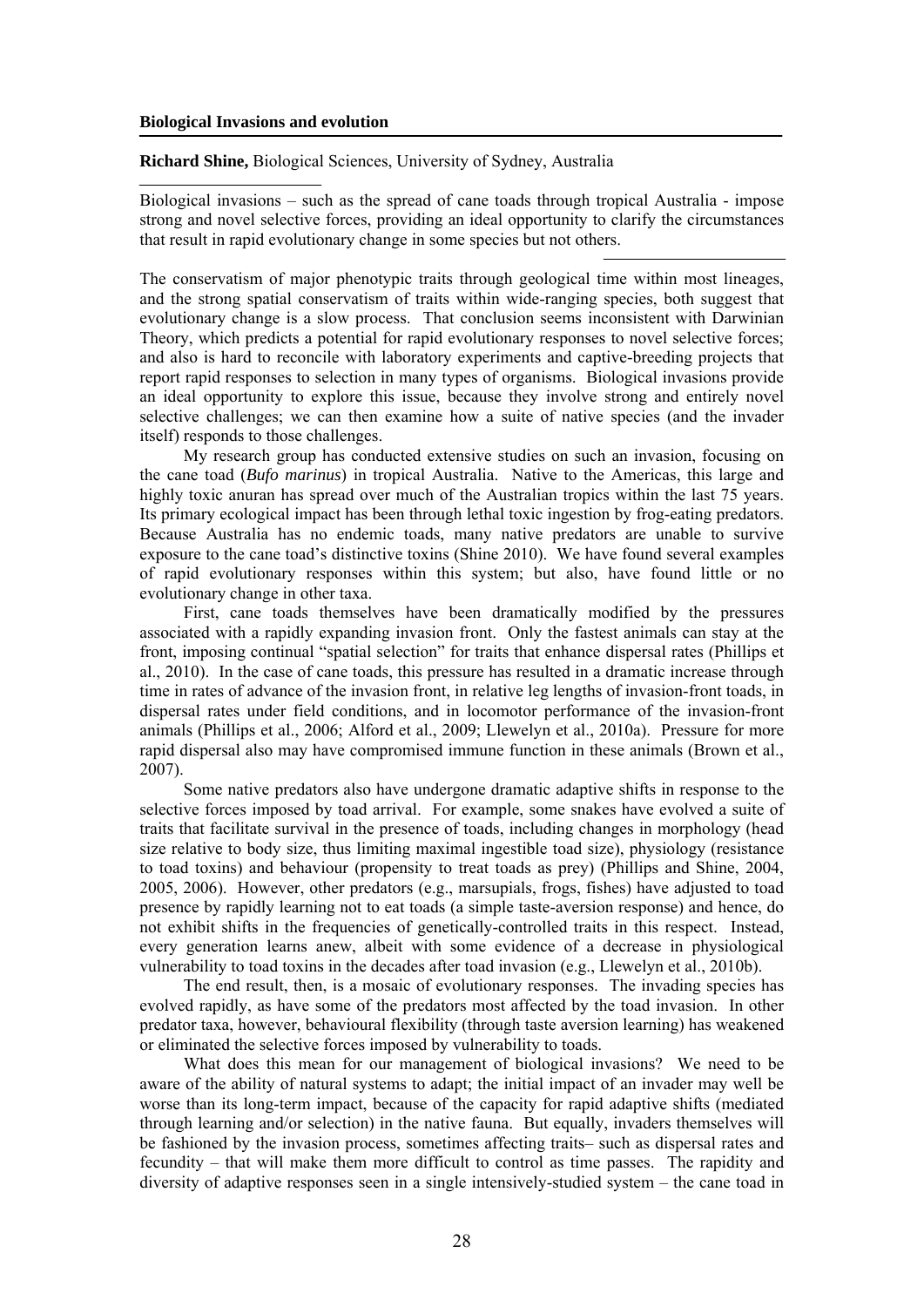**Biological Invasions and evolution**

**Richard Shine,** Biological Sciences, University of Sydney, Australia

Biological invasions – such as the spread of cane toads through tropical Australia - impose strong and novel selective forces, providing an ideal opportunity to clarify the circumstances that result in rapid evolutionary change in some species but not others.

The conservatism of major phenotypic traits through geological time within most lineages, and the strong spatial conservatism of traits within wide-ranging species, both suggest that evolutionary change is a slow process. That conclusion seems inconsistent with Darwinian Theory, which predicts a potential for rapid evolutionary responses to novel selective forces; and also is hard to reconcile with laboratory experiments and captive-breeding projects that report rapid responses to selection in many types of organisms. Biological invasions provide an ideal opportunity to explore this issue, because they involve strong and entirely novel selective challenges; we can then examine how a suite of native species (and the invader itself) responds to those challenges.

My research group has conducted extensive studies on such an invasion, focusing on the cane toad (*Bufo marinus*) in tropical Australia. Native to the Americas, this large and highly toxic anuran has spread over much of the Australian tropics within the last 75 years. Its primary ecological impact has been through lethal toxic ingestion by frog-eating predators. Because Australia has no endemic toads, many native predators are unable to survive exposure to the cane toad's distinctive toxins (Shine 2010). We have found several examples of rapid evolutionary responses within this system; but also, have found little or no evolutionary change in other taxa.

First, cane toads themselves have been dramatically modified by the pressures associated with a rapidly expanding invasion front. Only the fastest animals can stay at the front, imposing continual "spatial selection" for traits that enhance dispersal rates (Phillips et al., 2010). In the case of cane toads, this pressure has resulted in a dramatic increase through time in rates of advance of the invasion front, in relative leg lengths of invasion-front toads, in dispersal rates under field conditions, and in locomotor performance of the invasion-front animals (Phillips et al., 2006; Alford et al., 2009; Llewelyn et al., 2010a). Pressure for more rapid dispersal also may have compromised immune function in these animals (Brown et al., 2007).

Some native predators also have undergone dramatic adaptive shifts in response to the selective forces imposed by toad arrival. For example, some snakes have evolved a suite of traits that facilitate survival in the presence of toads, including changes in morphology (head size relative to body size, thus limiting maximal ingestible toad size), physiology (resistance to toad toxins) and behaviour (propensity to treat toads as prey) (Phillips and Shine, 2004, 2005, 2006). However, other predators (e.g., marsupials, frogs, fishes) have adjusted to toad presence by rapidly learning not to eat toads (a simple taste-aversion response) and hence, do not exhibit shifts in the frequencies of genetically-controlled traits in this respect. Instead, every generation learns anew, albeit with some evidence of a decrease in physiological vulnerability to toad toxins in the decades after toad invasion (e.g., Llewelyn et al., 2010b).

The end result, then, is a mosaic of evolutionary responses. The invading species has evolved rapidly, as have some of the predators most affected by the toad invasion. In other predator taxa, however, behavioural flexibility (through taste aversion learning) has weakened or eliminated the selective forces imposed by vulnerability to toads.

What does this mean for our management of biological invasions? We need to be aware of the ability of natural systems to adapt; the initial impact of an invader may well be worse than its long-term impact, because of the capacity for rapid adaptive shifts (mediated through learning and/or selection) in the native fauna. But equally, invaders themselves will be fashioned by the invasion process, sometimes affecting traits– such as dispersal rates and fecundity – that will make them more difficult to control as time passes. The rapidity and diversity of adaptive responses seen in a single intensively-studied system – the cane toad in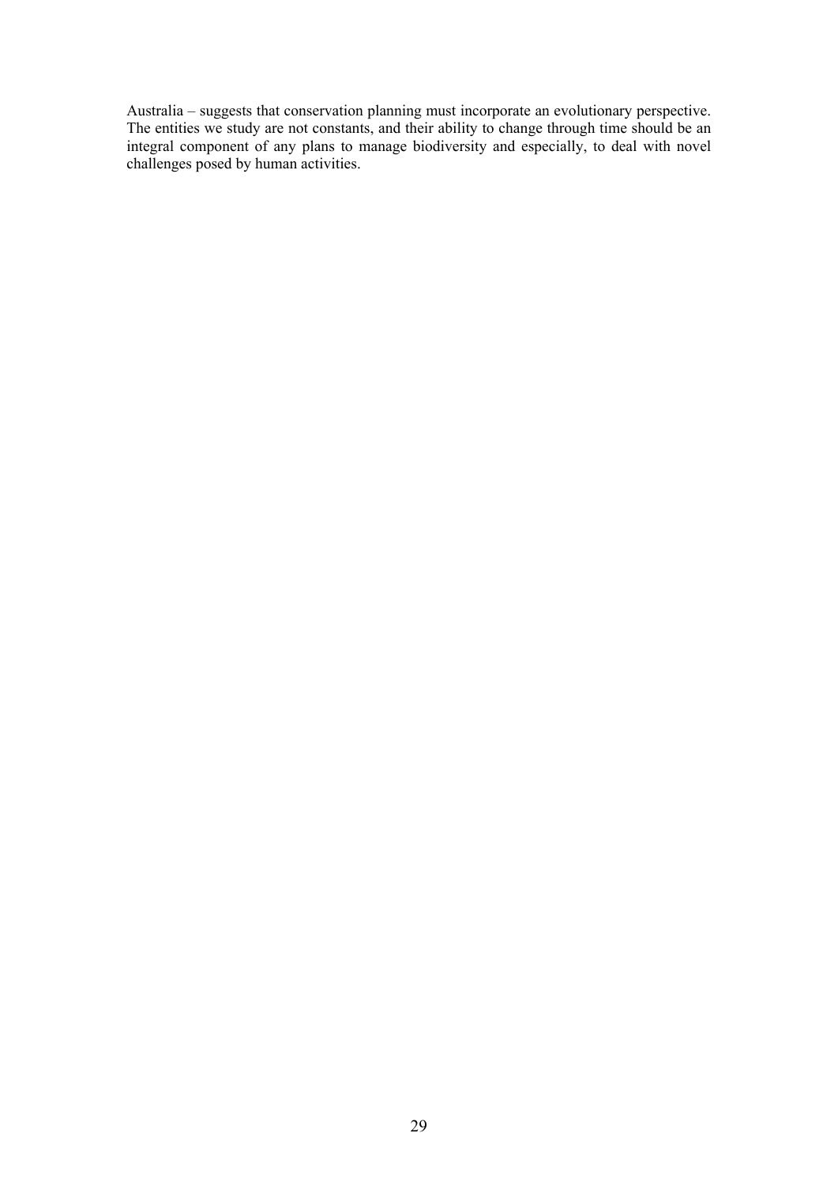Australia – suggests that conservation planning must incorporate an evolutionary perspective. The entities we study are not constants, and their ability to change through time should be an integral component of any plans to manage biodiversity and especially, to deal with novel challenges posed by human activities.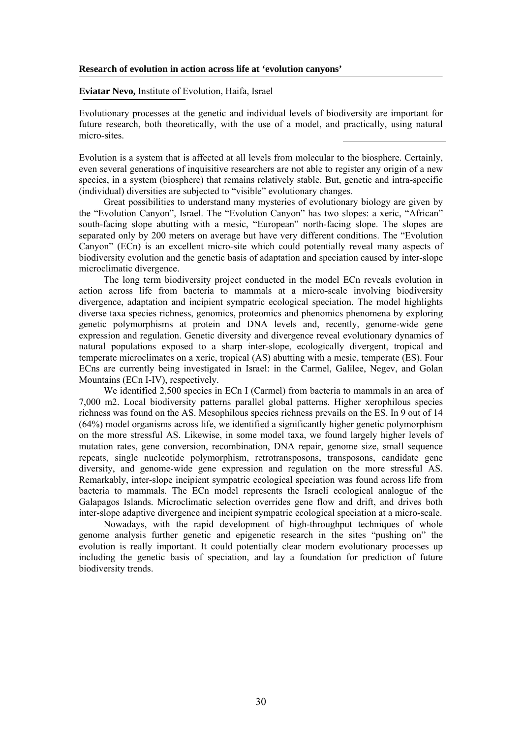**Research of evolution in action across life at 'evolution canyons'**

**Eviatar Nevo,** Institute of Evolution, Haifa, Israel

Evolutionary processes at the genetic and individual levels of biodiversity are important for future research, both theoretically, with the use of a model, and practically, using natural micro-sites.

Evolution is a system that is affected at all levels from molecular to the biosphere. Certainly, even several generations of inquisitive researchers are not able to register any origin of a new species, in a system (biosphere) that remains relatively stable. But, genetic and intra-specific (individual) diversities are subjected to "visible" evolutionary changes.

Great possibilities to understand many mysteries of evolutionary biology are given by the "Evolution Canyon", Israel. The "Evolution Canyon" has two slopes: a xeric, "African" south-facing slope abutting with a mesic, "European" north-facing slope. The slopes are separated only by 200 meters on average but have very different conditions. The "Evolution Canyon" (ECn) is an excellent micro-site which could potentially reveal many aspects of biodiversity evolution and the genetic basis of adaptation and speciation caused by inter-slope microclimatic divergence.

The long term biodiversity project conducted in the model ECn reveals evolution in action across life from bacteria to mammals at a micro-scale involving biodiversity divergence, adaptation and incipient sympatric ecological speciation. The model highlights diverse taxa species richness, genomics, proteomics and phenomics phenomena by exploring genetic polymorphisms at protein and DNA levels and, recently, genome-wide gene expression and regulation. Genetic diversity and divergence reveal evolutionary dynamics of natural populations exposed to a sharp inter-slope, ecologically divergent, tropical and temperate microclimates on a xeric, tropical (AS) abutting with a mesic, temperate (ES). Four ECns are currently being investigated in Israel: in the Carmel, Galilee, Negev, and Golan Mountains (ECn I-IV), respectively.

We identified 2,500 species in ECn I (Carmel) from bacteria to mammals in an area of 7,000 m2. Local biodiversity patterns parallel global patterns. Higher xerophilous species richness was found on the AS. Mesophilous species richness prevails on the ES. In 9 out of 14 (64%) model organisms across life, we identified a significantly higher genetic polymorphism on the more stressful AS. Likewise, in some model taxa, we found largely higher levels of mutation rates, gene conversion, recombination, DNA repair, genome size, small sequence repeats, single nucleotide polymorphism, retrotransposons, transposons, candidate gene diversity, and genome-wide gene expression and regulation on the more stressful AS. Remarkably, inter-slope incipient sympatric ecological speciation was found across life from bacteria to mammals. The ECn model represents the Israeli ecological analogue of the Galapagos Islands. Microclimatic selection overrides gene flow and drift, and drives both inter-slope adaptive divergence and incipient sympatric ecological speciation at a micro-scale.

Nowadays, with the rapid development of high-throughput techniques of whole genome analysis further genetic and epigenetic research in the sites "pushing on" the evolution is really important. It could potentially clear modern evolutionary processes up including the genetic basis of speciation, and lay a foundation for prediction of future biodiversity trends.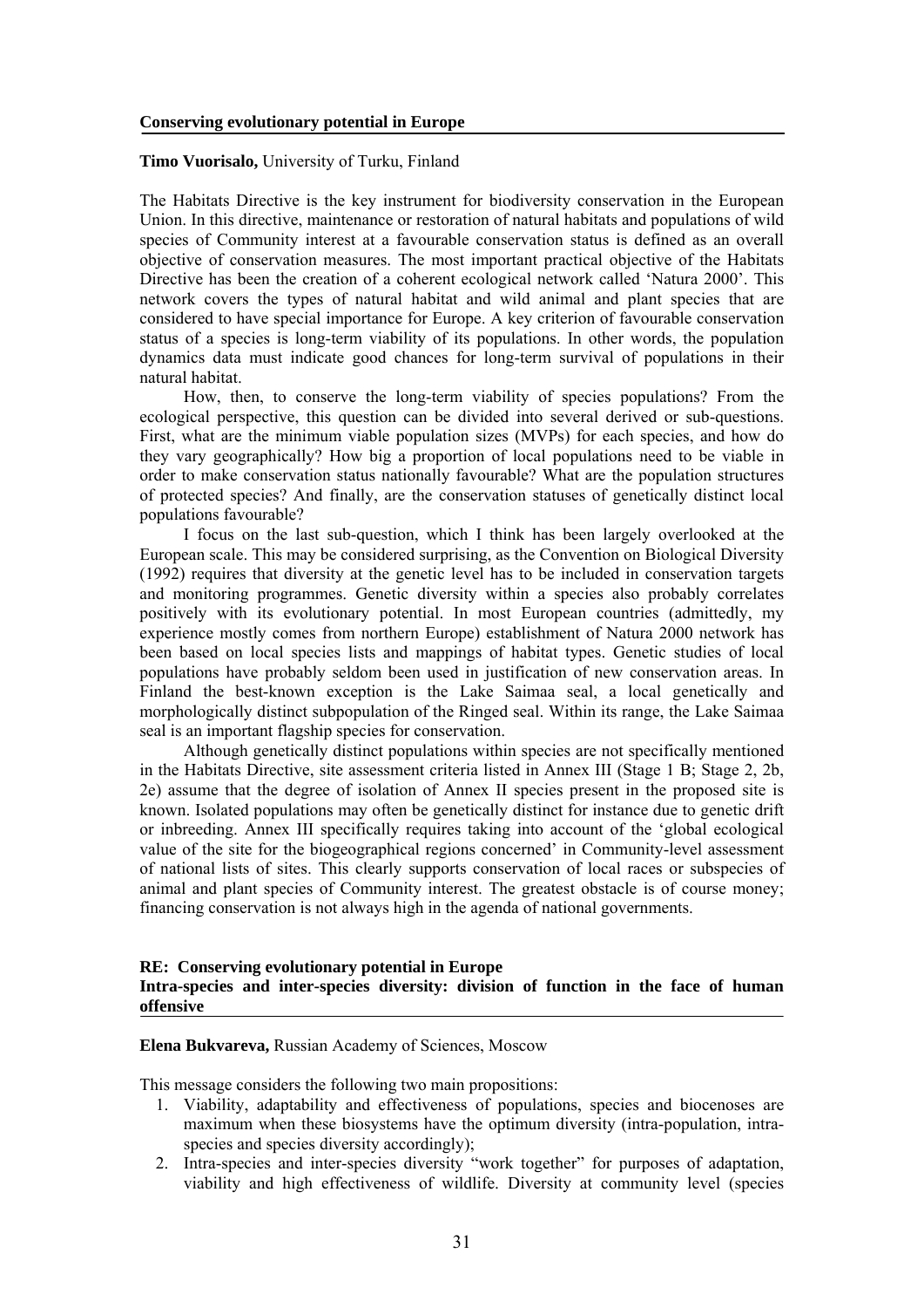## Conserving evolutionary potential in Europe

**Timo Vuorisalo,** University of Turku, Finland

The Habitats Directive is the key instrument for biodiversity conservation in the European Union. In this directive, maintenance or restoration of natural habitats and populations of wild species of Community interest at a favourable conservation status is defined as an overall objective of conservation measures. The most important practical objective of the Habitats Directive has been the creation of a coherent ecological network called 'Natura 2000'. This network covers the types of natural habitat and wild animal and plant species that are considered to have special importance for Europe. A key criterion of favourable conservation status of a species is long-term viability of its populations. In other words, the population dynamics data must indicate good chances for long-term survival of populations in their natural habitat.

How, then, to conserve the long-term viability of species populations? From the ecological perspective, this question can be divided into several derived or sub-questions. First, what are the minimum viable population sizes (MVPs) for each species, and how do they vary geographically? How big a proportion of local populations need to be viable in order to make conservation status nationally favourable? What are the population structures of protected species? And finally, are the conservation statuses of genetically distinct local populations favourable?

I focus on the last sub-question, which I think has been largely overlooked at the European scale. This may be considered surprising, as the Convention on Biological Diversity (1992) requires that diversity at the genetic level has to be included in conservation targets and monitoring programmes. Genetic diversity within a species also probably correlates positively with its evolutionary potential. In most European countries (admittedly, my experience mostly comes from northern Europe) establishment of Natura 2000 network has been based on local species lists and mappings of habitat types. Genetic studies of local populations have probably seldom been used in justification of new conservation areas. In Finland the best-known exception is the Lake Saimaa seal, a local genetically and morphologically distinct subpopulation of the Ringed seal. Within its range, the Lake Saimaa seal is an important flagship species for conservation.

Although genetically distinct populations within species are not specifically mentioned in the Habitats Directive, site assessment criteria listed in Annex III (Stage 1 B; Stage 2, 2b, 2e) assume that the degree of isolation of Annex II species present in the proposed site is known. Isolated populations may often be genetically distinct for instance due to genetic drift or inbreeding. Annex III specifically requires taking into account of the 'global ecological value of the site for the biogeographical regions concerned' in Community-level assessment of national lists of sites. This clearly supports conservation of local races or subspecies of animal and plant species of Community interest. The greatest obstacle is of course money; financing conservation is not always high in the agenda of national governments.

## RE: Conserving evolutionary potential in Europe
## Intra-species and inter-species diversity: division of function in the face of human offensive

**Elena Bukvareva,** Russian Academy of Sciences, Moscow

This message considers the following two main propositions:

1. Viability, adaptability and effectiveness of populations, species and biocenoses are maximum when these biosystems have the optimum diversity (intra-population, intra-species and species diversity accordingly);
2. Intra-species and inter-species diversity "work together" for purposes of adaptation, viability and high effectiveness of wildlife. Diversity at community level (species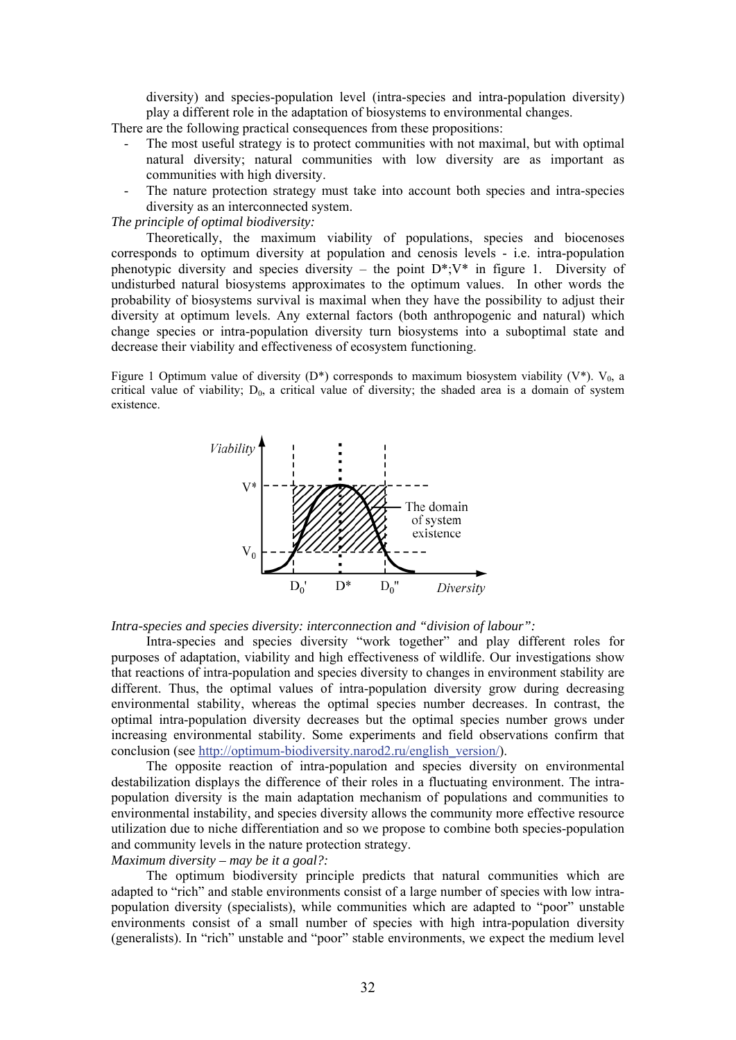diversity) and species-population level (intra-species and intra-population diversity) play a different role in the adaptation of biosystems to environmental changes.

There are the following practical consequences from these propositions:

- The most useful strategy is to protect communities with not maximal, but with optimal natural diversity; natural communities with low diversity are as important as communities with high diversity.
- The nature protection strategy must take into account both species and intra-species diversity as an interconnected system.

*The principle of optimal biodiversity:*

Theoretically, the maximum viability of populations, species and biocenoses corresponds to optimum diversity at population and cenosis levels - i.e. intra-population phenotypic diversity and species diversity – the point $D^*;V^*$ in figure 1. Diversity of undisturbed natural biosystems approximates to the optimum values. In other words the probability of biosystems survival is maximal when they have the possibility to adjust their diversity at optimum levels. Any external factors (both anthropogenic and natural) which change species or intra-population diversity turn biosystems into a suboptimal state and decrease their viability and effectiveness of ecosystem functioning.

Figure 1 Optimum value of diversity ($D^*$) corresponds to maximum biosystem viability ($V^*$). $V_0$, a critical value of viability; $D_0$, a critical value of diversity; the shaded area is a domain of system existence.

*Intra-species and species diversity: interconnection and "division of labour":*

Intra-species and species diversity "work together" and play different roles for purposes of adaptation, viability and high effectiveness of wildlife. Our investigations show that reactions of intra-population and species diversity to changes in environment stability are different. Thus, the optimal values of intra-population diversity grow during decreasing environmental stability, whereas the optimal species number decreases. In contrast, the optimal intra-population diversity decreases but the optimal species number grows under increasing environmental stability. Some experiments and field observations confirm that conclusion (see http://optimum-biodiversity.narod2.ru/english_version/).

The opposite reaction of intra-population and species diversity on environmental destabilization displays the difference of their roles in a fluctuating environment. The intra-population diversity is the main adaptation mechanism of populations and communities to environmental instability, and species diversity allows the community more effective resource utilization due to niche differentiation and so we propose to combine both species-population and community levels in the nature protection strategy.

*Maximum diversity – may be it a goal?:*

The optimum biodiversity principle predicts that natural communities which are adapted to "rich" and stable environments consist of a large number of species with low intra-population diversity (specialists), while communities which are adapted to "poor" unstable environments consist of a small number of species with high intra-population diversity (generalists). In "rich" unstable and "poor" stable environments, we expect the medium level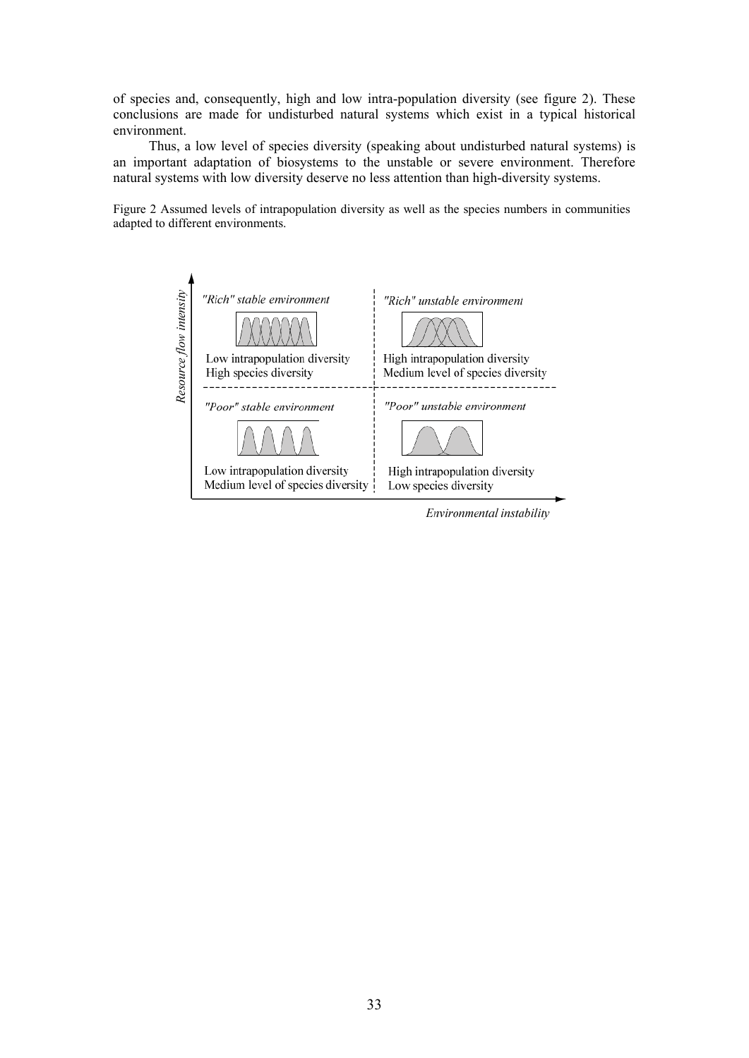of species and, consequently, high and low intra-population diversity (see figure 2). These conclusions are made for undisturbed natural systems which exist in a typical historical environment.

Thus, a low level of species diversity (speaking about undisturbed natural systems) is an important adaptation of biosystems to the unstable or severe environment. Therefore natural systems with low diversity deserve no less attention than high-diversity systems.

Figure 2 Assumed levels of intrapopulation diversity as well as the species numbers in communities adapted to different environments.

*Resource flow intensity*

*"Rich" stable environment*

Low intrapopulation diversity
High species diversity

*"Rich" unstable environment*

High intrapopulation diversity
Medium level of species diversity

*"Poor" stable environment*

Low intrapopulation diversity
Medium level of species diversity

*"Poor" unstable environment*

High intrapopulation diversity
Low species diversity

*Environmental instability*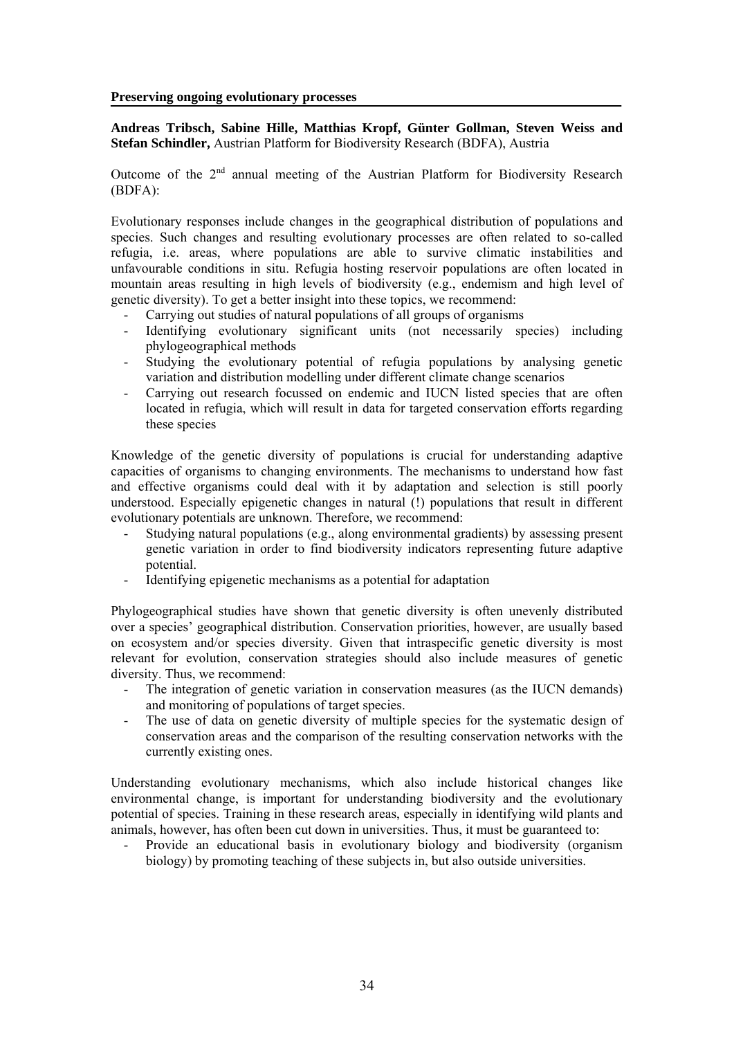## Preserving ongoing evolutionary processes

**Andreas Tribsch, Sabine Hille, Matthias Kropf, Günter Gollman, Steven Weiss and Stefan Schindler,** Austrian Platform for Biodiversity Research (BDFA), Austria

Outcome of the 2nd annual meeting of the Austrian Platform for Biodiversity Research (BDFA):

Evolutionary responses include changes in the geographical distribution of populations and species. Such changes and resulting evolutionary processes are often related to so-called refugia, i.e. areas, where populations are able to survive climatic instabilities and unfavourable conditions in situ. Refugia hosting reservoir populations are often located in mountain areas resulting in high levels of biodiversity (e.g., endemism and high level of genetic diversity). To get a better insight into these topics, we recommend:

- Carrying out studies of natural populations of all groups of organisms
- Identifying evolutionary significant units (not necessarily species) including phylogeographical methods
- Studying the evolutionary potential of refugia populations by analysing genetic variation and distribution modelling under different climate change scenarios
- Carrying out research focussed on endemic and IUCN listed species that are often located in refugia, which will result in data for targeted conservation efforts regarding these species

Knowledge of the genetic diversity of populations is crucial for understanding adaptive capacities of organisms to changing environments. The mechanisms to understand how fast and effective organisms could deal with it by adaptation and selection is still poorly understood. Especially epigenetic changes in natural (!) populations that result in different evolutionary potentials are unknown. Therefore, we recommend:

- Studying natural populations (e.g., along environmental gradients) by assessing present genetic variation in order to find biodiversity indicators representing future adaptive potential.
- Identifying epigenetic mechanisms as a potential for adaptation

Phylogeographical studies have shown that genetic diversity is often unevenly distributed over a species' geographical distribution. Conservation priorities, however, are usually based on ecosystem and/or species diversity. Given that intraspecific genetic diversity is most relevant for evolution, conservation strategies should also include measures of genetic diversity. Thus, we recommend:

- The integration of genetic variation in conservation measures (as the IUCN demands) and monitoring of populations of target species.
- The use of data on genetic diversity of multiple species for the systematic design of conservation areas and the comparison of the resulting conservation networks with the currently existing ones.

Understanding evolutionary mechanisms, which also include historical changes like environmental change, is important for understanding biodiversity and the evolutionary potential of species. Training in these research areas, especially in identifying wild plants and animals, however, has often been cut down in universities. Thus, it must be guaranteed to:

- Provide an educational basis in evolutionary biology and biodiversity (organism biology) by promoting teaching of these subjects in, but also outside universities.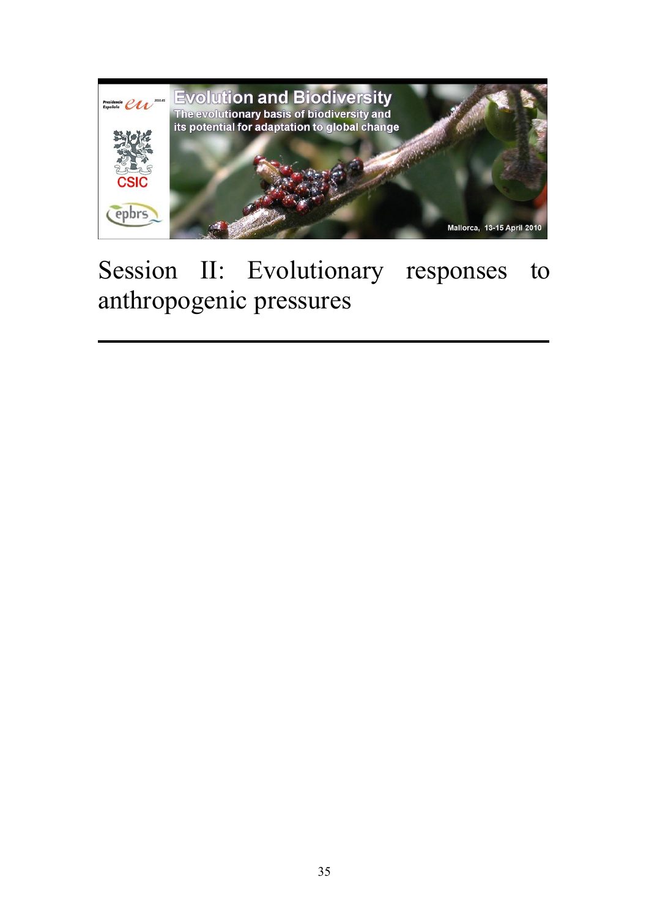# Session II: Evolutionary responses to anthropogenic pressures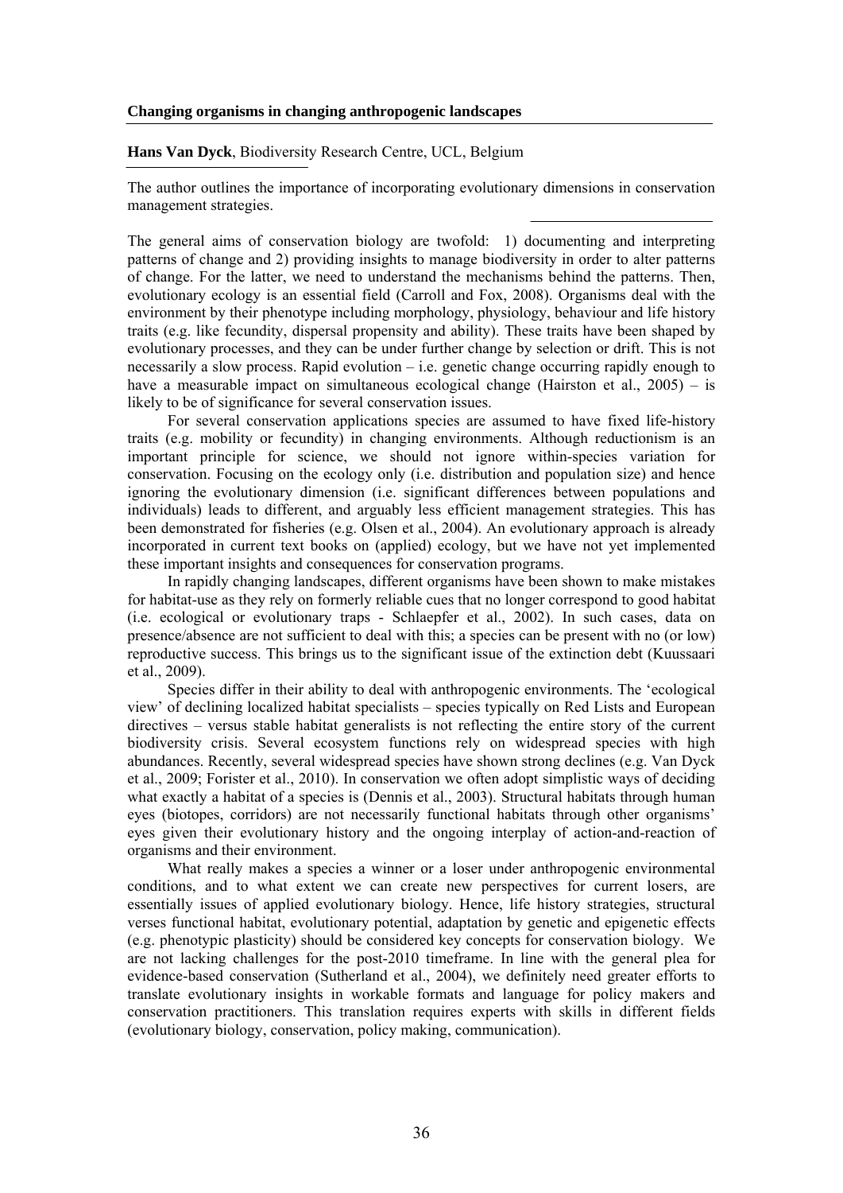## Changing organisms in changing anthropogenic landscapes

**Hans Van Dyck**, Biodiversity Research Centre, UCL, Belgium

The author outlines the importance of incorporating evolutionary dimensions in conservation management strategies.

The general aims of conservation biology are twofold: 1) documenting and interpreting patterns of change and 2) providing insights to manage biodiversity in order to alter patterns of change. For the latter, we need to understand the mechanisms behind the patterns. Then, evolutionary ecology is an essential field (Carroll and Fox, 2008). Organisms deal with the environment by their phenotype including morphology, physiology, behaviour and life history traits (e.g. like fecundity, dispersal propensity and ability). These traits have been shaped by evolutionary processes, and they can be under further change by selection or drift. This is not necessarily a slow process. Rapid evolution – i.e. genetic change occurring rapidly enough to have a measurable impact on simultaneous ecological change (Hairston et al., 2005) – is likely to be of significance for several conservation issues.

For several conservation applications species are assumed to have fixed life-history traits (e.g. mobility or fecundity) in changing environments. Although reductionism is an important principle for science, we should not ignore within-species variation for conservation. Focusing on the ecology only (i.e. distribution and population size) and hence ignoring the evolutionary dimension (i.e. significant differences between populations and individuals) leads to different, and arguably less efficient management strategies. This has been demonstrated for fisheries (e.g. Olsen et al., 2004). An evolutionary approach is already incorporated in current text books on (applied) ecology, but we have not yet implemented these important insights and consequences for conservation programs.

In rapidly changing landscapes, different organisms have been shown to make mistakes for habitat-use as they rely on formerly reliable cues that no longer correspond to good habitat (i.e. ecological or evolutionary traps - Schlaepfer et al., 2002). In such cases, data on presence/absence are not sufficient to deal with this; a species can be present with no (or low) reproductive success. This brings us to the significant issue of the extinction debt (Kuussaari et al., 2009).

Species differ in their ability to deal with anthropogenic environments. The 'ecological view' of declining localized habitat specialists – species typically on Red Lists and European directives – versus stable habitat generalists is not reflecting the entire story of the current biodiversity crisis. Several ecosystem functions rely on widespread species with high abundances. Recently, several widespread species have shown strong declines (e.g. Van Dyck et al., 2009; Forister et al., 2010). In conservation we often adopt simplistic ways of deciding what exactly a habitat of a species is (Dennis et al., 2003). Structural habitats through human eyes (biotopes, corridors) are not necessarily functional habitats through other organisms' eyes given their evolutionary history and the ongoing interplay of action-and-reaction of organisms and their environment.

What really makes a species a winner or a loser under anthropogenic environmental conditions, and to what extent we can create new perspectives for current losers, are essentially issues of applied evolutionary biology. Hence, life history strategies, structural verses functional habitat, evolutionary potential, adaptation by genetic and epigenetic effects (e.g. phenotypic plasticity) should be considered key concepts for conservation biology. We are not lacking challenges for the post-2010 timeframe. In line with the general plea for evidence-based conservation (Sutherland et al., 2004), we definitely need greater efforts to translate evolutionary insights in workable formats and language for policy makers and conservation practitioners. This translation requires experts with skills in different fields (evolutionary biology, conservation, policy making, communication).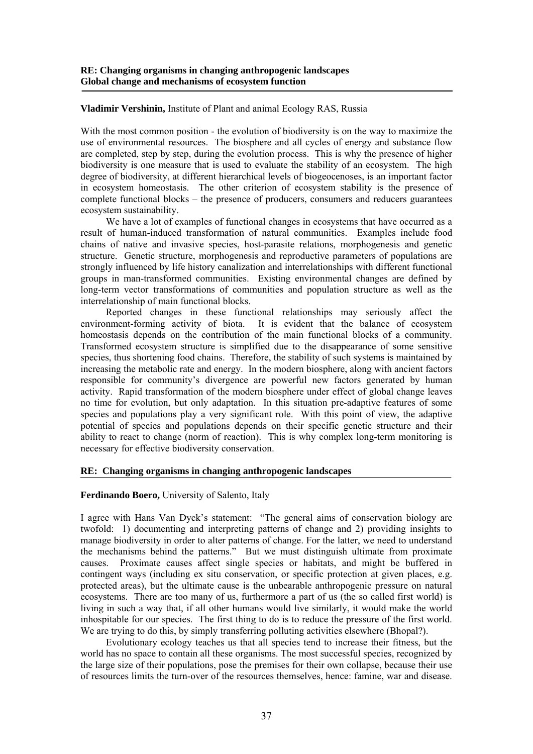**RE: Changing organisms in changing anthropogenic landscapes**
**Global change and mechanisms of ecosystem function**

**Vladimir Vershinin,** Institute of Plant and animal Ecology RAS, Russia

With the most common position - the evolution of biodiversity is on the way to maximize the use of environmental resources. The biosphere and all cycles of energy and substance flow are completed, step by step, during the evolution process. This is why the presence of higher biodiversity is one measure that is used to evaluate the stability of an ecosystem. The high degree of biodiversity, at different hierarchical levels of biogeocenoses, is an important factor in ecosystem homeostasis. The other criterion of ecosystem stability is the presence of complete functional blocks – the presence of producers, consumers and reducers guarantees ecosystem sustainability.

We have a lot of examples of functional changes in ecosystems that have occurred as a result of human-induced transformation of natural communities. Examples include food chains of native and invasive species, host-parasite relations, morphogenesis and genetic structure. Genetic structure, morphogenesis and reproductive parameters of populations are strongly influenced by life history canalization and interrelationships with different functional groups in man-transformed communities. Existing environmental changes are defined by long-term vector transformations of communities and population structure as well as the interrelationship of main functional blocks.

Reported changes in these functional relationships may seriously affect the environment-forming activity of biota. It is evident that the balance of ecosystem homeostasis depends on the contribution of the main functional blocks of a community. Transformed ecosystem structure is simplified due to the disappearance of some sensitive species, thus shortening food chains. Therefore, the stability of such systems is maintained by increasing the metabolic rate and energy. In the modern biosphere, along with ancient factors responsible for community's divergence are powerful new factors generated by human activity. Rapid transformation of the modern biosphere under effect of global change leaves no time for evolution, but only adaptation. In this situation pre-adaptive features of some species and populations play a very significant role. With this point of view, the adaptive potential of species and populations depends on their specific genetic structure and their ability to react to change (norm of reaction). This is why complex long-term monitoring is necessary for effective biodiversity conservation.

**RE: Changing organisms in changing anthropogenic landscapes**

**Ferdinando Boero,** University of Salento, Italy

I agree with Hans Van Dyck's statement: "The general aims of conservation biology are twofold: 1) documenting and interpreting patterns of change and 2) providing insights to manage biodiversity in order to alter patterns of change. For the latter, we need to understand the mechanisms behind the patterns." But we must distinguish ultimate from proximate causes. Proximate causes affect single species or habitats, and might be buffered in contingent ways (including ex situ conservation, or specific protection at given places, e.g. protected areas), but the ultimate cause is the unbearable anthropogenic pressure on natural ecosystems. There are too many of us, furthermore a part of us (the so called first world) is living in such a way that, if all other humans would live similarly, it would make the world inhospitable for our species. The first thing to do is to reduce the pressure of the first world. We are trying to do this, by simply transferring polluting activities elsewhere (Bhopal?).

Evolutionary ecology teaches us that all species tend to increase their fitness, but the world has no space to contain all these organisms. The most successful species, recognized by the large size of their populations, pose the premises for their own collapse, because their use of resources limits the turn-over of the resources themselves, hence: famine, war and disease.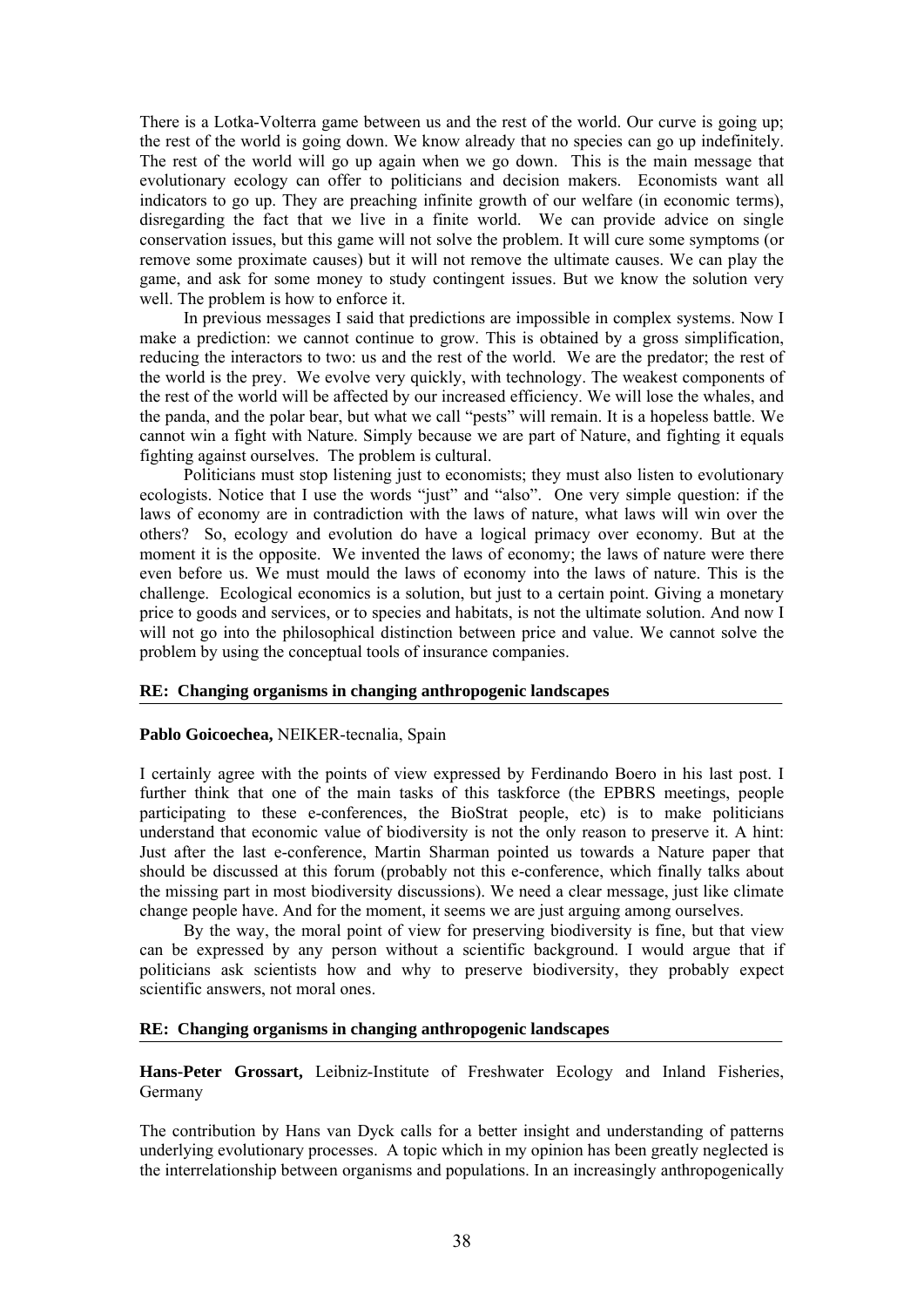There is a Lotka-Volterra game between us and the rest of the world. Our curve is going up; the rest of the world is going down. We know already that no species can go up indefinitely. The rest of the world will go up again when we go down. This is the main message that evolutionary ecology can offer to politicians and decision makers. Economists want all indicators to go up. They are preaching infinite growth of our welfare (in economic terms), disregarding the fact that we live in a finite world. We can provide advice on single conservation issues, but this game will not solve the problem. It will cure some symptoms (or remove some proximate causes) but it will not remove the ultimate causes. We can play the game, and ask for some money to study contingent issues. But we know the solution very well. The problem is how to enforce it.

In previous messages I said that predictions are impossible in complex systems. Now I make a prediction: we cannot continue to grow. This is obtained by a gross simplification, reducing the interactors to two: us and the rest of the world. We are the predator; the rest of the world is the prey. We evolve very quickly, with technology. The weakest components of the rest of the world will be affected by our increased efficiency. We will lose the whales, and the panda, and the polar bear, but what we call "pests" will remain. It is a hopeless battle. We cannot win a fight with Nature. Simply because we are part of Nature, and fighting it equals fighting against ourselves. The problem is cultural.

Politicians must stop listening just to economists; they must also listen to evolutionary ecologists. Notice that I use the words "just" and "also". One very simple question: if the laws of economy are in contradiction with the laws of nature, what laws will win over the others? So, ecology and evolution do have a logical primacy over economy. But at the moment it is the opposite. We invented the laws of economy; the laws of nature were there even before us. We must mould the laws of economy into the laws of nature. This is the challenge. Ecological economics is a solution, but just to a certain point. Giving a monetary price to goods and services, or to species and habitats, is not the ultimate solution. And now I will not go into the philosophical distinction between price and value. We cannot solve the problem by using the conceptual tools of insurance companies.

**RE: Changing organisms in changing anthropogenic landscapes**

**Pablo Goicoechea,** NEIKER-tecnalia, Spain

I certainly agree with the points of view expressed by Ferdinando Boero in his last post. I further think that one of the main tasks of this taskforce (the EPBRS meetings, people participating to these e-conferences, the BioStrat people, etc) is to make politicians understand that economic value of biodiversity is not the only reason to preserve it. A hint: Just after the last e-conference, Martin Sharman pointed us towards a Nature paper that should be discussed at this forum (probably not this e-conference, which finally talks about the missing part in most biodiversity discussions). We need a clear message, just like climate change people have. And for the moment, it seems we are just arguing among ourselves.

By the way, the moral point of view for preserving biodiversity is fine, but that view can be expressed by any person without a scientific background. I would argue that if politicians ask scientists how and why to preserve biodiversity, they probably expect scientific answers, not moral ones.

**RE: Changing organisms in changing anthropogenic landscapes**

**Hans-Peter Grossart,** Leibniz-Institute of Freshwater Ecology and Inland Fisheries, Germany

The contribution by Hans van Dyck calls for a better insight and understanding of patterns underlying evolutionary processes. A topic which in my opinion has been greatly neglected is the interrelationship between organisms and populations. In an increasingly anthropogenically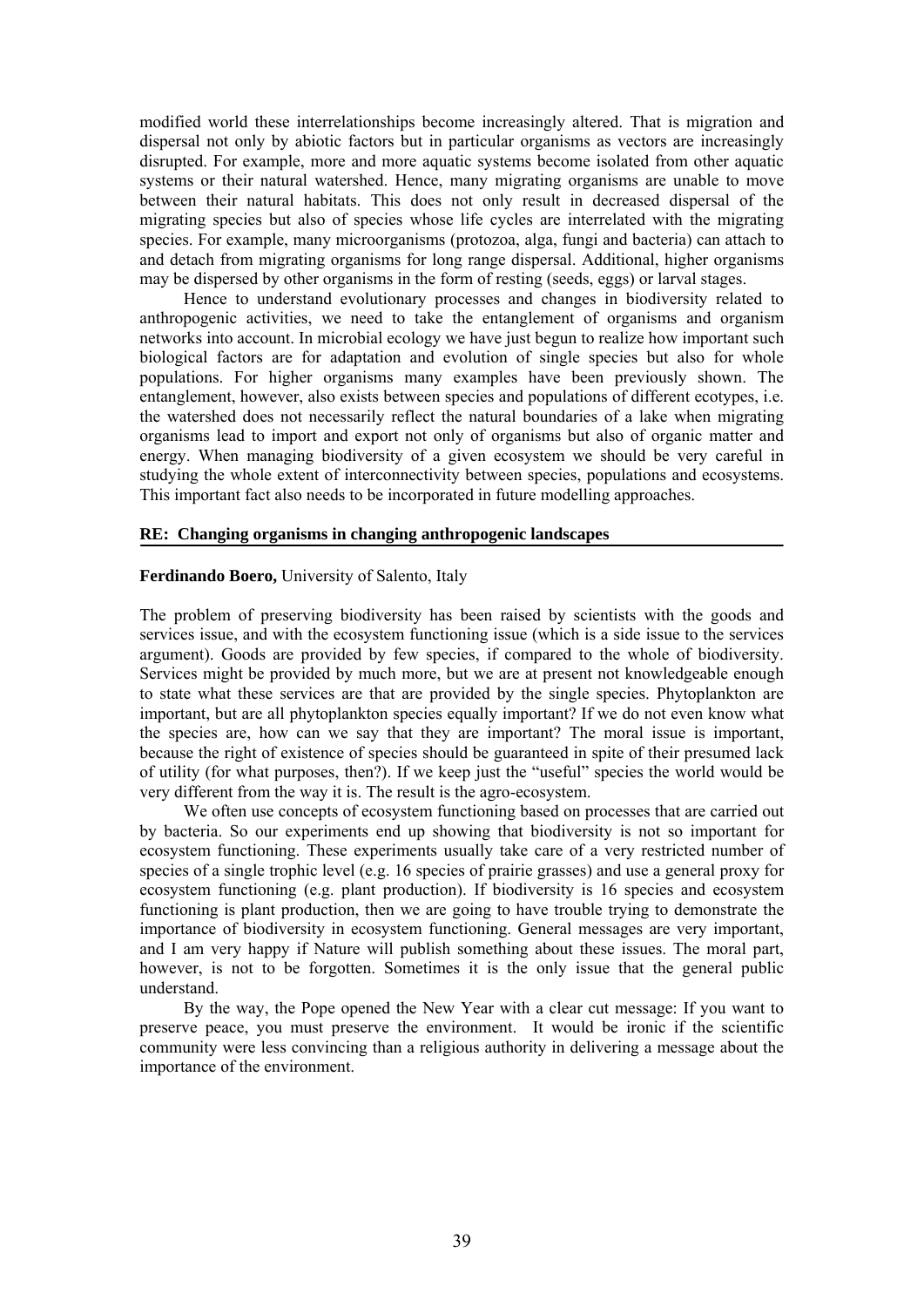modified world these interrelationships become increasingly altered. That is migration and dispersal not only by abiotic factors but in particular organisms as vectors are increasingly disrupted. For example, more and more aquatic systems become isolated from other aquatic systems or their natural watershed. Hence, many migrating organisms are unable to move between their natural habitats. This does not only result in decreased dispersal of the migrating species but also of species whose life cycles are interrelated with the migrating species. For example, many microorganisms (protozoa, alga, fungi and bacteria) can attach to and detach from migrating organisms for long range dispersal. Additional, higher organisms may be dispersed by other organisms in the form of resting (seeds, eggs) or larval stages.

Hence to understand evolutionary processes and changes in biodiversity related to anthropogenic activities, we need to take the entanglement of organisms and organism networks into account. In microbial ecology we have just begun to realize how important such biological factors are for adaptation and evolution of single species but also for whole populations. For higher organisms many examples have been previously shown. The entanglement, however, also exists between species and populations of different ecotypes, i.e. the watershed does not necessarily reflect the natural boundaries of a lake when migrating organisms lead to import and export not only of organisms but also of organic matter and energy. When managing biodiversity of a given ecosystem we should be very careful in studying the whole extent of interconnectivity between species, populations and ecosystems. This important fact also needs to be incorporated in future modelling approaches.

## RE: Changing organisms in changing anthropogenic landscapes

**Ferdinando Boero,** University of Salento, Italy

The problem of preserving biodiversity has been raised by scientists with the goods and services issue, and with the ecosystem functioning issue (which is a side issue to the services argument). Goods are provided by few species, if compared to the whole of biodiversity. Services might be provided by much more, but we are at present not knowledgeable enough to state what these services are that are provided by the single species. Phytoplankton are important, but are all phytoplankton species equally important? If we do not even know what the species are, how can we say that they are important? The moral issue is important, because the right of existence of species should be guaranteed in spite of their presumed lack of utility (for what purposes, then?). If we keep just the "useful" species the world would be very different from the way it is. The result is the agro-ecosystem.

We often use concepts of ecosystem functioning based on processes that are carried out by bacteria. So our experiments end up showing that biodiversity is not so important for ecosystem functioning. These experiments usually take care of a very restricted number of species of a single trophic level (e.g. 16 species of prairie grasses) and use a general proxy for ecosystem functioning (e.g. plant production). If biodiversity is 16 species and ecosystem functioning is plant production, then we are going to have trouble trying to demonstrate the importance of biodiversity in ecosystem functioning. General messages are very important, and I am very happy if Nature will publish something about these issues. The moral part, however, is not to be forgotten. Sometimes it is the only issue that the general public understand.

By the way, the Pope opened the New Year with a clear cut message: If you want to preserve peace, you must preserve the environment. It would be ironic if the scientific community were less convincing than a religious authority in delivering a message about the importance of the environment.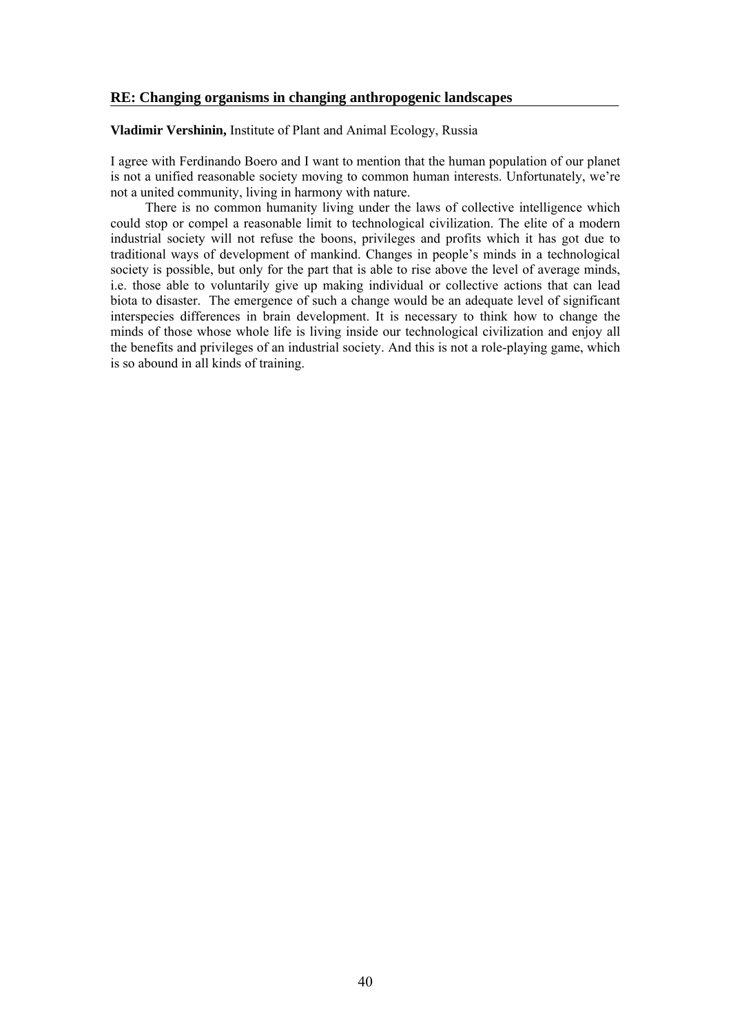## RE: Changing organisms in changing anthropogenic landscapes

**Vladimir Vershinin,** Institute of Plant and Animal Ecology, Russia

I agree with Ferdinando Boero and I want to mention that the human population of our planet is not a unified reasonable society moving to common human interests. Unfortunately, we're not a united community, living in harmony with nature.

There is no common humanity living under the laws of collective intelligence which could stop or compel a reasonable limit to technological civilization. The elite of a modern industrial society will not refuse the boons, privileges and profits which it has got due to traditional ways of development of mankind. Changes in people's minds in a technological society is possible, but only for the part that is able to rise above the level of average minds, i.e. those able to voluntarily give up making individual or collective actions that can lead biota to disaster. The emergence of such a change would be an adequate level of significant interspecies differences in brain development. It is necessary to think how to change the minds of those whose whole life is living inside our technological civilization and enjoy all the benefits and privileges of an industrial society. And this is not a role-playing game, which is so abound in all kinds of training.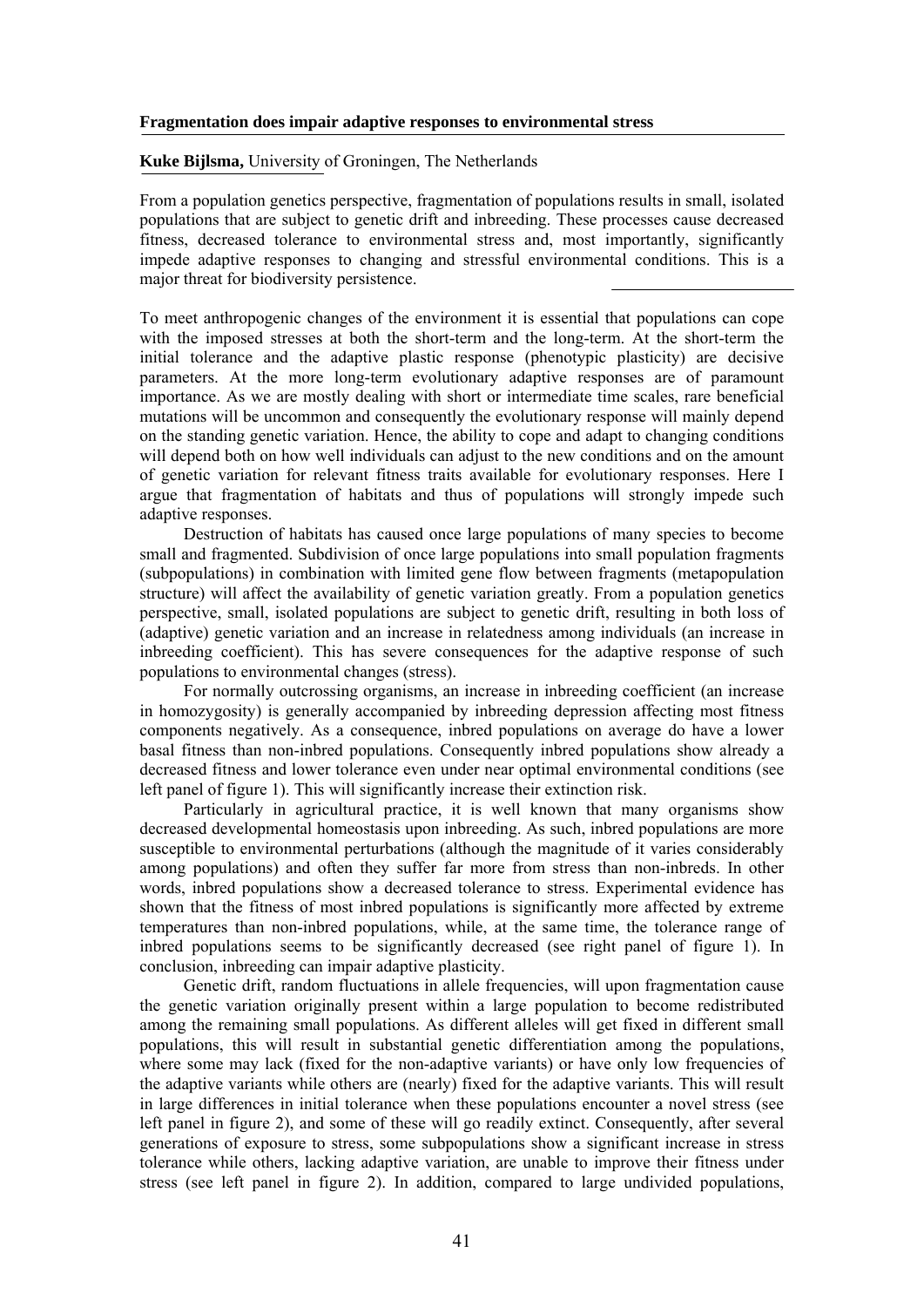**Fragmentation does impair adaptive responses to environmental stress**

**Kuke Bijlsma,** University of Groningen, The Netherlands

From a population genetics perspective, fragmentation of populations results in small, isolated populations that are subject to genetic drift and inbreeding. These processes cause decreased fitness, decreased tolerance to environmental stress and, most importantly, significantly impede adaptive responses to changing and stressful environmental conditions. This is a major threat for biodiversity persistence.

To meet anthropogenic changes of the environment it is essential that populations can cope with the imposed stresses at both the short-term and the long-term. At the short-term the initial tolerance and the adaptive plastic response (phenotypic plasticity) are decisive parameters. At the more long-term evolutionary adaptive responses are of paramount importance. As we are mostly dealing with short or intermediate time scales, rare beneficial mutations will be uncommon and consequently the evolutionary response will mainly depend on the standing genetic variation. Hence, the ability to cope and adapt to changing conditions will depend both on how well individuals can adjust to the new conditions and on the amount of genetic variation for relevant fitness traits available for evolutionary responses. Here I argue that fragmentation of habitats and thus of populations will strongly impede such adaptive responses.

Destruction of habitats has caused once large populations of many species to become small and fragmented. Subdivision of once large populations into small population fragments (subpopulations) in combination with limited gene flow between fragments (metapopulation structure) will affect the availability of genetic variation greatly. From a population genetics perspective, small, isolated populations are subject to genetic drift, resulting in both loss of (adaptive) genetic variation and an increase in relatedness among individuals (an increase in inbreeding coefficient). This has severe consequences for the adaptive response of such populations to environmental changes (stress).

For normally outcrossing organisms, an increase in inbreeding coefficient (an increase in homozygosity) is generally accompanied by inbreeding depression affecting most fitness components negatively. As a consequence, inbred populations on average do have a lower basal fitness than non-inbred populations. Consequently inbred populations show already a decreased fitness and lower tolerance even under near optimal environmental conditions (see left panel of figure 1). This will significantly increase their extinction risk.

Particularly in agricultural practice, it is well known that many organisms show decreased developmental homeostasis upon inbreeding. As such, inbred populations are more susceptible to environmental perturbations (although the magnitude of it varies considerably among populations) and often they suffer far more from stress than non-inbreds. In other words, inbred populations show a decreased tolerance to stress. Experimental evidence has shown that the fitness of most inbred populations is significantly more affected by extreme temperatures than non-inbred populations, while, at the same time, the tolerance range of inbred populations seems to be significantly decreased (see right panel of figure 1). In conclusion, inbreeding can impair adaptive plasticity.

Genetic drift, random fluctuations in allele frequencies, will upon fragmentation cause the genetic variation originally present within a large population to become redistributed among the remaining small populations. As different alleles will get fixed in different small populations, this will result in substantial genetic differentiation among the populations, where some may lack (fixed for the non-adaptive variants) or have only low frequencies of the adaptive variants while others are (nearly) fixed for the adaptive variants. This will result in large differences in initial tolerance when these populations encounter a novel stress (see left panel in figure 2), and some of these will go readily extinct. Consequently, after several generations of exposure to stress, some subpopulations show a significant increase in stress tolerance while others, lacking adaptive variation, are unable to improve their fitness under stress (see left panel in figure 2). In addition, compared to large undivided populations,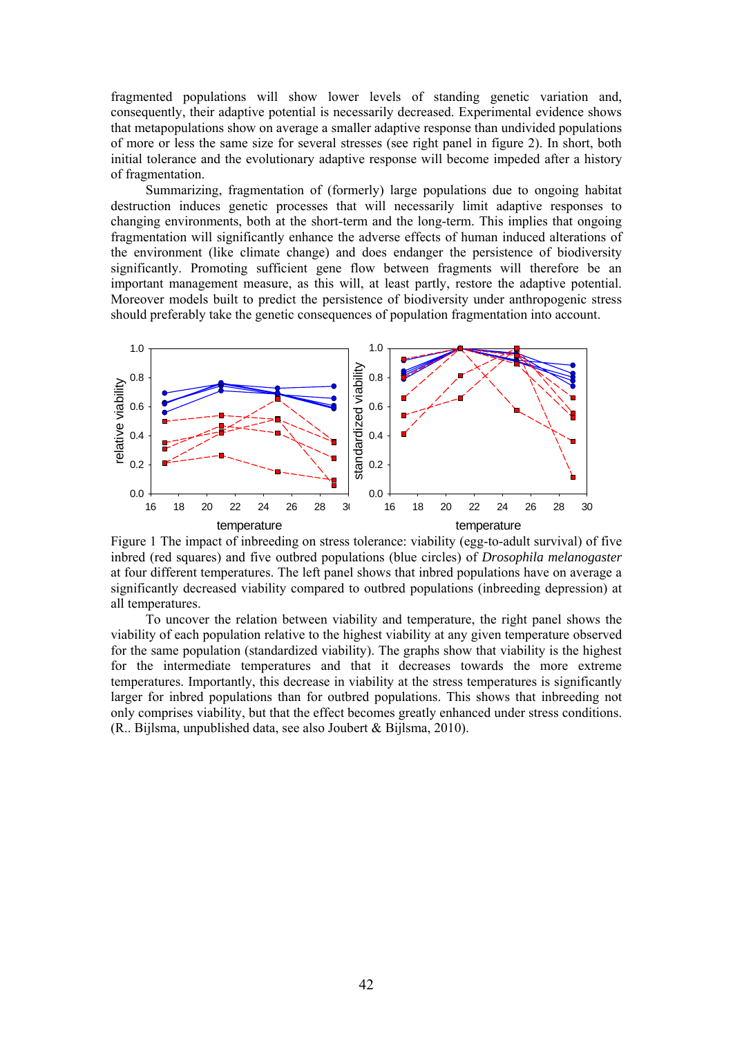fragmented populations will show lower levels of standing genetic variation and, consequently, their adaptive potential is necessarily decreased. Experimental evidence shows that metapopulations show on average a smaller adaptive response than undivided populations of more or less the same size for several stresses (see right panel in figure 2). In short, both initial tolerance and the evolutionary adaptive response will become impeded after a history of fragmentation.

Summarizing, fragmentation of (formerly) large populations due to ongoing habitat destruction induces genetic processes that will necessarily limit adaptive responses to changing environments, both at the short-term and the long-term. This implies that ongoing fragmentation will significantly enhance the adverse effects of human induced alterations of the environment (like climate change) and does endanger the persistence of biodiversity significantly. Promoting sufficient gene flow between fragments will therefore be an important management measure, as this will, at least partly, restore the adaptive potential. Moreover models built to predict the persistence of biodiversity under anthropogenic stress should preferably take the genetic consequences of population fragmentation into account.

Figure 1 The impact of inbreeding on stress tolerance: viability (egg-to-adult survival) of five inbred (red squares) and five outbred populations (blue circles) of *Drosophila melanogaster* at four different temperatures. The left panel shows that inbred populations have on average a significantly decreased viability compared to outbred populations (inbreeding depression) at all temperatures.

To uncover the relation between viability and temperature, the right panel shows the viability of each population relative to the highest viability at any given temperature observed for the same population (standardized viability). The graphs show that viability is the highest for the intermediate temperatures and that it decreases towards the more extreme temperatures. Importantly, this decrease in viability at the stress temperatures is significantly larger for inbred populations than for outbred populations. This shows that inbreeding not only comprises viability, but that the effect becomes greatly enhanced under stress conditions. (R.. Bijlsma, unpublished data, see also Joubert & Bijlsma, 2010).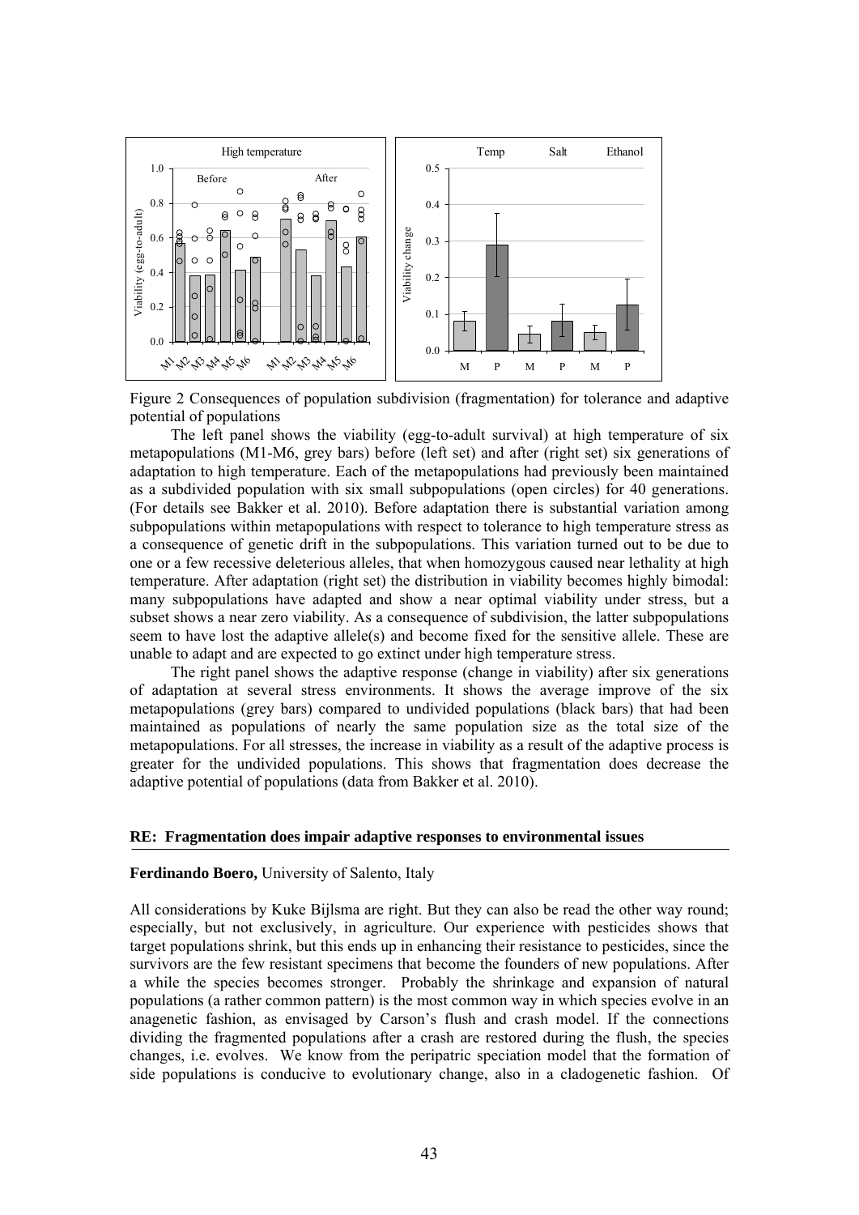Figure 2 Consequences of population subdivision (fragmentation) for tolerance and adaptive potential of populations

The left panel shows the viability (egg-to-adult survival) at high temperature of six metapopulations (M1-M6, grey bars) before (left set) and after (right set) six generations of adaptation to high temperature. Each of the metapopulations had previously been maintained as a subdivided population with six small subpopulations (open circles) for 40 generations. (For details see Bakker et al. 2010). Before adaptation there is substantial variation among subpopulations within metapopulations with respect to tolerance to high temperature stress as a consequence of genetic drift in the subpopulations. This variation turned out to be due to one or a few recessive deleterious alleles, that when homozygous caused near lethality at high temperature. After adaptation (right set) the distribution in viability becomes highly bimodal: many subpopulations have adapted and show a near optimal viability under stress, but a subset shows a near zero viability. As a consequence of subdivision, the latter subpopulations seem to have lost the adaptive allele(s) and become fixed for the sensitive allele. These are unable to adapt and are expected to go extinct under high temperature stress.

The right panel shows the adaptive response (change in viability) after six generations of adaptation at several stress environments. It shows the average improve of the six metapopulations (grey bars) compared to undivided populations (black bars) that had been maintained as populations of nearly the same population size as the total size of the metapopulations. For all stresses, the increase in viability as a result of the adaptive process is greater for the undivided populations. This shows that fragmentation does decrease the adaptive potential of populations (data from Bakker et al. 2010).

**RE: Fragmentation does impair adaptive responses to environmental issues**

**Ferdinando Boero,** University of Salento, Italy

All considerations by Kuke Bijlsma are right. But they can also be read the other way round; especially, but not exclusively, in agriculture. Our experience with pesticides shows that target populations shrink, but this ends up in enhancing their resistance to pesticides, since the survivors are the few resistant specimens that become the founders of new populations. After a while the species becomes stronger. Probably the shrinkage and expansion of natural populations (a rather common pattern) is the most common way in which species evolve in an anagenetic fashion, as envisaged by Carson's flush and crash model. If the connections dividing the fragmented populations after a crash are restored during the flush, the species changes, i.e. evolves. We know from the peripatric speciation model that the formation of side populations is conducive to evolutionary change, also in a cladogenetic fashion. Of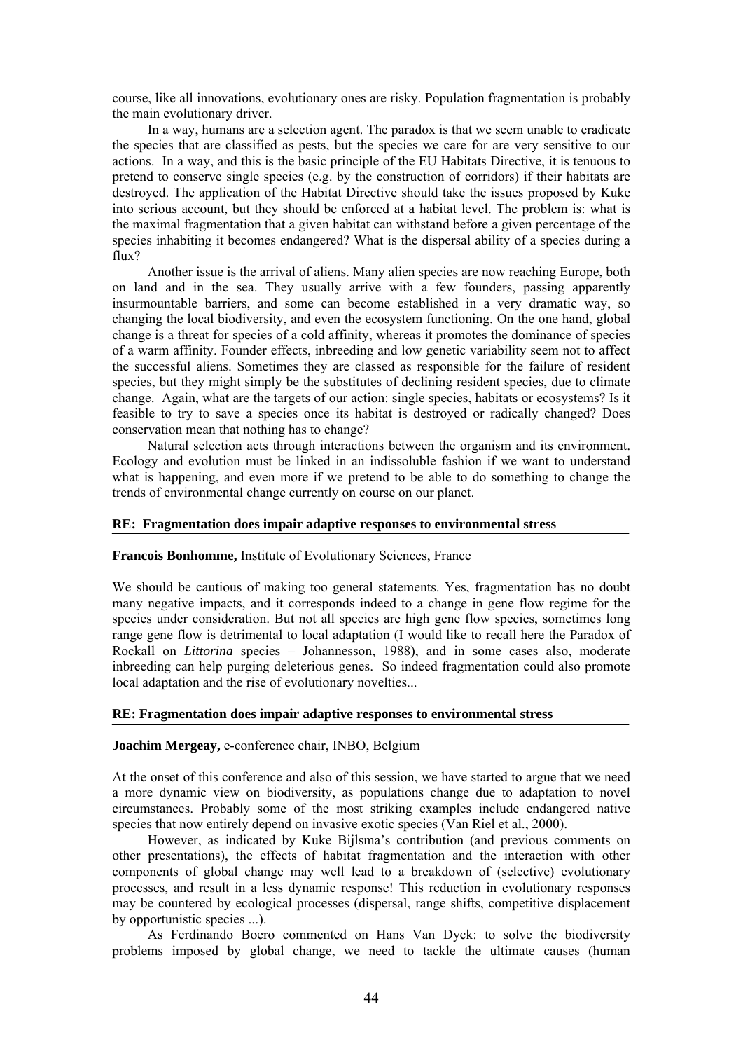course, like all innovations, evolutionary ones are risky. Population fragmentation is probably the main evolutionary driver.

In a way, humans are a selection agent. The paradox is that we seem unable to eradicate the species that are classified as pests, but the species we care for are very sensitive to our actions. In a way, and this is the basic principle of the EU Habitats Directive, it is tenuous to pretend to conserve single species (e.g. by the construction of corridors) if their habitats are destroyed. The application of the Habitat Directive should take the issues proposed by Kuke into serious account, but they should be enforced at a habitat level. The problem is: what is the maximal fragmentation that a given habitat can withstand before a given percentage of the species inhabiting it becomes endangered? What is the dispersal ability of a species during a flux?

Another issue is the arrival of aliens. Many alien species are now reaching Europe, both on land and in the sea. They usually arrive with a few founders, passing apparently insurmountable barriers, and some can become established in a very dramatic way, so changing the local biodiversity, and even the ecosystem functioning. On the one hand, global change is a threat for species of a cold affinity, whereas it promotes the dominance of species of a warm affinity. Founder effects, inbreeding and low genetic variability seem not to affect the successful aliens. Sometimes they are classed as responsible for the failure of resident species, but they might simply be the substitutes of declining resident species, due to climate change. Again, what are the targets of our action: single species, habitats or ecosystems? Is it feasible to try to save a species once its habitat is destroyed or radically changed? Does conservation mean that nothing has to change?

Natural selection acts through interactions between the organism and its environment. Ecology and evolution must be linked in an indissoluble fashion if we want to understand what is happening, and even more if we pretend to be able to do something to change the trends of environmental change currently on course on our planet.

## RE: Fragmentation does impair adaptive responses to environmental stress

**Francois Bonhomme,** Institute of Evolutionary Sciences, France

We should be cautious of making too general statements. Yes, fragmentation has no doubt many negative impacts, and it corresponds indeed to a change in gene flow regime for the species under consideration. But not all species are high gene flow species, sometimes long range gene flow is detrimental to local adaptation (I would like to recall here the Paradox of Rockall on *Littorina* species – Johannesson, 1988), and in some cases also, moderate inbreeding can help purging deleterious genes. So indeed fragmentation could also promote local adaptation and the rise of evolutionary novelties...

## RE: Fragmentation does impair adaptive responses to environmental stress

**Joachim Mergeay,** e-conference chair, INBO, Belgium

At the onset of this conference and also of this session, we have started to argue that we need a more dynamic view on biodiversity, as populations change due to adaptation to novel circumstances. Probably some of the most striking examples include endangered native species that now entirely depend on invasive exotic species (Van Riel et al., 2000).

However, as indicated by Kuke Bijlsma's contribution (and previous comments on other presentations), the effects of habitat fragmentation and the interaction with other components of global change may well lead to a breakdown of (selective) evolutionary processes, and result in a less dynamic response! This reduction in evolutionary responses may be countered by ecological processes (dispersal, range shifts, competitive displacement by opportunistic species ...).

As Ferdinando Boero commented on Hans Van Dyck: to solve the biodiversity problems imposed by global change, we need to tackle the ultimate causes (human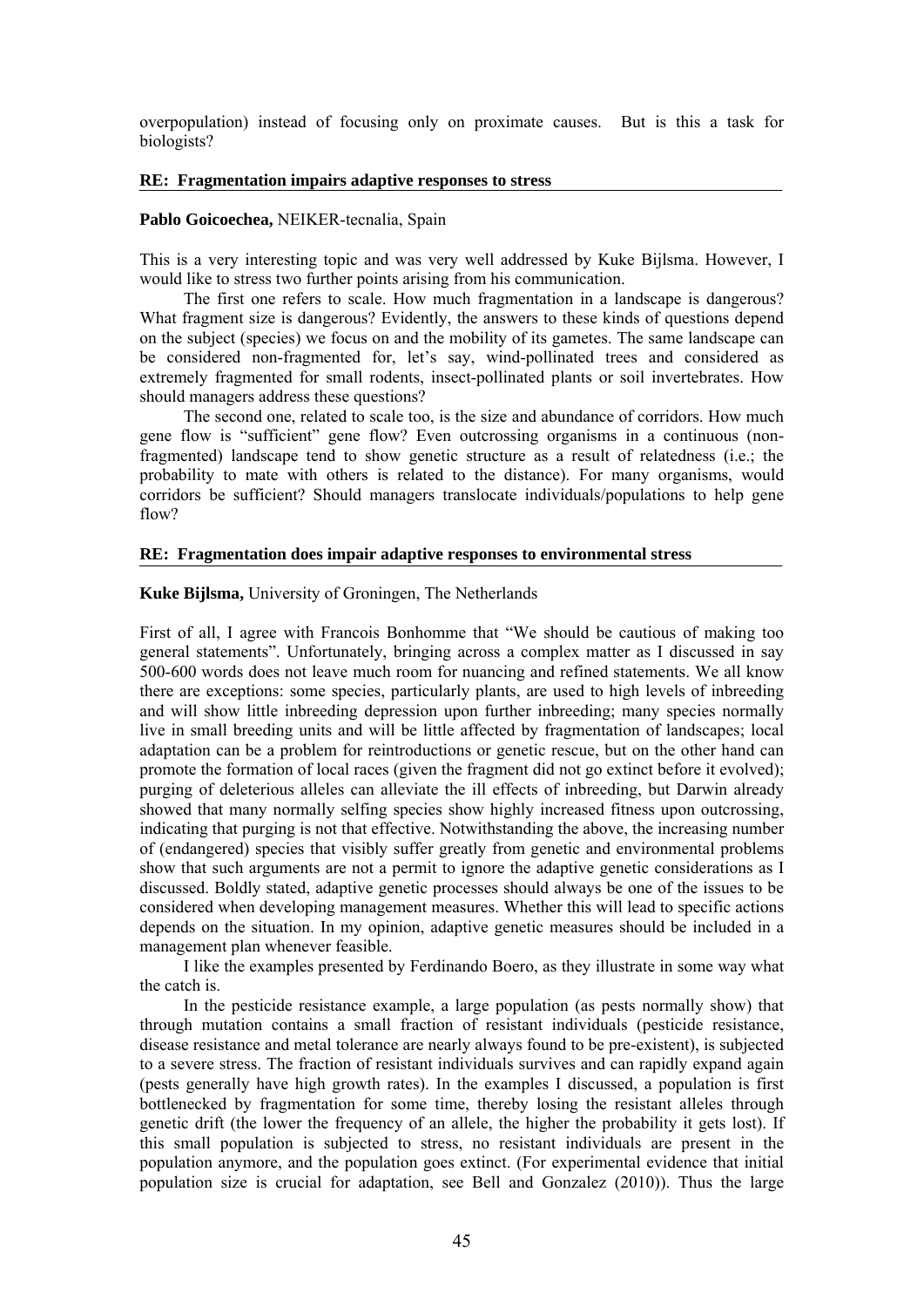overpopulation) instead of focusing only on proximate causes. But is this a task for biologists?

### RE: Fragmentation impairs adaptive responses to stress

**Pablo Goicoechea,** NEIKER-tecnalia, Spain

This is a very interesting topic and was very well addressed by Kuke Bijlsma. However, I would like to stress two further points arising from his communication.

The first one refers to scale. How much fragmentation in a landscape is dangerous? What fragment size is dangerous? Evidently, the answers to these kinds of questions depend on the subject (species) we focus on and the mobility of its gametes. The same landscape can be considered non-fragmented for, let's say, wind-pollinated trees and considered as extremely fragmented for small rodents, insect-pollinated plants or soil invertebrates. How should managers address these questions?

The second one, related to scale too, is the size and abundance of corridors. How much gene flow is "sufficient" gene flow? Even outcrossing organisms in a continuous (non-fragmented) landscape tend to show genetic structure as a result of relatedness (i.e.; the probability to mate with others is related to the distance). For many organisms, would corridors be sufficient? Should managers translocate individuals/populations to help gene flow?

### RE: Fragmentation does impair adaptive responses to environmental stress

**Kuke Bijlsma,** University of Groningen, The Netherlands

First of all, I agree with Francois Bonhomme that "We should be cautious of making too general statements". Unfortunately, bringing across a complex matter as I discussed in say 500-600 words does not leave much room for nuancing and refined statements. We all know there are exceptions: some species, particularly plants, are used to high levels of inbreeding and will show little inbreeding depression upon further inbreeding; many species normally live in small breeding units and will be little affected by fragmentation of landscapes; local adaptation can be a problem for reintroductions or genetic rescue, but on the other hand can promote the formation of local races (given the fragment did not go extinct before it evolved); purging of deleterious alleles can alleviate the ill effects of inbreeding, but Darwin already showed that many normally selfing species show highly increased fitness upon outcrossing, indicating that purging is not that effective. Notwithstanding the above, the increasing number of (endangered) species that visibly suffer greatly from genetic and environmental problems show that such arguments are not a permit to ignore the adaptive genetic considerations as I discussed. Boldly stated, adaptive genetic processes should always be one of the issues to be considered when developing management measures. Whether this will lead to specific actions depends on the situation. In my opinion, adaptive genetic measures should be included in a management plan whenever feasible.

I like the examples presented by Ferdinando Boero, as they illustrate in some way what the catch is.

In the pesticide resistance example, a large population (as pests normally show) that through mutation contains a small fraction of resistant individuals (pesticide resistance, disease resistance and metal tolerance are nearly always found to be pre-existent), is subjected to a severe stress. The fraction of resistant individuals survives and can rapidly expand again (pests generally have high growth rates). In the examples I discussed, a population is first bottlenecked by fragmentation for some time, thereby losing the resistant alleles through genetic drift (the lower the frequency of an allele, the higher the probability it gets lost). If this small population is subjected to stress, no resistant individuals are present in the population anymore, and the population goes extinct. (For experimental evidence that initial population size is crucial for adaptation, see Bell and Gonzalez (2010)). Thus the large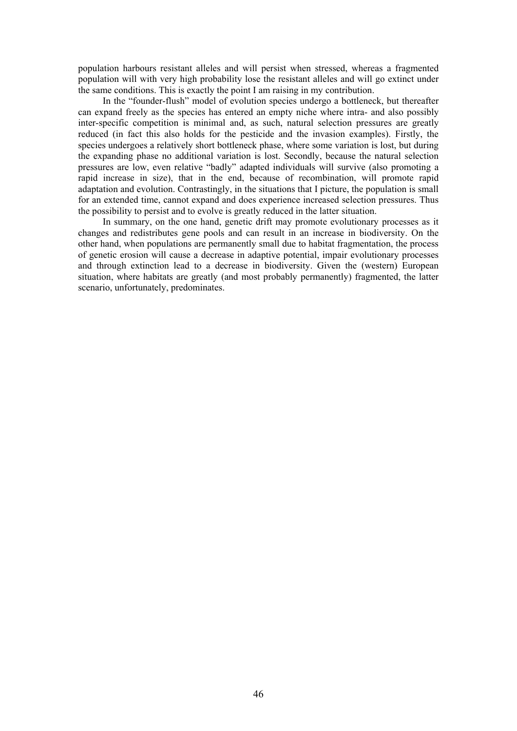population harbours resistant alleles and will persist when stressed, whereas a fragmented population will with very high probability lose the resistant alleles and will go extinct under the same conditions. This is exactly the point I am raising in my contribution.

In the "founder-flush" model of evolution species undergo a bottleneck, but thereafter can expand freely as the species has entered an empty niche where intra- and also possibly inter-specific competition is minimal and, as such, natural selection pressures are greatly reduced (in fact this also holds for the pesticide and the invasion examples). Firstly, the species undergoes a relatively short bottleneck phase, where some variation is lost, but during the expanding phase no additional variation is lost. Secondly, because the natural selection pressures are low, even relative "badly" adapted individuals will survive (also promoting a rapid increase in size), that in the end, because of recombination, will promote rapid adaptation and evolution. Contrastingly, in the situations that I picture, the population is small for an extended time, cannot expand and does experience increased selection pressures. Thus the possibility to persist and to evolve is greatly reduced in the latter situation.

In summary, on the one hand, genetic drift may promote evolutionary processes as it changes and redistributes gene pools and can result in an increase in biodiversity. On the other hand, when populations are permanently small due to habitat fragmentation, the process of genetic erosion will cause a decrease in adaptive potential, impair evolutionary processes and through extinction lead to a decrease in biodiversity. Given the (western) European situation, where habitats are greatly (and most probably permanently) fragmented, the latter scenario, unfortunately, predominates.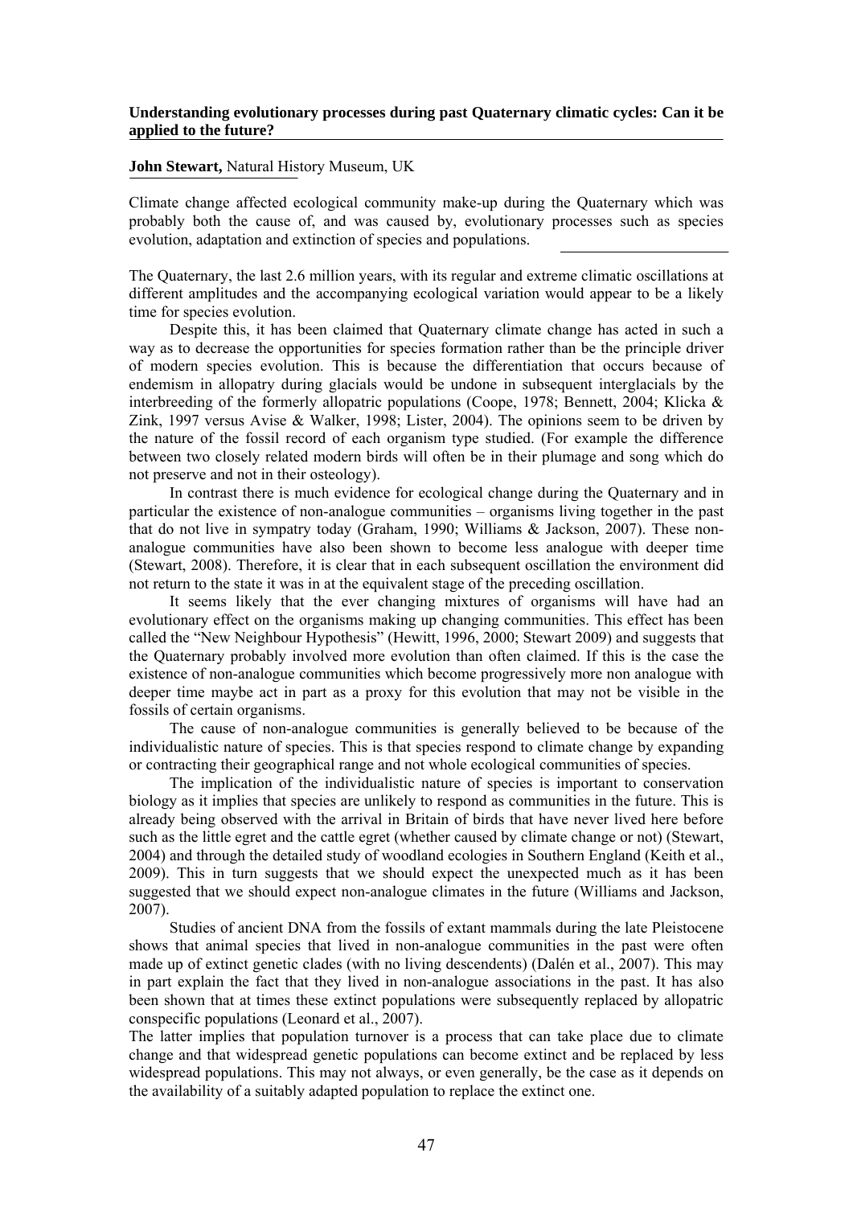**Understanding evolutionary processes during past Quaternary climatic cycles: Can it be applied to the future?**

**John Stewart,** Natural History Museum, UK

Climate change affected ecological community make-up during the Quaternary which was probably both the cause of, and was caused by, evolutionary processes such as species evolution, adaptation and extinction of species and populations.

The Quaternary, the last 2.6 million years, with its regular and extreme climatic oscillations at different amplitudes and the accompanying ecological variation would appear to be a likely time for species evolution.

Despite this, it has been claimed that Quaternary climate change has acted in such a way as to decrease the opportunities for species formation rather than be the principle driver of modern species evolution. This is because the differentiation that occurs because of endemism in allopatry during glacials would be undone in subsequent interglacials by the interbreeding of the formerly allopatric populations (Coope, 1978; Bennett, 2004; Klicka & Zink, 1997 versus Avise & Walker, 1998; Lister, 2004). The opinions seem to be driven by the nature of the fossil record of each organism type studied. (For example the difference between two closely related modern birds will often be in their plumage and song which do not preserve and not in their osteology).

In contrast there is much evidence for ecological change during the Quaternary and in particular the existence of non-analogue communities – organisms living together in the past that do not live in sympatry today (Graham, 1990; Williams & Jackson, 2007). These non-analogue communities have also been shown to become less analogue with deeper time (Stewart, 2008). Therefore, it is clear that in each subsequent oscillation the environment did not return to the state it was in at the equivalent stage of the preceding oscillation.

It seems likely that the ever changing mixtures of organisms will have had an evolutionary effect on the organisms making up changing communities. This effect has been called the "New Neighbour Hypothesis" (Hewitt, 1996, 2000; Stewart 2009) and suggests that the Quaternary probably involved more evolution than often claimed. If this is the case the existence of non-analogue communities which become progressively more non analogue with deeper time maybe act in part as a proxy for this evolution that may not be visible in the fossils of certain organisms.

The cause of non-analogue communities is generally believed to be because of the individualistic nature of species. This is that species respond to climate change by expanding or contracting their geographical range and not whole ecological communities of species.

The implication of the individualistic nature of species is important to conservation biology as it implies that species are unlikely to respond as communities in the future. This is already being observed with the arrival in Britain of birds that have never lived here before such as the little egret and the cattle egret (whether caused by climate change or not) (Stewart, 2004) and through the detailed study of woodland ecologies in Southern England (Keith et al., 2009). This in turn suggests that we should expect the unexpected much as it has been suggested that we should expect non-analogue climates in the future (Williams and Jackson, 2007).

Studies of ancient DNA from the fossils of extant mammals during the late Pleistocene shows that animal species that lived in non-analogue communities in the past were often made up of extinct genetic clades (with no living descendents) (Dalén et al., 2007). This may in part explain the fact that they lived in non-analogue associations in the past. It has also been shown that at times these extinct populations were subsequently replaced by allopatric conspecific populations (Leonard et al., 2007).

The latter implies that population turnover is a process that can take place due to climate change and that widespread genetic populations can become extinct and be replaced by less widespread populations. This may not always, or even generally, be the case as it depends on the availability of a suitably adapted population to replace the extinct one.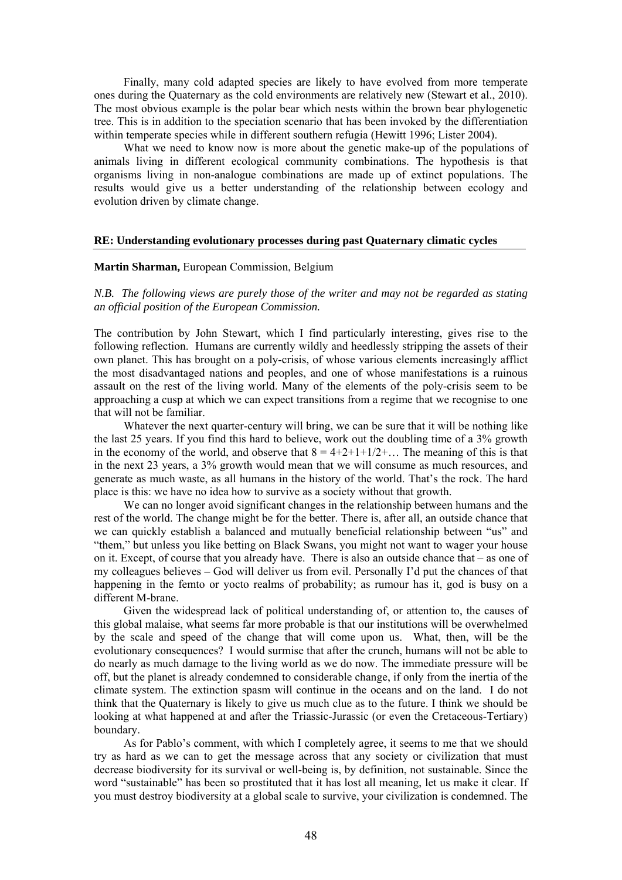Finally, many cold adapted species are likely to have evolved from more temperate ones during the Quaternary as the cold environments are relatively new (Stewart et al., 2010). The most obvious example is the polar bear which nests within the brown bear phylogenetic tree. This is in addition to the speciation scenario that has been invoked by the differentiation within temperate species while in different southern refugia (Hewitt 1996; Lister 2004).

What we need to know now is more about the genetic make-up of the populations of animals living in different ecological community combinations. The hypothesis is that organisms living in non-analogue combinations are made up of extinct populations. The results would give us a better understanding of the relationship between ecology and evolution driven by climate change.

## RE: Understanding evolutionary processes during past Quaternary climatic cycles

**Martin Sharman,** European Commission, Belgium

*N.B. The following views are purely those of the writer and may not be regarded as stating an official position of the European Commission.*

The contribution by John Stewart, which I find particularly interesting, gives rise to the following reflection. Humans are currently wildly and heedlessly stripping the assets of their own planet. This has brought on a poly-crisis, of whose various elements increasingly afflict the most disadvantaged nations and peoples, and one of whose manifestations is a ruinous assault on the rest of the living world. Many of the elements of the poly-crisis seem to be approaching a cusp at which we can expect transitions from a regime that we recognise to one that will not be familiar.

Whatever the next quarter-century will bring, we can be sure that it will be nothing like the last 25 years. If you find this hard to believe, work out the doubling time of a 3% growth in the economy of the world, and observe that $8 = 4+2+1+1/2+\ldots$ The meaning of this is that in the next 23 years, a 3% growth would mean that we will consume as much resources, and generate as much waste, as all humans in the history of the world. That's the rock. The hard place is this: we have no idea how to survive as a society without that growth.

We can no longer avoid significant changes in the relationship between humans and the rest of the world. The change might be for the better. There is, after all, an outside chance that we can quickly establish a balanced and mutually beneficial relationship between "us" and "them," but unless you like betting on Black Swans, you might not want to wager your house on it. Except, of course that you already have. There is also an outside chance that – as one of my colleagues believes – God will deliver us from evil. Personally I'd put the chances of that happening in the femto or yocto realms of probability; as rumour has it, god is busy on a different M-brane.

Given the widespread lack of political understanding of, or attention to, the causes of this global malaise, what seems far more probable is that our institutions will be overwhelmed by the scale and speed of the change that will come upon us. What, then, will be the evolutionary consequences? I would surmise that after the crunch, humans will not be able to do nearly as much damage to the living world as we do now. The immediate pressure will be off, but the planet is already condemned to considerable change, if only from the inertia of the climate system. The extinction spasm will continue in the oceans and on the land. I do not think that the Quaternary is likely to give us much clue as to the future. I think we should be looking at what happened at and after the Triassic-Jurassic (or even the Cretaceous-Tertiary) boundary.

As for Pablo's comment, with which I completely agree, it seems to me that we should try as hard as we can to get the message across that any society or civilization that must decrease biodiversity for its survival or well-being is, by definition, not sustainable. Since the word "sustainable" has been so prostituted that it has lost all meaning, let us make it clear. If you must destroy biodiversity at a global scale to survive, your civilization is condemned. The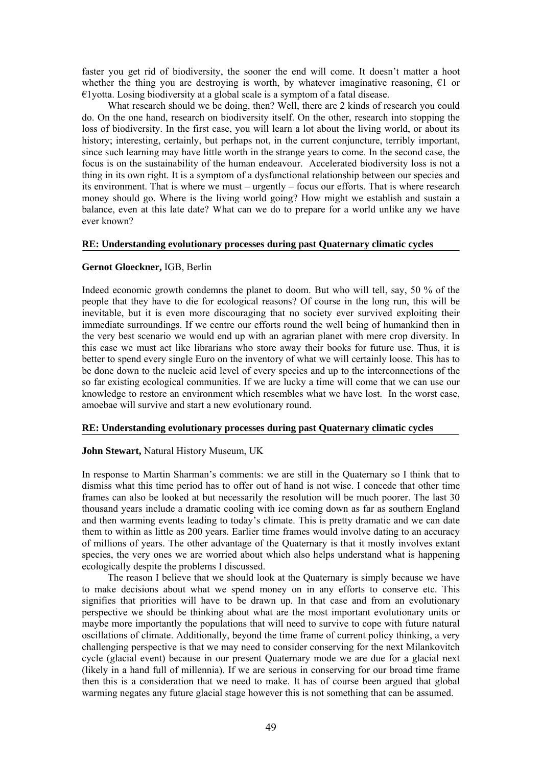faster you get rid of biodiversity, the sooner the end will come. It doesn't matter a hoot whether the thing you are destroying is worth, by whatever imaginative reasoning, €1 or €1yotta. Losing biodiversity at a global scale is a symptom of a fatal disease.

What research should we be doing, then? Well, there are 2 kinds of research you could do. On the one hand, research on biodiversity itself. On the other, research into stopping the loss of biodiversity. In the first case, you will learn a lot about the living world, or about its history; interesting, certainly, but perhaps not, in the current conjuncture, terribly important, since such learning may have little worth in the strange years to come. In the second case, the focus is on the sustainability of the human endeavour. Accelerated biodiversity loss is not a thing in its own right. It is a symptom of a dysfunctional relationship between our species and its environment. That is where we must – urgently – focus our efforts. That is where research money should go. Where is the living world going? How might we establish and sustain a balance, even at this late date? What can we do to prepare for a world unlike any we have ever known?

**RE: Understanding evolutionary processes during past Quaternary climatic cycles**

**Gernot Gloeckner,** IGB, Berlin

Indeed economic growth condemns the planet to doom. But who will tell, say, 50 % of the people that they have to die for ecological reasons? Of course in the long run, this will be inevitable, but it is even more discouraging that no society ever survived exploiting their immediate surroundings. If we centre our efforts round the well being of humankind then in the very best scenario we would end up with an agrarian planet with mere crop diversity. In this case we must act like librarians who store away their books for future use. Thus, it is better to spend every single Euro on the inventory of what we will certainly loose. This has to be done down to the nucleic acid level of every species and up to the interconnections of the so far existing ecological communities. If we are lucky a time will come that we can use our knowledge to restore an environment which resembles what we have lost. In the worst case, amoebae will survive and start a new evolutionary round.

**RE: Understanding evolutionary processes during past Quaternary climatic cycles**

**John Stewart,** Natural History Museum, UK

In response to Martin Sharman's comments: we are still in the Quaternary so I think that to dismiss what this time period has to offer out of hand is not wise. I concede that other time frames can also be looked at but necessarily the resolution will be much poorer. The last 30 thousand years include a dramatic cooling with ice coming down as far as southern England and then warming events leading to today's climate. This is pretty dramatic and we can date them to within as little as 200 years. Earlier time frames would involve dating to an accuracy of millions of years. The other advantage of the Quaternary is that it mostly involves extant species, the very ones we are worried about which also helps understand what is happening ecologically despite the problems I discussed.

The reason I believe that we should look at the Quaternary is simply because we have to make decisions about what we spend money on in any efforts to conserve etc. This signifies that priorities will have to be drawn up. In that case and from an evolutionary perspective we should be thinking about what are the most important evolutionary units or maybe more importantly the populations that will need to survive to cope with future natural oscillations of climate. Additionally, beyond the time frame of current policy thinking, a very challenging perspective is that we may need to consider conserving for the next Milankovitch cycle (glacial event) because in our present Quaternary mode we are due for a glacial next (likely in a hand full of millennia). If we are serious in conserving for our broad time frame then this is a consideration that we need to make. It has of course been argued that global warming negates any future glacial stage however this is not something that can be assumed.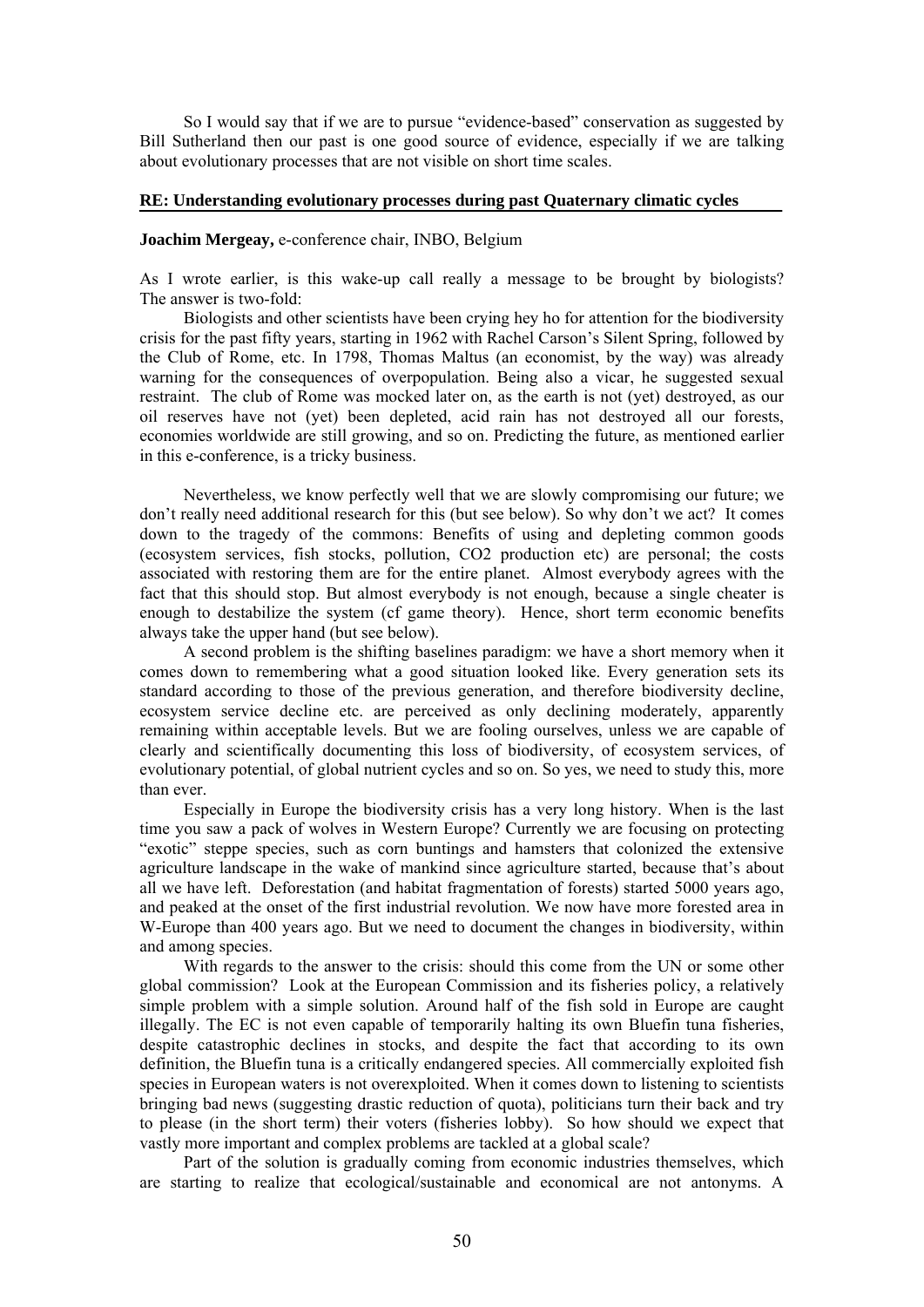So I would say that if we are to pursue "evidence-based" conservation as suggested by Bill Sutherland then our past is one good source of evidence, especially if we are talking about evolutionary processes that are not visible on short time scales.

**RE: Understanding evolutionary processes during past Quaternary climatic cycles**

**Joachim Mergeay,** e-conference chair, INBO, Belgium

As I wrote earlier, is this wake-up call really a message to be brought by biologists? The answer is two-fold:

Biologists and other scientists have been crying hey ho for attention for the biodiversity crisis for the past fifty years, starting in 1962 with Rachel Carson's Silent Spring, followed by the Club of Rome, etc. In 1798, Thomas Maltus (an economist, by the way) was already warning for the consequences of overpopulation. Being also a vicar, he suggested sexual restraint. The club of Rome was mocked later on, as the earth is not (yet) destroyed, as our oil reserves have not (yet) been depleted, acid rain has not destroyed all our forests, economies worldwide are still growing, and so on. Predicting the future, as mentioned earlier in this e-conference, is a tricky business.

Nevertheless, we know perfectly well that we are slowly compromising our future; we don't really need additional research for this (but see below). So why don't we act? It comes down to the tragedy of the commons: Benefits of using and depleting common goods (ecosystem services, fish stocks, pollution, CO2 production etc) are personal; the costs associated with restoring them are for the entire planet. Almost everybody agrees with the fact that this should stop. But almost everybody is not enough, because a single cheater is enough to destabilize the system (cf game theory). Hence, short term economic benefits always take the upper hand (but see below).

A second problem is the shifting baselines paradigm: we have a short memory when it comes down to remembering what a good situation looked like. Every generation sets its standard according to those of the previous generation, and therefore biodiversity decline, ecosystem service decline etc. are perceived as only declining moderately, apparently remaining within acceptable levels. But we are fooling ourselves, unless we are capable of clearly and scientifically documenting this loss of biodiversity, of ecosystem services, of evolutionary potential, of global nutrient cycles and so on. So yes, we need to study this, more than ever.

Especially in Europe the biodiversity crisis has a very long history. When is the last time you saw a pack of wolves in Western Europe? Currently we are focusing on protecting "exotic" steppe species, such as corn buntings and hamsters that colonized the extensive agriculture landscape in the wake of mankind since agriculture started, because that's about all we have left. Deforestation (and habitat fragmentation of forests) started 5000 years ago, and peaked at the onset of the first industrial revolution. We now have more forested area in W-Europe than 400 years ago. But we need to document the changes in biodiversity, within and among species.

With regards to the answer to the crisis: should this come from the UN or some other global commission? Look at the European Commission and its fisheries policy, a relatively simple problem with a simple solution. Around half of the fish sold in Europe are caught illegally. The EC is not even capable of temporarily halting its own Bluefin tuna fisheries, despite catastrophic declines in stocks, and despite the fact that according to its own definition, the Bluefin tuna is a critically endangered species. All commercially exploited fish species in European waters is not overexploited. When it comes down to listening to scientists bringing bad news (suggesting drastic reduction of quota), politicians turn their back and try to please (in the short term) their voters (fisheries lobby). So how should we expect that vastly more important and complex problems are tackled at a global scale?

Part of the solution is gradually coming from economic industries themselves, which are starting to realize that ecological/sustainable and economical are not antonyms. A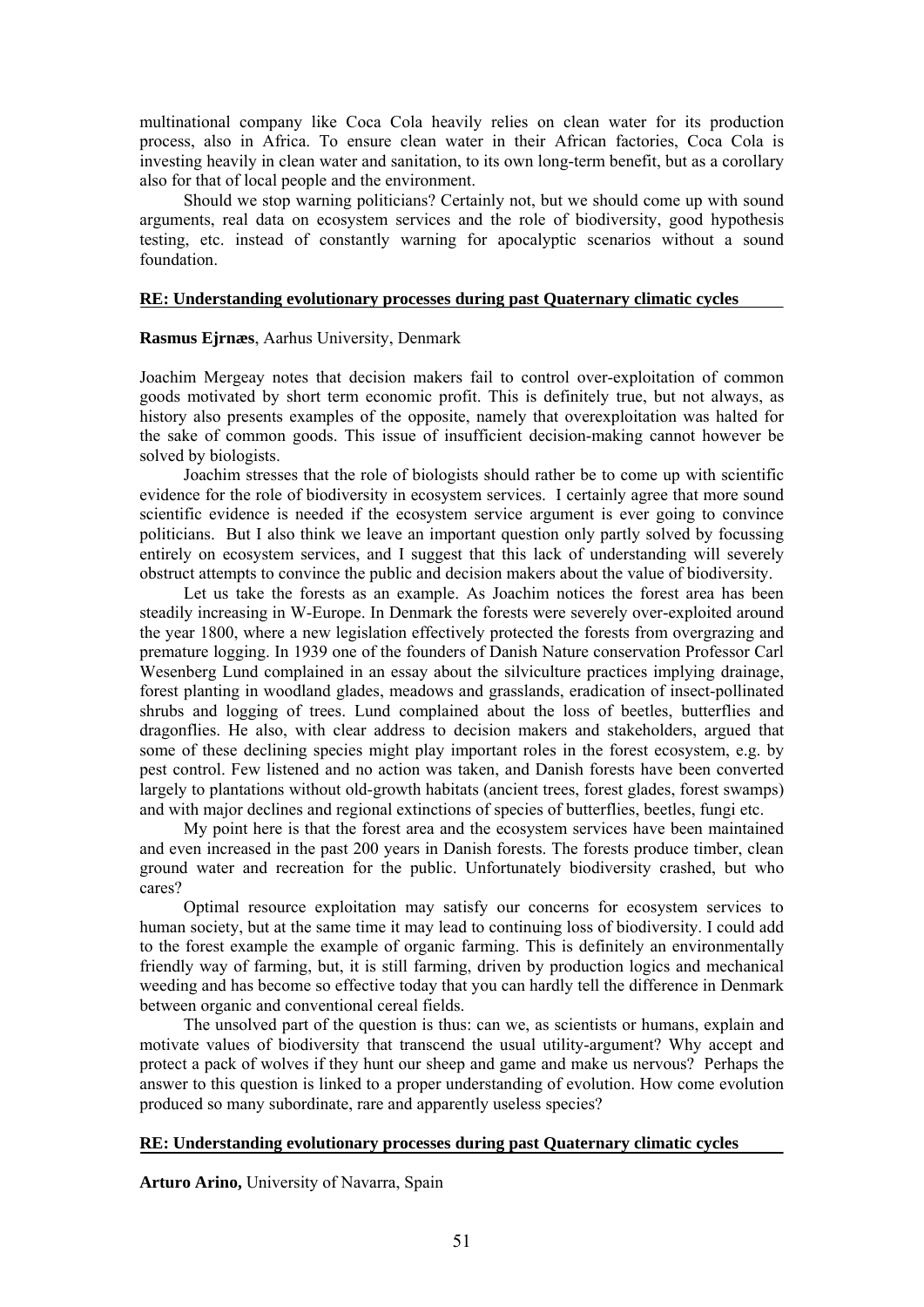multinational company like Coca Cola heavily relies on clean water for its production process, also in Africa. To ensure clean water in their African factories, Coca Cola is investing heavily in clean water and sanitation, to its own long-term benefit, but as a corollary also for that of local people and the environment.

Should we stop warning politicians? Certainly not, but we should come up with sound arguments, real data on ecosystem services and the role of biodiversity, good hypothesis testing, etc. instead of constantly warning for apocalyptic scenarios without a sound foundation.

## RE: Understanding evolutionary processes during past Quaternary climatic cycles

**Rasmus Ejrnæs**, Aarhus University, Denmark

Joachim Mergeay notes that decision makers fail to control over-exploitation of common goods motivated by short term economic profit. This is definitely true, but not always, as history also presents examples of the opposite, namely that overexploitation was halted for the sake of common goods. This issue of insufficient decision-making cannot however be solved by biologists.

Joachim stresses that the role of biologists should rather be to come up with scientific evidence for the role of biodiversity in ecosystem services. I certainly agree that more sound scientific evidence is needed if the ecosystem service argument is ever going to convince politicians. But I also think we leave an important question only partly solved by focussing entirely on ecosystem services, and I suggest that this lack of understanding will severely obstruct attempts to convince the public and decision makers about the value of biodiversity.

Let us take the forests as an example. As Joachim notices the forest area has been steadily increasing in W-Europe. In Denmark the forests were severely over-exploited around the year 1800, where a new legislation effectively protected the forests from overgrazing and premature logging. In 1939 one of the founders of Danish Nature conservation Professor Carl Wesenberg Lund complained in an essay about the silviculture practices implying drainage, forest planting in woodland glades, meadows and grasslands, eradication of insect-pollinated shrubs and logging of trees. Lund complained about the loss of beetles, butterflies and dragonflies. He also, with clear address to decision makers and stakeholders, argued that some of these declining species might play important roles in the forest ecosystem, e.g. by pest control. Few listened and no action was taken, and Danish forests have been converted largely to plantations without old-growth habitats (ancient trees, forest glades, forest swamps) and with major declines and regional extinctions of species of butterflies, beetles, fungi etc.

My point here is that the forest area and the ecosystem services have been maintained and even increased in the past 200 years in Danish forests. The forests produce timber, clean ground water and recreation for the public. Unfortunately biodiversity crashed, but who cares?

Optimal resource exploitation may satisfy our concerns for ecosystem services to human society, but at the same time it may lead to continuing loss of biodiversity. I could add to the forest example the example of organic farming. This is definitely an environmentally friendly way of farming, but, it is still farming, driven by production logics and mechanical weeding and has become so effective today that you can hardly tell the difference in Denmark between organic and conventional cereal fields.

The unsolved part of the question is thus: can we, as scientists or humans, explain and motivate values of biodiversity that transcend the usual utility-argument? Why accept and protect a pack of wolves if they hunt our sheep and game and make us nervous? Perhaps the answer to this question is linked to a proper understanding of evolution. How come evolution produced so many subordinate, rare and apparently useless species?

## RE: Understanding evolutionary processes during past Quaternary climatic cycles

**Arturo Arino,** University of Navarra, Spain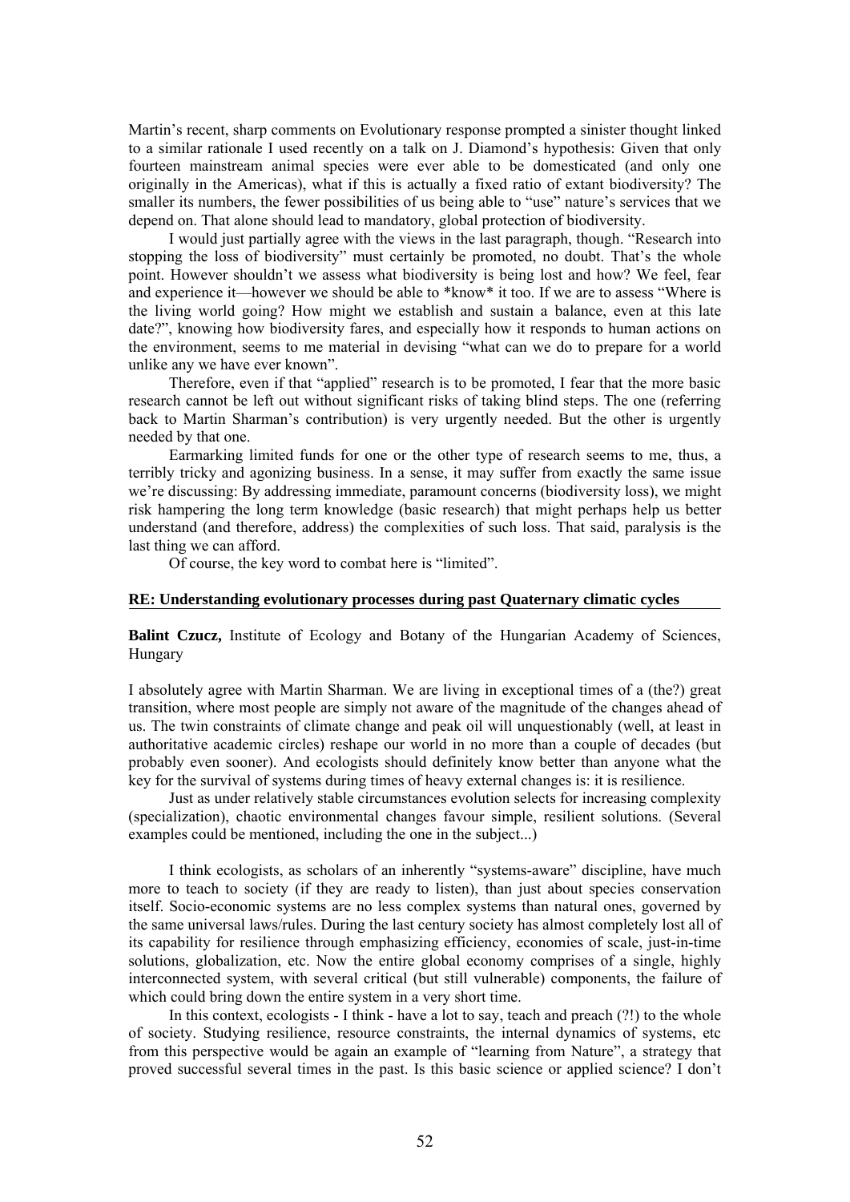Martin's recent, sharp comments on Evolutionary response prompted a sinister thought linked to a similar rationale I used recently on a talk on J. Diamond's hypothesis: Given that only fourteen mainstream animal species were ever able to be domesticated (and only one originally in the Americas), what if this is actually a fixed ratio of extant biodiversity? The smaller its numbers, the fewer possibilities of us being able to "use" nature's services that we depend on. That alone should lead to mandatory, global protection of biodiversity.

I would just partially agree with the views in the last paragraph, though. "Research into stopping the loss of biodiversity" must certainly be promoted, no doubt. That's the whole point. However shouldn't we assess what biodiversity is being lost and how? We feel, fear and experience it—however we should be able to *know* it too. If we are to assess "Where is the living world going? How might we establish and sustain a balance, even at this late date?", knowing how biodiversity fares, and especially how it responds to human actions on the environment, seems to me material in devising "what can we do to prepare for a world unlike any we have ever known".

Therefore, even if that "applied" research is to be promoted, I fear that the more basic research cannot be left out without significant risks of taking blind steps. The one (referring back to Martin Sharman's contribution) is very urgently needed. But the other is urgently needed by that one.

Earmarking limited funds for one or the other type of research seems to me, thus, a terribly tricky and agonizing business. In a sense, it may suffer from exactly the same issue we're discussing: By addressing immediate, paramount concerns (biodiversity loss), we might risk hampering the long term knowledge (basic research) that might perhaps help us better understand (and therefore, address) the complexities of such loss. That said, paralysis is the last thing we can afford.

Of course, the key word to combat here is "limited".

**RE: Understanding evolutionary processes during past Quaternary climatic cycles**

**Balint Czucz,** Institute of Ecology and Botany of the Hungarian Academy of Sciences, Hungary

I absolutely agree with Martin Sharman. We are living in exceptional times of a (the?) great transition, where most people are simply not aware of the magnitude of the changes ahead of us. The twin constraints of climate change and peak oil will unquestionably (well, at least in authoritative academic circles) reshape our world in no more than a couple of decades (but probably even sooner). And ecologists should definitely know better than anyone what the key for the survival of systems during times of heavy external changes is: it is resilience.

Just as under relatively stable circumstances evolution selects for increasing complexity (specialization), chaotic environmental changes favour simple, resilient solutions. (Several examples could be mentioned, including the one in the subject...)

I think ecologists, as scholars of an inherently "systems-aware" discipline, have much more to teach to society (if they are ready to listen), than just about species conservation itself. Socio-economic systems are no less complex systems than natural ones, governed by the same universal laws/rules. During the last century society has almost completely lost all of its capability for resilience through emphasizing efficiency, economies of scale, just-in-time solutions, globalization, etc. Now the entire global economy comprises of a single, highly interconnected system, with several critical (but still vulnerable) components, the failure of which could bring down the entire system in a very short time.

In this context, ecologists - I think - have a lot to say, teach and preach (?!) to the whole of society. Studying resilience, resource constraints, the internal dynamics of systems, etc from this perspective would be again an example of "learning from Nature", a strategy that proved successful several times in the past. Is this basic science or applied science? I don't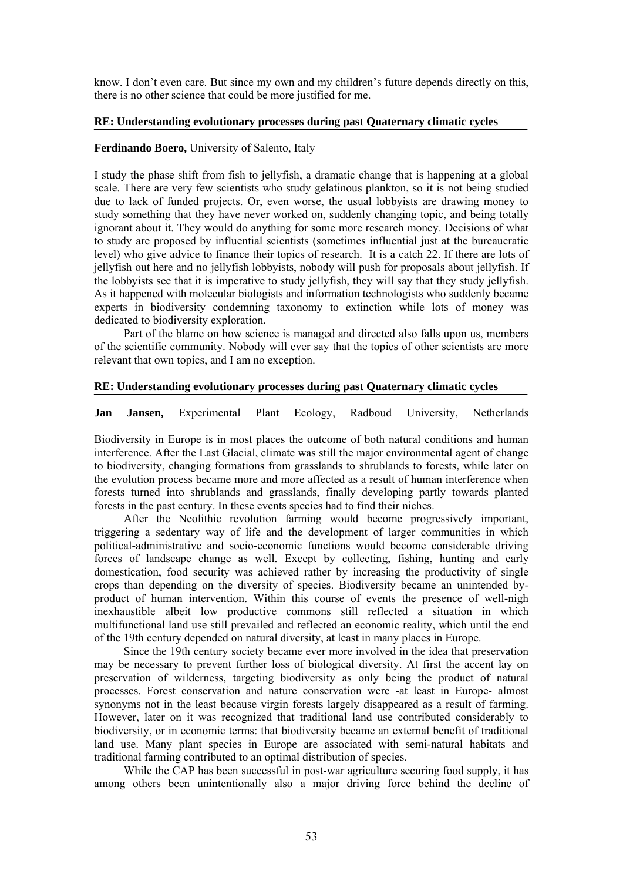know. I don't even care. But since my own and my children's future depends directly on this, there is no other science that could be more justified for me.

### RE: Understanding evolutionary processes during past Quaternary climatic cycles

**Ferdinando Boero,** University of Salento, Italy

I study the phase shift from fish to jellyfish, a dramatic change that is happening at a global scale. There are very few scientists who study gelatinous plankton, so it is not being studied due to lack of funded projects. Or, even worse, the usual lobbyists are drawing money to study something that they have never worked on, suddenly changing topic, and being totally ignorant about it. They would do anything for some more research money. Decisions of what to study are proposed by influential scientists (sometimes influential just at the bureaucratic level) who give advice to finance their topics of research. It is a catch 22. If there are lots of jellyfish out here and no jellyfish lobbyists, nobody will push for proposals about jellyfish. If the lobbyists see that it is imperative to study jellyfish, they will say that they study jellyfish. As it happened with molecular biologists and information technologists who suddenly became experts in biodiversity condemning taxonomy to extinction while lots of money was dedicated to biodiversity exploration.

Part of the blame on how science is managed and directed also falls upon us, members of the scientific community. Nobody will ever say that the topics of other scientists are more relevant that own topics, and I am no exception.

### RE: Understanding evolutionary processes during past Quaternary climatic cycles

**Jan Jansen,** Experimental Plant Ecology, Radboud University, Netherlands

Biodiversity in Europe is in most places the outcome of both natural conditions and human interference. After the Last Glacial, climate was still the major environmental agent of change to biodiversity, changing formations from grasslands to shrublands to forests, while later on the evolution process became more and more affected as a result of human interference when forests turned into shrublands and grasslands, finally developing partly towards planted forests in the past century. In these events species had to find their niches.

After the Neolithic revolution farming would become progressively important, triggering a sedentary way of life and the development of larger communities in which political-administrative and socio-economic functions would become considerable driving forces of landscape change as well. Except by collecting, fishing, hunting and early domestication, food security was achieved rather by increasing the productivity of single crops than depending on the diversity of species. Biodiversity became an unintended by-product of human intervention. Within this course of events the presence of well-nigh inexhaustible albeit low productive commons still reflected a situation in which multifunctional land use still prevailed and reflected an economic reality, which until the end of the 19th century depended on natural diversity, at least in many places in Europe.

Since the 19th century society became ever more involved in the idea that preservation may be necessary to prevent further loss of biological diversity. At first the accent lay on preservation of wilderness, targeting biodiversity as only being the product of natural processes. Forest conservation and nature conservation were -at least in Europe- almost synonyms not in the least because virgin forests largely disappeared as a result of farming. However, later on it was recognized that traditional land use contributed considerably to biodiversity, or in economic terms: that biodiversity became an external benefit of traditional land use. Many plant species in Europe are associated with semi-natural habitats and traditional farming contributed to an optimal distribution of species.

While the CAP has been successful in post-war agriculture securing food supply, it has among others been unintentionally also a major driving force behind the decline of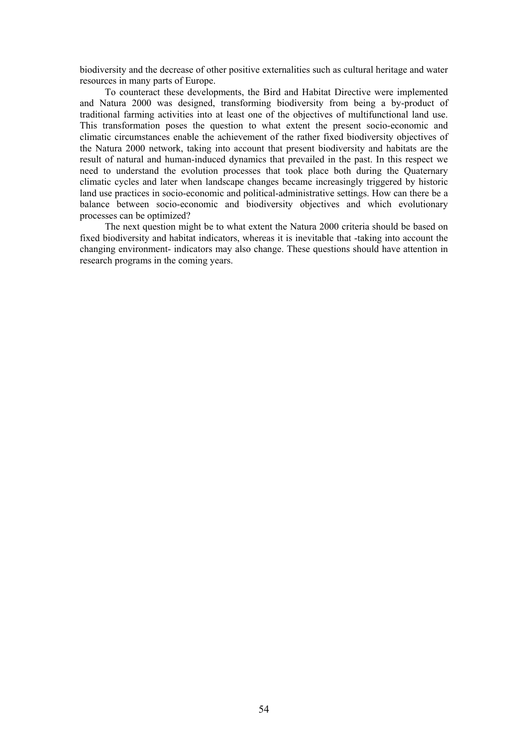biodiversity and the decrease of other positive externalities such as cultural heritage and water resources in many parts of Europe.

To counteract these developments, the Bird and Habitat Directive were implemented and Natura 2000 was designed, transforming biodiversity from being a by-product of traditional farming activities into at least one of the objectives of multifunctional land use. This transformation poses the question to what extent the present socio-economic and climatic circumstances enable the achievement of the rather fixed biodiversity objectives of the Natura 2000 network, taking into account that present biodiversity and habitats are the result of natural and human-induced dynamics that prevailed in the past. In this respect we need to understand the evolution processes that took place both during the Quaternary climatic cycles and later when landscape changes became increasingly triggered by historic land use practices in socio-economic and political-administrative settings. How can there be a balance between socio-economic and biodiversity objectives and which evolutionary processes can be optimized?

The next question might be to what extent the Natura 2000 criteria should be based on fixed biodiversity and habitat indicators, whereas it is inevitable that -taking into account the changing environment- indicators may also change. These questions should have attention in research programs in the coming years.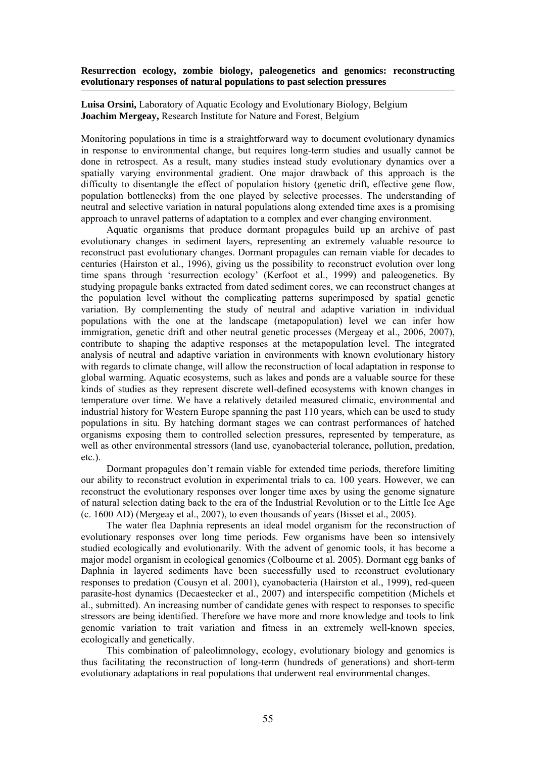**Resurrection ecology, zombie biology, paleogenetics and genomics: reconstructing evolutionary responses of natural populations to past selection pressures**

**Luisa Orsini,** Laboratory of Aquatic Ecology and Evolutionary Biology, Belgium
**Joachim Mergeay,** Research Institute for Nature and Forest, Belgium

Monitoring populations in time is a straightforward way to document evolutionary dynamics in response to environmental change, but requires long-term studies and usually cannot be done in retrospect. As a result, many studies instead study evolutionary dynamics over a spatially varying environmental gradient. One major drawback of this approach is the difficulty to disentangle the effect of population history (genetic drift, effective gene flow, population bottlenecks) from the one played by selective processes. The understanding of neutral and selective variation in natural populations along extended time axes is a promising approach to unravel patterns of adaptation to a complex and ever changing environment.

Aquatic organisms that produce dormant propagules build up an archive of past evolutionary changes in sediment layers, representing an extremely valuable resource to reconstruct past evolutionary changes. Dormant propagules can remain viable for decades to centuries (Hairston et al., 1996), giving us the possibility to reconstruct evolution over long time spans through 'resurrection ecology' (Kerfoot et al., 1999) and paleogenetics. By studying propagule banks extracted from dated sediment cores, we can reconstruct changes at the population level without the complicating patterns superimposed by spatial genetic variation. By complementing the study of neutral and adaptive variation in individual populations with the one at the landscape (metapopulation) level we can infer how immigration, genetic drift and other neutral genetic processes (Mergeay et al., 2006, 2007), contribute to shaping the adaptive responses at the metapopulation level. The integrated analysis of neutral and adaptive variation in environments with known evolutionary history with regards to climate change, will allow the reconstruction of local adaptation in response to global warming. Aquatic ecosystems, such as lakes and ponds are a valuable source for these kinds of studies as they represent discrete well-defined ecosystems with known changes in temperature over time. We have a relatively detailed measured climatic, environmental and industrial history for Western Europe spanning the past 110 years, which can be used to study populations in situ. By hatching dormant stages we can contrast performances of hatched organisms exposing them to controlled selection pressures, represented by temperature, as well as other environmental stressors (land use, cyanobacterial tolerance, pollution, predation, etc.).

Dormant propagules don't remain viable for extended time periods, therefore limiting our ability to reconstruct evolution in experimental trials to ca. 100 years. However, we can reconstruct the evolutionary responses over longer time axes by using the genome signature of natural selection dating back to the era of the Industrial Revolution or to the Little Ice Age (c. 1600 AD) (Mergeay et al., 2007), to even thousands of years (Bisset et al., 2005).

The water flea Daphnia represents an ideal model organism for the reconstruction of evolutionary responses over long time periods. Few organisms have been so intensively studied ecologically and evolutionarily. With the advent of genomic tools, it has become a major model organism in ecological genomics (Colbourne et al. 2005). Dormant egg banks of Daphnia in layered sediments have been successfully used to reconstruct evolutionary responses to predation (Cousyn et al. 2001), cyanobacteria (Hairston et al., 1999), red-queen parasite-host dynamics (Decaestecker et al., 2007) and interspecific competition (Michels et al., submitted). An increasing number of candidate genes with respect to responses to specific stressors are being identified. Therefore we have more and more knowledge and tools to link genomic variation to trait variation and fitness in an extremely well-known species, ecologically and genetically.

This combination of paleolimnology, ecology, evolutionary biology and genomics is thus facilitating the reconstruction of long-term (hundreds of generations) and short-term evolutionary adaptations in real populations that underwent real environmental changes.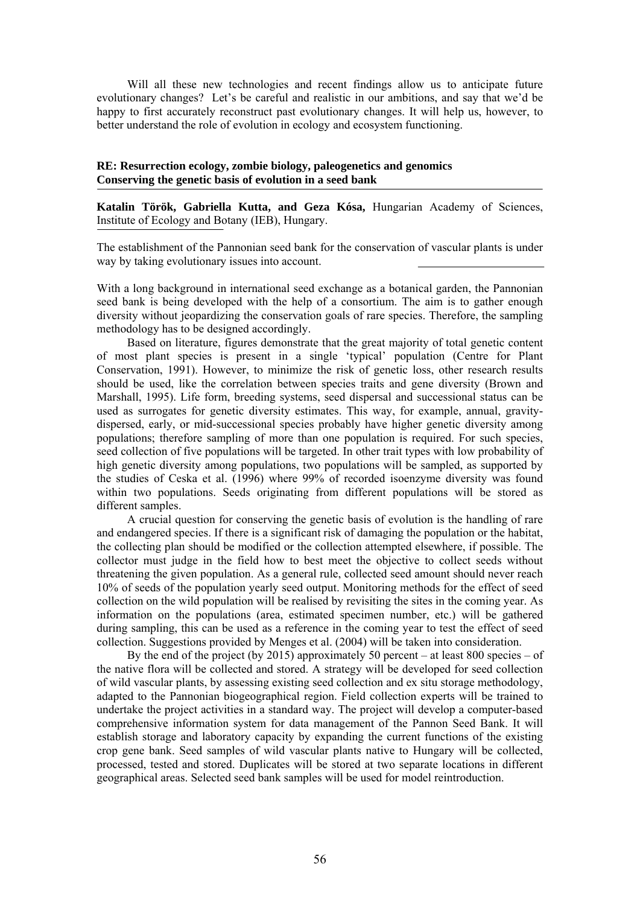Will all these new technologies and recent findings allow us to anticipate future evolutionary changes? Let's be careful and realistic in our ambitions, and say that we'd be happy to first accurately reconstruct past evolutionary changes. It will help us, however, to better understand the role of evolution in ecology and ecosystem functioning.

**RE: Resurrection ecology, zombie biology, paleogenetics and genomics**
**Conserving the genetic basis of evolution in a seed bank**

**Katalin Török, Gabriella Kutta, and Geza Kósa,** Hungarian Academy of Sciences, Institute of Ecology and Botany (IEB), Hungary.

The establishment of the Pannonian seed bank for the conservation of vascular plants is under way by taking evolutionary issues into account.

With a long background in international seed exchange as a botanical garden, the Pannonian seed bank is being developed with the help of a consortium. The aim is to gather enough diversity without jeopardizing the conservation goals of rare species. Therefore, the sampling methodology has to be designed accordingly.

Based on literature, figures demonstrate that the great majority of total genetic content of most plant species is present in a single 'typical' population (Centre for Plant Conservation, 1991). However, to minimize the risk of genetic loss, other research results should be used, like the correlation between species traits and gene diversity (Brown and Marshall, 1995). Life form, breeding systems, seed dispersal and successional status can be used as surrogates for genetic diversity estimates. This way, for example, annual, gravity-dispersed, early, or mid-successional species probably have higher genetic diversity among populations; therefore sampling of more than one population is required. For such species, seed collection of five populations will be targeted. In other trait types with low probability of high genetic diversity among populations, two populations will be sampled, as supported by the studies of Ceska et al. (1996) where 99% of recorded isoenzyme diversity was found within two populations. Seeds originating from different populations will be stored as different samples.

A crucial question for conserving the genetic basis of evolution is the handling of rare and endangered species. If there is a significant risk of damaging the population or the habitat, the collecting plan should be modified or the collection attempted elsewhere, if possible. The collector must judge in the field how to best meet the objective to collect seeds without threatening the given population. As a general rule, collected seed amount should never reach 10% of seeds of the population yearly seed output. Monitoring methods for the effect of seed collection on the wild population will be realised by revisiting the sites in the coming year. As information on the populations (area, estimated specimen number, etc.) will be gathered during sampling, this can be used as a reference in the coming year to test the effect of seed collection. Suggestions provided by Menges et al. (2004) will be taken into consideration.

By the end of the project (by 2015) approximately 50 percent – at least 800 species – of the native flora will be collected and stored. A strategy will be developed for seed collection of wild vascular plants, by assessing existing seed collection and ex situ storage methodology, adapted to the Pannonian biogeographical region. Field collection experts will be trained to undertake the project activities in a standard way. The project will develop a computer-based comprehensive information system for data management of the Pannon Seed Bank. It will establish storage and laboratory capacity by expanding the current functions of the existing crop gene bank. Seed samples of wild vascular plants native to Hungary will be collected, processed, tested and stored. Duplicates will be stored at two separate locations in different geographical areas. Selected seed bank samples will be used for model reintroduction.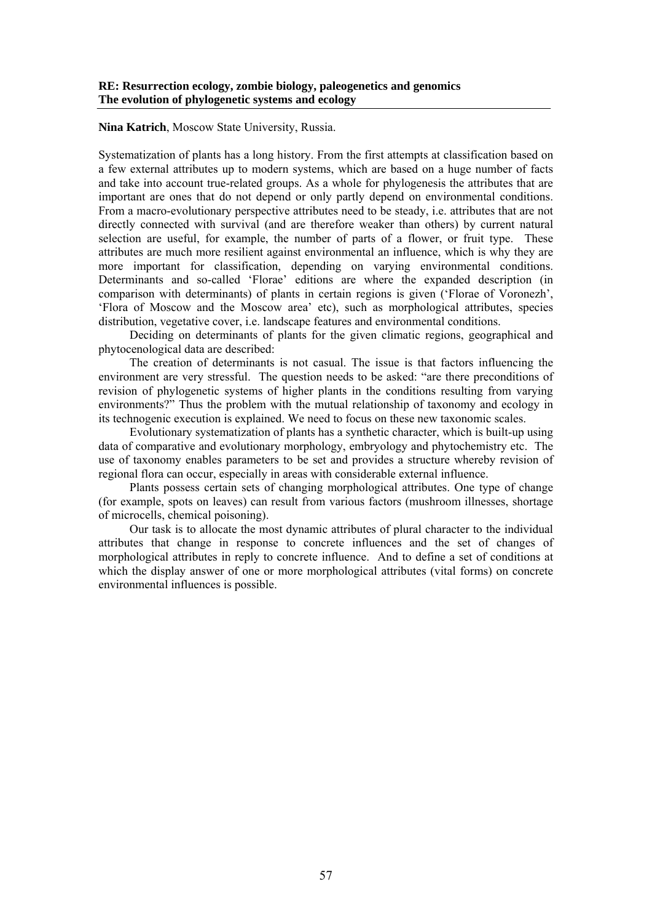**RE: Resurrection ecology, zombie biology, paleogenetics and genomics**
**The evolution of phylogenetic systems and ecology**

**Nina Katrich**, Moscow State University, Russia.

Systematization of plants has a long history. From the first attempts at classification based on a few external attributes up to modern systems, which are based on a huge number of facts and take into account true-related groups. As a whole for phylogenesis the attributes that are important are ones that do not depend or only partly depend on environmental conditions. From a macro-evolutionary perspective attributes need to be steady, i.e. attributes that are not directly connected with survival (and are therefore weaker than others) by current natural selection are useful, for example, the number of parts of a flower, or fruit type. These attributes are much more resilient against environmental an influence, which is why they are more important for classification, depending on varying environmental conditions. Determinants and so-called 'Florae' editions are where the expanded description (in comparison with determinants) of plants in certain regions is given ('Florae of Voronezh', 'Flora of Moscow and the Moscow area' etc), such as morphological attributes, species distribution, vegetative cover, i.e. landscape features and environmental conditions.

Deciding on determinants of plants for the given climatic regions, geographical and phytocenological data are described:

The creation of determinants is not casual. The issue is that factors influencing the environment are very stressful. The question needs to be asked: "are there preconditions of revision of phylogenetic systems of higher plants in the conditions resulting from varying environments?" Thus the problem with the mutual relationship of taxonomy and ecology in its technogenic execution is explained. We need to focus on these new taxonomic scales.

Evolutionary systematization of plants has a synthetic character, which is built-up using data of comparative and evolutionary morphology, embryology and phytochemistry etc. The use of taxonomy enables parameters to be set and provides a structure whereby revision of regional flora can occur, especially in areas with considerable external influence.

Plants possess certain sets of changing morphological attributes. One type of change (for example, spots on leaves) can result from various factors (mushroom illnesses, shortage of microcells, chemical poisoning).

Our task is to allocate the most dynamic attributes of plural character to the individual attributes that change in response to concrete influences and the set of changes of morphological attributes in reply to concrete influence. And to define a set of conditions at which the display answer of one or more morphological attributes (vital forms) on concrete environmental influences is possible.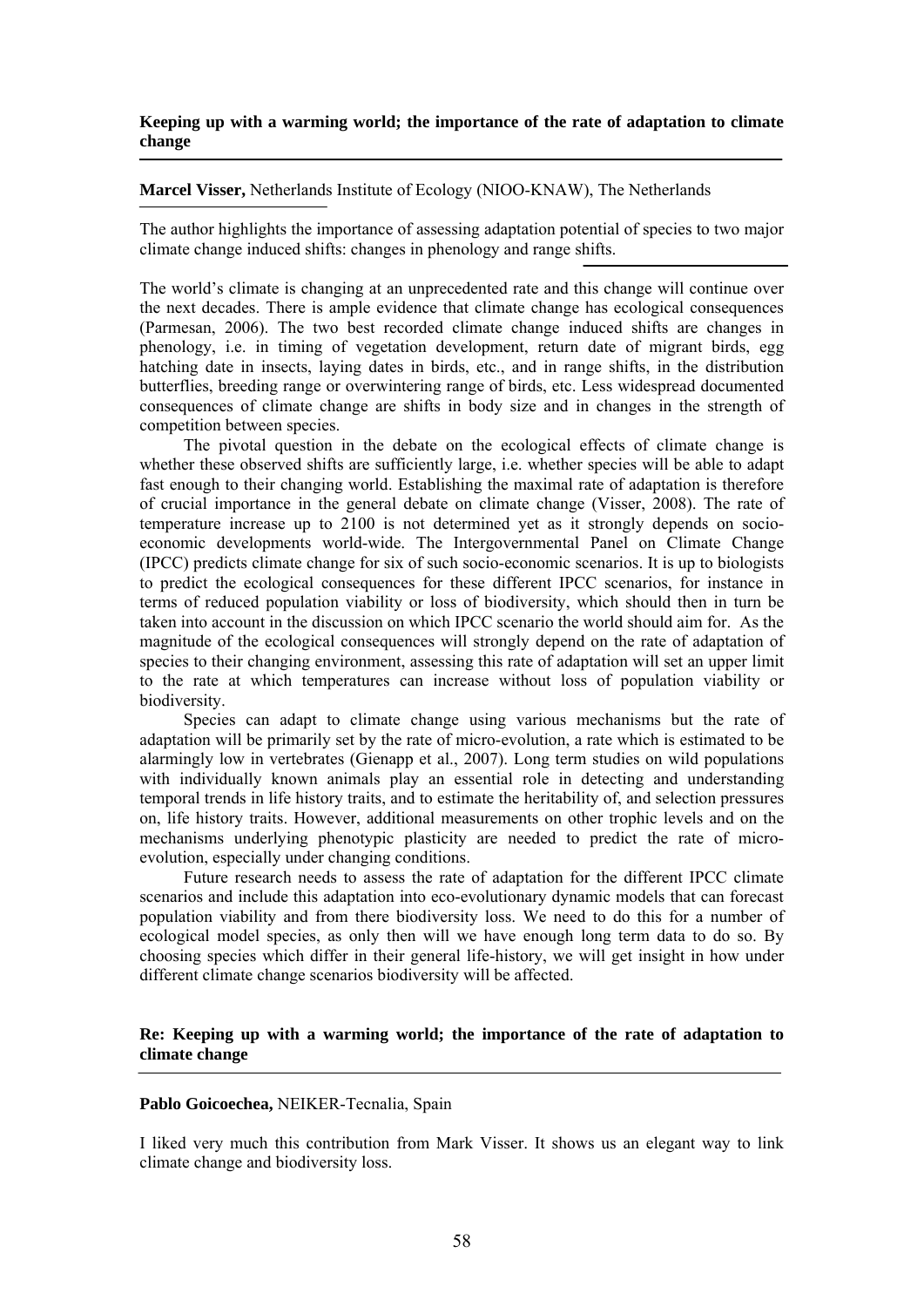**Keeping up with a warming world; the importance of the rate of adaptation to climate change**

**Marcel Visser,** Netherlands Institute of Ecology (NIOO-KNAW), The Netherlands

The author highlights the importance of assessing adaptation potential of species to two major climate change induced shifts: changes in phenology and range shifts.

The world's climate is changing at an unprecedented rate and this change will continue over the next decades. There is ample evidence that climate change has ecological consequences (Parmesan, 2006). The two best recorded climate change induced shifts are changes in phenology, i.e. in timing of vegetation development, return date of migrant birds, egg hatching date in insects, laying dates in birds, etc., and in range shifts, in the distribution butterflies, breeding range or overwintering range of birds, etc. Less widespread documented consequences of climate change are shifts in body size and in changes in the strength of competition between species.

The pivotal question in the debate on the ecological effects of climate change is whether these observed shifts are sufficiently large, i.e. whether species will be able to adapt fast enough to their changing world. Establishing the maximal rate of adaptation is therefore of crucial importance in the general debate on climate change (Visser, 2008). The rate of temperature increase up to 2100 is not determined yet as it strongly depends on socio-economic developments world-wide. The Intergovernmental Panel on Climate Change (IPCC) predicts climate change for six of such socio-economic scenarios. It is up to biologists to predict the ecological consequences for these different IPCC scenarios, for instance in terms of reduced population viability or loss of biodiversity, which should then in turn be taken into account in the discussion on which IPCC scenario the world should aim for. As the magnitude of the ecological consequences will strongly depend on the rate of adaptation of species to their changing environment, assessing this rate of adaptation will set an upper limit to the rate at which temperatures can increase without loss of population viability or biodiversity.

Species can adapt to climate change using various mechanisms but the rate of adaptation will be primarily set by the rate of micro-evolution, a rate which is estimated to be alarmingly low in vertebrates (Gienapp et al., 2007). Long term studies on wild populations with individually known animals play an essential role in detecting and understanding temporal trends in life history traits, and to estimate the heritability of, and selection pressures on, life history traits. However, additional measurements on other trophic levels and on the mechanisms underlying phenotypic plasticity are needed to predict the rate of micro-evolution, especially under changing conditions.

Future research needs to assess the rate of adaptation for the different IPCC climate scenarios and include this adaptation into eco-evolutionary dynamic models that can forecast population viability and from there biodiversity loss. We need to do this for a number of ecological model species, as only then will we have enough long term data to do so. By choosing species which differ in their general life-history, we will get insight in how under different climate change scenarios biodiversity will be affected.

**Re: Keeping up with a warming world; the importance of the rate of adaptation to climate change**

**Pablo Goicoechea,** NEIKER-Tecnalia, Spain

I liked very much this contribution from Mark Visser. It shows us an elegant way to link climate change and biodiversity loss.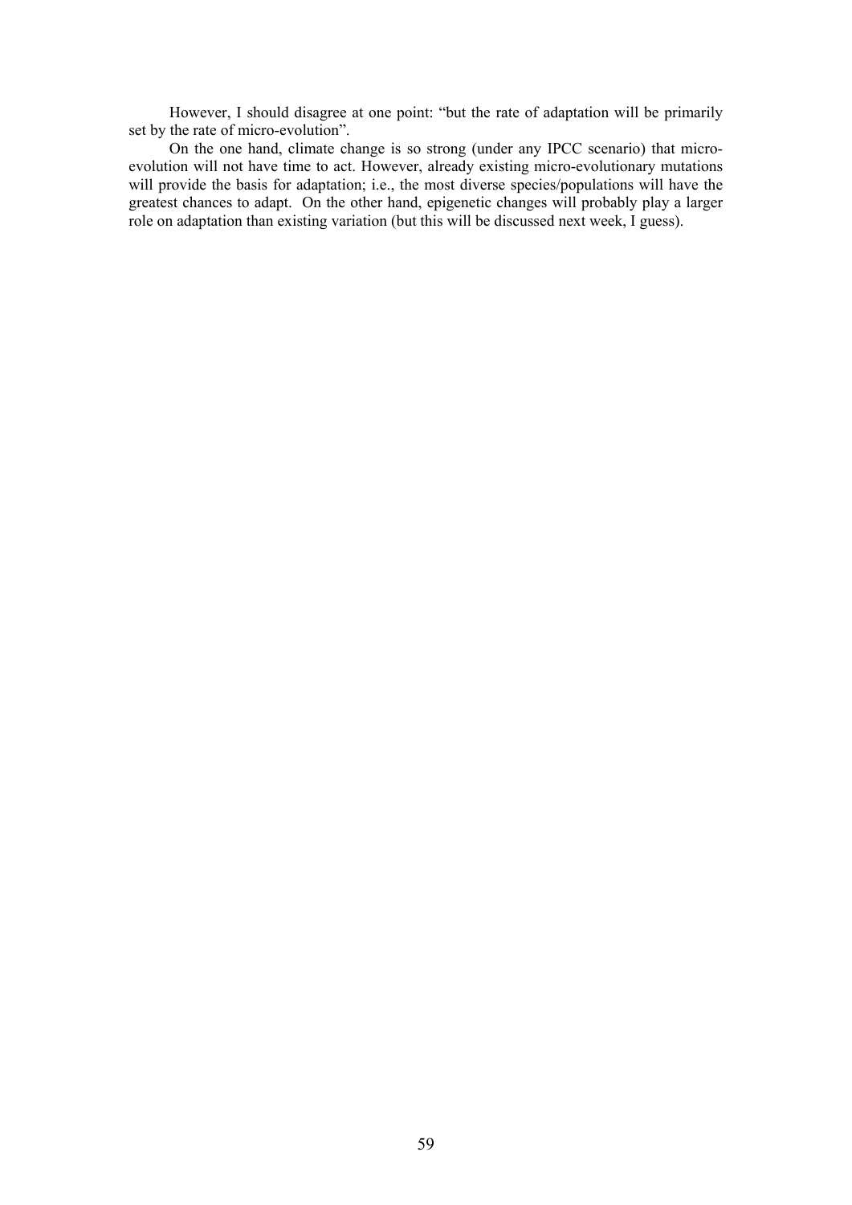However, I should disagree at one point: "but the rate of adaptation will be primarily set by the rate of micro-evolution".

On the one hand, climate change is so strong (under any IPCC scenario) that micro-evolution will not have time to act. However, already existing micro-evolutionary mutations will provide the basis for adaptation; i.e., the most diverse species/populations will have the greatest chances to adapt. On the other hand, epigenetic changes will probably play a larger role on adaptation than existing variation (but this will be discussed next week, I guess).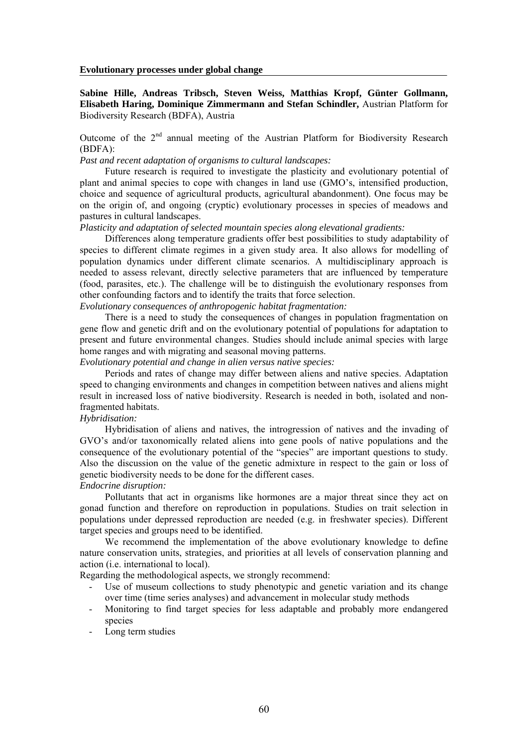## Evolutionary processes under global change

**Sabine Hille, Andreas Tribsch, Steven Weiss, Matthias Kropf, Günter Gollmann, Elisabeth Haring, Dominique Zimmermann and Stefan Schindler,** Austrian Platform for Biodiversity Research (BDFA), Austria

Outcome of the 2nd annual meeting of the Austrian Platform for Biodiversity Research (BDFA):

*Past and recent adaptation of organisms to cultural landscapes:*

Future research is required to investigate the plasticity and evolutionary potential of plant and animal species to cope with changes in land use (GMO's, intensified production, choice and sequence of agricultural products, agricultural abandonment). One focus may be on the origin of, and ongoing (cryptic) evolutionary processes in species of meadows and pastures in cultural landscapes.

*Plasticity and adaptation of selected mountain species along elevational gradients:*

Differences along temperature gradients offer best possibilities to study adaptability of species to different climate regimes in a given study area. It also allows for modelling of population dynamics under different climate scenarios. A multidisciplinary approach is needed to assess relevant, directly selective parameters that are influenced by temperature (food, parasites, etc.). The challenge will be to distinguish the evolutionary responses from other confounding factors and to identify the traits that force selection.

*Evolutionary consequences of anthropogenic habitat fragmentation:*

There is a need to study the consequences of changes in population fragmentation on gene flow and genetic drift and on the evolutionary potential of populations for adaptation to present and future environmental changes. Studies should include animal species with large home ranges and with migrating and seasonal moving patterns.

*Evolutionary potential and change in alien versus native species:*

Periods and rates of change may differ between aliens and native species. Adaptation speed to changing environments and changes in competition between natives and aliens might result in increased loss of native biodiversity. Research is needed in both, isolated and non-fragmented habitats.

*Hybridisation:*

Hybridisation of aliens and natives, the introgression of natives and the invading of GVO's and/or taxonomically related aliens into gene pools of native populations and the consequence of the evolutionary potential of the "species" are important questions to study. Also the discussion on the value of the genetic admixture in respect to the gain or loss of genetic biodiversity needs to be done for the different cases.

*Endocrine disruption:*

Pollutants that act in organisms like hormones are a major threat since they act on gonad function and therefore on reproduction in populations. Studies on trait selection in populations under depressed reproduction are needed (e.g. in freshwater species). Different target species and groups need to be identified.

We recommend the implementation of the above evolutionary knowledge to define nature conservation units, strategies, and priorities at all levels of conservation planning and action (i.e. international to local).

Regarding the methodological aspects, we strongly recommend:

- Use of museum collections to study phenotypic and genetic variation and its change over time (time series analyses) and advancement in molecular study methods
- Monitoring to find target species for less adaptable and probably more endangered species
- Long term studies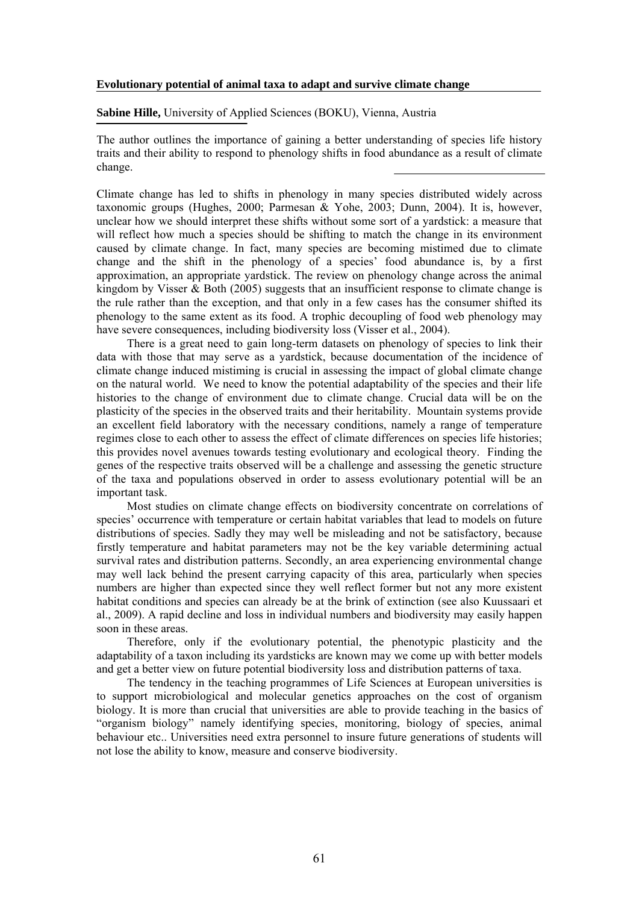**Evolutionary potential of animal taxa to adapt and survive climate change**

**Sabine Hille,** University of Applied Sciences (BOKU), Vienna, Austria

The author outlines the importance of gaining a better understanding of species life history traits and their ability to respond to phenology shifts in food abundance as a result of climate change.

Climate change has led to shifts in phenology in many species distributed widely across taxonomic groups (Hughes, 2000; Parmesan & Yohe, 2003; Dunn, 2004). It is, however, unclear how we should interpret these shifts without some sort of a yardstick: a measure that will reflect how much a species should be shifting to match the change in its environment caused by climate change. In fact, many species are becoming mistimed due to climate change and the shift in the phenology of a species' food abundance is, by a first approximation, an appropriate yardstick. The review on phenology change across the animal kingdom by Visser & Both (2005) suggests that an insufficient response to climate change is the rule rather than the exception, and that only in a few cases has the consumer shifted its phenology to the same extent as its food. A trophic decoupling of food web phenology may have severe consequences, including biodiversity loss (Visser et al., 2004).

There is a great need to gain long-term datasets on phenology of species to link their data with those that may serve as a yardstick, because documentation of the incidence of climate change induced mistiming is crucial in assessing the impact of global climate change on the natural world. We need to know the potential adaptability of the species and their life histories to the change of environment due to climate change. Crucial data will be on the plasticity of the species in the observed traits and their heritability. Mountain systems provide an excellent field laboratory with the necessary conditions, namely a range of temperature regimes close to each other to assess the effect of climate differences on species life histories; this provides novel avenues towards testing evolutionary and ecological theory. Finding the genes of the respective traits observed will be a challenge and assessing the genetic structure of the taxa and populations observed in order to assess evolutionary potential will be an important task.

Most studies on climate change effects on biodiversity concentrate on correlations of species' occurrence with temperature or certain habitat variables that lead to models on future distributions of species. Sadly they may well be misleading and not be satisfactory, because firstly temperature and habitat parameters may not be the key variable determining actual survival rates and distribution patterns. Secondly, an area experiencing environmental change may well lack behind the present carrying capacity of this area, particularly when species numbers are higher than expected since they well reflect former but not any more existent habitat conditions and species can already be at the brink of extinction (see also Kuussaari et al., 2009). A rapid decline and loss in individual numbers and biodiversity may easily happen soon in these areas.

Therefore, only if the evolutionary potential, the phenotypic plasticity and the adaptability of a taxon including its yardsticks are known may we come up with better models and get a better view on future potential biodiversity loss and distribution patterns of taxa.

The tendency in the teaching programmes of Life Sciences at European universities is to support microbiological and molecular genetics approaches on the cost of organism biology. It is more than crucial that universities are able to provide teaching in the basics of "organism biology" namely identifying species, monitoring, biology of species, animal behaviour etc.. Universities need extra personnel to insure future generations of students will not lose the ability to know, measure and conserve biodiversity.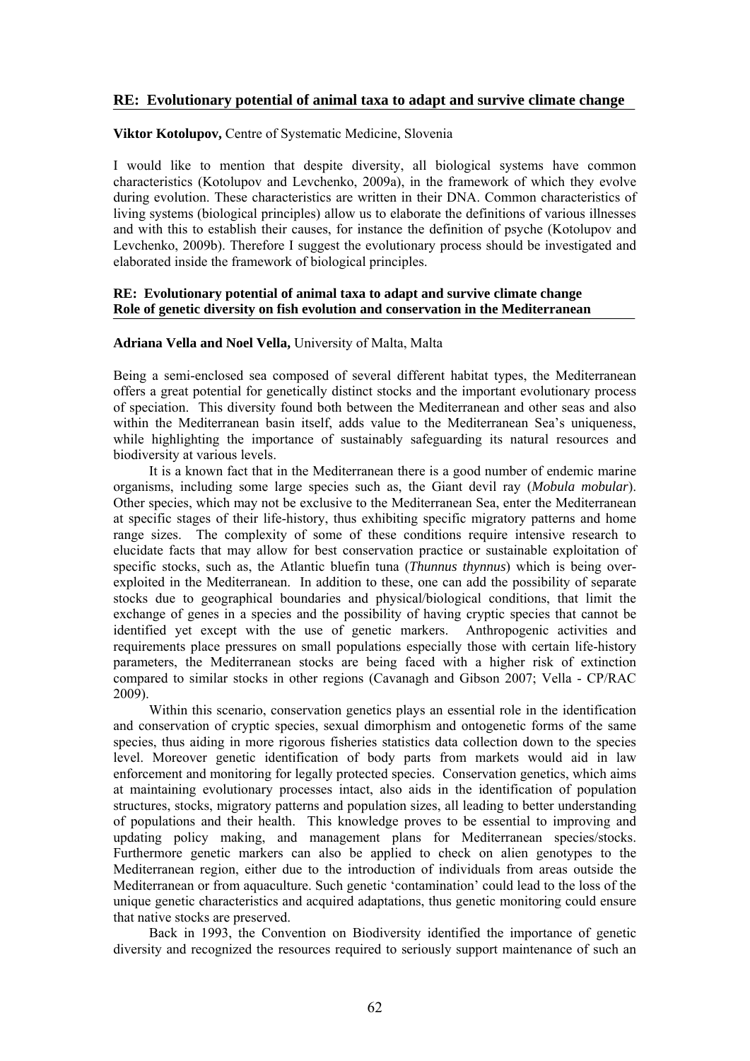## RE: Evolutionary potential of animal taxa to adapt and survive climate change

**Viktor Kotolupov,** Centre of Systematic Medicine, Slovenia

I would like to mention that despite diversity, all biological systems have common characteristics (Kotolupov and Levchenko, 2009a), in the framework of which they evolve during evolution. These characteristics are written in their DNA. Common characteristics of living systems (biological principles) allow us to elaborate the definitions of various illnesses and with this to establish their causes, for instance the definition of psyche (Kotolupov and Levchenko, 2009b). Therefore I suggest the evolutionary process should be investigated and elaborated inside the framework of biological principles.

## RE: Evolutionary potential of animal taxa to adapt and survive climate change
## Role of genetic diversity on fish evolution and conservation in the Mediterranean

**Adriana Vella and Noel Vella,** University of Malta, Malta

Being a semi-enclosed sea composed of several different habitat types, the Mediterranean offers a great potential for genetically distinct stocks and the important evolutionary process of speciation. This diversity found both between the Mediterranean and other seas and also within the Mediterranean basin itself, adds value to the Mediterranean Sea's uniqueness, while highlighting the importance of sustainably safeguarding its natural resources and biodiversity at various levels.

It is a known fact that in the Mediterranean there is a good number of endemic marine organisms, including some large species such as, the Giant devil ray (*Mobula mobular*). Other species, which may not be exclusive to the Mediterranean Sea, enter the Mediterranean at specific stages of their life-history, thus exhibiting specific migratory patterns and home range sizes. The complexity of some of these conditions require intensive research to elucidate facts that may allow for best conservation practice or sustainable exploitation of specific stocks, such as, the Atlantic bluefin tuna (*Thunnus thynnus*) which is being over-exploited in the Mediterranean. In addition to these, one can add the possibility of separate stocks due to geographical boundaries and physical/biological conditions, that limit the exchange of genes in a species and the possibility of having cryptic species that cannot be identified yet except with the use of genetic markers. Anthropogenic activities and requirements place pressures on small populations especially those with certain life-history parameters, the Mediterranean stocks are being faced with a higher risk of extinction compared to similar stocks in other regions (Cavanagh and Gibson 2007; Vella - CP/RAC 2009).

Within this scenario, conservation genetics plays an essential role in the identification and conservation of cryptic species, sexual dimorphism and ontogenetic forms of the same species, thus aiding in more rigorous fisheries statistics data collection down to the species level. Moreover genetic identification of body parts from markets would aid in law enforcement and monitoring for legally protected species. Conservation genetics, which aims at maintaining evolutionary processes intact, also aids in the identification of population structures, stocks, migratory patterns and population sizes, all leading to better understanding of populations and their health. This knowledge proves to be essential to improving and updating policy making, and management plans for Mediterranean species/stocks. Furthermore genetic markers can also be applied to check on alien genotypes to the Mediterranean region, either due to the introduction of individuals from areas outside the Mediterranean or from aquaculture. Such genetic 'contamination' could lead to the loss of the unique genetic characteristics and acquired adaptations, thus genetic monitoring could ensure that native stocks are preserved.

Back in 1993, the Convention on Biodiversity identified the importance of genetic diversity and recognized the resources required to seriously support maintenance of such an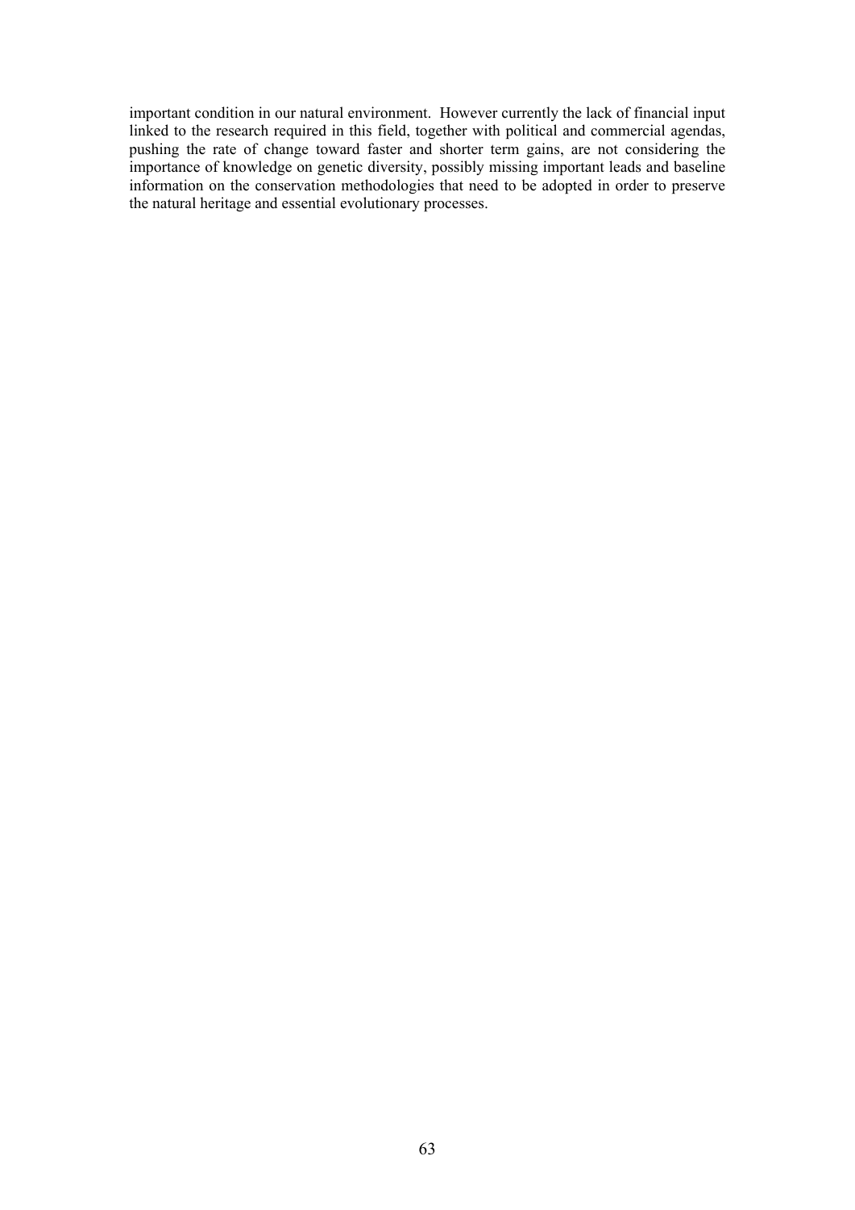important condition in our natural environment. However currently the lack of financial input linked to the research required in this field, together with political and commercial agendas, pushing the rate of change toward faster and shorter term gains, are not considering the importance of knowledge on genetic diversity, possibly missing important leads and baseline information on the conservation methodologies that need to be adopted in order to preserve the natural heritage and essential evolutionary processes.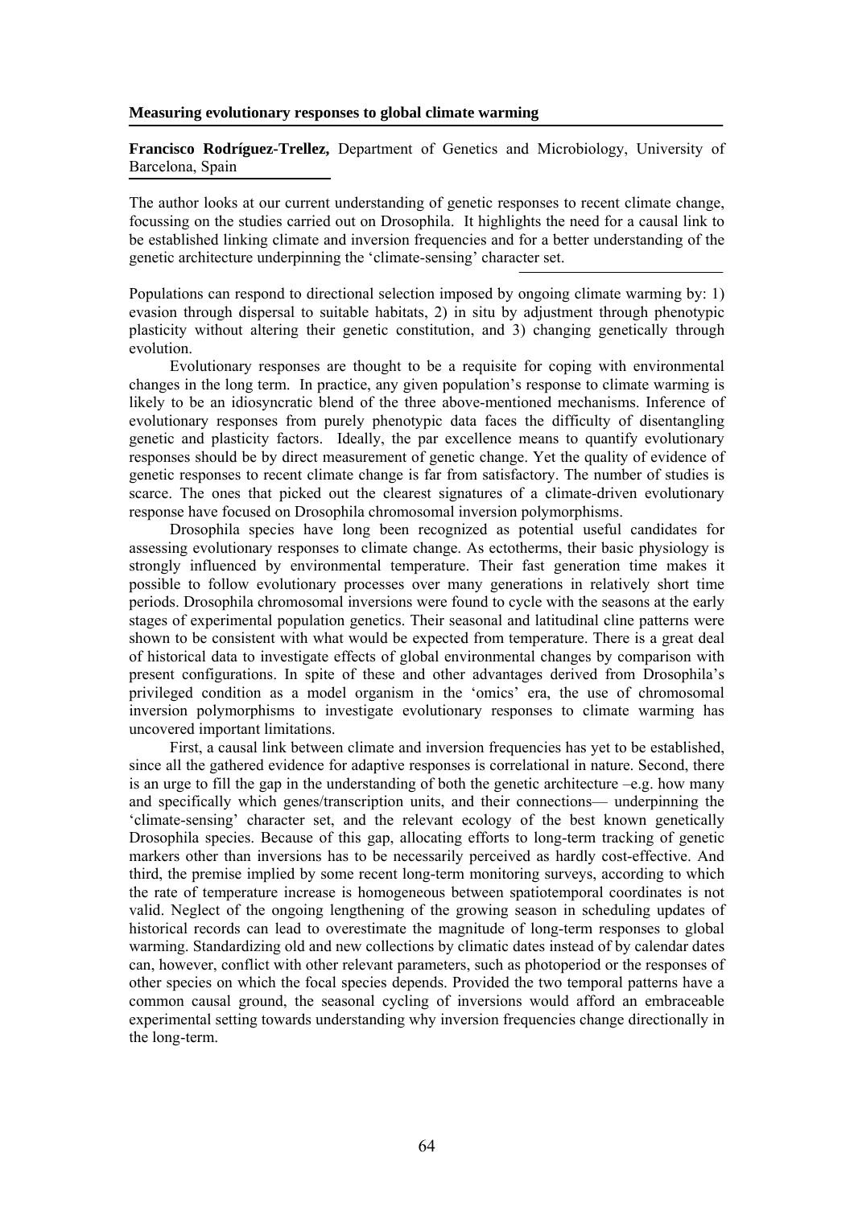## Measuring evolutionary responses to global climate warming

**Francisco Rodríguez-Trellez,** Department of Genetics and Microbiology, University of Barcelona, Spain

The author looks at our current understanding of genetic responses to recent climate change, focussing on the studies carried out on Drosophila. It highlights the need for a causal link to be established linking climate and inversion frequencies and for a better understanding of the genetic architecture underpinning the 'climate-sensing' character set.

Populations can respond to directional selection imposed by ongoing climate warming by: 1) evasion through dispersal to suitable habitats, 2) in situ by adjustment through phenotypic plasticity without altering their genetic constitution, and 3) changing genetically through evolution.

Evolutionary responses are thought to be a requisite for coping with environmental changes in the long term. In practice, any given population's response to climate warming is likely to be an idiosyncratic blend of the three above-mentioned mechanisms. Inference of evolutionary responses from purely phenotypic data faces the difficulty of disentangling genetic and plasticity factors. Ideally, the par excellence means to quantify evolutionary responses should be by direct measurement of genetic change. Yet the quality of evidence of genetic responses to recent climate change is far from satisfactory. The number of studies is scarce. The ones that picked out the clearest signatures of a climate-driven evolutionary response have focused on Drosophila chromosomal inversion polymorphisms.

Drosophila species have long been recognized as potential useful candidates for assessing evolutionary responses to climate change. As ectotherms, their basic physiology is strongly influenced by environmental temperature. Their fast generation time makes it possible to follow evolutionary processes over many generations in relatively short time periods. Drosophila chromosomal inversions were found to cycle with the seasons at the early stages of experimental population genetics. Their seasonal and latitudinal cline patterns were shown to be consistent with what would be expected from temperature. There is a great deal of historical data to investigate effects of global environmental changes by comparison with present configurations. In spite of these and other advantages derived from Drosophila's privileged condition as a model organism in the 'omics' era, the use of chromosomal inversion polymorphisms to investigate evolutionary responses to climate warming has uncovered important limitations.

First, a causal link between climate and inversion frequencies has yet to be established, since all the gathered evidence for adaptive responses is correlational in nature. Second, there is an urge to fill the gap in the understanding of both the genetic architecture –e.g. how many and specifically which genes/transcription units, and their connections— underpinning the 'climate-sensing' character set, and the relevant ecology of the best known genetically Drosophila species. Because of this gap, allocating efforts to long-term tracking of genetic markers other than inversions has to be necessarily perceived as hardly cost-effective. And third, the premise implied by some recent long-term monitoring surveys, according to which the rate of temperature increase is homogeneous between spatiotemporal coordinates is not valid. Neglect of the ongoing lengthening of the growing season in scheduling updates of historical records can lead to overestimate the magnitude of long-term responses to global warming. Standardizing old and new collections by climatic dates instead of by calendar dates can, however, conflict with other relevant parameters, such as photoperiod or the responses of other species on which the focal species depends. Provided the two temporal patterns have a common causal ground, the seasonal cycling of inversions would afford an embraceable experimental setting towards understanding why inversion frequencies change directionally in the long-term.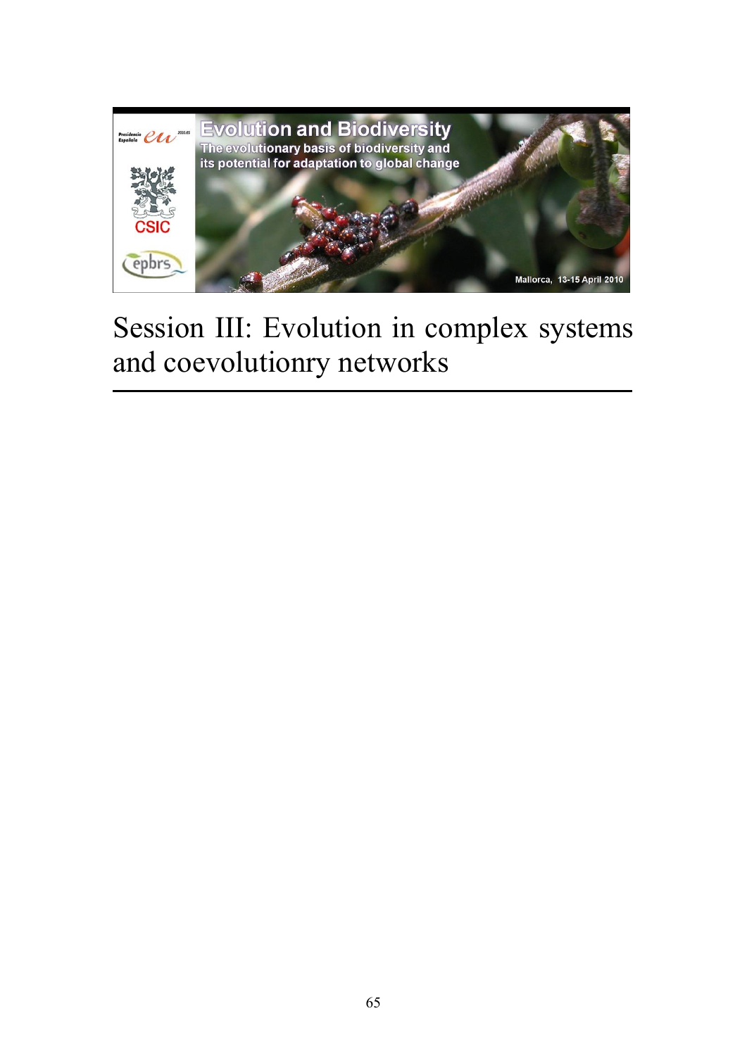# Session III: Evolution in complex systems and coevolutionry networks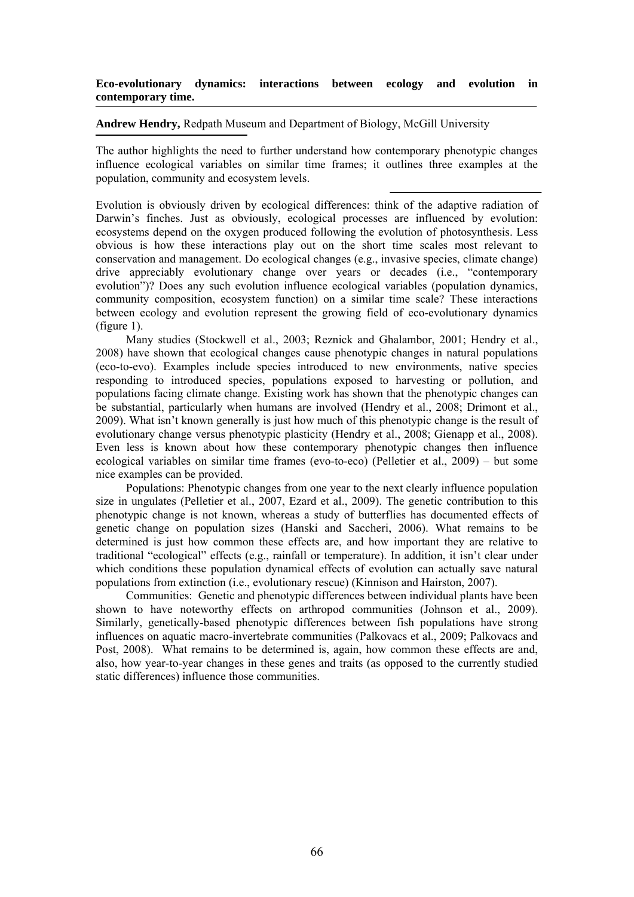**Eco-evolutionary dynamics: interactions between ecology and evolution in contemporary time.**

**Andrew Hendry,** Redpath Museum and Department of Biology, McGill University

The author highlights the need to further understand how contemporary phenotypic changes influence ecological variables on similar time frames; it outlines three examples at the population, community and ecosystem levels.

Evolution is obviously driven by ecological differences: think of the adaptive radiation of Darwin's finches. Just as obviously, ecological processes are influenced by evolution: ecosystems depend on the oxygen produced following the evolution of photosynthesis. Less obvious is how these interactions play out on the short time scales most relevant to conservation and management. Do ecological changes (e.g., invasive species, climate change) drive appreciably evolutionary change over years or decades (i.e., "contemporary evolution")? Does any such evolution influence ecological variables (population dynamics, community composition, ecosystem function) on a similar time scale? These interactions between ecology and evolution represent the growing field of eco-evolutionary dynamics (figure 1).

Many studies (Stockwell et al., 2003; Reznick and Ghalambor, 2001; Hendry et al., 2008) have shown that ecological changes cause phenotypic changes in natural populations (eco-to-evo). Examples include species introduced to new environments, native species responding to introduced species, populations exposed to harvesting or pollution, and populations facing climate change. Existing work has shown that the phenotypic changes can be substantial, particularly when humans are involved (Hendry et al., 2008; Drimont et al., 2009). What isn't known generally is just how much of this phenotypic change is the result of evolutionary change versus phenotypic plasticity (Hendry et al., 2008; Gienapp et al., 2008). Even less is known about how these contemporary phenotypic changes then influence ecological variables on similar time frames (evo-to-eco) (Pelletier et al., 2009) – but some nice examples can be provided.

Populations: Phenotypic changes from one year to the next clearly influence population size in ungulates (Pelletier et al., 2007, Ezard et al., 2009). The genetic contribution to this phenotypic change is not known, whereas a study of butterflies has documented effects of genetic change on population sizes (Hanski and Saccheri, 2006). What remains to be determined is just how common these effects are, and how important they are relative to traditional "ecological" effects (e.g., rainfall or temperature). In addition, it isn't clear under which conditions these population dynamical effects of evolution can actually save natural populations from extinction (i.e., evolutionary rescue) (Kinnison and Hairston, 2007).

Communities: Genetic and phenotypic differences between individual plants have been shown to have noteworthy effects on arthropod communities (Johnson et al., 2009). Similarly, genetically-based phenotypic differences between fish populations have strong influences on aquatic macro-invertebrate communities (Palkovacs et al., 2009; Palkovacs and Post, 2008). What remains to be determined is, again, how common these effects are and, also, how year-to-year changes in these genes and traits (as opposed to the currently studied static differences) influence those communities.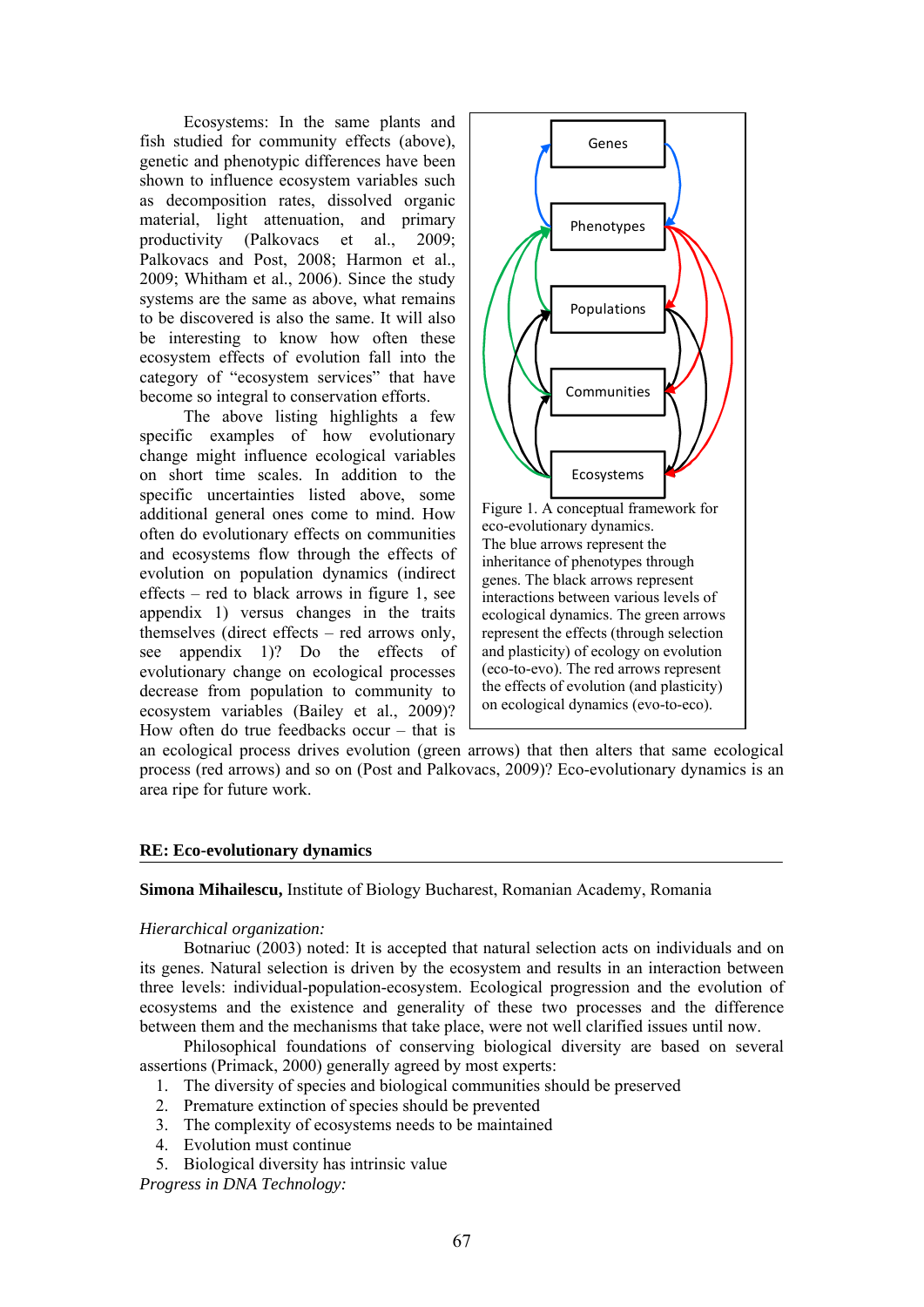Ecosystems: In the same plants and fish studied for community effects (above), genetic and phenotypic differences have been shown to influence ecosystem variables such as decomposition rates, dissolved organic material, light attenuation, and primary productivity (Palkovacs et al., 2009; Palkovacs and Post, 2008; Harmon et al., 2009; Whitham et al., 2006). Since the study systems are the same as above, what remains to be discovered is also the same. It will also be interesting to know how often these ecosystem effects of evolution fall into the category of "ecosystem services" that have become so integral to conservation efforts.

The above listing highlights a few specific examples of how evolutionary change might influence ecological variables on short time scales. In addition to the specific uncertainties listed above, some additional general ones come to mind. How often do evolutionary effects on communities and ecosystems flow through the effects of evolution on population dynamics (indirect effects – red to black arrows in figure 1, see appendix 1) versus changes in the traits themselves (direct effects – red arrows only, see appendix 1)? Do the effects of evolutionary change on ecological processes decrease from population to community to ecosystem variables (Bailey et al., 2009)? How often do true feedbacks occur – that is an ecological process drives evolution (green arrows) that then alters that same ecological process (red arrows) and so on (Post and Palkovacs, 2009)? Eco-evolutionary dynamics is an area ripe for future work.

Genes

Phenotypes

Populations

Communities

Ecosystems

Figure 1. A conceptual framework for eco-evolutionary dynamics. The blue arrows represent the inheritance of phenotypes through genes. The black arrows represent interactions between various levels of ecological dynamics. The green arrows represent the effects (through selection and plasticity) of ecology on evolution (eco-to-evo). The red arrows represent the effects of evolution (and plasticity) on ecological dynamics (evo-to-eco).

**RE: Eco-evolutionary dynamics**

**Simona Mihailescu,** Institute of Biology Bucharest, Romanian Academy, Romania

*Hierarchical organization:*

Botnariuc (2003) noted: It is accepted that natural selection acts on individuals and on its genes. Natural selection is driven by the ecosystem and results in an interaction between three levels: individual-population-ecosystem. Ecological progression and the evolution of ecosystems and the existence and generality of these two processes and the difference between them and the mechanisms that take place, were not well clarified issues until now.

Philosophical foundations of conserving biological diversity are based on several assertions (Primack, 2000) generally agreed by most experts:

1. The diversity of species and biological communities should be preserved
2. Premature extinction of species should be prevented
3. The complexity of ecosystems needs to be maintained
4. Evolution must continue
5. Biological diversity has intrinsic value

*Progress in DNA Technology:*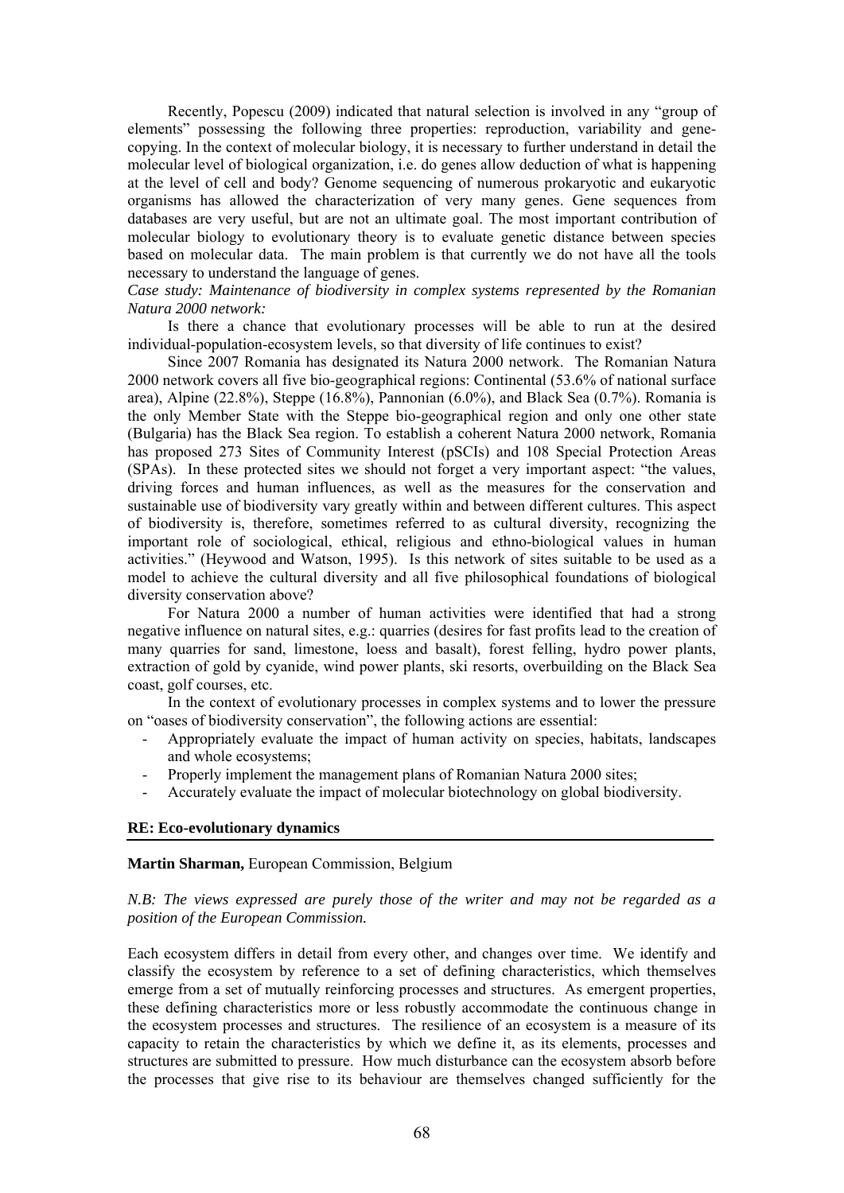Recently, Popescu (2009) indicated that natural selection is involved in any "group of elements" possessing the following three properties: reproduction, variability and gene-copying. In the context of molecular biology, it is necessary to further understand in detail the molecular level of biological organization, i.e. do genes allow deduction of what is happening at the level of cell and body? Genome sequencing of numerous prokaryotic and eukaryotic organisms has allowed the characterization of very many genes. Gene sequences from databases are very useful, but are not an ultimate goal. The most important contribution of molecular biology to evolutionary theory is to evaluate genetic distance between species based on molecular data. The main problem is that currently we do not have all the tools necessary to understand the language of genes.

*Case study: Maintenance of biodiversity in complex systems represented by the Romanian Natura 2000 network:*

Is there a chance that evolutionary processes will be able to run at the desired individual-population-ecosystem levels, so that diversity of life continues to exist?

Since 2007 Romania has designated its Natura 2000 network. The Romanian Natura 2000 network covers all five bio-geographical regions: Continental (53.6% of national surface area), Alpine (22.8%), Steppe (16.8%), Pannonian (6.0%), and Black Sea (0.7%). Romania is the only Member State with the Steppe bio-geographical region and only one other state (Bulgaria) has the Black Sea region. To establish a coherent Natura 2000 network, Romania has proposed 273 Sites of Community Interest (pSCIs) and 108 Special Protection Areas (SPAs). In these protected sites we should not forget a very important aspect: "the values, driving forces and human influences, as well as the measures for the conservation and sustainable use of biodiversity vary greatly within and between different cultures. This aspect of biodiversity is, therefore, sometimes referred to as cultural diversity, recognizing the important role of sociological, ethical, religious and ethno-biological values in human activities." (Heywood and Watson, 1995). Is this network of sites suitable to be used as a model to achieve the cultural diversity and all five philosophical foundations of biological diversity conservation above?

For Natura 2000 a number of human activities were identified that had a strong negative influence on natural sites, e.g.: quarries (desires for fast profits lead to the creation of many quarries for sand, limestone, loess and basalt), forest felling, hydro power plants, extraction of gold by cyanide, wind power plants, ski resorts, overbuilding on the Black Sea coast, golf courses, etc.

In the context of evolutionary processes in complex systems and to lower the pressure on "oases of biodiversity conservation", the following actions are essential:

- Appropriately evaluate the impact of human activity on species, habitats, landscapes and whole ecosystems;
- Properly implement the management plans of Romanian Natura 2000 sites;
- Accurately evaluate the impact of molecular biotechnology on global biodiversity.

**RE: Eco-evolutionary dynamics**

**Martin Sharman,** European Commission, Belgium

*N.B: The views expressed are purely those of the writer and may not be regarded as a position of the European Commission.*

Each ecosystem differs in detail from every other, and changes over time. We identify and classify the ecosystem by reference to a set of defining characteristics, which themselves emerge from a set of mutually reinforcing processes and structures. As emergent properties, these defining characteristics more or less robustly accommodate the continuous change in the ecosystem processes and structures. The resilience of an ecosystem is a measure of its capacity to retain the characteristics by which we define it, as its elements, processes and structures are submitted to pressure. How much disturbance can the ecosystem absorb before the processes that give rise to its behaviour are themselves changed sufficiently for the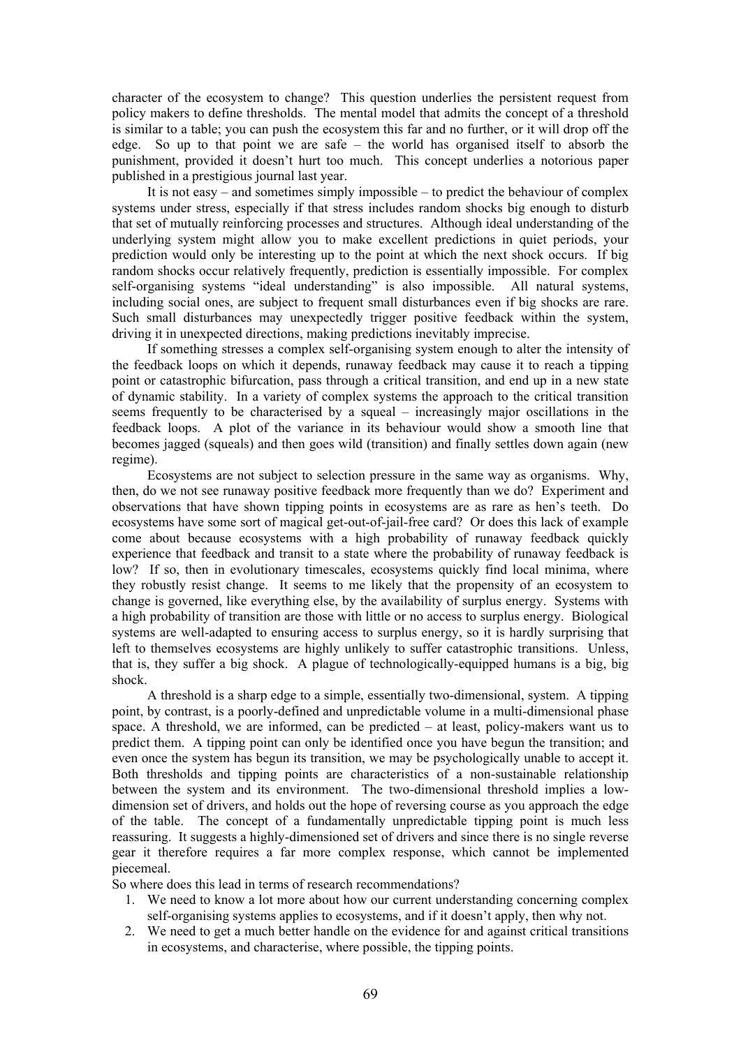character of the ecosystem to change? This question underlies the persistent request from policy makers to define thresholds. The mental model that admits the concept of a threshold is similar to a table; you can push the ecosystem this far and no further, or it will drop off the edge. So up to that point we are safe – the world has organised itself to absorb the punishment, provided it doesn't hurt too much. This concept underlies a notorious paper published in a prestigious journal last year.

It is not easy – and sometimes simply impossible – to predict the behaviour of complex systems under stress, especially if that stress includes random shocks big enough to disturb that set of mutually reinforcing processes and structures. Although ideal understanding of the underlying system might allow you to make excellent predictions in quiet periods, your prediction would only be interesting up to the point at which the next shock occurs. If big random shocks occur relatively frequently, prediction is essentially impossible. For complex self-organising systems "ideal understanding" is also impossible. All natural systems, including social ones, are subject to frequent small disturbances even if big shocks are rare. Such small disturbances may unexpectedly trigger positive feedback within the system, driving it in unexpected directions, making predictions inevitably imprecise.

If something stresses a complex self-organising system enough to alter the intensity of the feedback loops on which it depends, runaway feedback may cause it to reach a tipping point or catastrophic bifurcation, pass through a critical transition, and end up in a new state of dynamic stability. In a variety of complex systems the approach to the critical transition seems frequently to be characterised by a squeal – increasingly major oscillations in the feedback loops. A plot of the variance in its behaviour would show a smooth line that becomes jagged (squeals) and then goes wild (transition) and finally settles down again (new regime).

Ecosystems are not subject to selection pressure in the same way as organisms. Why, then, do we not see runaway positive feedback more frequently than we do? Experiment and observations that have shown tipping points in ecosystems are as rare as hen's teeth. Do ecosystems have some sort of magical get-out-of-jail-free card? Or does this lack of example come about because ecosystems with a high probability of runaway feedback quickly experience that feedback and transit to a state where the probability of runaway feedback is low? If so, then in evolutionary timescales, ecosystems quickly find local minima, where they robustly resist change. It seems to me likely that the propensity of an ecosystem to change is governed, like everything else, by the availability of surplus energy. Systems with a high probability of transition are those with little or no access to surplus energy. Biological systems are well-adapted to ensuring access to surplus energy, so it is hardly surprising that left to themselves ecosystems are highly unlikely to suffer catastrophic transitions. Unless, that is, they suffer a big shock. A plague of technologically-equipped humans is a big, big shock.

A threshold is a sharp edge to a simple, essentially two-dimensional, system. A tipping point, by contrast, is a poorly-defined and unpredictable volume in a multi-dimensional phase space. A threshold, we are informed, can be predicted – at least, policy-makers want us to predict them. A tipping point can only be identified once you have begun the transition; and even once the system has begun its transition, we may be psychologically unable to accept it. Both thresholds and tipping points are characteristics of a non-sustainable relationship between the system and its environment. The two-dimensional threshold implies a low-dimension set of drivers, and holds out the hope of reversing course as you approach the edge of the table. The concept of a fundamentally unpredictable tipping point is much less reassuring. It suggests a highly-dimensioned set of drivers and since there is no single reverse gear it therefore requires a far more complex response, which cannot be implemented piecemeal.

So where does this lead in terms of research recommendations?

1. We need to know a lot more about how our current understanding concerning complex self-organising systems applies to ecosystems, and if it doesn't apply, then why not.
2. We need to get a much better handle on the evidence for and against critical transitions in ecosystems, and characterise, where possible, the tipping points.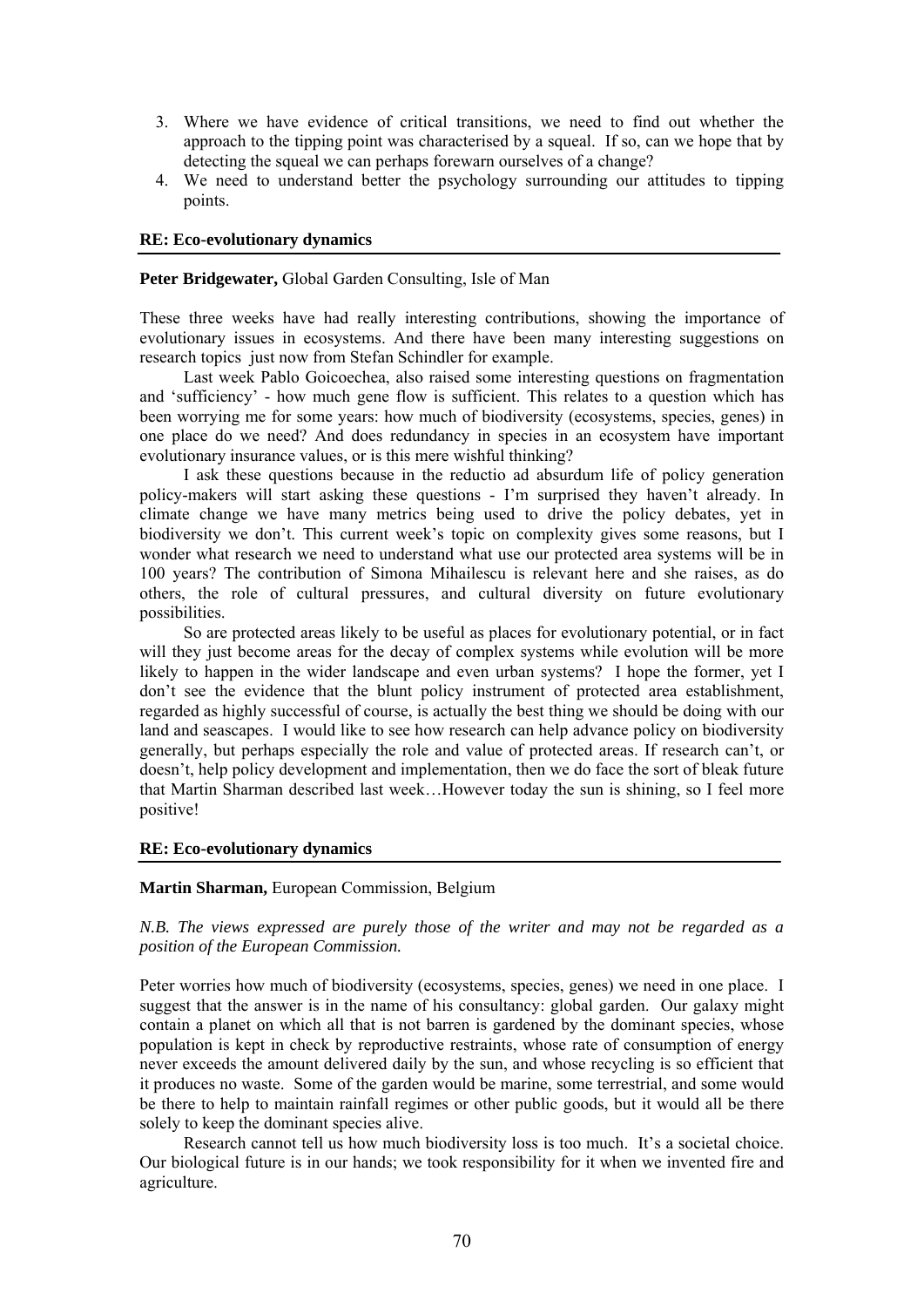3. Where we have evidence of critical transitions, we need to find out whether the approach to the tipping point was characterised by a squeal. If so, can we hope that by detecting the squeal we can perhaps forewarn ourselves of a change?
4. We need to understand better the psychology surrounding our attitudes to tipping points.

**RE: Eco-evolutionary dynamics**

**Peter Bridgewater,** Global Garden Consulting, Isle of Man

These three weeks have had really interesting contributions, showing the importance of evolutionary issues in ecosystems. And there have been many interesting suggestions on research topics just now from Stefan Schindler for example.

Last week Pablo Goicoechea, also raised some interesting questions on fragmentation and 'sufficiency' - how much gene flow is sufficient. This relates to a question which has been worrying me for some years: how much of biodiversity (ecosystems, species, genes) in one place do we need? And does redundancy in species in an ecosystem have important evolutionary insurance values, or is this mere wishful thinking?

I ask these questions because in the reductio ad absurdum life of policy generation policy-makers will start asking these questions - I'm surprised they haven't already. In climate change we have many metrics being used to drive the policy debates, yet in biodiversity we don't. This current week's topic on complexity gives some reasons, but I wonder what research we need to understand what use our protected area systems will be in 100 years? The contribution of Simona Mihailescu is relevant here and she raises, as do others, the role of cultural pressures, and cultural diversity on future evolutionary possibilities.

So are protected areas likely to be useful as places for evolutionary potential, or in fact will they just become areas for the decay of complex systems while evolution will be more likely to happen in the wider landscape and even urban systems? I hope the former, yet I don't see the evidence that the blunt policy instrument of protected area establishment, regarded as highly successful of course, is actually the best thing we should be doing with our land and seascapes. I would like to see how research can help advance policy on biodiversity generally, but perhaps especially the role and value of protected areas. If research can't, or doesn't, help policy development and implementation, then we do face the sort of bleak future that Martin Sharman described last week…However today the sun is shining, so I feel more positive!

**RE: Eco-evolutionary dynamics**

**Martin Sharman,** European Commission, Belgium

*N.B. The views expressed are purely those of the writer and may not be regarded as a position of the European Commission.*

Peter worries how much of biodiversity (ecosystems, species, genes) we need in one place. I suggest that the answer is in the name of his consultancy: global garden. Our galaxy might contain a planet on which all that is not barren is gardened by the dominant species, whose population is kept in check by reproductive restraints, whose rate of consumption of energy never exceeds the amount delivered daily by the sun, and whose recycling is so efficient that it produces no waste. Some of the garden would be marine, some terrestrial, and some would be there to help to maintain rainfall regimes or other public goods, but it would all be there solely to keep the dominant species alive.

Research cannot tell us how much biodiversity loss is too much. It's a societal choice. Our biological future is in our hands; we took responsibility for it when we invented fire and agriculture.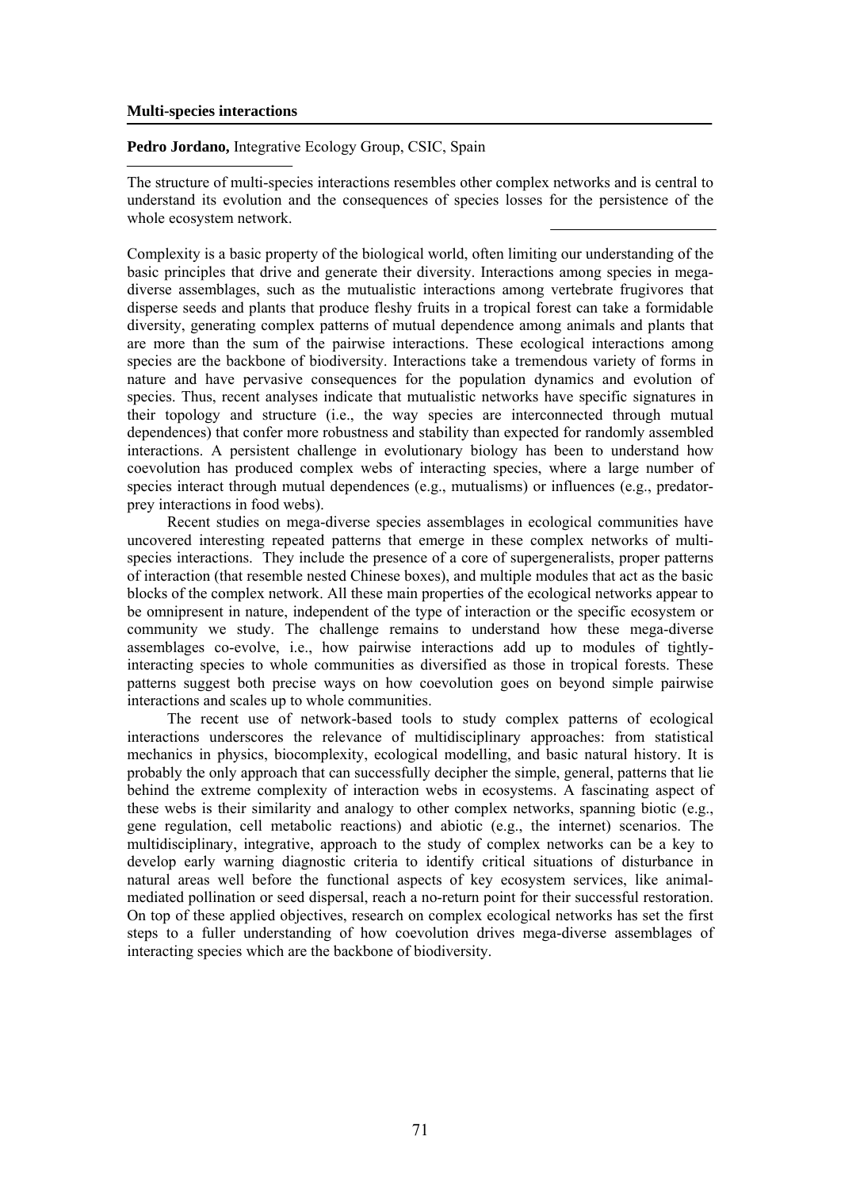## Multi-species interactions

**Pedro Jordano,** Integrative Ecology Group, CSIC, Spain

The structure of multi-species interactions resembles other complex networks and is central to understand its evolution and the consequences of species losses for the persistence of the whole ecosystem network.

Complexity is a basic property of the biological world, often limiting our understanding of the basic principles that drive and generate their diversity. Interactions among species in mega-diverse assemblages, such as the mutualistic interactions among vertebrate frugivores that disperse seeds and plants that produce fleshy fruits in a tropical forest can take a formidable diversity, generating complex patterns of mutual dependence among animals and plants that are more than the sum of the pairwise interactions. These ecological interactions among species are the backbone of biodiversity. Interactions take a tremendous variety of forms in nature and have pervasive consequences for the population dynamics and evolution of species. Thus, recent analyses indicate that mutualistic networks have specific signatures in their topology and structure (i.e., the way species are interconnected through mutual dependences) that confer more robustness and stability than expected for randomly assembled interactions. A persistent challenge in evolutionary biology has been to understand how coevolution has produced complex webs of interacting species, where a large number of species interact through mutual dependences (e.g., mutualisms) or influences (e.g., predator-prey interactions in food webs).

Recent studies on mega-diverse species assemblages in ecological communities have uncovered interesting repeated patterns that emerge in these complex networks of multi-species interactions. They include the presence of a core of supergeneralists, proper patterns of interaction (that resemble nested Chinese boxes), and multiple modules that act as the basic blocks of the complex network. All these main properties of the ecological networks appear to be omnipresent in nature, independent of the type of interaction or the specific ecosystem or community we study. The challenge remains to understand how these mega-diverse assemblages co-evolve, i.e., how pairwise interactions add up to modules of tightly-interacting species to whole communities as diversified as those in tropical forests. These patterns suggest both precise ways on how coevolution goes on beyond simple pairwise interactions and scales up to whole communities.

The recent use of network-based tools to study complex patterns of ecological interactions underscores the relevance of multidisciplinary approaches: from statistical mechanics in physics, biocomplexity, ecological modelling, and basic natural history. It is probably the only approach that can successfully decipher the simple, general, patterns that lie behind the extreme complexity of interaction webs in ecosystems. A fascinating aspect of these webs is their similarity and analogy to other complex networks, spanning biotic (e.g., gene regulation, cell metabolic reactions) and abiotic (e.g., the internet) scenarios. The multidisciplinary, integrative, approach to the study of complex networks can be a key to develop early warning diagnostic criteria to identify critical situations of disturbance in natural areas well before the functional aspects of key ecosystem services, like animal-mediated pollination or seed dispersal, reach a no-return point for their successful restoration. On top of these applied objectives, research on complex ecological networks has set the first steps to a fuller understanding of how coevolution drives mega-diverse assemblages of interacting species which are the backbone of biodiversity.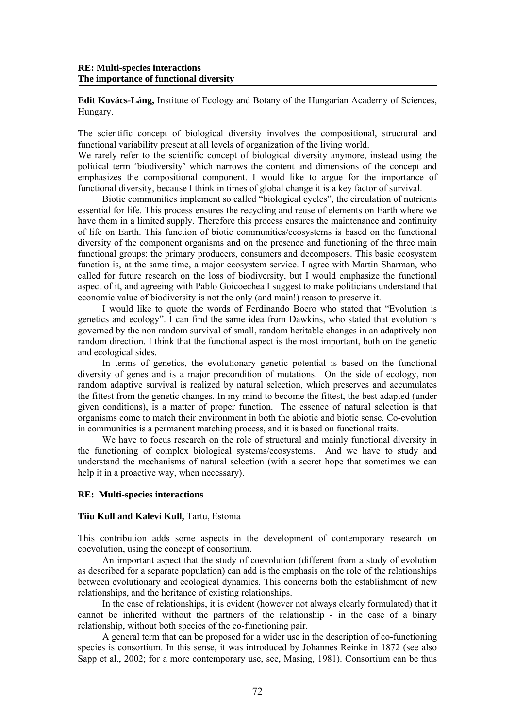**RE: Multi-species interactions**
**The importance of functional diversity**

**Edit Kovács-Láng,** Institute of Ecology and Botany of the Hungarian Academy of Sciences, Hungary.

The scientific concept of biological diversity involves the compositional, structural and functional variability present at all levels of organization of the living world.
We rarely refer to the scientific concept of biological diversity anymore, instead using the political term 'biodiversity' which narrows the content and dimensions of the concept and emphasizes the compositional component. I would like to argue for the importance of functional diversity, because I think in times of global change it is a key factor of survival.

Biotic communities implement so called "biological cycles", the circulation of nutrients essential for life. This process ensures the recycling and reuse of elements on Earth where we have them in a limited supply. Therefore this process ensures the maintenance and continuity of life on Earth. This function of biotic communities/ecosystems is based on the functional diversity of the component organisms and on the presence and functioning of the three main functional groups: the primary producers, consumers and decomposers. This basic ecosystem function is, at the same time, a major ecosystem service. I agree with Martin Sharman, who called for future research on the loss of biodiversity, but I would emphasize the functional aspect of it, and agreeing with Pablo Goicoechea I suggest to make politicians understand that economic value of biodiversity is not the only (and main!) reason to preserve it.

I would like to quote the words of Ferdinando Boero who stated that "Evolution is genetics and ecology". I can find the same idea from Dawkins, who stated that evolution is governed by the non random survival of small, random heritable changes in an adaptively non random direction. I think that the functional aspect is the most important, both on the genetic and ecological sides.

In terms of genetics, the evolutionary genetic potential is based on the functional diversity of genes and is a major precondition of mutations. On the side of ecology, non random adaptive survival is realized by natural selection, which preserves and accumulates the fittest from the genetic changes. In my mind to become the fittest, the best adapted (under given conditions), is a matter of proper function. The essence of natural selection is that organisms come to match their environment in both the abiotic and biotic sense. Co-evolution in communities is a permanent matching process, and it is based on functional traits.

We have to focus research on the role of structural and mainly functional diversity in the functioning of complex biological systems/ecosystems. And we have to study and understand the mechanisms of natural selection (with a secret hope that sometimes we can help it in a proactive way, when necessary).

**RE: Multi-species interactions**

**Tiiu Kull and Kalevi Kull,** Tartu, Estonia

This contribution adds some aspects in the development of contemporary research on coevolution, using the concept of consortium.

An important aspect that the study of coevolution (different from a study of evolution as described for a separate population) can add is the emphasis on the role of the relationships between evolutionary and ecological dynamics. This concerns both the establishment of new relationships, and the heritance of existing relationships.

In the case of relationships, it is evident (however not always clearly formulated) that it cannot be inherited without the partners of the relationship - in the case of a binary relationship, without both species of the co-functioning pair.

A general term that can be proposed for a wider use in the description of co-functioning species is consortium. In this sense, it was introduced by Johannes Reinke in 1872 (see also Sapp et al., 2002; for a more contemporary use, see, Masing, 1981). Consortium can be thus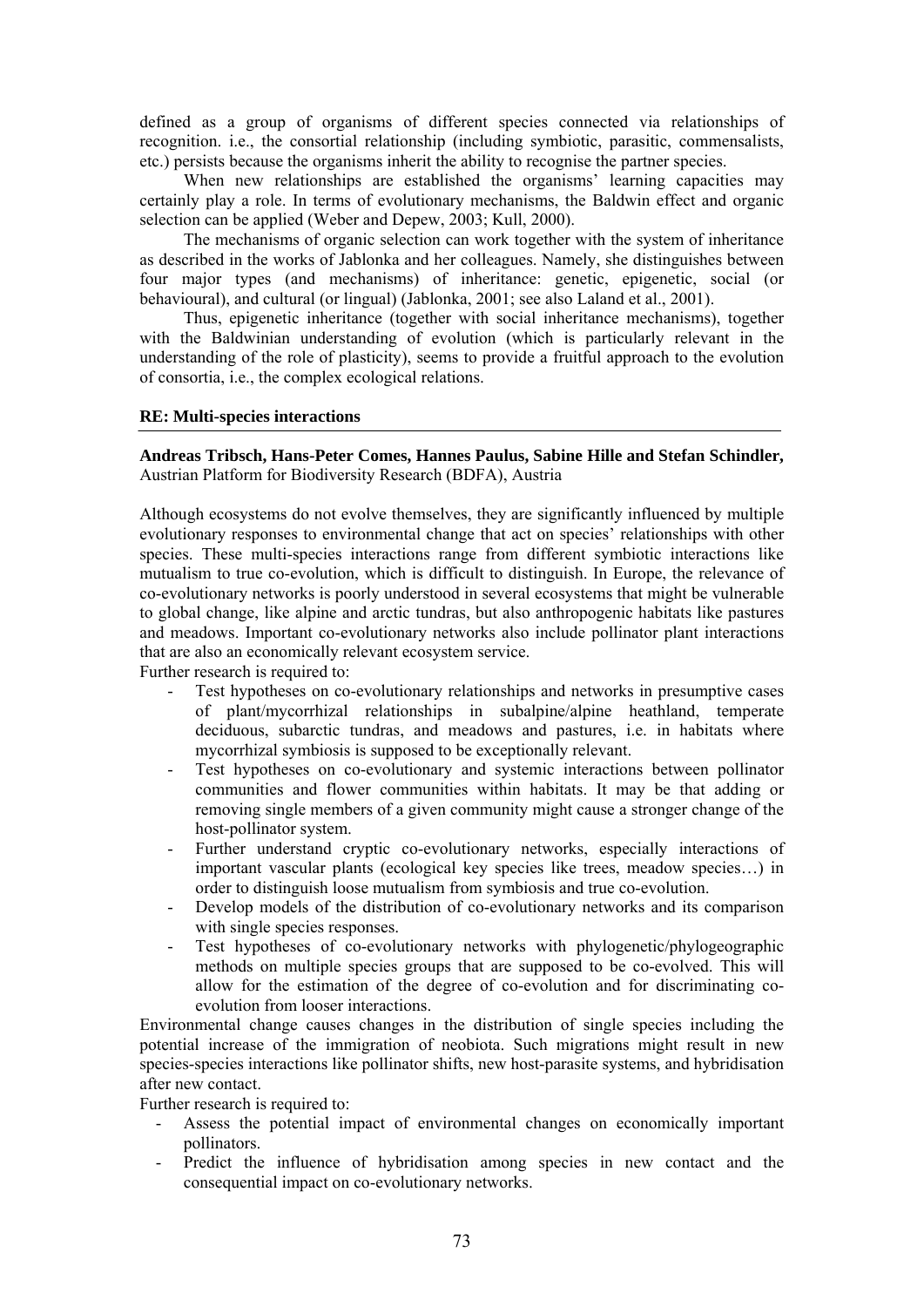defined as a group of organisms of different species connected via relationships of recognition. i.e., the consortial relationship (including symbiotic, parasitic, commensalists, etc.) persists because the organisms inherit the ability to recognise the partner species.

When new relationships are established the organisms' learning capacities may certainly play a role. In terms of evolutionary mechanisms, the Baldwin effect and organic selection can be applied (Weber and Depew, 2003; Kull, 2000).

The mechanisms of organic selection can work together with the system of inheritance as described in the works of Jablonka and her colleagues. Namely, she distinguishes between four major types (and mechanisms) of inheritance: genetic, epigenetic, social (or behavioural), and cultural (or lingual) (Jablonka, 2001; see also Laland et al., 2001).

Thus, epigenetic inheritance (together with social inheritance mechanisms), together with the Baldwinian understanding of evolution (which is particularly relevant in the understanding of the role of plasticity), seems to provide a fruitful approach to the evolution of consortia, i.e., the complex ecological relations.

**RE: Multi-species interactions**

---

**Andreas Tribsch, Hans-Peter Comes, Hannes Paulus, Sabine Hille and Stefan Schindler,** Austrian Platform for Biodiversity Research (BDFA), Austria

Although ecosystems do not evolve themselves, they are significantly influenced by multiple evolutionary responses to environmental change that act on species' relationships with other species. These multi-species interactions range from different symbiotic interactions like mutualism to true co-evolution, which is difficult to distinguish. In Europe, the relevance of co-evolutionary networks is poorly understood in several ecosystems that might be vulnerable to global change, like alpine and arctic tundras, but also anthropogenic habitats like pastures and meadows. Important co-evolutionary networks also include pollinator plant interactions that are also an economically relevant ecosystem service.

Further research is required to:

- Test hypotheses on co-evolutionary relationships and networks in presumptive cases of plant/mycorrhizal relationships in subalpine/alpine heathland, temperate deciduous, subarctic tundras, and meadows and pastures, i.e. in habitats where mycorrhizal symbiosis is supposed to be exceptionally relevant.
- Test hypotheses on co-evolutionary and systemic interactions between pollinator communities and flower communities within habitats. It may be that adding or removing single members of a given community might cause a stronger change of the host-pollinator system.
- Further understand cryptic co-evolutionary networks, especially interactions of important vascular plants (ecological key species like trees, meadow species…) in order to distinguish loose mutualism from symbiosis and true co-evolution.
- Develop models of the distribution of co-evolutionary networks and its comparison with single species responses.
- Test hypotheses of co-evolutionary networks with phylogenetic/phylogeographic methods on multiple species groups that are supposed to be co-evolved. This will allow for the estimation of the degree of co-evolution and for discriminating co-evolution from looser interactions.

Environmental change causes changes in the distribution of single species including the potential increase of the immigration of neobiota. Such migrations might result in new species-species interactions like pollinator shifts, new host-parasite systems, and hybridisation after new contact.

Further research is required to:

- Assess the potential impact of environmental changes on economically important pollinators.
- Predict the influence of hybridisation among species in new contact and the consequential impact on co-evolutionary networks.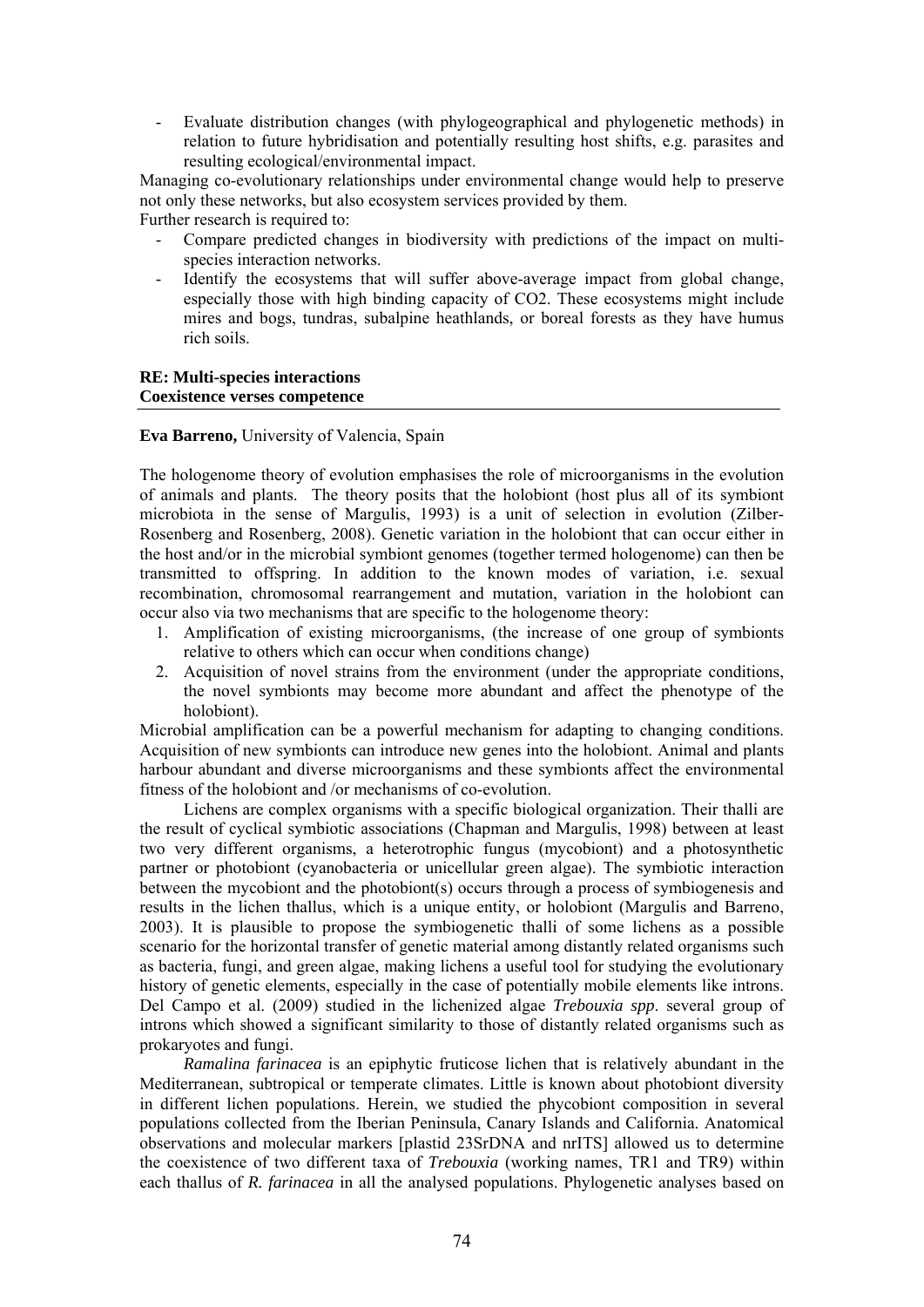- Evaluate distribution changes (with phylogeographical and phylogenetic methods) in relation to future hybridisation and potentially resulting host shifts, e.g. parasites and resulting ecological/environmental impact.

Managing co-evolutionary relationships under environmental change would help to preserve not only these networks, but also ecosystem services provided by them.

Further research is required to:

- Compare predicted changes in biodiversity with predictions of the impact on multi-species interaction networks.
- Identify the ecosystems that will suffer above-average impact from global change, especially those with high binding capacity of $CO_2$. These ecosystems might include mires and bogs, tundras, subalpine heathlands, or boreal forests as they have humus rich soils.

**RE: Multi-species interactions**
**Coexistence verses competence**

**Eva Barreno,** University of Valencia, Spain

The hologenome theory of evolution emphasises the role of microorganisms in the evolution of animals and plants. The theory posits that the holobiont (host plus all of its symbiont microbiota in the sense of Margulis, 1993) is a unit of selection in evolution (Zilber-Rosenberg and Rosenberg, 2008). Genetic variation in the holobiont that can occur either in the host and/or in the microbial symbiont genomes (together termed hologenome) can then be transmitted to offspring. In addition to the known modes of variation, i.e. sexual recombination, chromosomal rearrangement and mutation, variation in the holobiont can occur also via two mechanisms that are specific to the hologenome theory:

1. Amplification of existing microorganisms, (the increase of one group of symbionts relative to others which can occur when conditions change)
2. Acquisition of novel strains from the environment (under the appropriate conditions, the novel symbionts may become more abundant and affect the phenotype of the holobiont).

Microbial amplification can be a powerful mechanism for adapting to changing conditions. Acquisition of new symbionts can introduce new genes into the holobiont. Animal and plants harbour abundant and diverse microorganisms and these symbionts affect the environmental fitness of the holobiont and /or mechanisms of co-evolution.

Lichens are complex organisms with a specific biological organization. Their thalli are the result of cyclical symbiotic associations (Chapman and Margulis, 1998) between at least two very different organisms, a heterotrophic fungus (mycobiont) and a photosynthetic partner or photobiont (cyanobacteria or unicellular green algae). The symbiotic interaction between the mycobiont and the photobiont(s) occurs through a process of symbiogenesis and results in the lichen thallus, which is a unique entity, or holobiont (Margulis and Barreno, 2003). It is plausible to propose the symbiogenetic thalli of some lichens as a possible scenario for the horizontal transfer of genetic material among distantly related organisms such as bacteria, fungi, and green algae, making lichens a useful tool for studying the evolutionary history of genetic elements, especially in the case of potentially mobile elements like introns. Del Campo et al. (2009) studied in the lichenized algae *Trebouxia spp*. several group of introns which showed a significant similarity to those of distantly related organisms such as prokaryotes and fungi.

*Ramalina farinacea* is an epiphytic fruticose lichen that is relatively abundant in the Mediterranean, subtropical or temperate climates. Little is known about photobiont diversity in different lichen populations. Herein, we studied the phycobiont composition in several populations collected from the Iberian Peninsula, Canary Islands and California. Anatomical observations and molecular markers [plastid 23SrDNA and nrITS] allowed us to determine the coexistence of two different taxa of *Trebouxia* (working names, TR1 and TR9) within each thallus of *R. farinacea* in all the analysed populations. Phylogenetic analyses based on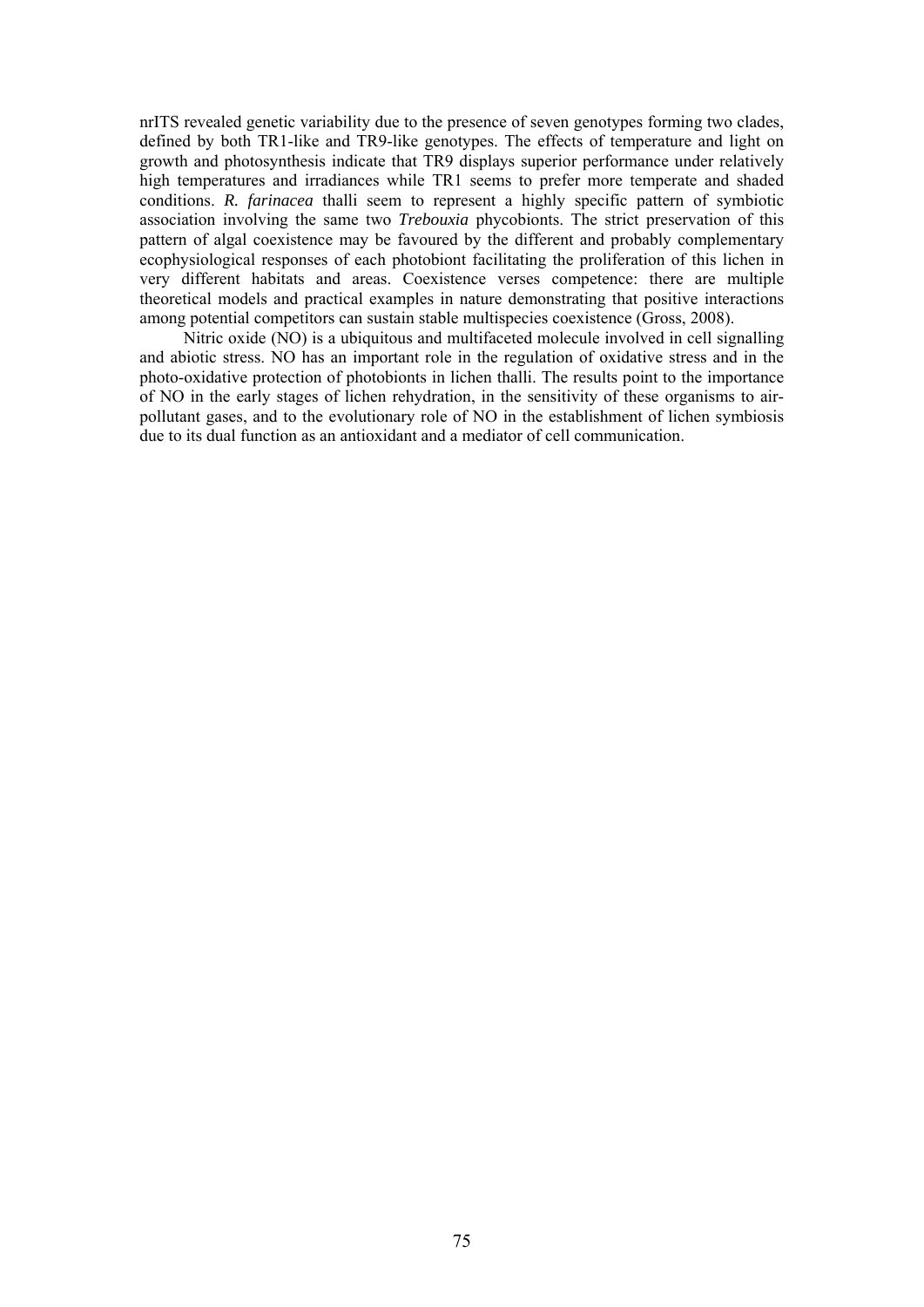nrITS revealed genetic variability due to the presence of seven genotypes forming two clades, defined by both TR1-like and TR9-like genotypes. The effects of temperature and light on growth and photosynthesis indicate that TR9 displays superior performance under relatively high temperatures and irradiances while TR1 seems to prefer more temperate and shaded conditions. *R. farinacea* thalli seem to represent a highly specific pattern of symbiotic association involving the same two *Trebouxia* phycobionts. The strict preservation of this pattern of algal coexistence may be favoured by the different and probably complementary ecophysiological responses of each photobiont facilitating the proliferation of this lichen in very different habitats and areas. Coexistence verses competence: there are multiple theoretical models and practical examples in nature demonstrating that positive interactions among potential competitors can sustain stable multispecies coexistence (Gross, 2008).

Nitric oxide (NO) is a ubiquitous and multifaceted molecule involved in cell signalling and abiotic stress. NO has an important role in the regulation of oxidative stress and in the photo-oxidative protection of photobionts in lichen thalli. The results point to the importance of NO in the early stages of lichen rehydration, in the sensitivity of these organisms to air-pollutant gases, and to the evolutionary role of NO in the establishment of lichen symbiosis due to its dual function as an antioxidant and a mediator of cell communication.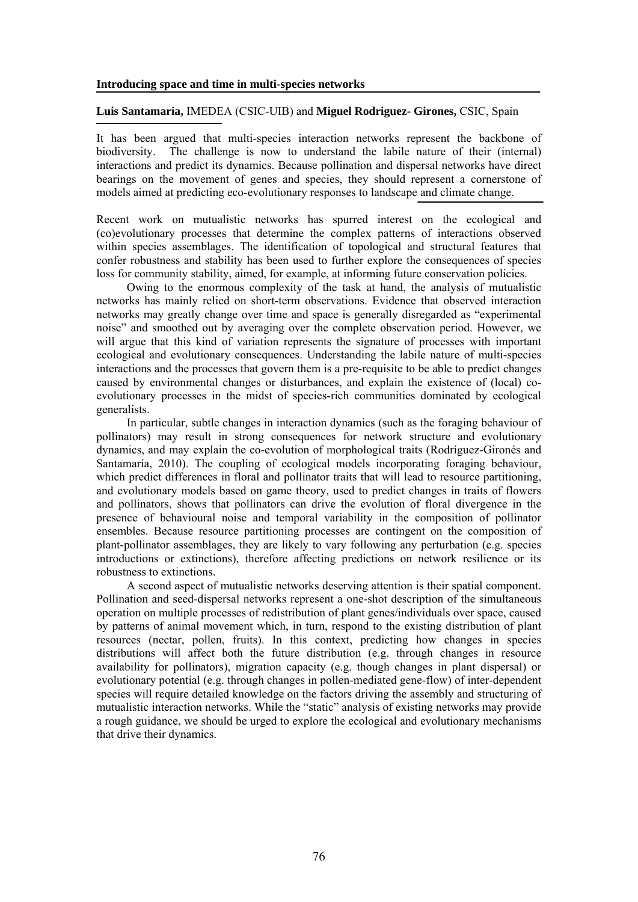**Introducing space and time in multi-species networks**

**Luis Santamaria,** IMEDEA (CSIC-UIB) and **Miguel Rodriguez- Girones,** CSIC, Spain

It has been argued that multi-species interaction networks represent the backbone of biodiversity. The challenge is now to understand the labile nature of their (internal) interactions and predict its dynamics. Because pollination and dispersal networks have direct bearings on the movement of genes and species, they should represent a cornerstone of models aimed at predicting eco-evolutionary responses to landscape and climate change.

Recent work on mutualistic networks has spurred interest on the ecological and (co)evolutionary processes that determine the complex patterns of interactions observed within species assemblages. The identification of topological and structural features that confer robustness and stability has been used to further explore the consequences of species loss for community stability, aimed, for example, at informing future conservation policies.

Owing to the enormous complexity of the task at hand, the analysis of mutualistic networks has mainly relied on short-term observations. Evidence that observed interaction networks may greatly change over time and space is generally disregarded as "experimental noise" and smoothed out by averaging over the complete observation period. However, we will argue that this kind of variation represents the signature of processes with important ecological and evolutionary consequences. Understanding the labile nature of multi-species interactions and the processes that govern them is a pre-requisite to be able to predict changes caused by environmental changes or disturbances, and explain the existence of (local) co-evolutionary processes in the midst of species-rich communities dominated by ecological generalists.

In particular, subtle changes in interaction dynamics (such as the foraging behaviour of pollinators) may result in strong consequences for network structure and evolutionary dynamics, and may explain the co-evolution of morphological traits (Rodríguez-Gironés and Santamaría, 2010). The coupling of ecological models incorporating foraging behaviour, which predict differences in floral and pollinator traits that will lead to resource partitioning, and evolutionary models based on game theory, used to predict changes in traits of flowers and pollinators, shows that pollinators can drive the evolution of floral divergence in the presence of behavioural noise and temporal variability in the composition of pollinator ensembles. Because resource partitioning processes are contingent on the composition of plant-pollinator assemblages, they are likely to vary following any perturbation (e.g. species introductions or extinctions), therefore affecting predictions on network resilience or its robustness to extinctions.

A second aspect of mutualistic networks deserving attention is their spatial component. Pollination and seed-dispersal networks represent a one-shot description of the simultaneous operation on multiple processes of redistribution of plant genes/individuals over space, caused by patterns of animal movement which, in turn, respond to the existing distribution of plant resources (nectar, pollen, fruits). In this context, predicting how changes in species distributions will affect both the future distribution (e.g. through changes in resource availability for pollinators), migration capacity (e.g. though changes in plant dispersal) or evolutionary potential (e.g. through changes in pollen-mediated gene-flow) of inter-dependent species will require detailed knowledge on the factors driving the assembly and structuring of mutualistic interaction networks. While the "static" analysis of existing networks may provide a rough guidance, we should be urged to explore the ecological and evolutionary mechanisms that drive their dynamics.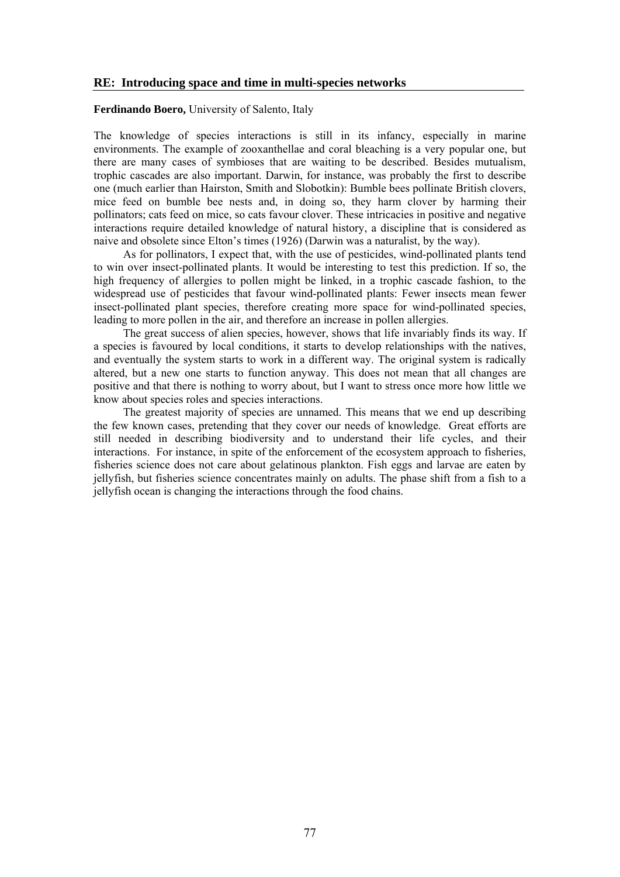## RE: Introducing space and time in multi-species networks

**Ferdinando Boero,** University of Salento, Italy

The knowledge of species interactions is still in its infancy, especially in marine environments. The example of zooxanthellae and coral bleaching is a very popular one, but there are many cases of symbioses that are waiting to be described. Besides mutualism, trophic cascades are also important. Darwin, for instance, was probably the first to describe one (much earlier than Hairston, Smith and Slobotkin): Bumble bees pollinate British clovers, mice feed on bumble bee nests and, in doing so, they harm clover by harming their pollinators; cats feed on mice, so cats favour clover. These intricacies in positive and negative interactions require detailed knowledge of natural history, a discipline that is considered as naive and obsolete since Elton's times (1926) (Darwin was a naturalist, by the way).

As for pollinators, I expect that, with the use of pesticides, wind-pollinated plants tend to win over insect-pollinated plants. It would be interesting to test this prediction. If so, the high frequency of allergies to pollen might be linked, in a trophic cascade fashion, to the widespread use of pesticides that favour wind-pollinated plants: Fewer insects mean fewer insect-pollinated plant species, therefore creating more space for wind-pollinated species, leading to more pollen in the air, and therefore an increase in pollen allergies.

The great success of alien species, however, shows that life invariably finds its way. If a species is favoured by local conditions, it starts to develop relationships with the natives, and eventually the system starts to work in a different way. The original system is radically altered, but a new one starts to function anyway. This does not mean that all changes are positive and that there is nothing to worry about, but I want to stress once more how little we know about species roles and species interactions.

The greatest majority of species are unnamed. This means that we end up describing the few known cases, pretending that they cover our needs of knowledge. Great efforts are still needed in describing biodiversity and to understand their life cycles, and their interactions. For instance, in spite of the enforcement of the ecosystem approach to fisheries, fisheries science does not care about gelatinous plankton. Fish eggs and larvae are eaten by jellyfish, but fisheries science concentrates mainly on adults. The phase shift from a fish to a jellyfish ocean is changing the interactions through the food chains.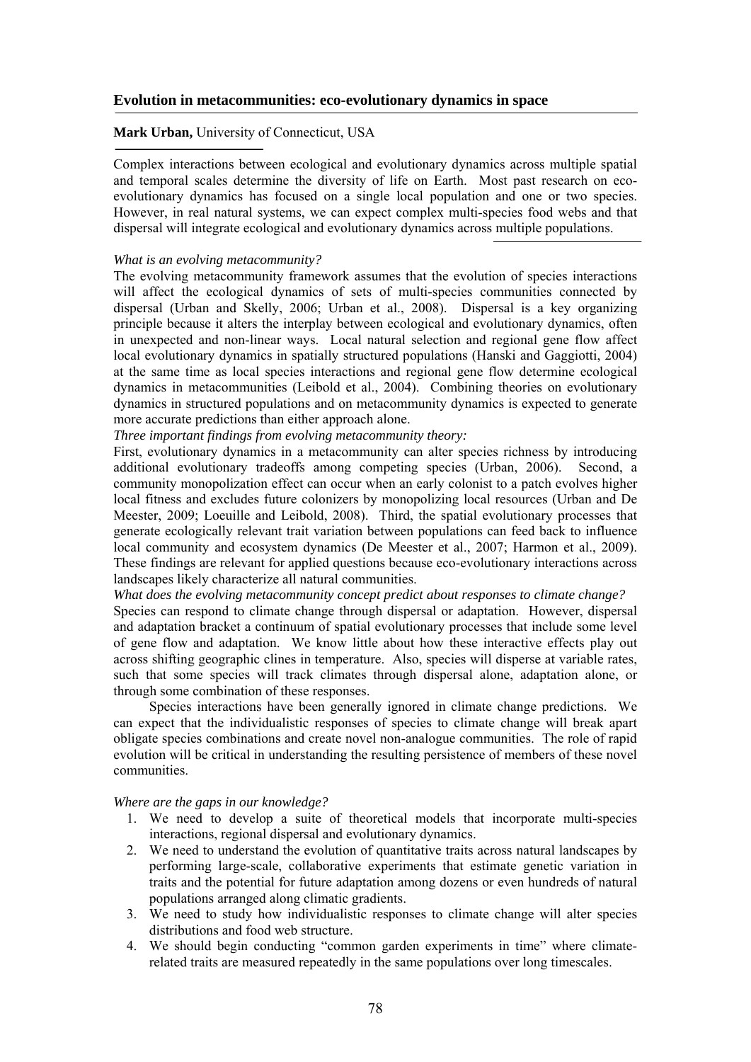## Evolution in metacommunities: eco-evolutionary dynamics in space

**Mark Urban,** University of Connecticut, USA

Complex interactions between ecological and evolutionary dynamics across multiple spatial and temporal scales determine the diversity of life on Earth. Most past research on eco-evolutionary dynamics has focused on a single local population and one or two species. However, in real natural systems, we can expect complex multi-species food webs and that dispersal will integrate ecological and evolutionary dynamics across multiple populations.

*What is an evolving metacommunity?*

The evolving metacommunity framework assumes that the evolution of species interactions will affect the ecological dynamics of sets of multi-species communities connected by dispersal (Urban and Skelly, 2006; Urban et al., 2008). Dispersal is a key organizing principle because it alters the interplay between ecological and evolutionary dynamics, often in unexpected and non-linear ways. Local natural selection and regional gene flow affect local evolutionary dynamics in spatially structured populations (Hanski and Gaggiotti, 2004) at the same time as local species interactions and regional gene flow determine ecological dynamics in metacommunities (Leibold et al., 2004). Combining theories on evolutionary dynamics in structured populations and on metacommunity dynamics is expected to generate more accurate predictions than either approach alone.

*Three important findings from evolving metacommunity theory:*

First, evolutionary dynamics in a metacommunity can alter species richness by introducing additional evolutionary tradeoffs among competing species (Urban, 2006). Second, a community monopolization effect can occur when an early colonist to a patch evolves higher local fitness and excludes future colonizers by monopolizing local resources (Urban and De Meester, 2009; Loeuille and Leibold, 2008). Third, the spatial evolutionary processes that generate ecologically relevant trait variation between populations can feed back to influence local community and ecosystem dynamics (De Meester et al., 2007; Harmon et al., 2009). These findings are relevant for applied questions because eco-evolutionary interactions across landscapes likely characterize all natural communities.

*What does the evolving metacommunity concept predict about responses to climate change?*

Species can respond to climate change through dispersal or adaptation. However, dispersal and adaptation bracket a continuum of spatial evolutionary processes that include some level of gene flow and adaptation. We know little about how these interactive effects play out across shifting geographic clines in temperature. Also, species will disperse at variable rates, such that some species will track climates through dispersal alone, adaptation alone, or through some combination of these responses.

Species interactions have been generally ignored in climate change predictions. We can expect that the individualistic responses of species to climate change will break apart obligate species combinations and create novel non-analogue communities. The role of rapid evolution will be critical in understanding the resulting persistence of members of these novel communities.

*Where are the gaps in our knowledge?*

1. We need to develop a suite of theoretical models that incorporate multi-species interactions, regional dispersal and evolutionary dynamics.
2. We need to understand the evolution of quantitative traits across natural landscapes by performing large-scale, collaborative experiments that estimate genetic variation in traits and the potential for future adaptation among dozens or even hundreds of natural populations arranged along climatic gradients.
3. We need to study how individualistic responses to climate change will alter species distributions and food web structure.
4. We should begin conducting "common garden experiments in time" where climate-related traits are measured repeatedly in the same populations over long timescales.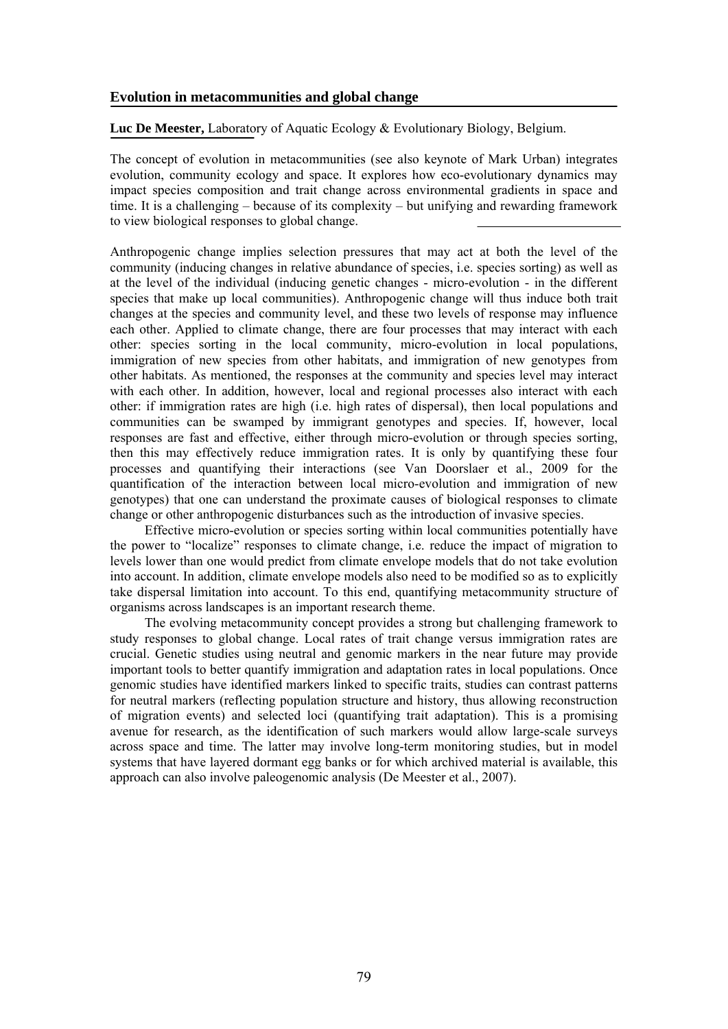## Evolution in metacommunities and global change

**Luc De Meester,** Laboratory of Aquatic Ecology & Evolutionary Biology, Belgium.

The concept of evolution in metacommunities (see also keynote of Mark Urban) integrates evolution, community ecology and space. It explores how eco-evolutionary dynamics may impact species composition and trait change across environmental gradients in space and time. It is a challenging – because of its complexity – but unifying and rewarding framework to view biological responses to global change.

Anthropogenic change implies selection pressures that may act at both the level of the community (inducing changes in relative abundance of species, i.e. species sorting) as well as at the level of the individual (inducing genetic changes - micro-evolution - in the different species that make up local communities). Anthropogenic change will thus induce both trait changes at the species and community level, and these two levels of response may influence each other. Applied to climate change, there are four processes that may interact with each other: species sorting in the local community, micro-evolution in local populations, immigration of new species from other habitats, and immigration of new genotypes from other habitats. As mentioned, the responses at the community and species level may interact with each other. In addition, however, local and regional processes also interact with each other: if immigration rates are high (i.e. high rates of dispersal), then local populations and communities can be swamped by immigrant genotypes and species. If, however, local responses are fast and effective, either through micro-evolution or through species sorting, then this may effectively reduce immigration rates. It is only by quantifying these four processes and quantifying their interactions (see Van Doorslaer et al., 2009 for the quantification of the interaction between local micro-evolution and immigration of new genotypes) that one can understand the proximate causes of biological responses to climate change or other anthropogenic disturbances such as the introduction of invasive species.

Effective micro-evolution or species sorting within local communities potentially have the power to "localize" responses to climate change, i.e. reduce the impact of migration to levels lower than one would predict from climate envelope models that do not take evolution into account. In addition, climate envelope models also need to be modified so as to explicitly take dispersal limitation into account. To this end, quantifying metacommunity structure of organisms across landscapes is an important research theme.

The evolving metacommunity concept provides a strong but challenging framework to study responses to global change. Local rates of trait change versus immigration rates are crucial. Genetic studies using neutral and genomic markers in the near future may provide important tools to better quantify immigration and adaptation rates in local populations. Once genomic studies have identified markers linked to specific traits, studies can contrast patterns for neutral markers (reflecting population structure and history, thus allowing reconstruction of migration events) and selected loci (quantifying trait adaptation). This is a promising avenue for research, as the identification of such markers would allow large-scale surveys across space and time. The latter may involve long-term monitoring studies, but in model systems that have layered dormant egg banks or for which archived material is available, this approach can also involve paleogenomic analysis (De Meester et al., 2007).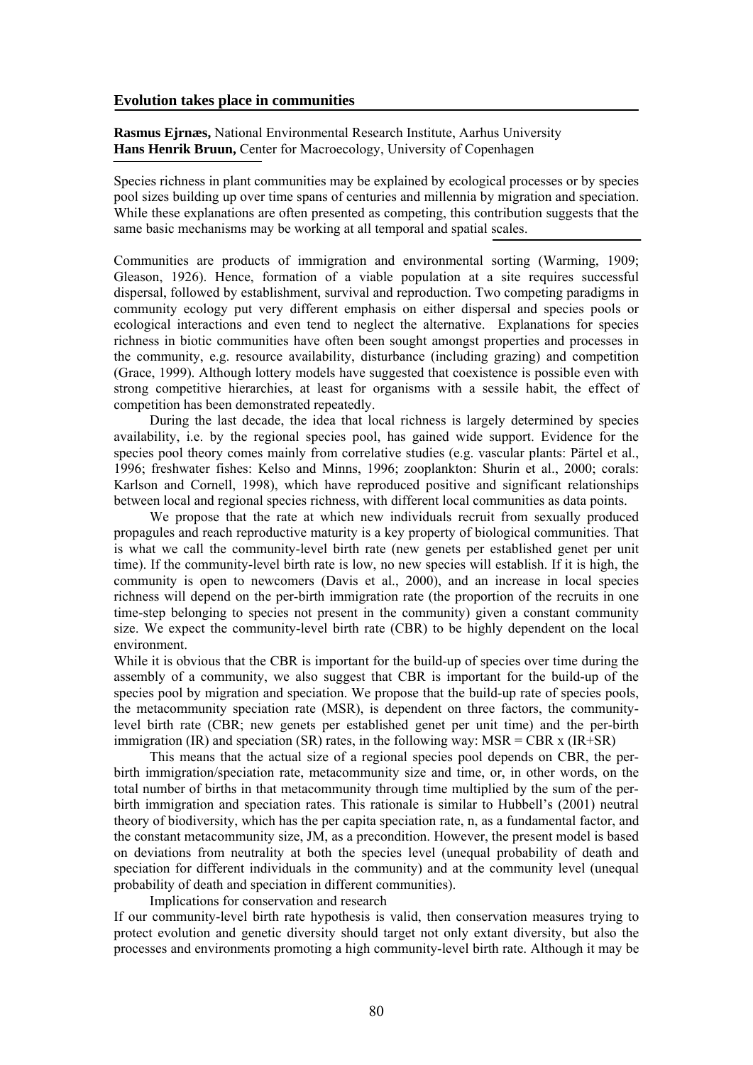## Evolution takes place in communities

**Rasmus Ejrnæs,** National Environmental Research Institute, Aarhus University
**Hans Henrik Bruun,** Center for Macroecology, University of Copenhagen

Species richness in plant communities may be explained by ecological processes or by species pool sizes building up over time spans of centuries and millennia by migration and speciation. While these explanations are often presented as competing, this contribution suggests that the same basic mechanisms may be working at all temporal and spatial scales.

Communities are products of immigration and environmental sorting (Warming, 1909; Gleason, 1926). Hence, formation of a viable population at a site requires successful dispersal, followed by establishment, survival and reproduction. Two competing paradigms in community ecology put very different emphasis on either dispersal and species pools or ecological interactions and even tend to neglect the alternative. Explanations for species richness in biotic communities have often been sought amongst properties and processes in the community, e.g. resource availability, disturbance (including grazing) and competition (Grace, 1999). Although lottery models have suggested that coexistence is possible even with strong competitive hierarchies, at least for organisms with a sessile habit, the effect of competition has been demonstrated repeatedly.

During the last decade, the idea that local richness is largely determined by species availability, i.e. by the regional species pool, has gained wide support. Evidence for the species pool theory comes mainly from correlative studies (e.g. vascular plants: Pärtel et al., 1996; freshwater fishes: Kelso and Minns, 1996; zooplankton: Shurin et al., 2000; corals: Karlson and Cornell, 1998), which have reproduced positive and significant relationships between local and regional species richness, with different local communities as data points.

We propose that the rate at which new individuals recruit from sexually produced propagules and reach reproductive maturity is a key property of biological communities. That is what we call the community-level birth rate (new genets per established genet per unit time). If the community-level birth rate is low, no new species will establish. If it is high, the community is open to newcomers (Davis et al., 2000), and an increase in local species richness will depend on the per-birth immigration rate (the proportion of the recruits in one time-step belonging to species not present in the community) given a constant community size. We expect the community-level birth rate (CBR) to be highly dependent on the local environment.

While it is obvious that the CBR is important for the build-up of species over time during the assembly of a community, we also suggest that CBR is important for the build-up of the species pool by migration and speciation. We propose that the build-up rate of species pools, the metacommunity speciation rate (MSR), is dependent on three factors, the community-level birth rate (CBR; new genets per established genet per unit time) and the per-birth immigration (IR) and speciation (SR) rates, in the following way: $MSR = CBR \times (IR+SR)$

This means that the actual size of a regional species pool depends on CBR, the per-birth immigration/speciation rate, metacommunity size and time, or, in other words, on the total number of births in that metacommunity through time multiplied by the sum of the per-birth immigration and speciation rates. This rationale is similar to Hubbell's (2001) neutral theory of biodiversity, which has the per capita speciation rate, n, as a fundamental factor, and the constant metacommunity size, JM, as a precondition. However, the present model is based on deviations from neutrality at both the species level (unequal probability of death and speciation for different individuals in the community) and at the community level (unequal probability of death and speciation in different communities).

Implications for conservation and research

If our community-level birth rate hypothesis is valid, then conservation measures trying to protect evolution and genetic diversity should target not only extant diversity, but also the processes and environments promoting a high community-level birth rate. Although it may be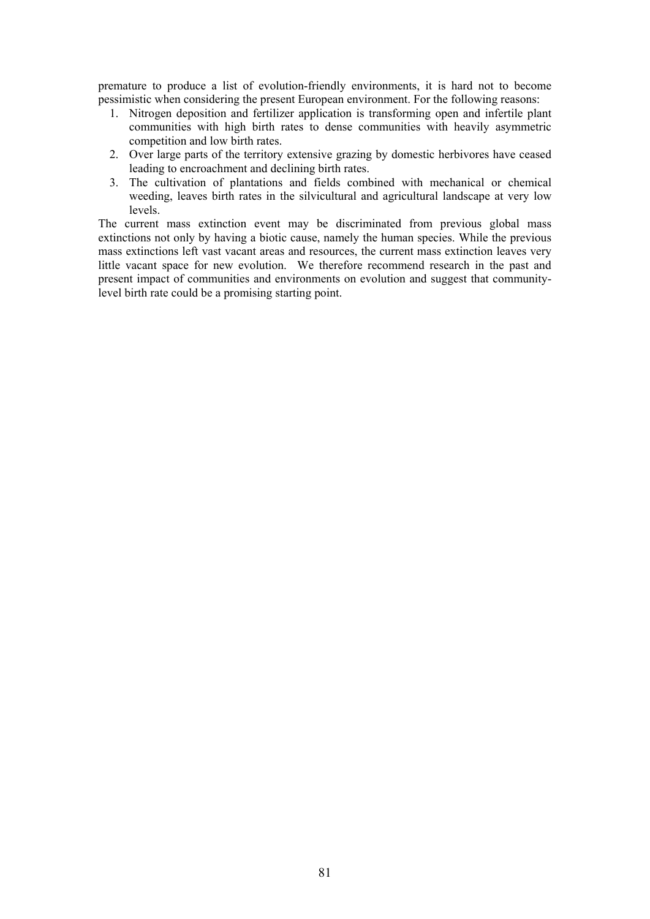premature to produce a list of evolution-friendly environments, it is hard not to become pessimistic when considering the present European environment. For the following reasons:

1. Nitrogen deposition and fertilizer application is transforming open and infertile plant communities with high birth rates to dense communities with heavily asymmetric competition and low birth rates.
2. Over large parts of the territory extensive grazing by domestic herbivores have ceased leading to encroachment and declining birth rates.
3. The cultivation of plantations and fields combined with mechanical or chemical weeding, leaves birth rates in the silvicultural and agricultural landscape at very low levels.

The current mass extinction event may be discriminated from previous global mass extinctions not only by having a biotic cause, namely the human species. While the previous mass extinctions left vast vacant areas and resources, the current mass extinction leaves very little vacant space for new evolution. We therefore recommend research in the past and present impact of communities and environments on evolution and suggest that community-level birth rate could be a promising starting point.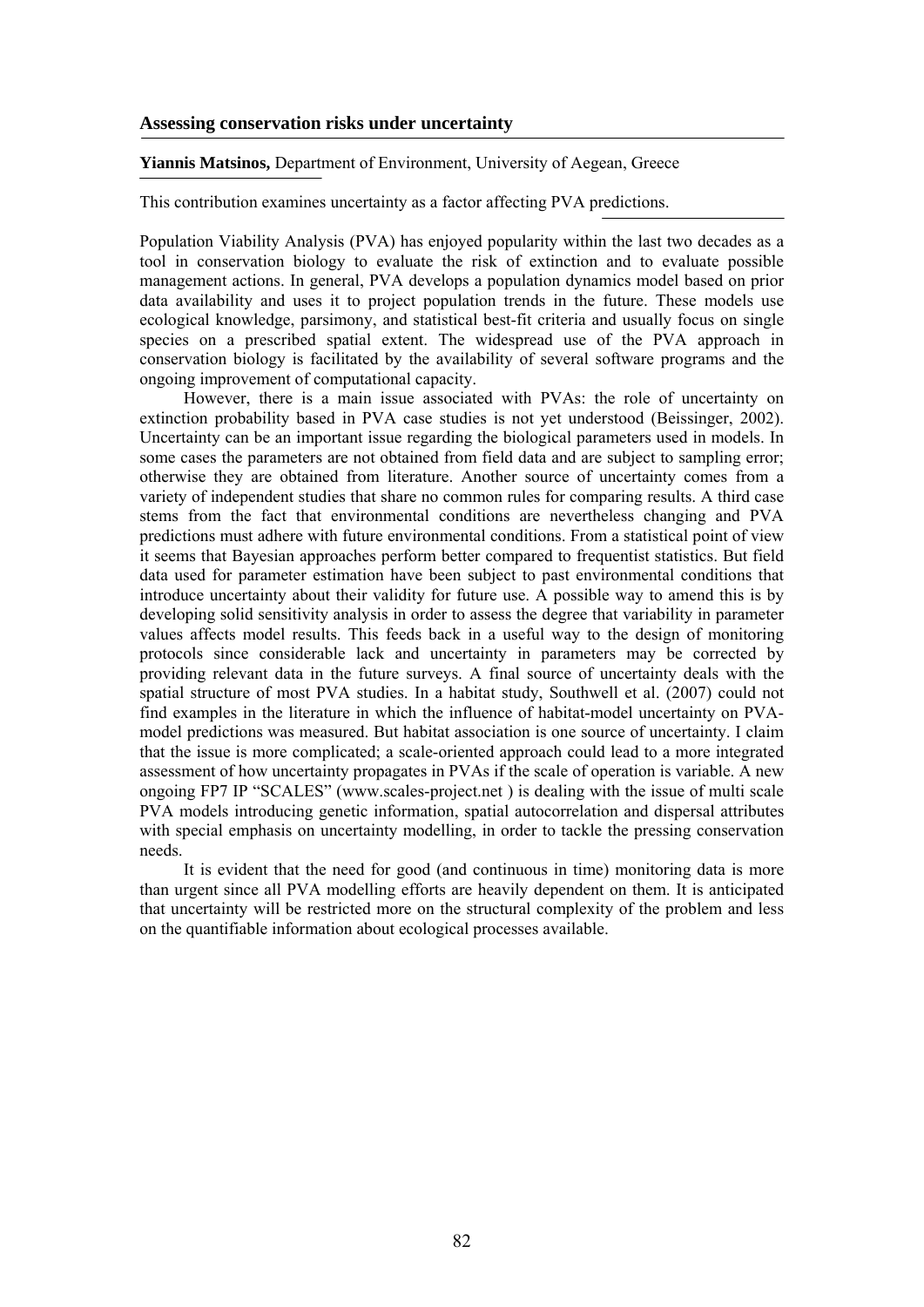## Assessing conservation risks under uncertainty

**Yiannis Matsinos,** Department of Environment, University of Aegean, Greece

This contribution examines uncertainty as a factor affecting PVA predictions.

Population Viability Analysis (PVA) has enjoyed popularity within the last two decades as a tool in conservation biology to evaluate the risk of extinction and to evaluate possible management actions. In general, PVA develops a population dynamics model based on prior data availability and uses it to project population trends in the future. These models use ecological knowledge, parsimony, and statistical best-fit criteria and usually focus on single species on a prescribed spatial extent. The widespread use of the PVA approach in conservation biology is facilitated by the availability of several software programs and the ongoing improvement of computational capacity.

However, there is a main issue associated with PVAs: the role of uncertainty on extinction probability based in PVA case studies is not yet understood (Beissinger, 2002). Uncertainty can be an important issue regarding the biological parameters used in models. In some cases the parameters are not obtained from field data and are subject to sampling error; otherwise they are obtained from literature. Another source of uncertainty comes from a variety of independent studies that share no common rules for comparing results. A third case stems from the fact that environmental conditions are nevertheless changing and PVA predictions must adhere with future environmental conditions. From a statistical point of view it seems that Bayesian approaches perform better compared to frequentist statistics. But field data used for parameter estimation have been subject to past environmental conditions that introduce uncertainty about their validity for future use. A possible way to amend this is by developing solid sensitivity analysis in order to assess the degree that variability in parameter values affects model results. This feeds back in a useful way to the design of monitoring protocols since considerable lack and uncertainty in parameters may be corrected by providing relevant data in the future surveys. A final source of uncertainty deals with the spatial structure of most PVA studies. In a habitat study, Southwell et al. (2007) could not find examples in the literature in which the influence of habitat-model uncertainty on PVA-model predictions was measured. But habitat association is one source of uncertainty. I claim that the issue is more complicated; a scale-oriented approach could lead to a more integrated assessment of how uncertainty propagates in PVAs if the scale of operation is variable. A new ongoing FP7 IP "SCALES" (www.scales-project.net ) is dealing with the issue of multi scale PVA models introducing genetic information, spatial autocorrelation and dispersal attributes with special emphasis on uncertainty modelling, in order to tackle the pressing conservation needs.

It is evident that the need for good (and continuous in time) monitoring data is more than urgent since all PVA modelling efforts are heavily dependent on them. It is anticipated that uncertainty will be restricted more on the structural complexity of the problem and less on the quantifiable information about ecological processes available.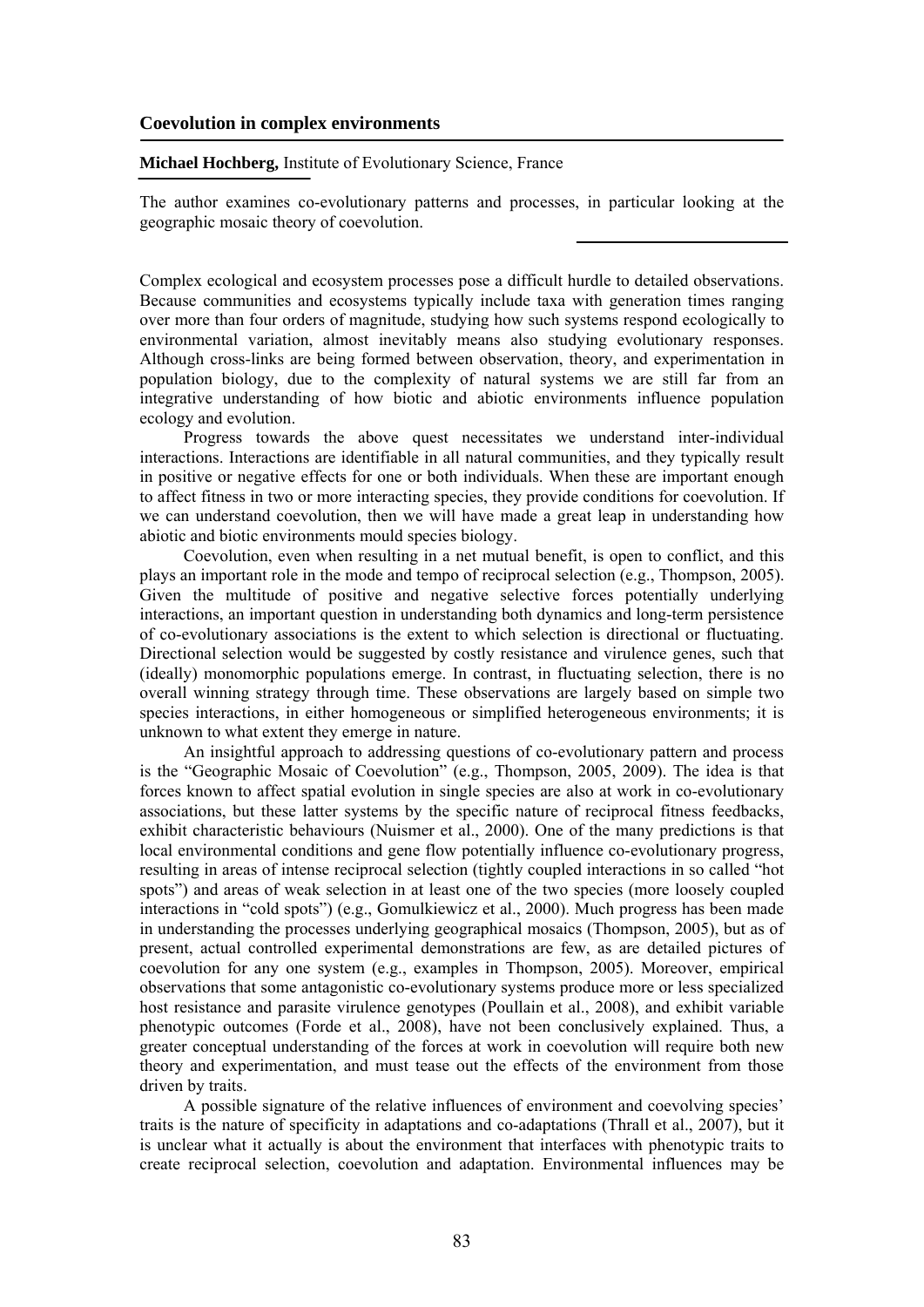## Coevolution in complex environments

**Michael Hochberg,** Institute of Evolutionary Science, France

The author examines co-evolutionary patterns and processes, in particular looking at the geographic mosaic theory of coevolution.

Complex ecological and ecosystem processes pose a difficult hurdle to detailed observations. Because communities and ecosystems typically include taxa with generation times ranging over more than four orders of magnitude, studying how such systems respond ecologically to environmental variation, almost inevitably means also studying evolutionary responses. Although cross-links are being formed between observation, theory, and experimentation in population biology, due to the complexity of natural systems we are still far from an integrative understanding of how biotic and abiotic environments influence population ecology and evolution.

Progress towards the above quest necessitates we understand inter-individual interactions. Interactions are identifiable in all natural communities, and they typically result in positive or negative effects for one or both individuals. When these are important enough to affect fitness in two or more interacting species, they provide conditions for coevolution. If we can understand coevolution, then we will have made a great leap in understanding how abiotic and biotic environments mould species biology.

Coevolution, even when resulting in a net mutual benefit, is open to conflict, and this plays an important role in the mode and tempo of reciprocal selection (e.g., Thompson, 2005). Given the multitude of positive and negative selective forces potentially underlying interactions, an important question in understanding both dynamics and long-term persistence of co-evolutionary associations is the extent to which selection is directional or fluctuating. Directional selection would be suggested by costly resistance and virulence genes, such that (ideally) monomorphic populations emerge. In contrast, in fluctuating selection, there is no overall winning strategy through time. These observations are largely based on simple two species interactions, in either homogeneous or simplified heterogeneous environments; it is unknown to what extent they emerge in nature.

An insightful approach to addressing questions of co-evolutionary pattern and process is the "Geographic Mosaic of Coevolution" (e.g., Thompson, 2005, 2009). The idea is that forces known to affect spatial evolution in single species are also at work in co-evolutionary associations, but these latter systems by the specific nature of reciprocal fitness feedbacks, exhibit characteristic behaviours (Nuismer et al., 2000). One of the many predictions is that local environmental conditions and gene flow potentially influence co-evolutionary progress, resulting in areas of intense reciprocal selection (tightly coupled interactions in so called "hot spots") and areas of weak selection in at least one of the two species (more loosely coupled interactions in "cold spots") (e.g., Gomulkiewicz et al., 2000). Much progress has been made in understanding the processes underlying geographical mosaics (Thompson, 2005), but as of present, actual controlled experimental demonstrations are few, as are detailed pictures of coevolution for any one system (e.g., examples in Thompson, 2005). Moreover, empirical observations that some antagonistic co-evolutionary systems produce more or less specialized host resistance and parasite virulence genotypes (Poullain et al., 2008), and exhibit variable phenotypic outcomes (Forde et al., 2008), have not been conclusively explained. Thus, a greater conceptual understanding of the forces at work in coevolution will require both new theory and experimentation, and must tease out the effects of the environment from those driven by traits.

A possible signature of the relative influences of environment and coevolving species' traits is the nature of specificity in adaptations and co-adaptations (Thrall et al., 2007), but it is unclear what it actually is about the environment that interfaces with phenotypic traits to create reciprocal selection, coevolution and adaptation. Environmental influences may be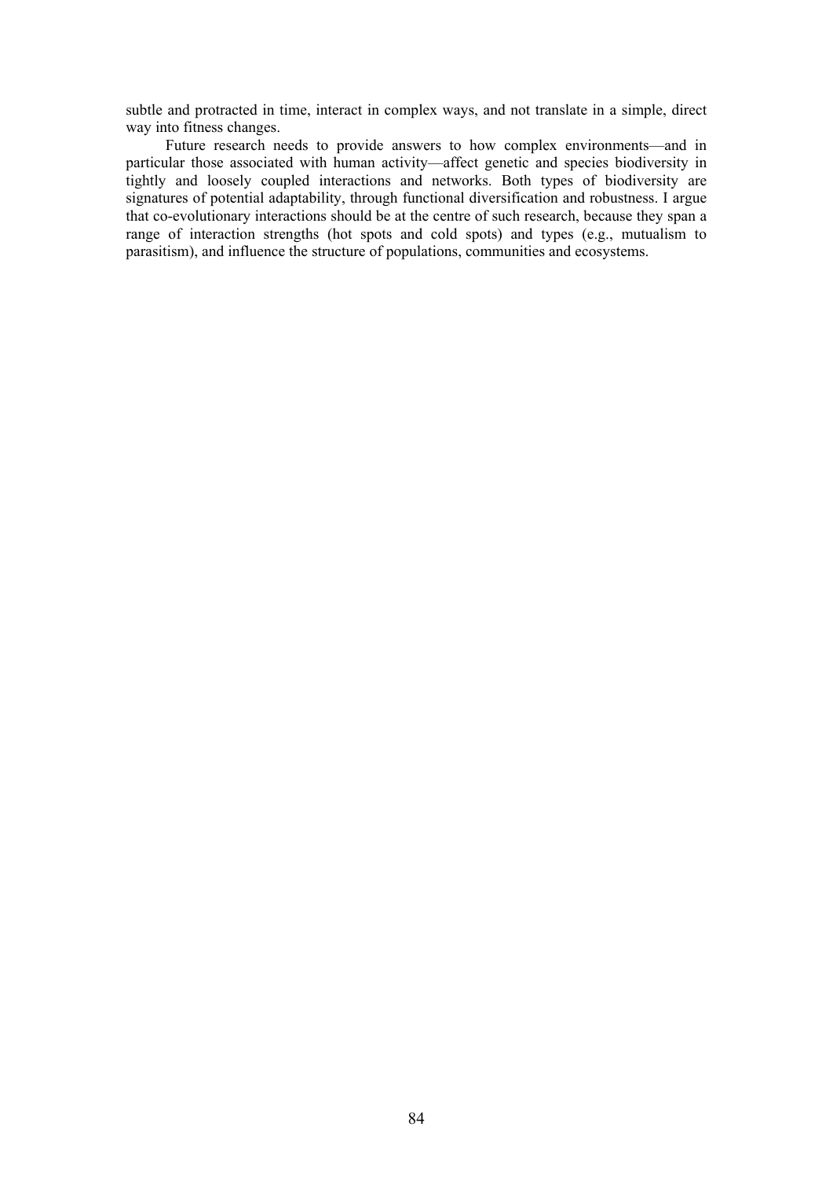subtle and protracted in time, interact in complex ways, and not translate in a simple, direct way into fitness changes.

Future research needs to provide answers to how complex environments—and in particular those associated with human activity—affect genetic and species biodiversity in tightly and loosely coupled interactions and networks. Both types of biodiversity are signatures of potential adaptability, through functional diversification and robustness. I argue that co-evolutionary interactions should be at the centre of such research, because they span a range of interaction strengths (hot spots and cold spots) and types (e.g., mutualism to parasitism), and influence the structure of populations, communities and ecosystems.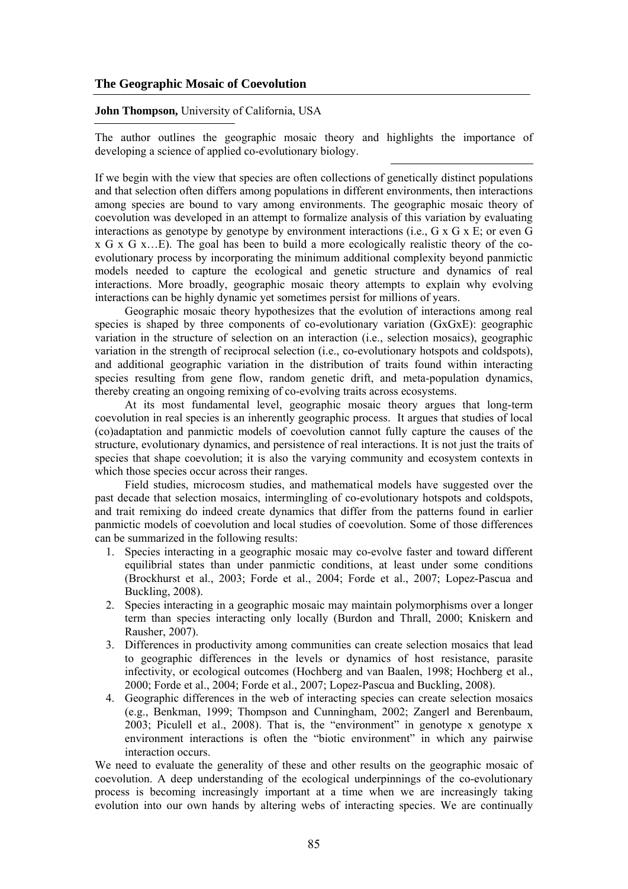## The Geographic Mosaic of Coevolution

**John Thompson,** University of California, USA

The author outlines the geographic mosaic theory and highlights the importance of developing a science of applied co-evolutionary biology.

If we begin with the view that species are often collections of genetically distinct populations and that selection often differs among populations in different environments, then interactions among species are bound to vary among environments. The geographic mosaic theory of coevolution was developed in an attempt to formalize analysis of this variation by evaluating interactions as genotype by genotype by environment interactions (i.e., G x G x E; or even G x G x G x…E). The goal has been to build a more ecologically realistic theory of the co-evolutionary process by incorporating the minimum additional complexity beyond panmictic models needed to capture the ecological and genetic structure and dynamics of real interactions. More broadly, geographic mosaic theory attempts to explain why evolving interactions can be highly dynamic yet sometimes persist for millions of years.

Geographic mosaic theory hypothesizes that the evolution of interactions among real species is shaped by three components of co-evolutionary variation (GxGxE): geographic variation in the structure of selection on an interaction (i.e., selection mosaics), geographic variation in the strength of reciprocal selection (i.e., co-evolutionary hotspots and coldspots), and additional geographic variation in the distribution of traits found within interacting species resulting from gene flow, random genetic drift, and meta-population dynamics, thereby creating an ongoing remixing of co-evolving traits across ecosystems.

At its most fundamental level, geographic mosaic theory argues that long-term coevolution in real species is an inherently geographic process. It argues that studies of local (co)adaptation and panmictic models of coevolution cannot fully capture the causes of the structure, evolutionary dynamics, and persistence of real interactions. It is not just the traits of species that shape coevolution; it is also the varying community and ecosystem contexts in which those species occur across their ranges.

Field studies, microcosm studies, and mathematical models have suggested over the past decade that selection mosaics, intermingling of co-evolutionary hotspots and coldspots, and trait remixing do indeed create dynamics that differ from the patterns found in earlier panmictic models of coevolution and local studies of coevolution. Some of those differences can be summarized in the following results:

1. Species interacting in a geographic mosaic may co-evolve faster and toward different equilibrial states than under panmictic conditions, at least under some conditions (Brockhurst et al., 2003; Forde et al., 2004; Forde et al., 2007; Lopez-Pascua and Buckling, 2008).
2. Species interacting in a geographic mosaic may maintain polymorphisms over a longer term than species interacting only locally (Burdon and Thrall, 2000; Kniskern and Rausher, 2007).
3. Differences in productivity among communities can create selection mosaics that lead to geographic differences in the levels or dynamics of host resistance, parasite infectivity, or ecological outcomes (Hochberg and van Baalen, 1998; Hochberg et al., 2000; Forde et al., 2004; Forde et al., 2007; Lopez-Pascua and Buckling, 2008).
4. Geographic differences in the web of interacting species can create selection mosaics (e.g., Benkman, 1999; Thompson and Cunningham, 2002; Zangerl and Berenbaum, 2003; Piculell et al., 2008). That is, the "environment" in genotype x genotype x environment interactions is often the "biotic environment" in which any pairwise interaction occurs.

We need to evaluate the generality of these and other results on the geographic mosaic of coevolution. A deep understanding of the ecological underpinnings of the co-evolutionary process is becoming increasingly important at a time when we are increasingly taking evolution into our own hands by altering webs of interacting species. We are continually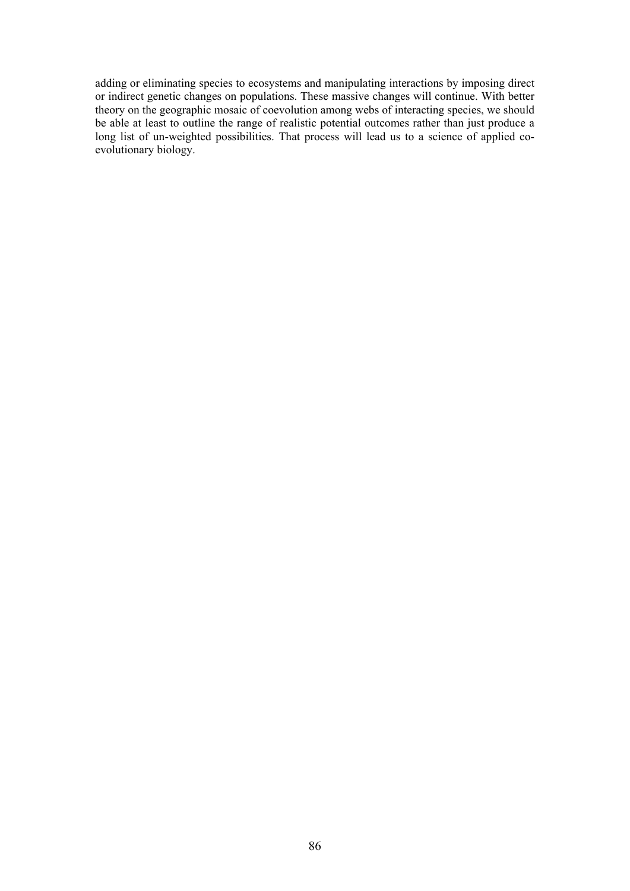adding or eliminating species to ecosystems and manipulating interactions by imposing direct or indirect genetic changes on populations. These massive changes will continue. With better theory on the geographic mosaic of coevolution among webs of interacting species, we should be able at least to outline the range of realistic potential outcomes rather than just produce a long list of un-weighted possibilities. That process will lead us to a science of applied co-evolutionary biology.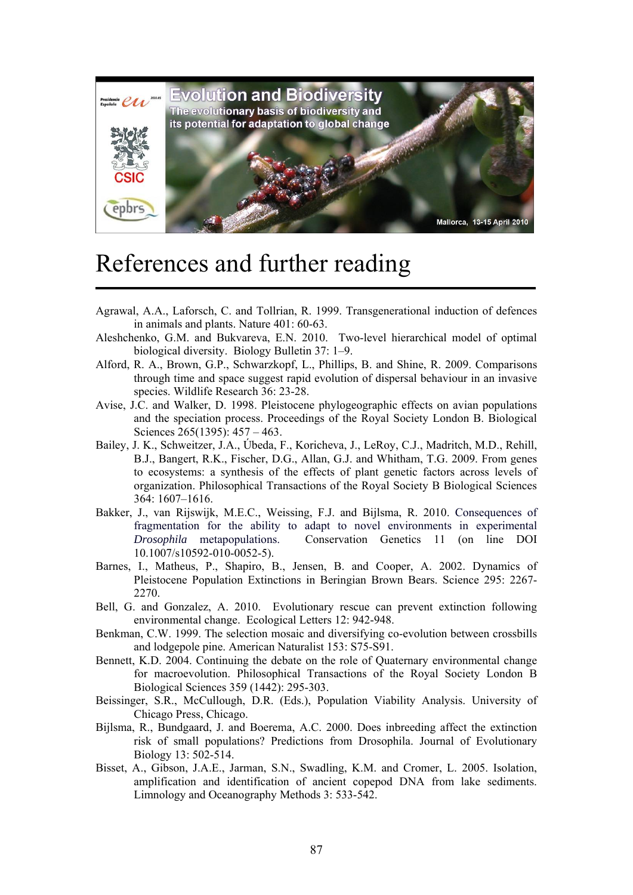# References and further reading

Agrawal, A.A., Laforsch, C. and Tollrian, R. 1999. Transgenerational induction of defences in animals and plants. Nature 401: 60-63.

Aleshchenko, G.M. and Bukvareva, E.N. 2010. Two-level hierarchical model of optimal biological diversity. Biology Bulletin 37: 1–9.

Alford, R. A., Brown, G.P., Schwarzkopf, L., Phillips, B. and Shine, R. 2009. Comparisons through time and space suggest rapid evolution of dispersal behaviour in an invasive species. Wildlife Research 36: 23-28.

Avise, J.C. and Walker, D. 1998. Pleistocene phylogeographic effects on avian populations and the speciation process. Proceedings of the Royal Society London B. Biological Sciences 265(1395): 457 – 463.

Bailey, J. K., Schweitzer, J.A., Úbeda, F., Koricheva, J., LeRoy, C.J., Madritch, M.D., Rehill, B.J., Bangert, R.K., Fischer, D.G., Allan, G.J. and Whitham, T.G. 2009. From genes to ecosystems: a synthesis of the effects of plant genetic factors across levels of organization. Philosophical Transactions of the Royal Society B Biological Sciences 364: 1607–1616.

Bakker, J., van Rijswijk, M.E.C., Weissing, F.J. and Bijlsma, R. 2010. Consequences of fragmentation for the ability to adapt to novel environments in experimental *Drosophila* metapopulations. Conservation Genetics 11 (on line DOI 10.1007/s10592-010-0052-5).

Barnes, I., Matheus, P., Shapiro, B., Jensen, B. and Cooper, A. 2002. Dynamics of Pleistocene Population Extinctions in Beringian Brown Bears. Science 295: 2267-2270.

Bell, G. and Gonzalez, A. 2010. Evolutionary rescue can prevent extinction following environmental change. Ecological Letters 12: 942-948.

Benkman, C.W. 1999. The selection mosaic and diversifying co-evolution between crossbills and lodgepole pine. American Naturalist 153: S75-S91.

Bennett, K.D. 2004. Continuing the debate on the role of Quaternary environmental change for macroevolution. Philosophical Transactions of the Royal Society London B Biological Sciences 359 (1442): 295-303.

Beissinger, S.R., McCullough, D.R. (Eds.), Population Viability Analysis. University of Chicago Press, Chicago.

Bijlsma, R., Bundgaard, J. and Boerema, A.C. 2000. Does inbreeding affect the extinction risk of small populations? Predictions from Drosophila. Journal of Evolutionary Biology 13: 502-514.

Bisset, A., Gibson, J.A.E., Jarman, S.N., Swadling, K.M. and Cromer, L. 2005. Isolation, amplification and identification of ancient copepod DNA from lake sediments. Limnology and Oceanography Methods 3: 533-542.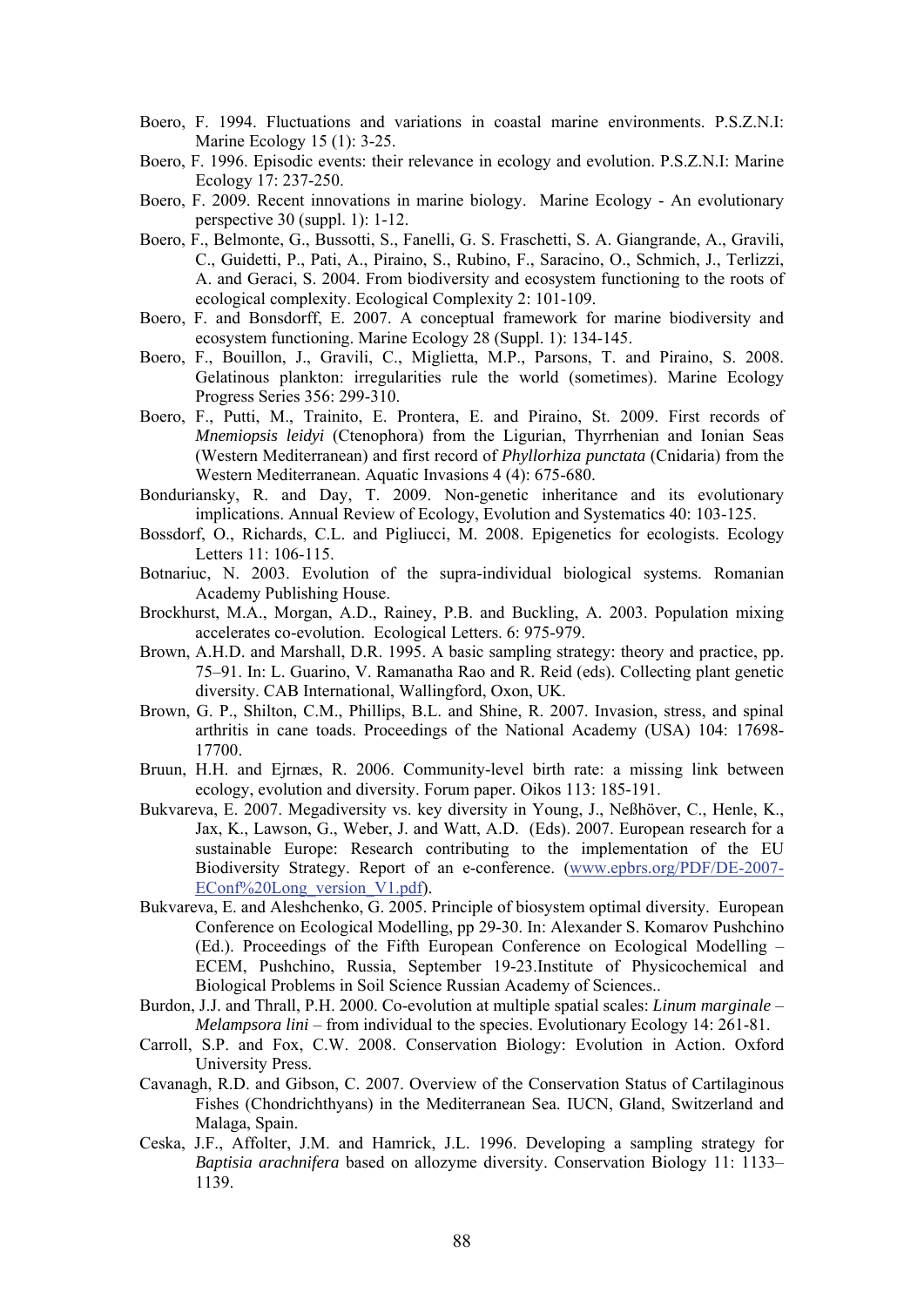Boero, F. 1994. Fluctuations and variations in coastal marine environments. P.S.Z.N.I: Marine Ecology 15 (1): 3-25.

Boero, F. 1996. Episodic events: their relevance in ecology and evolution. P.S.Z.N.I: Marine Ecology 17: 237-250.

Boero, F. 2009. Recent innovations in marine biology. Marine Ecology - An evolutionary perspective 30 (suppl. 1): 1-12.

Boero, F., Belmonte, G., Bussotti, S., Fanelli, G. S. Fraschetti, S. A. Giangrande, A., Gravili, C., Guidetti, P., Pati, A., Piraino, S., Rubino, F., Saracino, O., Schmich, J., Terlizzi, A. and Geraci, S. 2004. From biodiversity and ecosystem functioning to the roots of ecological complexity. Ecological Complexity 2: 101-109.

Boero, F. and Bonsdorff, E. 2007. A conceptual framework for marine biodiversity and ecosystem functioning. Marine Ecology 28 (Suppl. 1): 134-145.

Boero, F., Bouillon, J., Gravili, C., Miglietta, M.P., Parsons, T. and Piraino, S. 2008. Gelatinous plankton: irregularities rule the world (sometimes). Marine Ecology Progress Series 356: 299-310.

Boero, F., Putti, M., Trainito, E. Prontera, E. and Piraino, St. 2009. First records of *Mnemiopsis leidyi* (Ctenophora) from the Ligurian, Thyrrhenian and Ionian Seas (Western Mediterranean) and first record of *Phyllorhiza punctata* (Cnidaria) from the Western Mediterranean. Aquatic Invasions 4 (4): 675-680.

Bonduriansky, R. and Day, T. 2009. Non-genetic inheritance and its evolutionary implications. Annual Review of Ecology, Evolution and Systematics 40: 103-125.

Bossdorf, O., Richards, C.L. and Pigliucci, M. 2008. Epigenetics for ecologists. Ecology Letters 11: 106-115.

Botnariuc, N. 2003. Evolution of the supra-individual biological systems. Romanian Academy Publishing House.

Brockhurst, M.A., Morgan, A.D., Rainey, P.B. and Buckling, A. 2003. Population mixing accelerates co-evolution. Ecological Letters. 6: 975-979.

Brown, A.H.D. and Marshall, D.R. 1995. A basic sampling strategy: theory and practice, pp. 75–91. In: L. Guarino, V. Ramanatha Rao and R. Reid (eds). Collecting plant genetic diversity. CAB International, Wallingford, Oxon, UK.

Brown, G. P., Shilton, C.M., Phillips, B.L. and Shine, R. 2007. Invasion, stress, and spinal arthritis in cane toads. Proceedings of the National Academy (USA) 104: 17698-17700.

Bruun, H.H. and Ejrnæs, R. 2006. Community-level birth rate: a missing link between ecology, evolution and diversity. Forum paper. Oikos 113: 185-191.

Bukvareva, E. 2007. Megadiversity vs. key diversity in Young, J., Neßhöver, C., Henle, K., Jax, K., Lawson, G., Weber, J. and Watt, A.D. (Eds). 2007. European research for a sustainable Europe: Research contributing to the implementation of the EU Biodiversity Strategy. Report of an e-conference. (www.epbrs.org/PDF/DE-2007-EConf%20Long_version_V1.pdf).

Bukvareva, E. and Aleshchenko, G. 2005. Principle of biosystem optimal diversity. European Conference on Ecological Modelling, pp 29-30. In: Alexander S. Komarov Pushchino (Ed.). Proceedings of the Fifth European Conference on Ecological Modelling – ECEM, Pushchino, Russia, September 19-23.Institute of Physicochemical and Biological Problems in Soil Science Russian Academy of Sciences..

Burdon, J.J. and Thrall, P.H. 2000. Co-evolution at multiple spatial scales: *Linum marginale* – *Melampsora lini* – from individual to the species. Evolutionary Ecology 14: 261-81.

Carroll, S.P. and Fox, C.W. 2008. Conservation Biology: Evolution in Action. Oxford University Press.

Cavanagh, R.D. and Gibson, C. 2007. Overview of the Conservation Status of Cartilaginous Fishes (Chondrichthyans) in the Mediterranean Sea. IUCN, Gland, Switzerland and Malaga, Spain.

Ceska, J.F., Affolter, J.M. and Hamrick, J.L. 1996. Developing a sampling strategy for *Baptisia arachnifera* based on allozyme diversity. Conservation Biology 11: 1133–1139.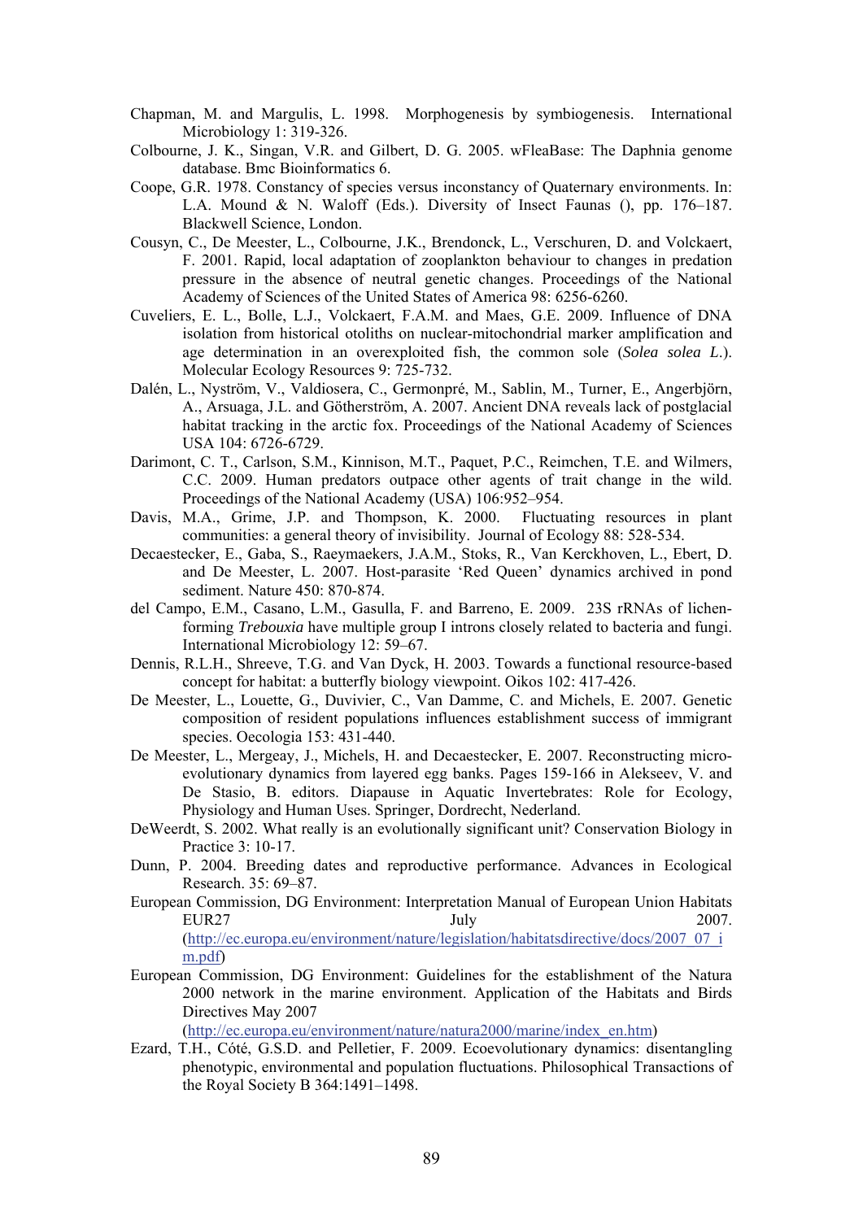Chapman, M. and Margulis, L. 1998. Morphogenesis by symbiogenesis. International Microbiology 1: 319-326.

Colbourne, J. K., Singan, V.R. and Gilbert, D. G. 2005. wFleaBase: The Daphnia genome database. Bmc Bioinformatics 6.

Coope, G.R. 1978. Constancy of species versus inconstancy of Quaternary environments. In: L.A. Mound & N. Waloff (Eds.). Diversity of Insect Faunas (), pp. 176–187. Blackwell Science, London.

Cousyn, C., De Meester, L., Colbourne, J.K., Brendonck, L., Verschuren, D. and Volckaert, F. 2001. Rapid, local adaptation of zooplankton behaviour to changes in predation pressure in the absence of neutral genetic changes. Proceedings of the National Academy of Sciences of the United States of America 98: 6256-6260.

Cuveliers, E. L., Bolle, L.J., Volckaert, F.A.M. and Maes, G.E. 2009. Influence of DNA isolation from historical otoliths on nuclear-mitochondrial marker amplification and age determination in an overexploited fish, the common sole (*Solea solea L.*). Molecular Ecology Resources 9: 725-732.

Dalén, L., Nyström, V., Valdiosera, C., Germonpré, M., Sablin, M., Turner, E., Angerbjörn, A., Arsuaga, J.L. and Götherström, A. 2007. Ancient DNA reveals lack of postglacial habitat tracking in the arctic fox. Proceedings of the National Academy of Sciences USA 104: 6726-6729.

Darimont, C. T., Carlson, S.M., Kinnison, M.T., Paquet, P.C., Reimchen, T.E. and Wilmers, C.C. 2009. Human predators outpace other agents of trait change in the wild. Proceedings of the National Academy (USA) 106:952–954.

Davis, M.A., Grime, J.P. and Thompson, K. 2000. Fluctuating resources in plant communities: a general theory of invisibility. Journal of Ecology 88: 528-534.

Decaestecker, E., Gaba, S., Raeymaekers, J.A.M., Stoks, R., Van Kerckhoven, L., Ebert, D. and De Meester, L. 2007. Host-parasite 'Red Queen' dynamics archived in pond sediment. Nature 450: 870-874.

del Campo, E.M., Casano, L.M., Gasulla, F. and Barreno, E. 2009. 23S rRNAs of lichen-forming *Trebouxia* have multiple group I introns closely related to bacteria and fungi. International Microbiology 12: 59–67.

Dennis, R.L.H., Shreeve, T.G. and Van Dyck, H. 2003. Towards a functional resource-based concept for habitat: a butterfly biology viewpoint. Oikos 102: 417-426.

De Meester, L., Louette, G., Duvivier, C., Van Damme, C. and Michels, E. 2007. Genetic composition of resident populations influences establishment success of immigrant species. Oecologia 153: 431-440.

De Meester, L., Mergeay, J., Michels, H. and Decaestecker, E. 2007. Reconstructing micro-evolutionary dynamics from layered egg banks. Pages 159-166 in Alekseev, V. and De Stasio, B. editors. Diapause in Aquatic Invertebrates: Role for Ecology, Physiology and Human Uses. Springer, Dordrecht, Nederland.

DeWeerdt, S. 2002. What really is an evolutionally significant unit? Conservation Biology in Practice 3: 10-17.

Dunn, P. 2004. Breeding dates and reproductive performance. Advances in Ecological Research. 35: 69–87.

European Commission, DG Environment: Interpretation Manual of European Union Habitats EUR27 July 2007. (http://ec.europa.eu/environment/nature/legislation/habitatsdirective/docs/2007_07_im.pdf)

European Commission, DG Environment: Guidelines for the establishment of the Natura 2000 network in the marine environment. Application of the Habitats and Birds Directives May 2007 (http://ec.europa.eu/environment/nature/natura2000/marine/index_en.htm)

Ezard, T.H., Côté, G.S.D. and Pelletier, F. 2009. Ecoevolutionary dynamics: disentangling phenotypic, environmental and population fluctuations. Philosophical Transactions of the Royal Society B 364:1491–1498.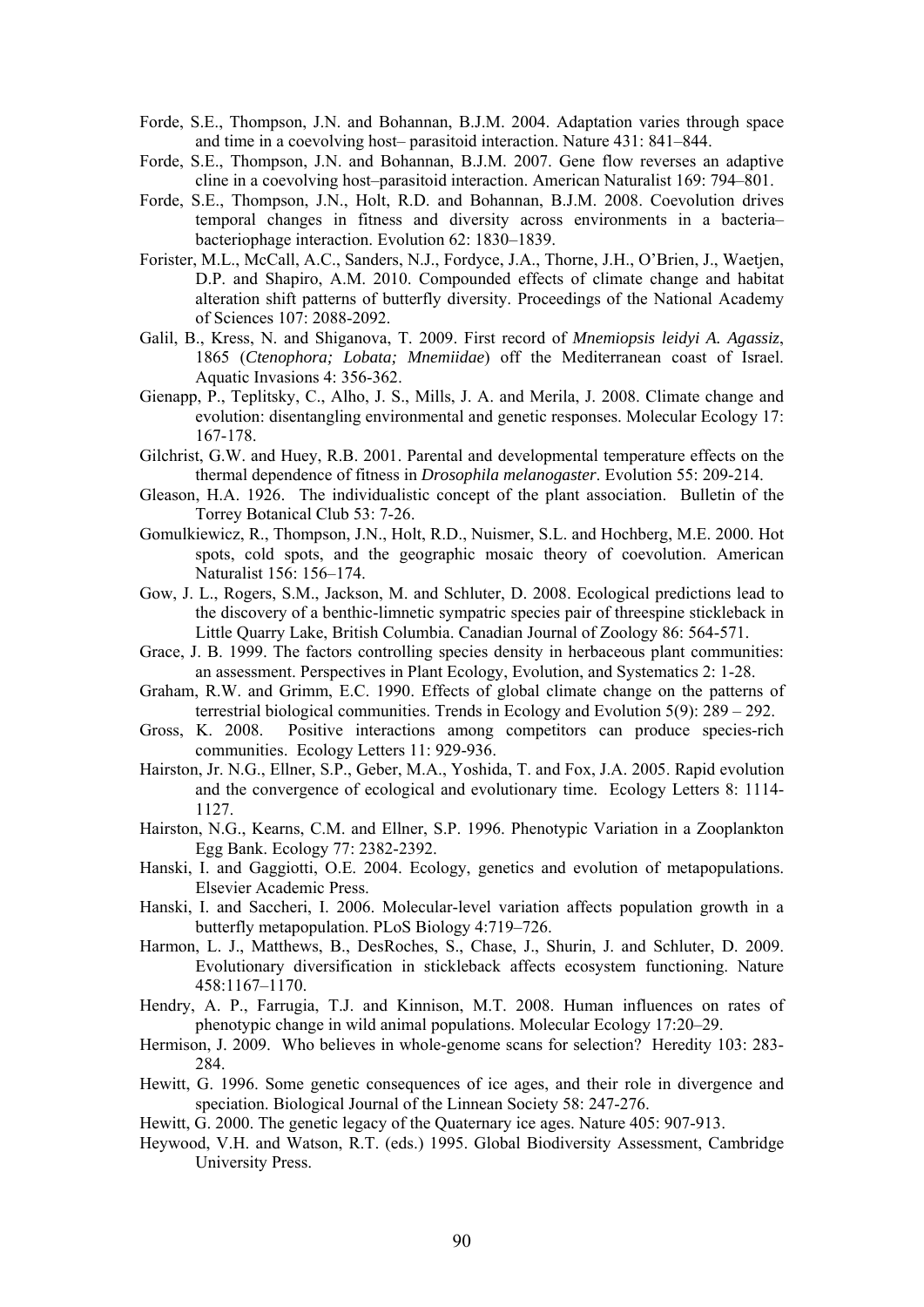Forde, S.E., Thompson, J.N. and Bohannan, B.J.M. 2004. Adaptation varies through space and time in a coevolving host– parasitoid interaction. Nature 431: 841–844.

Forde, S.E., Thompson, J.N. and Bohannan, B.J.M. 2007. Gene flow reverses an adaptive cline in a coevolving host–parasitoid interaction. American Naturalist 169: 794–801.

Forde, S.E., Thompson, J.N., Holt, R.D. and Bohannan, B.J.M. 2008. Coevolution drives temporal changes in fitness and diversity across environments in a bacteria–bacteriophage interaction. Evolution 62: 1830–1839.

Forister, M.L., McCall, A.C., Sanders, N.J., Fordyce, J.A., Thorne, J.H., O'Brien, J., Waetjen, D.P. and Shapiro, A.M. 2010. Compounded effects of climate change and habitat alteration shift patterns of butterfly diversity. Proceedings of the National Academy of Sciences 107: 2088-2092.

Galil, B., Kress, N. and Shiganova, T. 2009. First record of *Mnemiopsis leidyi A. Agassiz*, 1865 (*Ctenophora; Lobata; Mnemiidae*) off the Mediterranean coast of Israel. Aquatic Invasions 4: 356-362.

Gienapp, P., Teplitsky, C., Alho, J. S., Mills, J. A. and Merila, J. 2008. Climate change and evolution: disentangling environmental and genetic responses. Molecular Ecology 17: 167-178.

Gilchrist, G.W. and Huey, R.B. 2001. Parental and developmental temperature effects on the thermal dependence of fitness in *Drosophila melanogaster*. Evolution 55: 209-214.

Gleason, H.A. 1926. The individualistic concept of the plant association. Bulletin of the Torrey Botanical Club 53: 7-26.

Gomulkiewicz, R., Thompson, J.N., Holt, R.D., Nuismer, S.L. and Hochberg, M.E. 2000. Hot spots, cold spots, and the geographic mosaic theory of coevolution. American Naturalist 156: 156–174.

Gow, J. L., Rogers, S.M., Jackson, M. and Schluter, D. 2008. Ecological predictions lead to the discovery of a benthic-limnetic sympatric species pair of threespine stickleback in Little Quarry Lake, British Columbia. Canadian Journal of Zoology 86: 564-571.

Grace, J. B. 1999. The factors controlling species density in herbaceous plant communities: an assessment. Perspectives in Plant Ecology, Evolution, and Systematics 2: 1-28.

Graham, R.W. and Grimm, E.C. 1990. Effects of global climate change on the patterns of terrestrial biological communities. Trends in Ecology and Evolution 5(9): 289 – 292.

Gross, K. 2008. Positive interactions among competitors can produce species-rich communities. Ecology Letters 11: 929-936.

Hairston, Jr. N.G., Ellner, S.P., Geber, M.A., Yoshida, T. and Fox, J.A. 2005. Rapid evolution and the convergence of ecological and evolutionary time. Ecology Letters 8: 1114-1127.

Hairston, N.G., Kearns, C.M. and Ellner, S.P. 1996. Phenotypic Variation in a Zooplankton Egg Bank. Ecology 77: 2382-2392.

Hanski, I. and Gaggiotti, O.E. 2004. Ecology, genetics and evolution of metapopulations. Elsevier Academic Press.

Hanski, I. and Saccheri, I. 2006. Molecular-level variation affects population growth in a butterfly metapopulation. PLoS Biology 4:719–726.

Harmon, L. J., Matthews, B., DesRoches, S., Chase, J., Shurin, J. and Schluter, D. 2009. Evolutionary diversification in stickleback affects ecosystem functioning. Nature 458:1167–1170.

Hendry, A. P., Farrugia, T.J. and Kinnison, M.T. 2008. Human influences on rates of phenotypic change in wild animal populations. Molecular Ecology 17:20–29.

Hermison, J. 2009. Who believes in whole-genome scans for selection? Heredity 103: 283-284.

Hewitt, G. 1996. Some genetic consequences of ice ages, and their role in divergence and speciation. Biological Journal of the Linnean Society 58: 247-276.

Hewitt, G. 2000. The genetic legacy of the Quaternary ice ages. Nature 405: 907-913.

Heywood, V.H. and Watson, R.T. (eds.) 1995. Global Biodiversity Assessment, Cambridge University Press.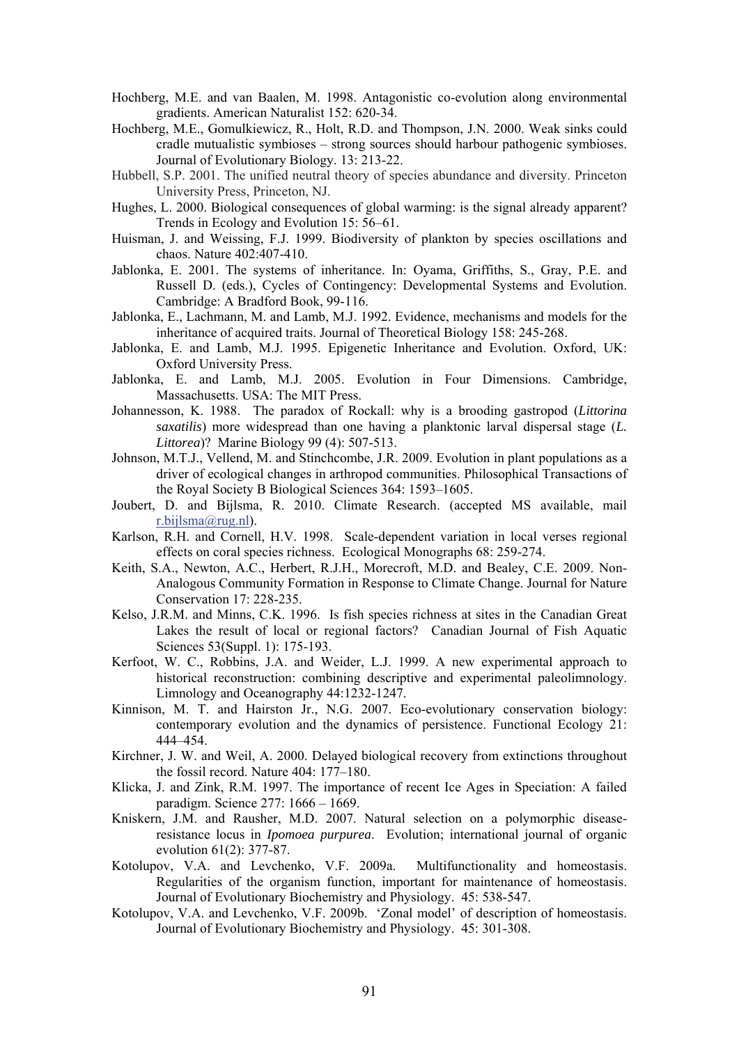Hochberg, M.E. and van Baalen, M. 1998. Antagonistic co-evolution along environmental gradients. American Naturalist 152: 620-34.

Hochberg, M.E., Gomulkiewicz, R., Holt, R.D. and Thompson, J.N. 2000. Weak sinks could cradle mutualistic symbioses – strong sources should harbour pathogenic symbioses. Journal of Evolutionary Biology. 13: 213-22.

Hubbell, S.P. 2001. The unified neutral theory of species abundance and diversity. Princeton University Press, Princeton, NJ.

Hughes, L. 2000. Biological consequences of global warming: is the signal already apparent? Trends in Ecology and Evolution 15: 56–61.

Huisman, J. and Weissing, F.J. 1999. Biodiversity of plankton by species oscillations and chaos. Nature 402:407-410.

Jablonka, E. 2001. The systems of inheritance. In: Oyama, Griffiths, S., Gray, P.E. and Russell D. (eds.), Cycles of Contingency: Developmental Systems and Evolution. Cambridge: A Bradford Book, 99-116.

Jablonka, E., Lachmann, M. and Lamb, M.J. 1992. Evidence, mechanisms and models for the inheritance of acquired traits. Journal of Theoretical Biology 158: 245-268.

Jablonka, E. and Lamb, M.J. 1995. Epigenetic Inheritance and Evolution. Oxford, UK: Oxford University Press.

Jablonka, E. and Lamb, M.J. 2005. Evolution in Four Dimensions. Cambridge, Massachusetts. USA: The MIT Press.

Johannesson, K. 1988. The paradox of Rockall: why is a brooding gastropod (*Littorina saxatilis*) more widespread than one having a planktonic larval dispersal stage (*L. Littorea*)? Marine Biology 99 (4): 507-513.

Johnson, M.T.J., Vellend, M. and Stinchcombe, J.R. 2009. Evolution in plant populations as a driver of ecological changes in arthropod communities. Philosophical Transactions of the Royal Society B Biological Sciences 364: 1593–1605.

Joubert, D. and Bijlsma, R. 2010. Climate Research. (accepted MS available, mail r.bijlsma@rug.nl).

Karlson, R.H. and Cornell, H.V. 1998. Scale-dependent variation in local verses regional effects on coral species richness. Ecological Monographs 68: 259-274.

Keith, S.A., Newton, A.C., Herbert, R.J.H., Morecroft, M.D. and Bealey, C.E. 2009. Non-Analogous Community Formation in Response to Climate Change. Journal for Nature Conservation 17: 228-235.

Kelso, J.R.M. and Minns, C.K. 1996. Is fish species richness at sites in the Canadian Great Lakes the result of local or regional factors? Canadian Journal of Fish Aquatic Sciences 53(Suppl. 1): 175-193.

Kerfoot, W. C., Robbins, J.A. and Weider, L.J. 1999. A new experimental approach to historical reconstruction: combining descriptive and experimental paleolimnology. Limnology and Oceanography 44:1232-1247.

Kinnison, M. T. and Hairston Jr., N.G. 2007. Eco-evolutionary conservation biology: contemporary evolution and the dynamics of persistence. Functional Ecology 21: 444–454.

Kirchner, J. W. and Weil, A. 2000. Delayed biological recovery from extinctions throughout the fossil record. Nature 404: 177–180.

Klicka, J. and Zink, R.M. 1997. The importance of recent Ice Ages in Speciation: A failed paradigm. Science 277: 1666 – 1669.

Kniskern, J.M. and Rausher, M.D. 2007. Natural selection on a polymorphic disease-resistance locus in *Ipomoea purpurea*. Evolution; international journal of organic evolution 61(2): 377-87.

Kotolupov, V.A. and Levchenko, V.F. 2009a. Multifunctionality and homeostasis. Regularities of the organism function, important for maintenance of homeostasis. Journal of Evolutionary Biochemistry and Physiology. 45: 538-547.

Kotolupov, V.A. and Levchenko, V.F. 2009b. 'Zonal model' of description of homeostasis. Journal of Evolutionary Biochemistry and Physiology. 45: 301-308.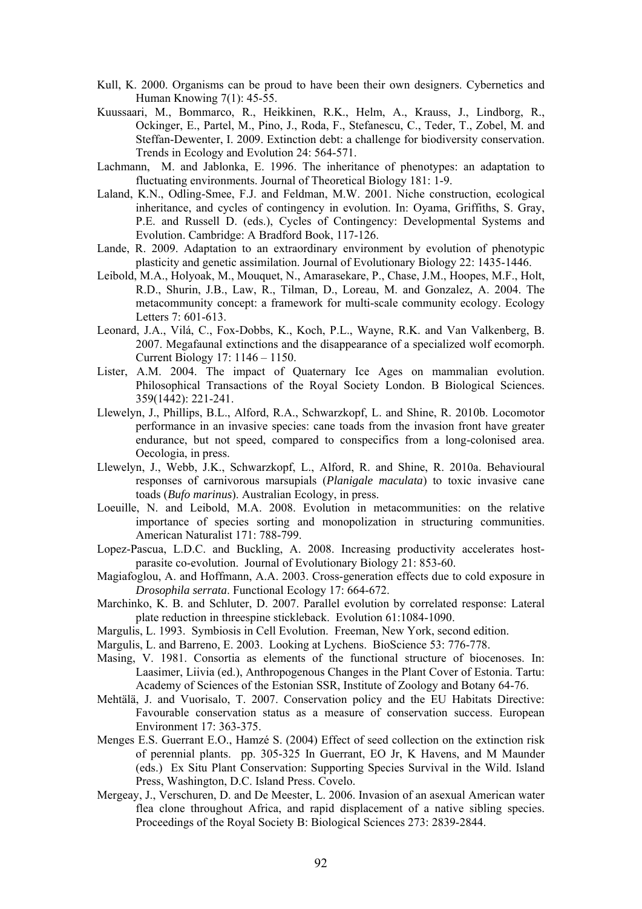Kull, K. 2000. Organisms can be proud to have been their own designers. Cybernetics and Human Knowing 7(1): 45-55.

Kuussaari, M., Bommarco, R., Heikkinen, R.K., Helm, A., Krauss, J., Lindborg, R., Ockinger, E., Partel, M., Pino, J., Roda, F., Stefanescu, C., Teder, T., Zobel, M. and Steffan-Dewenter, I. 2009. Extinction debt: a challenge for biodiversity conservation. Trends in Ecology and Evolution 24: 564-571.

Lachmann, M. and Jablonka, E. 1996. The inheritance of phenotypes: an adaptation to fluctuating environments. Journal of Theoretical Biology 181: 1-9.

Laland, K.N., Odling-Smee, F.J. and Feldman, M.W. 2001. Niche construction, ecological inheritance, and cycles of contingency in evolution. In: Oyama, Griffiths, S. Gray, P.E. and Russell D. (eds.), Cycles of Contingency: Developmental Systems and Evolution. Cambridge: A Bradford Book, 117-126.

Lande, R. 2009. Adaptation to an extraordinary environment by evolution of phenotypic plasticity and genetic assimilation. Journal of Evolutionary Biology 22: 1435-1446.

Leibold, M.A., Holyoak, M., Mouquet, N., Amarasekare, P., Chase, J.M., Hoopes, M.F., Holt, R.D., Shurin, J.B., Law, R., Tilman, D., Loreau, M. and Gonzalez, A. 2004. The metacommunity concept: a framework for multi-scale community ecology. Ecology Letters 7: 601-613.

Leonard, J.A., Vilá, C., Fox-Dobbs, K., Koch, P.L., Wayne, R.K. and Van Valkenberg, B. 2007. Megafaunal extinctions and the disappearance of a specialized wolf ecomorph. Current Biology 17: 1146 – 1150.

Lister, A.M. 2004. The impact of Quaternary Ice Ages on mammalian evolution. Philosophical Transactions of the Royal Society London. B Biological Sciences. 359(1442): 221-241.

Llewelyn, J., Phillips, B.L., Alford, R.A., Schwarzkopf, L. and Shine, R. 2010b. Locomotor performance in an invasive species: cane toads from the invasion front have greater endurance, but not speed, compared to conspecifics from a long-colonised area. Oecologia, in press.

Llewelyn, J., Webb, J.K., Schwarzkopf, L., Alford, R. and Shine, R. 2010a. Behavioural responses of carnivorous marsupials (*Planigale maculata*) to toxic invasive cane toads (*Bufo marinus*). Australian Ecology, in press.

Loeuille, N. and Leibold, M.A. 2008. Evolution in metacommunities: on the relative importance of species sorting and monopolization in structuring communities. American Naturalist 171: 788-799.

Lopez-Pascua, L.D.C. and Buckling, A. 2008. Increasing productivity accelerates host-parasite co-evolution. Journal of Evolutionary Biology 21: 853-60.

Magiafoglou, A. and Hoffmann, A.A. 2003. Cross-generation effects due to cold exposure in *Drosophila serrata*. Functional Ecology 17: 664-672.

Marchinko, K. B. and Schluter, D. 2007. Parallel evolution by correlated response: Lateral plate reduction in threespine stickleback. Evolution 61:1084-1090.

Margulis, L. 1993. Symbiosis in Cell Evolution. Freeman, New York, second edition.

Margulis, L. and Barreno, E. 2003. Looking at Lychens. BioScience 53: 776-778.

Masing, V. 1981. Consortia as elements of the functional structure of biocenoses. In: Laasimer, Liivia (ed.), Anthropogenous Changes in the Plant Cover of Estonia. Tartu: Academy of Sciences of the Estonian SSR, Institute of Zoology and Botany 64-76.

Mehtälä, J. and Vuorisalo, T. 2007. Conservation policy and the EU Habitats Directive: Favourable conservation status as a measure of conservation success. European Environment 17: 363-375.

Menges E.S. Guerrant E.O., Hamzé S. (2004) Effect of seed collection on the extinction risk of perennial plants. pp. 305-325 In Guerrant, EO Jr, K Havens, and M Maunder (eds.) Ex Situ Plant Conservation: Supporting Species Survival in the Wild. Island Press, Washington, D.C. Island Press. Covelo.

Mergeay, J., Verschuren, D. and De Meester, L. 2006. Invasion of an asexual American water flea clone throughout Africa, and rapid displacement of a native sibling species. Proceedings of the Royal Society B: Biological Sciences 273: 2839-2844.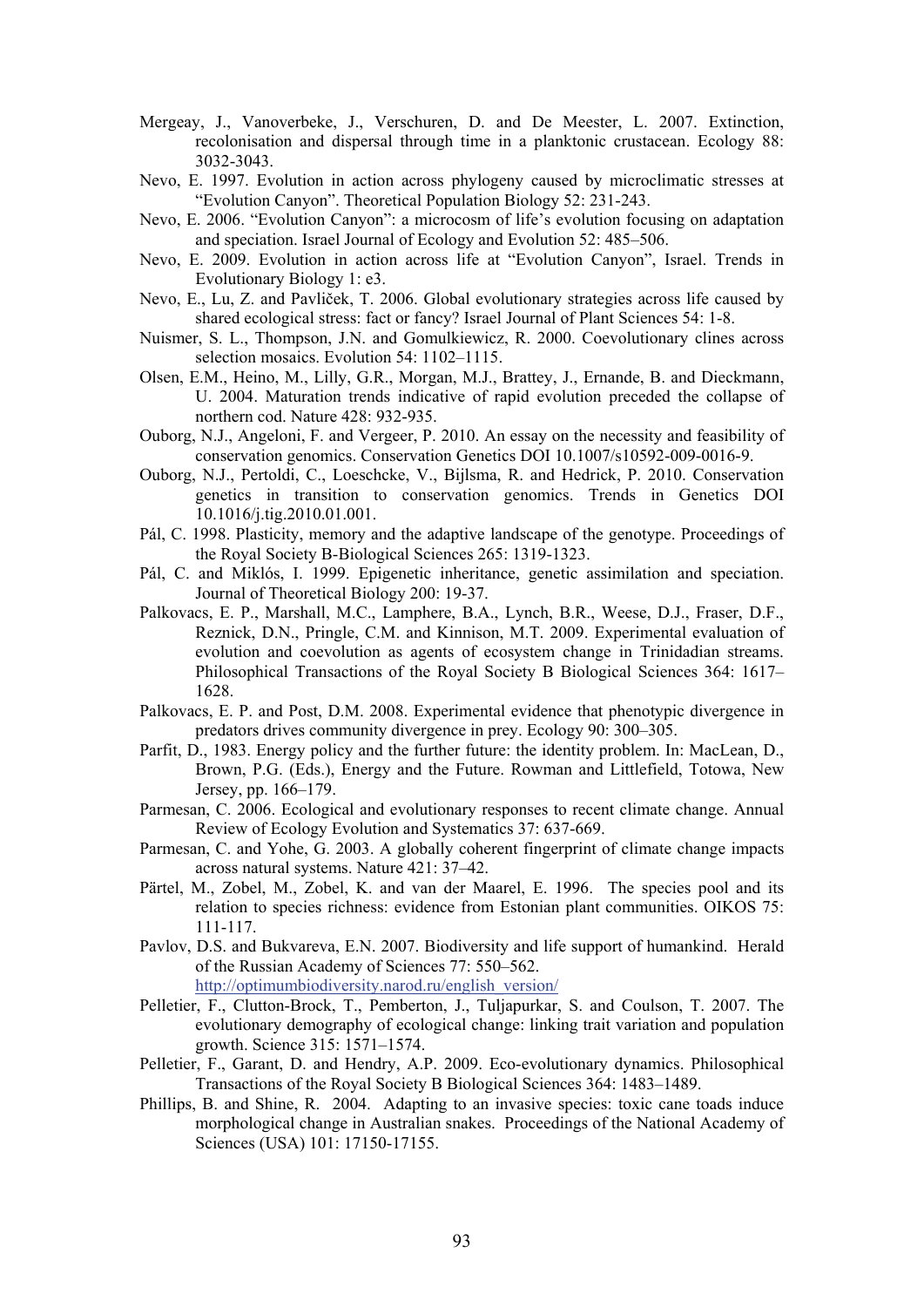Mergeay, J., Vanoverbeke, J., Verschuren, D. and De Meester, L. 2007. Extinction, recolonisation and dispersal through time in a planktonic crustacean. Ecology 88: 3032-3043.

Nevo, E. 1997. Evolution in action across phylogeny caused by microclimatic stresses at "Evolution Canyon". Theoretical Population Biology 52: 231-243.

Nevo, E. 2006. "Evolution Canyon": a microcosm of life's evolution focusing on adaptation and speciation. Israel Journal of Ecology and Evolution 52: 485–506.

Nevo, E. 2009. Evolution in action across life at "Evolution Canyon", Israel. Trends in Evolutionary Biology 1: e3.

Nevo, E., Lu, Z. and Pavliček, T. 2006. Global evolutionary strategies across life caused by shared ecological stress: fact or fancy? Israel Journal of Plant Sciences 54: 1-8.

Nuismer, S. L., Thompson, J.N. and Gomulkiewicz, R. 2000. Coevolutionary clines across selection mosaics. Evolution 54: 1102–1115.

Olsen, E.M., Heino, M., Lilly, G.R., Morgan, M.J., Brattey, J., Ernande, B. and Dieckmann, U. 2004. Maturation trends indicative of rapid evolution preceded the collapse of northern cod. Nature 428: 932-935.

Ouborg, N.J., Angeloni, F. and Vergeer, P. 2010. An essay on the necessity and feasibility of conservation genomics. Conservation Genetics DOI 10.1007/s10592-009-0016-9.

Ouborg, N.J., Pertoldi, C., Loeschcke, V., Bijlsma, R. and Hedrick, P. 2010. Conservation genetics in transition to conservation genomics. Trends in Genetics DOI 10.1016/j.tig.2010.01.001.

Pál, C. 1998. Plasticity, memory and the adaptive landscape of the genotype. Proceedings of the Royal Society B-Biological Sciences 265: 1319-1323.

Pál, C. and Miklós, I. 1999. Epigenetic inheritance, genetic assimilation and speciation. Journal of Theoretical Biology 200: 19-37.

Palkovacs, E. P., Marshall, M.C., Lamphere, B.A., Lynch, B.R., Weese, D.J., Fraser, D.F., Reznick, D.N., Pringle, C.M. and Kinnison, M.T. 2009. Experimental evaluation of evolution and coevolution as agents of ecosystem change in Trinidadian streams. Philosophical Transactions of the Royal Society B Biological Sciences 364: 1617–1628.

Palkovacs, E. P. and Post, D.M. 2008. Experimental evidence that phenotypic divergence in predators drives community divergence in prey. Ecology 90: 300–305.

Parfit, D., 1983. Energy policy and the further future: the identity problem. In: MacLean, D., Brown, P.G. (Eds.), Energy and the Future. Rowman and Littlefield, Totowa, New Jersey, pp. 166–179.

Parmesan, C. 2006. Ecological and evolutionary responses to recent climate change. Annual Review of Ecology Evolution and Systematics 37: 637-669.

Parmesan, C. and Yohe, G. 2003. A globally coherent fingerprint of climate change impacts across natural systems. Nature 421: 37–42.

Pärtel, M., Zobel, M., Zobel, K. and van der Maarel, E. 1996. The species pool and its relation to species richness: evidence from Estonian plant communities. OIKOS 75: 111-117.

Pavlov, D.S. and Bukvareva, E.N. 2007. Biodiversity and life support of humankind. Herald of the Russian Academy of Sciences 77: 550–562. http://optimumbiodiversity.narod.ru/english_version/

Pelletier, F., Clutton-Brock, T., Pemberton, J., Tuljapurkar, S. and Coulson, T. 2007. The evolutionary demography of ecological change: linking trait variation and population growth. Science 315: 1571–1574.

Pelletier, F., Garant, D. and Hendry, A.P. 2009. Eco-evolutionary dynamics. Philosophical Transactions of the Royal Society B Biological Sciences 364: 1483–1489.

Phillips, B. and Shine, R. 2004. Adapting to an invasive species: toxic cane toads induce morphological change in Australian snakes. Proceedings of the National Academy of Sciences (USA) 101: 17150-17155.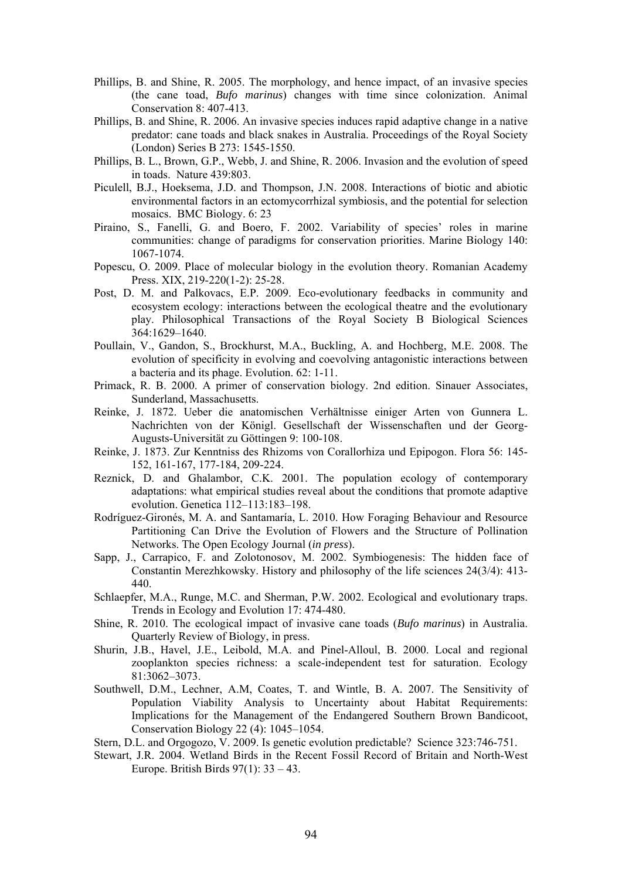Phillips, B. and Shine, R. 2005. The morphology, and hence impact, of an invasive species (the cane toad, *Bufo marinus*) changes with time since colonization. Animal Conservation 8: 407-413.

Phillips, B. and Shine, R. 2006. An invasive species induces rapid adaptive change in a native predator: cane toads and black snakes in Australia. Proceedings of the Royal Society (London) Series B 273: 1545-1550.

Phillips, B. L., Brown, G.P., Webb, J. and Shine, R. 2006. Invasion and the evolution of speed in toads. Nature 439:803.

Piculell, B.J., Hoeksema, J.D. and Thompson, J.N. 2008. Interactions of biotic and abiotic environmental factors in an ectomycorrhizal symbiosis, and the potential for selection mosaics. BMC Biology. 6: 23

Piraino, S., Fanelli, G. and Boero, F. 2002. Variability of species' roles in marine communities: change of paradigms for conservation priorities. Marine Biology 140: 1067-1074.

Popescu, O. 2009. Place of molecular biology in the evolution theory. Romanian Academy Press. XIX, 219-220(1-2): 25-28.

Post, D. M. and Palkovacs, E.P. 2009. Eco-evolutionary feedbacks in community and ecosystem ecology: interactions between the ecological theatre and the evolutionary play. Philosophical Transactions of the Royal Society B Biological Sciences 364:1629–1640.

Poullain, V., Gandon, S., Brockhurst, M.A., Buckling, A. and Hochberg, M.E. 2008. The evolution of specificity in evolving and coevolving antagonistic interactions between a bacteria and its phage. Evolution. 62: 1-11.

Primack, R. B. 2000. A primer of conservation biology. 2nd edition. Sinauer Associates, Sunderland, Massachusetts.

Reinke, J. 1872. Ueber die anatomischen Verhältnisse einiger Arten von Gunnera L. Nachrichten von der Königl. Gesellschaft der Wissenschaften und der Georg-Augusts-Universität zu Göttingen 9: 100-108.

Reinke, J. 1873. Zur Kenntniss des Rhizoms von Corallorhiza und Epipogon. Flora 56: 145-152, 161-167, 177-184, 209-224.

Reznick, D. and Ghalambor, C.K. 2001. The population ecology of contemporary adaptations: what empirical studies reveal about the conditions that promote adaptive evolution. Genetica 112–113:183–198.

Rodríguez-Gironés, M. A. and Santamaría, L. 2010. How Foraging Behaviour and Resource Partitioning Can Drive the Evolution of Flowers and the Structure of Pollination Networks. The Open Ecology Journal (*in press*).

Sapp, J., Carrapico, F. and Zolotonosov, M. 2002. Symbiogenesis: The hidden face of Constantin Merezhkowsky. History and philosophy of the life sciences 24(3/4): 413-440.

Schlaepfer, M.A., Runge, M.C. and Sherman, P.W. 2002. Ecological and evolutionary traps. Trends in Ecology and Evolution 17: 474-480.

Shine, R. 2010. The ecological impact of invasive cane toads (*Bufo marinus*) in Australia. Quarterly Review of Biology, in press.

Shurin, J.B., Havel, J.E., Leibold, M.A. and Pinel-Alloul, B. 2000. Local and regional zooplankton species richness: a scale-independent test for saturation. Ecology 81:3062–3073.

Southwell, D.M., Lechner, A.M, Coates, T. and Wintle, B. A. 2007. The Sensitivity of Population Viability Analysis to Uncertainty about Habitat Requirements: Implications for the Management of the Endangered Southern Brown Bandicoot, Conservation Biology 22 (4): 1045–1054.

Stern, D.L. and Orgogozo, V. 2009. Is genetic evolution predictable? Science 323:746-751.

Stewart, J.R. 2004. Wetland Birds in the Recent Fossil Record of Britain and North-West Europe. British Birds 97(1): 33 – 43.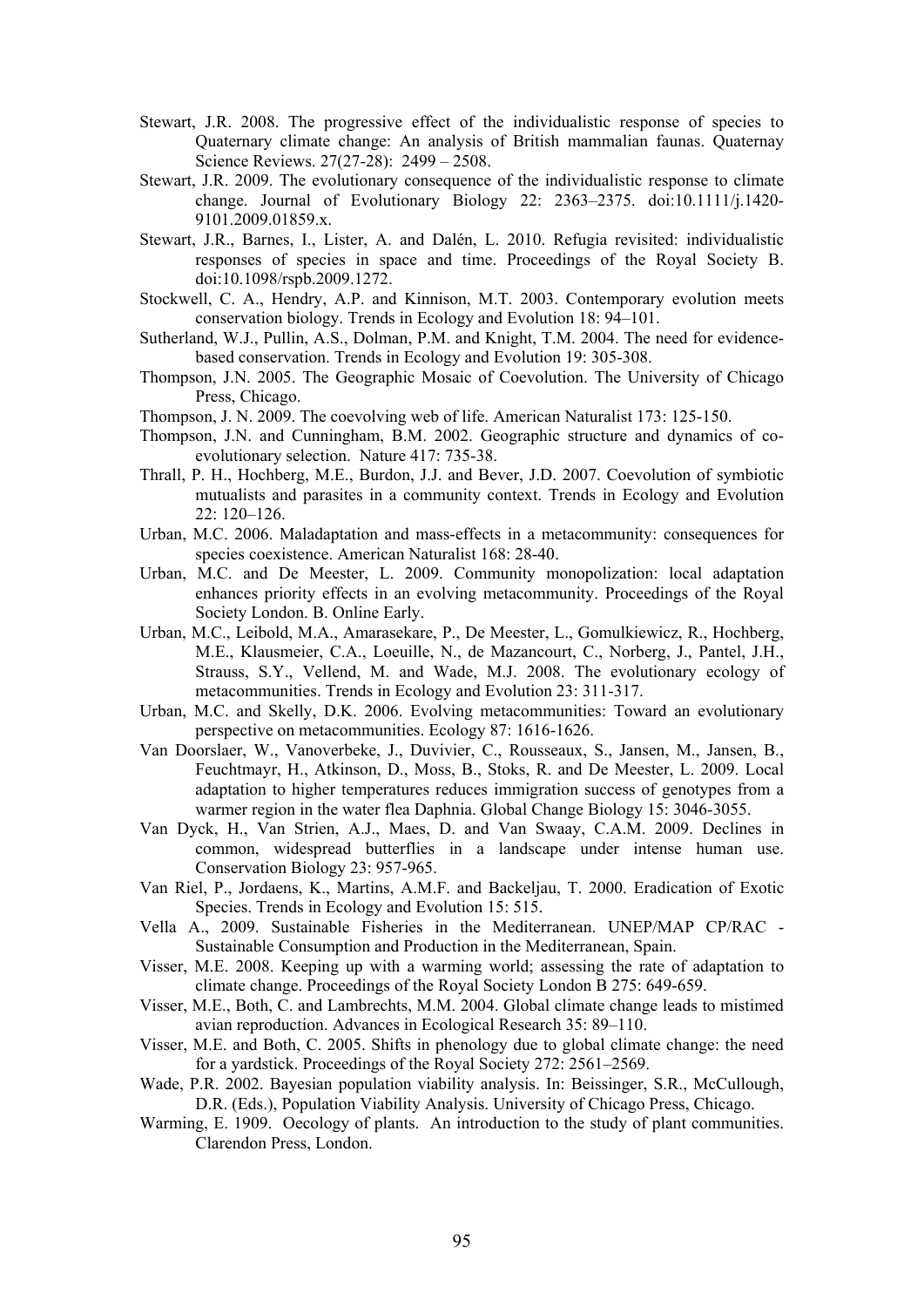Stewart, J.R. 2008. The progressive effect of the individualistic response of species to Quaternary climate change: An analysis of British mammalian faunas. Quaternay Science Reviews. 27(27-28): 2499 – 2508.

Stewart, J.R. 2009. The evolutionary consequence of the individualistic response to climate change. Journal of Evolutionary Biology 22: 2363–2375. doi:10.1111/j.1420-9101.2009.01859.x.

Stewart, J.R., Barnes, I., Lister, A. and Dalén, L. 2010. Refugia revisited: individualistic responses of species in space and time. Proceedings of the Royal Society B. doi:10.1098/rspb.2009.1272.

Stockwell, C. A., Hendry, A.P. and Kinnison, M.T. 2003. Contemporary evolution meets conservation biology. Trends in Ecology and Evolution 18: 94–101.

Sutherland, W.J., Pullin, A.S., Dolman, P.M. and Knight, T.M. 2004. The need for evidence-based conservation. Trends in Ecology and Evolution 19: 305-308.

Thompson, J.N. 2005. The Geographic Mosaic of Coevolution. The University of Chicago Press, Chicago.

Thompson, J. N. 2009. The coevolving web of life. American Naturalist 173: 125-150.

Thompson, J.N. and Cunningham, B.M. 2002. Geographic structure and dynamics of co-evolutionary selection. Nature 417: 735-38.

Thrall, P. H., Hochberg, M.E., Burdon, J.J. and Bever, J.D. 2007. Coevolution of symbiotic mutualists and parasites in a community context. Trends in Ecology and Evolution 22: 120–126.

Urban, M.C. 2006. Maladaptation and mass-effects in a metacommunity: consequences for species coexistence. American Naturalist 168: 28-40.

Urban, M.C. and De Meester, L. 2009. Community monopolization: local adaptation enhances priority effects in an evolving metacommunity. Proceedings of the Royal Society London. B. Online Early.

Urban, M.C., Leibold, M.A., Amarasekare, P., De Meester, L., Gomulkiewicz, R., Hochberg, M.E., Klausmeier, C.A., Loeuille, N., de Mazancourt, C., Norberg, J., Pantel, J.H., Strauss, S.Y., Vellend, M. and Wade, M.J. 2008. The evolutionary ecology of metacommunities. Trends in Ecology and Evolution 23: 311-317.

Urban, M.C. and Skelly, D.K. 2006. Evolving metacommunities: Toward an evolutionary perspective on metacommunities. Ecology 87: 1616-1626.

Van Doorslaer, W., Vanoverbeke, J., Duvivier, C., Rousseaux, S., Jansen, M., Jansen, B., Feuchtmayr, H., Atkinson, D., Moss, B., Stoks, R. and De Meester, L. 2009. Local adaptation to higher temperatures reduces immigration success of genotypes from a warmer region in the water flea Daphnia. Global Change Biology 15: 3046-3055.

Van Dyck, H., Van Strien, A.J., Maes, D. and Van Swaay, C.A.M. 2009. Declines in common, widespread butterflies in a landscape under intense human use. Conservation Biology 23: 957-965.

Van Riel, P., Jordaens, K., Martins, A.M.F. and Backeljau, T. 2000. Eradication of Exotic Species. Trends in Ecology and Evolution 15: 515.

Vella A., 2009. Sustainable Fisheries in the Mediterranean. UNEP/MAP CP/RAC - Sustainable Consumption and Production in the Mediterranean, Spain.

Visser, M.E. 2008. Keeping up with a warming world; assessing the rate of adaptation to climate change. Proceedings of the Royal Society London B 275: 649-659.

Visser, M.E., Both, C. and Lambrechts, M.M. 2004. Global climate change leads to mistimed avian reproduction. Advances in Ecological Research 35: 89–110.

Visser, M.E. and Both, C. 2005. Shifts in phenology due to global climate change: the need for a yardstick. Proceedings of the Royal Society 272: 2561–2569.

Wade, P.R. 2002. Bayesian population viability analysis. In: Beissinger, S.R., McCullough, D.R. (Eds.), Population Viability Analysis. University of Chicago Press, Chicago.

Warming, E. 1909. Oecology of plants. An introduction to the study of plant communities. Clarendon Press, London.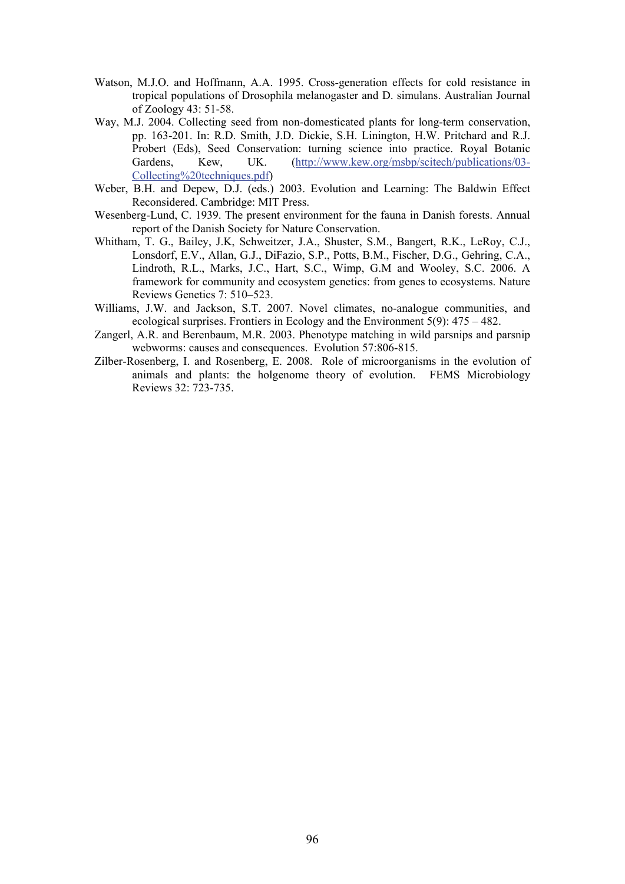Watson, M.J.O. and Hoffmann, A.A. 1995. Cross-generation effects for cold resistance in tropical populations of Drosophila melanogaster and D. simulans. Australian Journal of Zoology 43: 51-58.

Way, M.J. 2004. Collecting seed from non-domesticated plants for long-term conservation, pp. 163-201. In: R.D. Smith, J.D. Dickie, S.H. Linington, H.W. Pritchard and R.J. Probert (Eds), Seed Conservation: turning science into practice. Royal Botanic Gardens, Kew, UK. (http://www.kew.org/msbp/scitech/publications/03-Collecting%20techniques.pdf)

Weber, B.H. and Depew, D.J. (eds.) 2003. Evolution and Learning: The Baldwin Effect Reconsidered. Cambridge: MIT Press.

Wesenberg-Lund, C. 1939. The present environment for the fauna in Danish forests. Annual report of the Danish Society for Nature Conservation.

Whitham, T. G., Bailey, J.K, Schweitzer, J.A., Shuster, S.M., Bangert, R.K., LeRoy, C.J., Lonsdorf, E.V., Allan, G.J., DiFazio, S.P., Potts, B.M., Fischer, D.G., Gehring, C.A., Lindroth, R.L., Marks, J.C., Hart, S.C., Wimp, G.M and Wooley, S.C. 2006. A framework for community and ecosystem genetics: from genes to ecosystems. Nature Reviews Genetics 7: 510–523.

Williams, J.W. and Jackson, S.T. 2007. Novel climates, no-analogue communities, and ecological surprises. Frontiers in Ecology and the Environment 5(9): 475 – 482.

Zangerl, A.R. and Berenbaum, M.R. 2003. Phenotype matching in wild parsnips and parsnip webworms: causes and consequences. Evolution 57:806-815.

Zilber-Rosenberg, I. and Rosenberg, E. 2008. Role of microorganisms in the evolution of animals and plants: the holgenome theory of evolution. FEMS Microbiology Reviews 32: 723-735.